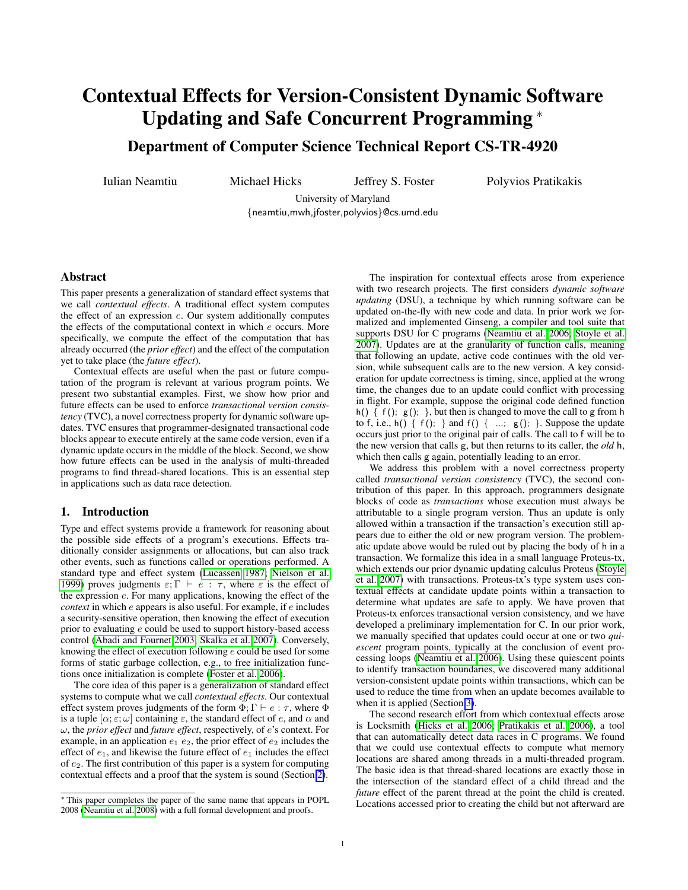# Contextual Effects for Version-Consistent Dynamic Software Updating and Safe Concurrent Programming *

## Department of Computer Science Technical Report CS-TR-4920

Iulian Neamtiu  Michael Hicks  Jeffrey S. Foster  Polyvios Pratikakis

University of Maryland
{neamtiu,mwh,jfoster,polyvios}@cs.umd.edu

## Abstract

This paper presents a generalization of standard effect systems that we call *contextual effects*. A traditional effect system computes the effect of an expression $e$. Our system additionally computes the effects of the computational context in which $e$ occurs. More specifically, we compute the effect of the computation that has already occurred (the *prior effect*) and the effect of the computation yet to take place (the *future effect*).

Contextual effects are useful when the past or future computation of the program is relevant at various program points. We present two substantial examples. First, we show how prior and future effects can be used to enforce *transactional version consistency* (TVC), a novel correctness property for dynamic software updates. TVC ensures that programmer-designated transactional code blocks appear to execute entirely at the same code version, even if a dynamic update occurs in the middle of the block. Second, we show how future effects can be used in the analysis of multi-threaded programs to find thread-shared locations. This is an essential step in applications such as data race detection.

## 1. Introduction

Type and effect systems provide a framework for reasoning about the possible side effects of a program's executions. Effects traditionally consider assignments or allocations, but can also track other events, such as functions called or operations performed. A standard type and effect system (Lucassen 1987; Nielson et al. 1999) proves judgments $\varepsilon; \Gamma \vdash e : \tau$, where $\varepsilon$ is the effect of the expression $e$. For many applications, knowing the effect of the *context* in which $e$ appears is also useful. For example, if $e$ includes a security-sensitive operation, then knowing the effect of execution prior to evaluating $e$ could be used to support history-based access control (Abadi and Fournet 2003; Skalka et al. 2007). Conversely, knowing the effect of execution following $e$ could be used for some forms of static garbage collection, e.g., to free initialization functions once initialization is complete (Foster et al. 2006).

The core idea of this paper is a generalization of standard effect systems to compute what we call *contextual effects*. Our contextual effect system proves judgments of the form $\Phi; \Gamma \vdash e : \tau$, where $\Phi$ is a tuple $[\alpha; \varepsilon; \omega]$ containing $\varepsilon$, the standard effect of $e$, and $\alpha$ and $\omega$, the *prior effect* and *future effect*, respectively, of $e$'s context. For example, in an application $e_1\ e_2$, the prior effect of $e_2$ includes the effect of $e_1$, and likewise the future effect of $e_1$ includes the effect of $e_2$. The first contribution of this paper is a system for computing contextual effects and a proof that the system is sound (Section 2).

The inspiration for contextual effects arose from experience with two research projects. The first considers *dynamic software updating* (DSU), a technique by which running software can be updated on-the-fly with new code and data. In prior work we formalized and implemented Ginseng, a compiler and tool suite that supports DSU for C programs (Neamtiu et al. 2006; Stoyle et al. 2007). Updates are at the granularity of function calls, meaning that following an update, active code continues with the old version, while subsequent calls are to the new version. A key consideration for update correctness is timing, since, applied at the wrong time, the changes due to an update could conflict with processing in flight. For example, suppose the original code defined function `h() { f(); g(); }`, but then is changed to move the call to `g` from `h` to `f`, i.e., `h() { f(); }` and `f() { ...; g(); }`. Suppose the update occurs just prior to the original pair of calls. The call to `f` will be to the new version that calls `g`, but then returns to its caller, the *old* `h`, which then calls `g` again, potentially leading to an error.

We address this problem with a novel correctness property called *transactional version consistency* (TVC), the second contribution of this paper. In this approach, programmers designate blocks of code as *transactions* whose execution must always be attributable to a single program version. Thus an update is only allowed within a transaction if the transaction's execution still appears due to either the old or new program version. The problematic update above would be ruled out by placing the body of `h` in a transaction. We formalize this idea in a small language Proteus-tx, which extends our prior dynamic updating calculus Proteus (Stoyle et al. 2007) with transactions. Proteus-tx's type system uses contextual effects at candidate update points within a transaction to determine what updates are safe to apply. We have proven that Proteus-tx enforces transactional version consistency, and we have developed a preliminary implementation for C. In our prior work, we manually specified that updates could occur at one or two *quiescent* program points, typically at the conclusion of event processing loops (Neamtiu et al. 2006). Using these quiescent points to identify transaction boundaries, we discovered many additional version-consistent update points within transactions, which can be used to reduce the time from when an update becomes available to when it is applied (Section 3).

The second research effort from which contextual effects arose is Locksmith (Hicks et al. 2006; Pratikakis et al. 2006), a tool that can automatically detect data races in C programs. We found that we could use contextual effects to compute what memory locations are shared among threads in a multi-threaded program. The basic idea is that thread-shared locations are exactly those in the intersection of the standard effect of a child thread and the *future* effect of the parent thread at the point the child is created. Locations accessed prior to creating the child but not afterward are

---

* This paper completes the paper of the same name that appears in POPL 2008 (Neamtiu et al. 2008) with a full formal development and proofs.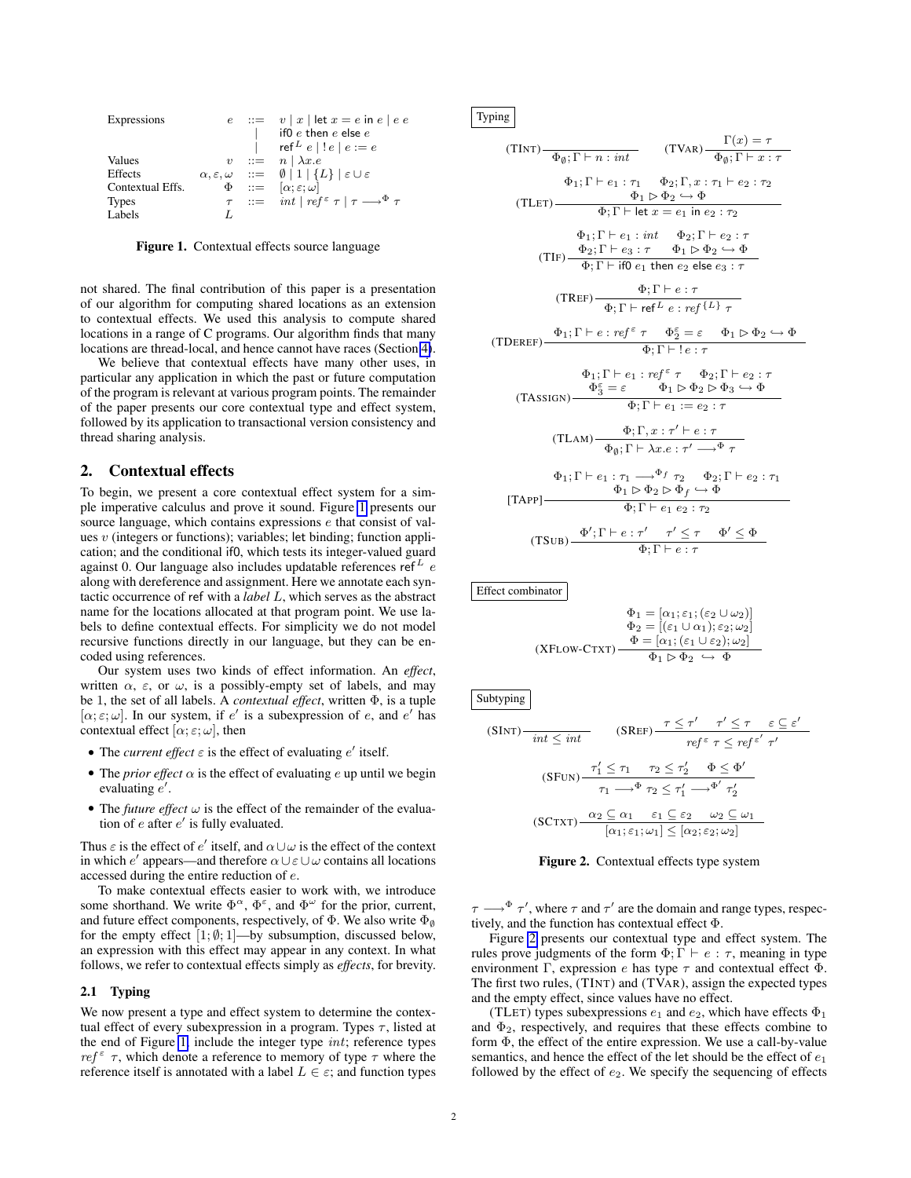| | | | |
|---|---|---|---|
| Expressions | $e$ | $::=$ | $v \mid x \mid \text{let } x = e \text{ in } e \mid e\ e$ |
| | | $\mid$ | $\text{if0 } e \text{ then } e \text{ else } e$ |
| | | $\mid$ | $\text{ref}^L\ e \mid !\,e \mid e := e$ |
| Values | $v$ | $::=$ | $n \mid \lambda x.e$ |
| Effects | $\alpha, \varepsilon, \omega$ | $::=$ | $\emptyset \mid 1 \mid \{L\} \mid \varepsilon \cup \varepsilon$ |
| Contextual Effs. | $\Phi$ | $::=$ | $[\alpha; \varepsilon; \omega]$ |
| Types | $\tau$ | $::=$ | $int \mid ref^{\varepsilon}\ \tau \mid \tau \longrightarrow^{\Phi} \tau$ |
| Labels | $L$ | | |

**Figure 1.** Contextual effects source language

not shared. The final contribution of this paper is a presentation of our algorithm for computing shared locations as an extension to contextual effects. We used this analysis to compute shared locations in a range of C programs. Our algorithm finds that many locations are thread-local, and hence cannot have races (Section 4).

We believe that contextual effects have many other uses, in particular any application in which the past or future computation of the program is relevant at various program points. The remainder of the paper presents our core contextual type and effect system, followed by its application to transactional version consistency and thread sharing analysis.

## 2. Contextual effects

To begin, we present a core contextual effect system for a simple imperative calculus and prove it sound. Figure 1 presents our source language, which contains expressions $e$ that consist of values $v$ (integers or functions); variables; let binding; function application; and the conditional if0, which tests its integer-valued guard against 0. Our language also includes updatable references $\text{ref}^L\ e$ along with dereference and assignment. Here we annotate each syntactic occurrence of ref with a *label* $L$, which serves as the abstract name for the locations allocated at that program point. We use labels to define contextual effects. For simplicity we do not model recursive functions directly in our language, but they can be encoded using references.

Our system uses two kinds of effect information. An *effect*, written $\alpha$, $\varepsilon$, or $\omega$, is a possibly-empty set of labels, and may be 1, the set of all labels. A *contextual effect*, written $\Phi$, is a tuple $[\alpha; \varepsilon; \omega]$. In our system, if $e'$ is a subexpression of $e$, and $e'$ has contextual effect $[\alpha; \varepsilon; \omega]$, then

- The *current effect* $\varepsilon$ is the effect of evaluating $e'$ itself.
- The *prior effect* $\alpha$ is the effect of evaluating $e$ up until we begin evaluating $e'$.
- The *future effect* $\omega$ is the effect of the remainder of the evaluation of $e$ after $e'$ is fully evaluated.

Thus $\varepsilon$ is the effect of $e'$ itself, and $\alpha \cup \omega$ is the effect of the context in which $e'$ appears—and therefore $\alpha \cup \varepsilon \cup \omega$ contains all locations accessed during the entire reduction of $e$.

To make contextual effects easier to work with, we introduce some shorthand. We write $\Phi^{\alpha}$, $\Phi^{\varepsilon}$, and $\Phi^{\omega}$ for the prior, current, and future effect components, respectively, of $\Phi$. We also write $\Phi_{\emptyset}$ for the empty effect $[1; \emptyset; 1]$—by subsumption, discussed below, an expression with this effect may appear in any context. In what follows, we refer to contextual effects simply as *effects*, for brevity.

### 2.1 Typing

We now present a type and effect system to determine the contextual effect of every subexpression in a program. Types $\tau$, listed at the end of Figure 1, include the integer type $int$; reference types $ref^{\varepsilon}\ \tau$, which denote a reference to memory of type $\tau$ where the reference itself is annotated with a label $L \in \varepsilon$; and function types $\tau \longrightarrow^{\Phi} \tau'$, where $\tau$ and $\tau'$ are the domain and range types, respectively, and the function has contextual effect $\Phi$.

**Typing**

$$\text{(TINT)}\ \frac{}{\Phi_{\emptyset}; \Gamma \vdash n : int} \qquad \text{(TVAR)}\ \frac{\Gamma(x) = \tau}{\Phi_{\emptyset}; \Gamma \vdash x : \tau}$$

$$\text{(TLET)}\ \frac{\Phi_1; \Gamma \vdash e_1 : \tau_1 \quad \Phi_2; \Gamma, x : \tau_1 \vdash e_2 : \tau_2 \quad \Phi_1 \rhd \Phi_2 \hookrightarrow \Phi}{\Phi; \Gamma \vdash \text{let } x = e_1 \text{ in } e_2 : \tau_2}$$

$$\text{(TIF)}\ \frac{\Phi_1; \Gamma \vdash e_1 : int \quad \Phi_2; \Gamma \vdash e_2 : \tau \quad \Phi_2; \Gamma \vdash e_3 : \tau \quad \Phi_1 \rhd \Phi_2 \hookrightarrow \Phi}{\Phi; \Gamma \vdash \text{if0 } e_1 \text{ then } e_2 \text{ else } e_3 : \tau}$$

$$\text{(TREF)}\ \frac{\Phi; \Gamma \vdash e : \tau}{\Phi; \Gamma \vdash \text{ref}^L\ e : ref^{\{L\}}\ \tau}$$

$$\text{(TDEREF)}\ \frac{\Phi_1; \Gamma \vdash e : ref^{\varepsilon}\ \tau \quad \Phi_2^{\varepsilon} = \varepsilon \quad \Phi_1 \rhd \Phi_2 \hookrightarrow \Phi}{\Phi; \Gamma \vdash !\,e : \tau}$$

$$\text{(TASSIGN)}\ \frac{\Phi_1; \Gamma \vdash e_1 : ref^{\varepsilon}\ \tau \quad \Phi_2; \Gamma \vdash e_2 : \tau \quad \Phi_3^{\varepsilon} = \varepsilon \quad \Phi_1 \rhd \Phi_2 \rhd \Phi_3 \hookrightarrow \Phi}{\Phi; \Gamma \vdash e_1 := e_2 : \tau}$$

$$\text{(TLAM)}\ \frac{\Phi; \Gamma, x : \tau' \vdash e : \tau}{\Phi_{\emptyset}; \Gamma \vdash \lambda x.e : \tau' \longrightarrow^{\Phi} \tau}$$

$$\text{[TAPP]}\ \frac{\Phi_1; \Gamma \vdash e_1 : \tau_1 \longrightarrow^{\Phi_f} \tau_2 \quad \Phi_2; \Gamma \vdash e_2 : \tau_1 \quad \Phi_1 \rhd \Phi_2 \rhd \Phi_f \hookrightarrow \Phi}{\Phi; \Gamma \vdash e_1\ e_2 : \tau_2}$$

$$\text{(TSUB)}\ \frac{\Phi'; \Gamma \vdash e : \tau' \quad \tau' \leq \tau \quad \Phi' \leq \Phi}{\Phi; \Gamma \vdash e : \tau}$$

**Effect combinator**

$$\text{(XFLOW-CTXT)}\ \frac{\Phi_1 = [\alpha_1; \varepsilon_1; (\varepsilon_2 \cup \omega_2)] \quad \Phi_2 = [(\varepsilon_1 \cup \alpha_1); \varepsilon_2; \omega_2] \quad \Phi = [\alpha_1; (\varepsilon_1 \cup \varepsilon_2); \omega_2]}{\Phi_1 \rhd \Phi_2 \hookrightarrow \Phi}$$

**Subtyping**

$$\text{(SINT)}\ \frac{}{int \leq int} \qquad \text{(SREF)}\ \frac{\tau \leq \tau' \quad \tau' \leq \tau \quad \varepsilon \subseteq \varepsilon'}{ref^{\varepsilon}\ \tau \leq ref^{\varepsilon'}\ \tau'}$$

$$\text{(SFUN)}\ \frac{\tau_1' \leq \tau_1 \quad \tau_2 \leq \tau_2' \quad \Phi \leq \Phi'}{\tau_1 \longrightarrow^{\Phi} \tau_2 \leq \tau_1' \longrightarrow^{\Phi'} \tau_2'}$$

$$\text{(SCTXT)}\ \frac{\alpha_2 \subseteq \alpha_1 \quad \varepsilon_1 \subseteq \varepsilon_2 \quad \omega_2 \subseteq \omega_1}{[\alpha_1; \varepsilon_1; \omega_1] \leq [\alpha_2; \varepsilon_2; \omega_2]}$$

**Figure 2.** Contextual effects type system

Figure 2 presents our contextual type and effect system. The rules prove judgments of the form $\Phi; \Gamma \vdash e : \tau$, meaning in type environment $\Gamma$, expression $e$ has type $\tau$ and contextual effect $\Phi$. The first two rules, (TINT) and (TVAR), assign the expected types and the empty effect, since values have no effect.

(TLET) types subexpressions $e_1$ and $e_2$, which have effects $\Phi_1$ and $\Phi_2$, respectively, and requires that these effects combine to form $\Phi$, the effect of the entire expression. We use a call-by-value semantics, and hence the effect of the let should be the effect of $e_1$ followed by the effect of $e_2$. We specify the sequencing of effects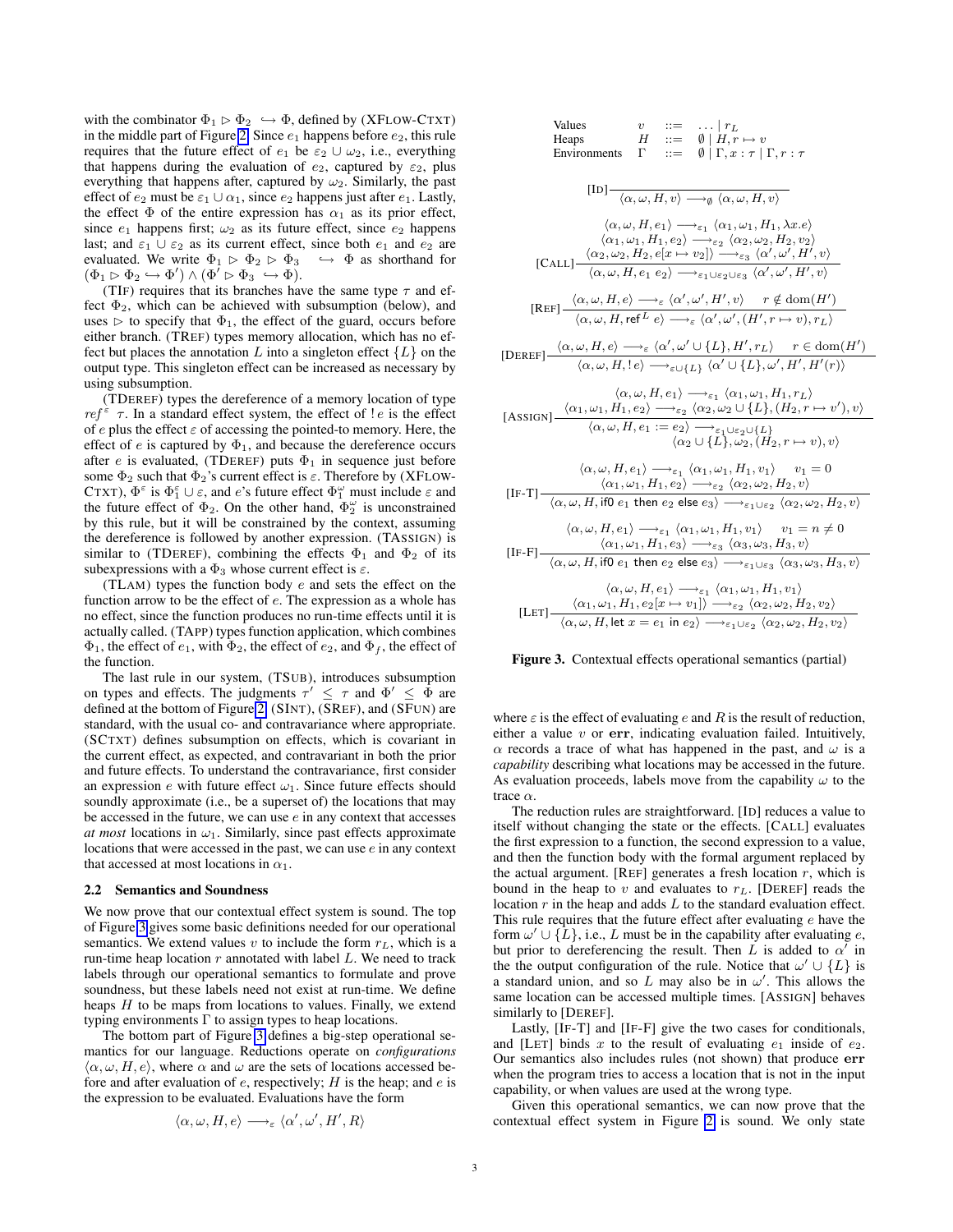with the combinator $\Phi_1 \rhd \Phi_2 \hookrightarrow \Phi$, defined by (XFLOW-CTXT) in the middle part of Figure 2. Since $e_1$ happens before $e_2$, this rule requires that the future effect of $e_1$ be $\varepsilon_2 \cup \omega_2$, i.e., everything that happens during the evaluation of $e_2$, captured by $\varepsilon_2$, plus everything that happens after, captured by $\omega_2$. Similarly, the past effect of $e_2$ must be $\varepsilon_1 \cup \alpha_1$, since $e_2$ happens just after $e_1$. Lastly, the effect $\Phi$ of the entire expression has $\alpha_1$ as its prior effect, since $e_1$ happens first; $\omega_2$ as its future effect, since $e_2$ happens last; and $\varepsilon_1 \cup \varepsilon_2$ as its current effect, since both $e_1$ and $e_2$ are evaluated. We write $\Phi_1 \rhd \Phi_2 \rhd \Phi_3 \hookrightarrow \Phi$ as shorthand for $(\Phi_1 \rhd \Phi_2 \hookrightarrow \Phi') \wedge (\Phi' \rhd \Phi_3 \hookrightarrow \Phi)$.

(TIF) requires that its branches have the same type $\tau$ and effect $\Phi_2$, which can be achieved with subsumption (below), and uses $\rhd$ to specify that $\Phi_1$, the effect of the guard, occurs before either branch. (TREF) types memory allocation, which has no effect but places the annotation $L$ into a singleton effect $\{L\}$ on the output type. This singleton effect can be increased as necessary by using subsumption.

(TDEREF) types the dereference of a memory location of type $ref^{\varepsilon}\ \tau$. In a standard effect system, the effect of $!\,e$ is the effect of $e$ plus the effect $\varepsilon$ of accessing the pointed-to memory. Here, the effect of $e$ is captured by $\Phi_1$, and because the dereference occurs after $e$ is evaluated, (TDEREF) puts $\Phi_1$ in sequence just before some $\Phi_2$ such that $\Phi_2$'s current effect is $\varepsilon$. Therefore by (XFLOW-CTXT), $\Phi^{\varepsilon}$ is $\Phi_1^{\varepsilon} \cup \varepsilon$, and $e$'s future effect $\Phi_1^{\omega}$ must include $\varepsilon$ and the future effect of $\Phi_2$. On the other hand, $\Phi_2^{\omega}$ is unconstrained by this rule, but it will be constrained by the context, assuming the dereference is followed by another expression. (TASSIGN) is similar to (TDEREF), combining the effects $\Phi_1$ and $\Phi_2$ of its subexpressions with a $\Phi_3$ whose current effect is $\varepsilon$.

(TLAM) types the function body $e$ and sets the effect on the function arrow to be the effect of $e$. The expression as a whole has no effect, since the function produces no run-time effects until it is actually called. (TAPP) types function application, which combines $\Phi_1$, the effect of $e_1$, with $\Phi_2$, the effect of $e_2$, and $\Phi_f$, the effect of the function.

The last rule in our system, (TSUB), introduces subsumption on types and effects. The judgments $\tau' \le \tau$ and $\Phi' \le \Phi$ are defined at the bottom of Figure 2. (SINT), (SREF), and (SFUN) are standard, with the usual co- and contravariance where appropriate. (SCTXT) defines subsumption on effects, which is covariant in the current effect, as expected, and contravariant in both the prior and future effects. To understand the contravariance, first consider an expression $e$ with future effect $\omega_1$. Since future effects should soundly approximate (i.e., be a superset of) the locations that may be accessed in the future, we can use $e$ in any context that accesses *at most* locations in $\omega_1$. Similarly, since past effects approximate locations that were accessed in the past, we can use $e$ in any context that accessed at most locations in $\alpha_1$.

### 2.2 Semantics and Soundness

We now prove that our contextual effect system is sound. The top of Figure 3 gives some basic definitions needed for our operational semantics. We extend values $v$ to include the form $r_L$, which is a run-time heap location $r$ annotated with label $L$. We need to track labels through our operational semantics to formulate and prove soundness, but these labels need not exist at run-time. We define heaps $H$ to be maps from locations to values. Finally, we extend typing environments $\Gamma$ to assign types to heap locations.

The bottom part of Figure 3 defines a big-step operational semantics for our language. Reductions operate on *configurations* $\langle \alpha, \omega, H, e\rangle$, where $\alpha$ and $\omega$ are the sets of locations accessed before and after evaluation of $e$, respectively; $H$ is the heap; and $e$ is the expression to be evaluated. Evaluations have the form

$$\langle \alpha, \omega, H, e\rangle \longrightarrow_{\varepsilon} \langle \alpha', \omega', H', R\rangle$$

where $\varepsilon$ is the effect of evaluating $e$ and $R$ is the result of reduction, either a value $v$ or **err**, indicating evaluation failed. Intuitively, $\alpha$ records a trace of what has happened in the past, and $\omega$ is a *capability* describing what locations may be accessed in the future. As evaluation proceeds, labels move from the capability $\omega$ to the trace $\alpha$.

The reduction rules are straightforward. [ID] reduces a value to itself without changing the state or the effects. [CALL] evaluates the first expression to a function, the second expression to a value, and then the function body with the formal argument replaced by the actual argument. [REF] generates a fresh location $r$, which is bound in the heap to $v$ and evaluates to $r_L$. [DEREF] reads the location $r$ in the heap and adds $L$ to the standard evaluation effect. This rule requires that the future effect after evaluating $e$ have the form $\omega' \cup \{L\}$, i.e., $L$ must be in the capability after evaluating $e$, but prior to dereferencing the result. Then $L$ is added to $\alpha'$ in the the output configuration of the rule. Notice that $\omega' \cup \{L\}$ is a standard union, and so $L$ may also be in $\omega'$. This allows the same location can be accessed multiple times. [ASSIGN] behaves similarly to [DEREF].

Lastly, [IF-T] and [IF-F] give the two cases for conditionals, and [LET] binds $x$ to the result of evaluating $e_1$ inside of $e_2$. Our semantics also includes rules (not shown) that produce **err** when the program tries to access a location that is not in the input capability, or when values are used at the wrong type.

Given this operational semantics, we can now prove that the contextual effect system in Figure 2 is sound. We only state

---

$$
\begin{array}{llcl}
\text{Values} & v & ::= & \ldots \mid r_L \\
\text{Heaps} & H & ::= & \emptyset \mid H, r \mapsto v \\
\text{Environments} & \Gamma & ::= & \emptyset \mid \Gamma, x : \tau \mid \Gamma, r : \tau
\end{array}
$$

$$[\text{ID}]\ \frac{}{\langle \alpha, \omega, H, v\rangle \longrightarrow_{\emptyset} \langle \alpha, \omega, H, v\rangle}$$

$$[\text{CALL}]\ \frac{\begin{array}{c}\langle \alpha, \omega, H, e_1\rangle \longrightarrow_{\varepsilon_1} \langle \alpha_1, \omega_1, H_1, \lambda x.e\rangle \\ \langle \alpha_1, \omega_1, H_1, e_2\rangle \longrightarrow_{\varepsilon_2} \langle \alpha_2, \omega_2, H_2, v_2\rangle \\ \langle \alpha_2, \omega_2, H_2, e[x \mapsto v_2]\rangle \longrightarrow_{\varepsilon_3} \langle \alpha', \omega', H', v\rangle\end{array}}{\langle \alpha, \omega, H, e_1\ e_2\rangle \longrightarrow_{\varepsilon_1 \cup \varepsilon_2 \cup \varepsilon_3} \langle \alpha', \omega', H', v\rangle}$$

$$[\text{REF}]\ \frac{\langle \alpha, \omega, H, e\rangle \longrightarrow_{\varepsilon} \langle \alpha', \omega', H', v\rangle \quad r \notin \mathrm{dom}(H')}{\langle \alpha, \omega, H, \mathsf{ref}^L\ e\rangle \longrightarrow_{\varepsilon} \langle \alpha', \omega', (H', r \mapsto v), r_L\rangle}$$

$$[\text{DEREF}]\ \frac{\langle \alpha, \omega, H, e\rangle \longrightarrow_{\varepsilon} \langle \alpha', \omega' \cup \{L\}, H', r_L\rangle \quad r \in \mathrm{dom}(H')}{\langle \alpha, \omega, H, !\,e\rangle \longrightarrow_{\varepsilon \cup \{L\}} \langle \alpha' \cup \{L\}, \omega', H', H'(r)\rangle}$$

$$[\text{ASSIGN}]\ \frac{\begin{array}{c}\langle \alpha, \omega, H, e_1\rangle \longrightarrow_{\varepsilon_1} \langle \alpha_1, \omega_1, H_1, r_L\rangle \\ \langle \alpha_1, \omega_1, H_1, e_2\rangle \longrightarrow_{\varepsilon_2} \langle \alpha_2, \omega_2 \cup \{L\}, (H_2, r \mapsto v'), v\rangle\end{array}}{\begin{array}{c}\langle \alpha, \omega, H, e_1 := e_2\rangle \longrightarrow_{\varepsilon_1 \cup \varepsilon_2 \cup \{L\}} \\ \langle \alpha_2 \cup \{L\}, \omega_2, (H_2, r \mapsto v), v\rangle\end{array}}$$

$$[\text{IF-T}]\ \frac{\begin{array}{c}\langle \alpha, \omega, H, e_1\rangle \longrightarrow_{\varepsilon_1} \langle \alpha_1, \omega_1, H_1, v_1\rangle \quad v_1 = 0 \\ \langle \alpha_1, \omega_1, H_1, e_2\rangle \longrightarrow_{\varepsilon_2} \langle \alpha_2, \omega_2, H_2, v\rangle\end{array}}{\langle \alpha, \omega, H, \mathsf{if0}\ e_1\ \mathsf{then}\ e_2\ \mathsf{else}\ e_3\rangle \longrightarrow_{\varepsilon_1 \cup \varepsilon_2} \langle \alpha_2, \omega_2, H_2, v\rangle}$$

$$[\text{IF-F}]\ \frac{\begin{array}{c}\langle \alpha, \omega, H, e_1\rangle \longrightarrow_{\varepsilon_1} \langle \alpha_1, \omega_1, H_1, v_1\rangle \quad v_1 = n \neq 0 \\ \langle \alpha_1, \omega_1, H_1, e_3\rangle \longrightarrow_{\varepsilon_3} \langle \alpha_3, \omega_3, H_3, v\rangle\end{array}}{\langle \alpha, \omega, H, \mathsf{if0}\ e_1\ \mathsf{then}\ e_2\ \mathsf{else}\ e_3\rangle \longrightarrow_{\varepsilon_1 \cup \varepsilon_3} \langle \alpha_3, \omega_3, H_3, v\rangle}$$

$$[\text{LET}]\ \frac{\begin{array}{c}\langle \alpha, \omega, H, e_1\rangle \longrightarrow_{\varepsilon_1} \langle \alpha_1, \omega_1, H_1, v_1\rangle \\ \langle \alpha_1, \omega_1, H_1, e_2[x \mapsto v_1]\rangle \longrightarrow_{\varepsilon_2} \langle \alpha_2, \omega_2, H_2, v_2\rangle\end{array}}{\langle \alpha, \omega, H, \mathsf{let}\ x = e_1\ \mathsf{in}\ e_2\rangle \longrightarrow_{\varepsilon_1 \cup \varepsilon_2} \langle \alpha_2, \omega_2, H_2, v_2\rangle}$$

**Figure 3.** Contextual effects operational semantics (partial)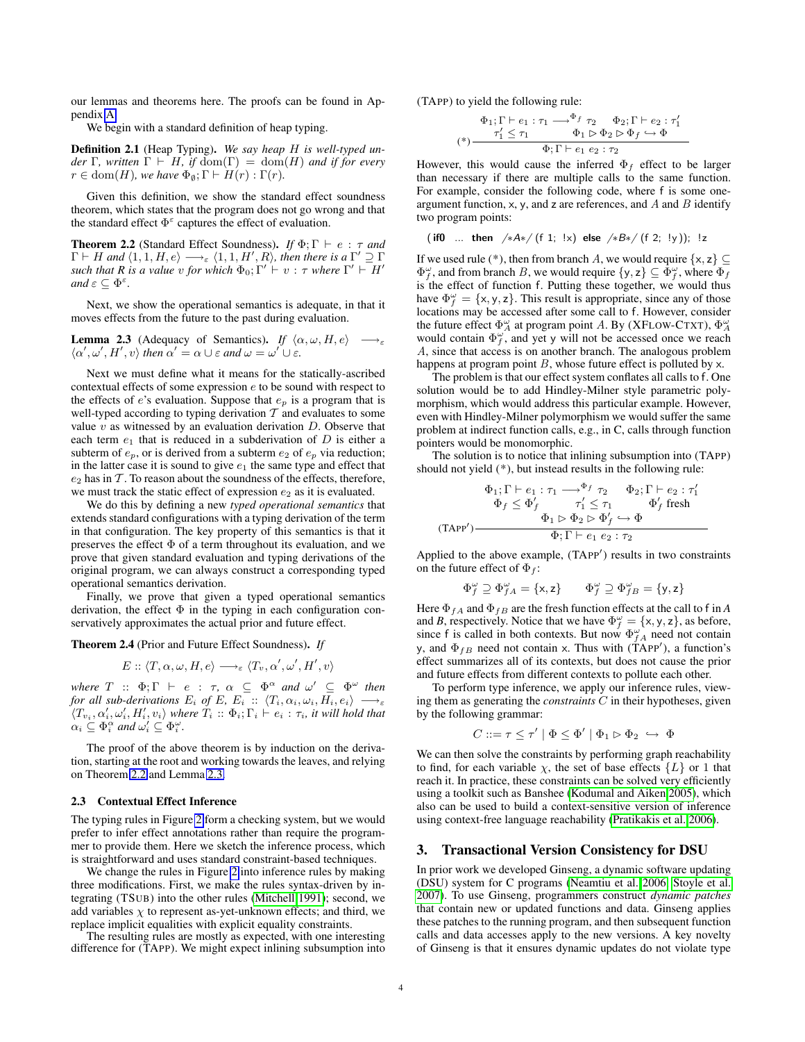our lemmas and theorems here. The proofs can be found in Appendix A.

We begin with a standard definition of heap typing.

**Definition 2.1** (Heap Typing). *We say heap $H$ is well-typed under $\Gamma$, written $\Gamma \vdash H$, if $\mathrm{dom}(\Gamma) = \mathrm{dom}(H)$ and if for every $r \in \mathrm{dom}(H)$, we have $\Phi_\emptyset; \Gamma \vdash H(r) : \Gamma(r)$.*

Given this definition, we show the standard effect soundness theorem, which states that the program does not go wrong and that the standard effect $\Phi^\varepsilon$ captures the effect of evaluation.

**Theorem 2.2** (Standard Effect Soundness). *If $\Phi; \Gamma \vdash e : \tau$ and $\Gamma \vdash H$ and $\langle 1, 1, H, e\rangle \longrightarrow_\varepsilon \langle 1, 1, H', R\rangle$, then there is a $\Gamma' \supseteq \Gamma$ such that $R$ is a value $v$ for which $\Phi_0; \Gamma' \vdash v : \tau$ where $\Gamma' \vdash H'$ and $\varepsilon \subseteq \Phi^\varepsilon$.*

Next, we show the operational semantics is adequate, in that it moves effects from the future to the past during evaluation.

**Lemma 2.3** (Adequacy of Semantics). *If $\langle \alpha, \omega, H, e\rangle \longrightarrow_\varepsilon \langle \alpha', \omega', H', v\rangle$ then $\alpha' = \alpha \cup \varepsilon$ and $\omega = \omega' \cup \varepsilon$.*

Next we must define what it means for the statically-ascribed contextual effects of some expression $e$ to be sound with respect to the effects of $e$'s evaluation. Suppose that $e_p$ is a program that is well-typed according to typing derivation $\mathcal{T}$ and evaluates to some value $v$ as witnessed by an evaluation derivation $D$. Observe that each term $e_1$ that is reduced in a subderivation of $D$ is either a subterm of $e_p$, or is derived from a subterm $e_2$ of $e_p$ via reduction; in the latter case it is sound to give $e_1$ the same type and effect that $e_2$ has in $\mathcal{T}$. To reason about the soundness of the effects, therefore, we must track the static effect of expression $e_2$ as it is evaluated.

We do this by defining a new *typed operational semantics* that extends standard configurations with a typing derivation of the term in that configuration. The key property of this semantics is that it preserves the effect $\Phi$ of a term throughout its evaluation, and we prove that given standard evaluation and typing derivations of the original program, we can always construct a corresponding typed operational semantics derivation.

Finally, we prove that given a typed operational semantics derivation, the effect $\Phi$ in the typing in each configuration conservatively approximates the actual prior and future effect.

**Theorem 2.4** (Prior and Future Effect Soundness). *If*

$$E :: \langle T, \alpha, \omega, H, e\rangle \longrightarrow_\varepsilon \langle T_v, \alpha', \omega', H', v\rangle$$

*where $T :: \Phi; \Gamma \vdash e : \tau$, $\alpha \subseteq \Phi^\alpha$ and $\omega' \subseteq \Phi^\omega$ then for all sub-derivations $E_i$ of $E$, $E_i :: \langle T_i, \alpha_i, \omega_i, H_i, e_i\rangle \longrightarrow_\varepsilon \langle T_{v_i}, \alpha'_i, \omega'_i, H'_i, v_i\rangle$ where $T_i :: \Phi_i; \Gamma_i \vdash e_i : \tau_i$, it will hold that $\alpha_i \subseteq \Phi_i^\alpha$ and $\omega'_i \subseteq \Phi_i^\omega$.*

The proof of the above theorem is by induction on the derivation, starting at the root and working towards the leaves, and relying on Theorem 2.2 and Lemma 2.3.

### 2.3 Contextual Effect Inference

The typing rules in Figure 2 form a checking system, but we would prefer to infer effect annotations rather than require the programmer to provide them. Here we sketch the inference process, which is straightforward and uses standard constraint-based techniques.

We change the rules in Figure 2 into inference rules by making three modifications. First, we make the rules syntax-driven by integrating (TSUB) into the other rules (Mitchell 1991); second, we add variables $\chi$ to represent as-yet-unknown effects; and third, we replace implicit equalities with explicit equality constraints.

The resulting rules are mostly as expected, with one interesting difference for (TAPP). We might expect inlining subsumption into (TAPP) to yield the following rule:

$$(*)\ \frac{\begin{array}{cc}\Phi_1; \Gamma \vdash e_1 : \tau_1 \longrightarrow^{\Phi_f} \tau_2 & \Phi_2; \Gamma \vdash e_2 : \tau'_1 \\ \tau'_1 \leq \tau_1 & \Phi_1 \rhd \Phi_2 \rhd \Phi_f \hookrightarrow \Phi\end{array}}{\Phi; \Gamma \vdash e_1\ e_2 : \tau_2}$$

However, this would cause the inferred $\Phi_f$ effect to be larger than necessary if there are multiple calls to the same function. For example, consider the following code, where f is some one-argument function, x, y, and z are references, and $A$ and $B$ identify two program points:

```
(if0 ... then /*A*/ (f 1; !x) else /*B*/ (f 2; !y)); !z
```

If we used rule $(*)$, then from branch $A$, we would require $\{\mathsf{x}, \mathsf{z}\} \subseteq \Phi_f^\omega$, and from branch $B$, we would require $\{\mathsf{y}, \mathsf{z}\} \subseteq \Phi_f^\omega$, where $\Phi_f$ is the effect of function f. Putting these together, we would thus have $\Phi_f^\omega = \{\mathsf{x}, \mathsf{y}, \mathsf{z}\}$. This result is appropriate, since any of those locations may be accessed after some call to f. However, consider the future effect $\Phi_A^\omega$ at program point $A$. By (XFLOW-CTXT), $\Phi_A^\omega$ would contain $\Phi_f^\omega$, and yet y will not be accessed once we reach $A$, since that access is on another branch. The analogous problem happens at program point $B$, whose future effect is polluted by x.

The problem is that our effect system conflates all calls to f. One solution would be to add Hindley-Milner style parametric polymorphism, which would address this particular example. However, even with Hindley-Milner polymorphism we would suffer the same problem at indirect function calls, e.g., in C, calls through function pointers would be monomorphic.

The solution is to notice that inlining subsumption into (TAPP) should not yield $(*)$, but instead results in the following rule:

$$(\text{TAPP}')\ \frac{\begin{array}{ccc}\Phi_1; \Gamma \vdash e_1 : \tau_1 \longrightarrow^{\Phi_f} \tau_2 & & \Phi_2; \Gamma \vdash e_2 : \tau'_1 \\ \Phi_f \leq \Phi'_f & \tau'_1 \leq \tau_1 & \Phi'_f \text{ fresh} \\ & \Phi_1 \rhd \Phi_2 \rhd \Phi'_f \hookrightarrow \Phi & \end{array}}{\Phi; \Gamma \vdash e_1\ e_2 : \tau_2}$$

Applied to the above example, (TAPP$'$) results in two constraints on the future effect of $\Phi_f$:

$$\Phi_f^\omega \supseteq \Phi_{fA}^\omega = \{\mathsf{x}, \mathsf{z}\} \qquad \Phi_f^\omega \supseteq \Phi_{fB}^\omega = \{\mathsf{y}, \mathsf{z}\}$$

Here $\Phi_{fA}$ and $\Phi_{fB}$ are the fresh function effects at the call to f in $A$ and $B$, respectively. Notice that we have $\Phi_f^\omega = \{\mathsf{x}, \mathsf{y}, \mathsf{z}\}$, as before, since f is called in both contexts. But now $\Phi_{fA}^\omega$ need not contain y, and $\Phi_{fB}$ need not contain x. Thus with (TAPP$'$), a function's effect summarizes all of its contexts, but does not cause the prior and future effects from different contexts to pollute each other.

To perform type inference, we apply our inference rules, viewing them as generating the *constraints* $C$ in their hypotheses, given by the following grammar:

$$C ::= \tau \leq \tau' \mid \Phi \leq \Phi' \mid \Phi_1 \rhd \Phi_2 \hookrightarrow \Phi$$

We can then solve the constraints by performing graph reachability to find, for each variable $\chi$, the set of base effects $\{L\}$ or 1 that reach it. In practice, these constraints can be solved very efficiently using a toolkit such as Banshee (Kodumal and Aiken 2005), which also can be used to build a context-sensitive version of inference using context-free language reachability (Pratikakis et al. 2006).

## 3. Transactional Version Consistency for DSU

In prior work we developed Ginseng, a dynamic software updating (DSU) system for C programs (Neamtiu et al. 2006; Stoyle et al. 2007). To use Ginseng, programmers construct *dynamic patches* that contain new or updated functions and data. Ginseng applies these patches to the running program, and then subsequent function calls and data accesses apply to the new versions. A key novelty of Ginseng is that it ensures dynamic updates do not violate type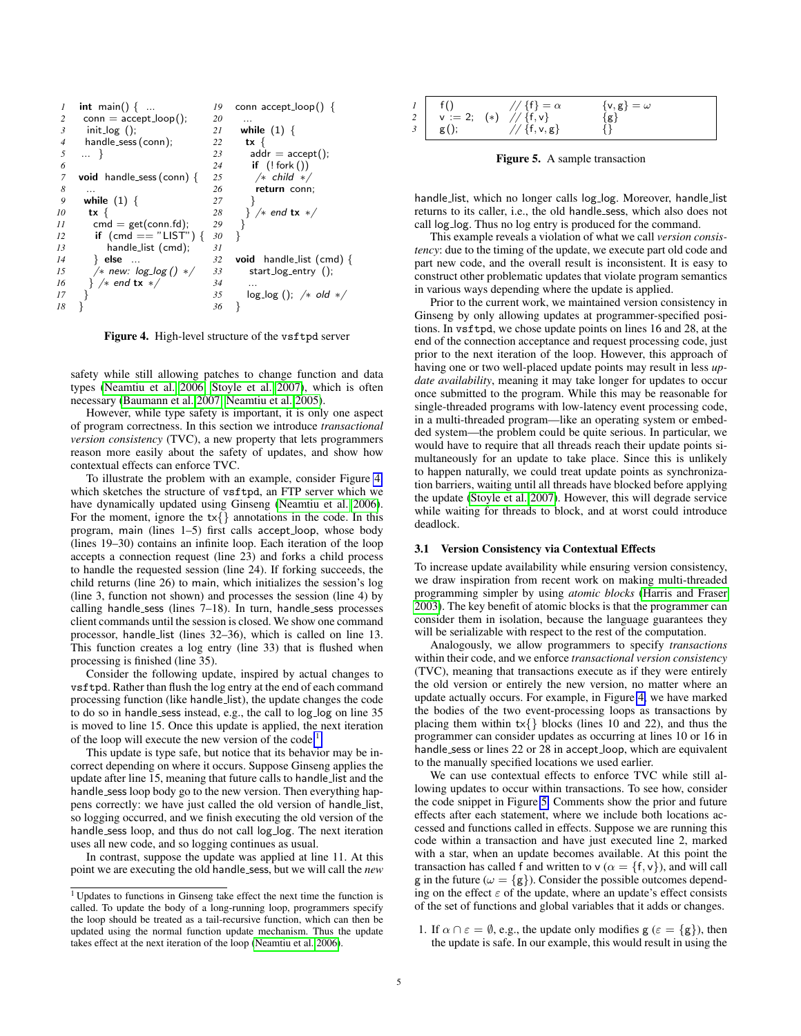```
1   int main() { ...
2     conn = accept_loop();
3     init_log ();
4     handle_sess(conn);
5   ... }
6
7   void handle_sess(conn) {
8     ...
9     while (1) {
10      tx {
11        cmd = get(conn.fd);
12        if (cmd == "LIST") {
13          handle_list (cmd);
14        } else ...
15        /* new: log_log () */
16      } /* end tx */
17    }
18  }

19  conn accept_loop() {
20    ...
21    while (1) {
22      tx {
23        addr = accept();
24        if (! fork ())
25          /* child */
26          return conn;
27        }
28      } /* end tx */
29    }
30  }
31
32  void handle_list (cmd) {
33    start_log_entry ();
34    ...
35    log_log (); /* old */
36  }
```

**Figure 4.** High-level structure of the vsftpd server

safety while still allowing patches to change function and data types (Neamtiu et al. 2006; Stoyle et al. 2007), which is often necessary (Baumann et al. 2007; Neamtiu et al. 2005).

However, while type safety is important, it is only one aspect of program correctness. In this section we introduce *transactional version consistency* (TVC), a new property that lets programmers reason more easily about the safety of updates, and show how contextual effects can enforce TVC.

To illustrate the problem with an example, consider Figure 4, which sketches the structure of vsftpd, an FTP server which we have dynamically updated using Ginseng (Neamtiu et al. 2006). For the moment, ignore the tx{} annotations in the code. In this program, main (lines 1–5) first calls accept_loop, whose body (lines 19–30) contains an infinite loop. Each iteration of the loop accepts a connection request (line 23) and forks a child process to handle the requested session (line 24). If forking succeeds, the child returns (line 26) to main, which initializes the session's log (line 3, function not shown) and processes the session (line 4) by calling handle_sess (lines 7–18). In turn, handle_sess processes client commands until the session is closed. We show one command processor, handle_list (lines 32–36), which is called on line 13. This function creates a log entry (line 33) that is flushed when processing is finished (line 35).

Consider the following update, inspired by actual changes to vsftpd. Rather than flush the log entry at the end of each command processing function (like handle_list), the update changes the code to do so in handle_sess instead, e.g., the call to log_log on line 35 is moved to line 15. Once this update is applied, the next iteration of the loop will execute the new version of the code.[1]

This update is type safe, but notice that its behavior may be incorrect depending on where it occurs. Suppose Ginseng applies the update after line 15, meaning that future calls to handle_list and the handle_sess loop body go to the new version. Then everything happens correctly: we have just called the old version of handle_list, so logging occurred, and we finish executing the old version of the handle_sess loop, and thus do not call log_log. The next iteration uses all new code, and so logging continues as usual.

In contrast, suppose the update was applied at line 11. At this point we are executing the old handle_sess, but we will call the *new* handle_list, which no longer calls log_log. Moreover, handle_list returns to its caller, i.e., the old handle_sess, which also does not call log_log. Thus no log entry is produced for the command.

This example reveals a violation of what we call *version consistency*: due to the timing of the update, we execute part old code and part new code, and the overall result is inconsistent. It is easy to construct other problematic updates that violate program semantics in various ways depending where the update is applied.

Prior to the current work, we maintained version consistency in Ginseng by only allowing updates at programmer-specified positions. In vsftpd, we chose update points on lines 16 and 28, at the end of the connection acceptance and request processing code, just prior to the next iteration of the loop. However, this approach of having one or two well-placed update points may result in less *update availability*, meaning it may take longer for updates to occur once submitted to the program. While this may be reasonable for single-threaded programs with low-latency event processing code, in a multi-threaded program—like an operating system or embedded system—the problem could be quite serious. In particular, we would have to require that all threads reach their update points simultaneously for an update to take place. Since this is unlikely to happen naturally, we could treat update points as synchronization barriers, waiting until all threads have blocked before applying the update (Stoyle et al. 2007). However, this will degrade service while waiting for threads to block, and at worst could introduce deadlock.

```
1   f()             // {f} = α           {v, g} = ω
2   v := 2;   (*)   // {f, v}            {g}
3   g();            // {f, v, g}         {}
```

**Figure 5.** A sample transaction

### 3.1 Version Consistency via Contextual Effects

To increase update availability while ensuring version consistency, we draw inspiration from recent work on making multi-threaded programming simpler by using *atomic blocks* (Harris and Fraser 2003). The key benefit of atomic blocks is that the programmer can consider them in isolation, because the language guarantees they will be serializable with respect to the rest of the computation.

Analogously, we allow programmers to specify *transactions* within their code, and we enforce *transactional version consistency* (TVC), meaning that transactions execute as if they were entirely the old version or entirely the new version, no matter where an update actually occurs. For example, in Figure 4, we have marked the bodies of the two event-processing loops as transactions by placing them within tx{} blocks (lines 10 and 22), and thus the programmer can consider updates as occurring at lines 10 or 16 in handle_sess or lines 22 or 28 in accept_loop, which are equivalent to the manually specified locations we used earlier.

We can use contextual effects to enforce TVC while still allowing updates to occur within transactions. To see how, consider the code snippet in Figure 5. Comments show the prior and future effects after each statement, where we include both locations accessed and functions called in effects. Suppose we are running this code within a transaction and have just executed line 2, marked with a star, when an update becomes available. At this point the transaction has called f and written to v ($\alpha = \{f, v\}$), and will call g in the future ($\omega = \{g\}$). Consider the possible outcomes depending on the effect $\varepsilon$ of the update, where an update's effect consists of the set of functions and global variables that it adds or changes.

1. If $\alpha \cap \varepsilon = \emptyset$, e.g., the update only modifies g ($\varepsilon = \{g\}$), then the update is safe. In our example, this would result in using the

[1] Updates to functions in Ginseng take effect the next time the function is called. To update the body of a long-running loop, programmers specify the loop should be treated as a tail-recursive function, which can then be updated using the normal function update mechanism. Thus the update takes effect at the next iteration of the loop (Neamtiu et al. 2006).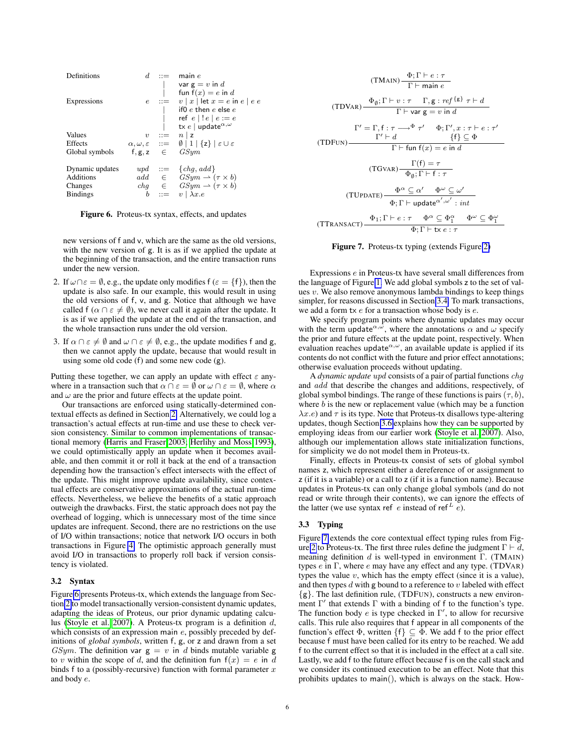$$
\begin{array}{llcl}
\text{Definitions} & d & ::= & \mathsf{main}\ e \\
 & & | & \mathsf{var}\ \mathsf{g} = v\ \mathsf{in}\ d \\
 & & | & \mathsf{fun}\ \mathsf{f}(x) = e\ \mathsf{in}\ d \\
\text{Expressions} & e & ::= & v \mid x \mid \mathsf{let}\ x = e\ \mathsf{in}\ e \mid e\ e \\
 & & | & \mathsf{if0}\ e\ \mathsf{then}\ e\ \mathsf{else}\ e \\
 & & | & \mathsf{ref}\ e \mid !e \mid e := e \\
 & & | & \mathsf{tx}\ e \mid \mathsf{update}^{\alpha,\omega} \\
\text{Values} & v & ::= & n \mid \mathsf{z} \\
\text{Effects} & \alpha, \omega, \varepsilon & ::= & \emptyset \mid 1 \mid \{\mathsf{z}\} \mid \varepsilon \cup \varepsilon \\
\text{Global symbols} & \mathsf{f}, \mathsf{g}, \mathsf{z} & \in & GSym \\
 & & & \\
\text{Dynamic updates} & upd & ::= & \{chg, add\} \\
\text{Additions} & add & \in & GSym \rightharpoonup (\tau \times b) \\
\text{Changes} & chg & \in & GSym \rightharpoonup (\tau \times b) \\
\text{Bindings} & b & ::= & v \mid \lambda x.e
\end{array}
$$

**Figure 6.** Proteus-tx syntax, effects, and updates

new versions of f and v, which are the same as the old versions, with the new version of g. It is as if we applied the update at the beginning of the transaction, and the entire transaction runs under the new version.

2. If $\omega \cap \varepsilon = \emptyset$, e.g., the update only modifies f ($\varepsilon = \{\mathsf{f}\}$), then the update is also safe. In our example, this would result in using the old versions of f, v, and g. Notice that although we have called f ($\alpha \cap \varepsilon \neq \emptyset$), we never call it again after the update. It is as if we applied the update at the end of the transaction, and the whole transaction runs under the old version.

3. If $\alpha \cap \varepsilon \neq \emptyset$ and $\omega \cap \varepsilon \neq \emptyset$, e.g., the update modifies f and g, then we cannot apply the update, because that would result in using some old code (f) and some new code (g).

Putting these together, we can apply an update with effect $\varepsilon$ anywhere in a transaction such that $\alpha \cap \varepsilon = \emptyset$ or $\omega \cap \varepsilon = \emptyset$, where $\alpha$ and $\omega$ are the prior and future effects at the update point.

Our transactions are enforced using statically-determined contextual effects as defined in Section 2. Alternatively, we could log a transaction's actual effects at run-time and use these to check version consistency. Similar to common implementations of transactional memory (Harris and Fraser 2003; Herlihy and Moss 1993), we could optimistically apply an update when it becomes available, and then commit it or roll it back at the end of a transaction depending how the transaction's effect intersects with the effect of the update. This might improve update availability, since contextual effects are conservative approximations of the actual run-time effects. Nevertheless, we believe the benefits of a static approach outweigh the drawbacks. First, the static approach does not pay the overhead of logging, which is unnecessary most of the time since updates are infrequent. Second, there are no restrictions on the use of I/O within transactions; notice that network I/O occurs in both transactions in Figure 4. The optimistic approach generally must avoid I/O in transactions to properly roll back if version consistency is violated.

### 3.2 Syntax

Figure 6 presents Proteus-tx, which extends the language from Section 2 to model transactionally version-consistent dynamic updates, adapting the ideas of Proteus, our prior dynamic updating calculus (Stoyle et al. 2007). A Proteus-tx program is a definition $d$, which consists of an expression main $e$, possibly preceded by definitions of *global symbols*, written f, g, or z and drawn from a set $GSym$. The definition var g $= v$ in $d$ binds mutable variable g to $v$ within the scope of $d$, and the definition fun f$(x) = e$ in $d$ binds f to a (possibly-recursive) function with formal parameter $x$ and body $e$.

$$
\text{(TMAIN)}\ \frac{\Phi; \Gamma \vdash e : \tau}{\Gamma \vdash \mathsf{main}\ e}
$$

$$
\text{(TDVAR)}\ \frac{\Phi_\emptyset; \Gamma \vdash v : \tau \qquad \Gamma, \mathsf{g} : ref^{\{\mathsf{g}\}}\ \tau \vdash d}{\Gamma \vdash \mathsf{var}\ \mathsf{g} = v\ \mathsf{in}\ d}
$$

$$
\text{(TDFUN)}\ \frac{\begin{array}{cc}\Gamma' = \Gamma, \mathsf{f} : \tau \longrightarrow^{\Phi} \tau' & \Phi; \Gamma', x : \tau \vdash e : \tau' \\ \Gamma' \vdash d & \{\mathsf{f}\} \subseteq \Phi\end{array}}{\Gamma \vdash \mathsf{fun}\ \mathsf{f}(x) = e\ \mathsf{in}\ d}
$$

$$
\text{(TGVAR)}\ \frac{\Gamma(\mathsf{f}) = \tau}{\Phi_\emptyset; \Gamma \vdash \mathsf{f} : \tau}
$$

$$
\text{(TUPDATE)}\ \frac{\Phi^\alpha \subseteq \alpha' \qquad \Phi^\omega \subseteq \omega'}{\Phi; \Gamma \vdash \mathsf{update}^{\alpha',\omega'} : int}
$$

$$
\text{(TTRANSACT)}\ \frac{\Phi_1; \Gamma \vdash e : \tau \qquad \Phi^\alpha \subseteq \Phi_1^\alpha \qquad \Phi^\omega \subseteq \Phi_1^\omega}{\Phi; \Gamma \vdash \mathsf{tx}\ e : \tau}
$$

**Figure 7.** Proteus-tx typing (extends Figure 2)

Expressions $e$ in Proteus-tx have several small differences from the language of Figure 1. We add global symbols z to the set of values $v$. We also remove anonymous lambda bindings to keep things simpler, for reasons discussed in Section 3.4. To mark transactions, we add a form tx $e$ for a transaction whose body is $e$.

We specify program points where dynamic updates may occur with the term $\mathsf{update}^{\alpha,\omega}$, where the annotations $\alpha$ and $\omega$ specify the prior and future effects at the update point, respectively. When evaluation reaches $\mathsf{update}^{\alpha,\omega}$, an available update is applied if its contents do not conflict with the future and prior effect annotations; otherwise evaluation proceeds without updating.

A *dynamic update* $upd$ consists of a pair of partial functions $chg$ and $add$ that describe the changes and additions, respectively, of global symbol bindings. The range of these functions is pairs $(\tau, b)$, where $b$ is the new or replacement value (which may be a function $\lambda x.e$) and $\tau$ is its type. Note that Proteus-tx disallows type-altering updates, though Section 3.6 explains how they can be supported by employing ideas from our earlier work (Stoyle et al. 2007). Also, although our implementation allows state initialization functions, for simplicity we do not model them in Proteus-tx.

Finally, effects in Proteus-tx consist of sets of global symbol names z, which represent either a dereference of or assignment to z (if it is a variable) or a call to z (if it is a function name). Because updates in Proteus-tx can only change global symbols (and do not read or write through their contents), we can ignore the effects of the latter (we use syntax ref $e$ instead of $\mathsf{ref}^L\ e$).

### 3.3 Typing

Figure 7 extends the core contextual effect typing rules from Figure 2 to Proteus-tx. The first three rules define the judgment $\Gamma \vdash d$, meaning definition $d$ is well-typed in environment $\Gamma$. (TMAIN) types $e$ in $\Gamma$, where $e$ may have any effect and any type. (TDVAR) types the value $v$, which has the empty effect (since it is a value), and then types $d$ with g bound to a reference to $v$ labeled with effect $\{\mathsf{g}\}$. The last definition rule, (TDFUN), constructs a new environment $\Gamma'$ that extends $\Gamma$ with a binding of f to the function's type. The function body $e$ is type checked in $\Gamma'$, to allow for recursive calls. This rule also requires that f appear in all components of the function's effect $\Phi$, written $\{\mathsf{f}\} \subseteq \Phi$. We add f to the prior effect because f must have been called for its entry to be reached. We add f to the current effect so that it is included in the effect at a call site. Lastly, we add f to the future effect because f is on the call stack and we consider its continued execution to be an effect. Note that this prohibits updates to main(), which is always on the stack. How-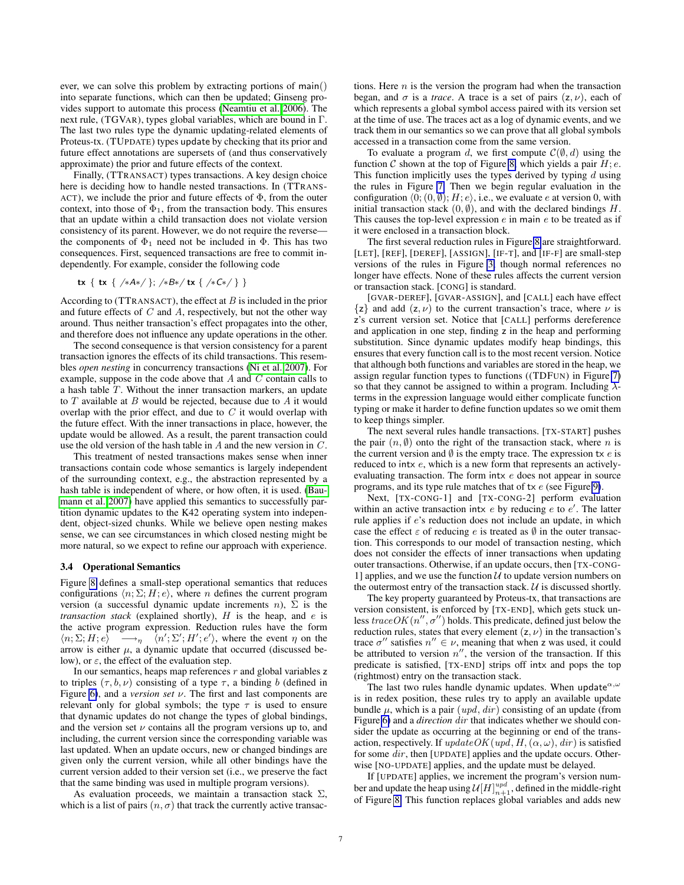ever, we can solve this problem by extracting portions of main() into separate functions, which can then be updated; Ginseng provides support to automate this process (Neamtiu et al. 2006). The next rule, (TGVAR), types global variables, which are bound in $\Gamma$. The last two rules type the dynamic updating-related elements of Proteus-tx. (TUPDATE) types update by checking that its prior and future effect annotations are supersets of (and thus conservatively approximate) the prior and future effects of the context.

Finally, (TTRANSACT) types transactions. A key design choice here is deciding how to handle nested transactions. In (TTRANSACT), we include the prior and future effects of $\Phi$, from the outer context, into those of $\Phi_1$, from the transaction body. This ensures that an update within a child transaction does not violate version consistency of its parent. However, we do not require the reverse—the components of $\Phi_1$ need not be included in $\Phi$. This has two consequences. First, sequenced transactions are free to commit independently. For example, consider the following code

```
tx { tx { /*A*/ }; /*B*/ tx { /*C*/ } }
```

According to (TTRANSACT), the effect at $B$ is included in the prior and future effects of $C$ and $A$, respectively, but not the other way around. Thus neither transaction's effect propagates into the other, and therefore does not influence any update operations in the other.

The second consequence is that version consistency for a parent transaction ignores the effects of its child transactions. This resembles *open nesting* in concurrency transactions (Ni et al. 2007). For example, suppose in the code above that $A$ and $C$ contain calls to a hash table $T$. Without the inner transaction markers, an update to $T$ available at $B$ would be rejected, because due to $A$ it would overlap with the prior effect, and due to $C$ it would overlap with the future effect. With the inner transactions in place, however, the update would be allowed. As a result, the parent transaction could use the old version of the hash table in $A$ and the new version in $C$.

This treatment of nested transactions makes sense when inner transactions contain code whose semantics is largely independent of the surrounding context, e.g., the abstraction represented by a hash table is independent of where, or how often, it is used. (Baumann et al. 2007) have applied this semantics to successfully partition dynamic updates to the K42 operating system into independent, object-sized chunks. While we believe open nesting makes sense, we can see circumstances in which closed nesting might be more natural, so we expect to refine our approach with experience.

### 3.4 Operational Semantics

Figure 8 defines a small-step operational semantics that reduces configurations $\langle n; \Sigma; H; e\rangle$, where $n$ defines the current program version (a successful dynamic update increments $n$), $\Sigma$ is the *transaction stack* (explained shortly), $H$ is the heap, and $e$ is the active program expression. Reduction rules have the form $\langle n; \Sigma; H; e\rangle \longrightarrow_\eta \langle n'; \Sigma'; H'; e'\rangle$, where the event $\eta$ on the arrow is either $\mu$, a dynamic update that occurred (discussed below), or $\varepsilon$, the effect of the evaluation step.

In our semantics, heaps map references $r$ and global variables $\mathsf{z}$ to triples $(\tau, b, \nu)$ consisting of a type $\tau$, a binding $b$ (defined in Figure 6), and a *version set* $\nu$. The first and last components are relevant only for global symbols; the type $\tau$ is used to ensure that dynamic updates do not change the types of global bindings, and the version set $\nu$ contains all the program versions up to, and including, the current version since the corresponding variable was last updated. When an update occurs, new or changed bindings are given only the current version, while all other bindings have the current version added to their version set (i.e., we preserve the fact that the same binding was used in multiple program versions).

As evaluation proceeds, we maintain a transaction stack $\Sigma$, which is a list of pairs $(n, \sigma)$ that track the currently active transactions. Here $n$ is the version the program had when the transaction began, and $\sigma$ is a *trace*. A trace is a set of pairs $(\mathsf{z}, \nu)$, each of which represents a global symbol access paired with its version set at the time of use. The traces act as a log of dynamic events, and we track them in our semantics so we can prove that all global symbols accessed in a transaction come from the same version.

To evaluate a program $d$, we first compute $\mathcal{C}(\emptyset, d)$ using the function $\mathcal{C}$ shown at the top of Figure 8, which yields a pair $H; e$. This function implicitly uses the types derived by typing $d$ using the rules in Figure 7. Then we begin regular evaluation in the configuration $\langle 0; (0, \emptyset); H; e\rangle$, i.e., we evaluate $e$ at version 0, with initial transaction stack $(0, \emptyset)$, and with the declared bindings $H$. This causes the top-level expression $e$ in main $e$ to be treated as if it were enclosed in a transaction block.

The first several reduction rules in Figure 8 are straightforward. [LET], [REF], [DEREF], [ASSIGN], [IF-T], and [IF-F] are small-step versions of the rules in Figure 3, though normal references no longer have effects. None of these rules affects the current version or transaction stack. [CONG] is standard.

[GVAR-DEREF], [GVAR-ASSIGN], and [CALL] each have effect $\{\mathsf{z}\}$ and add $(\mathsf{z}, \nu)$ to the current transaction's trace, where $\nu$ is $\mathsf{z}$'s current version set. Notice that [CALL] performs dereference and application in one step, finding $\mathsf{z}$ in the heap and performing substitution. Since dynamic updates modify heap bindings, this ensures that every function call is to the most recent version. Notice that although both functions and variables are stored in the heap, we assign regular function types to functions ((TDFUN) in Figure 7) so that they cannot be assigned to within a program. Including $\lambda$-terms in the expression language would either complicate function typing or make it harder to define function updates so we omit them to keep things simpler.

The next several rules handle transactions. [TX-START] pushes the pair $(n, \emptyset)$ onto the right of the transaction stack, where $n$ is the current version and $\emptyset$ is the empty trace. The expression tx $e$ is reduced to intx $e$, which is a new form that represents an actively-evaluating transaction. The form intx $e$ does not appear in source programs, and its type rule matches that of tx $e$ (see Figure 9).

Next, [TX-CONG-1] and [TX-CONG-2] perform evaluation within an active transaction intx $e$ by reducing $e$ to $e'$. The latter rule applies if $e$'s reduction does not include an update, in which case the effect $\varepsilon$ of reducing $e$ is treated as $\emptyset$ in the outer transaction. This corresponds to our model of transaction nesting, which does not consider the effects of inner transactions when updating outer transactions. Otherwise, if an update occurs, then [TX-CONG-1] applies, and we use the function $\mathcal{U}$ to update version numbers on the outermost entry of the transaction stack. $\mathcal{U}$ is discussed shortly.

The key property guaranteed by Proteus-tx, that transactions are version consistent, is enforced by [TX-END], which gets stuck unless $traceOK(n'', \sigma'')$ holds. This predicate, defined just below the reduction rules, states that every element $(\mathsf{z}, \nu)$ in the transaction's trace $\sigma''$ satisfies $n'' \in \nu$, meaning that when $\mathsf{z}$ was used, it could be attributed to version $n''$, the version of the transaction. If this predicate is satisfied, [TX-END] strips off intx and pops the top (rightmost) entry on the transaction stack.

The last two rules handle dynamic updates. When $\mathsf{update}^{\alpha,\omega}$ is in redex position, these rules try to apply an available update bundle $\mu$, which is a pair $(upd, dir)$ consisting of an update (from Figure 6) and a *direction* $dir$ that indicates whether we should consider the update as occurring at the beginning or end of the transaction, respectively. If $updateOK(upd, H, (\alpha, \omega), dir)$ is satisfied for some $dir$, then [UPDATE] applies and the update occurs. Otherwise [NO-UPDATE] applies, and the update must be delayed.

If [UPDATE] applies, we increment the program's version number and update the heap using $\mathcal{U}[H]^{upd}_{n+1}$, defined in the middle-right of Figure 8. This function replaces global variables and adds new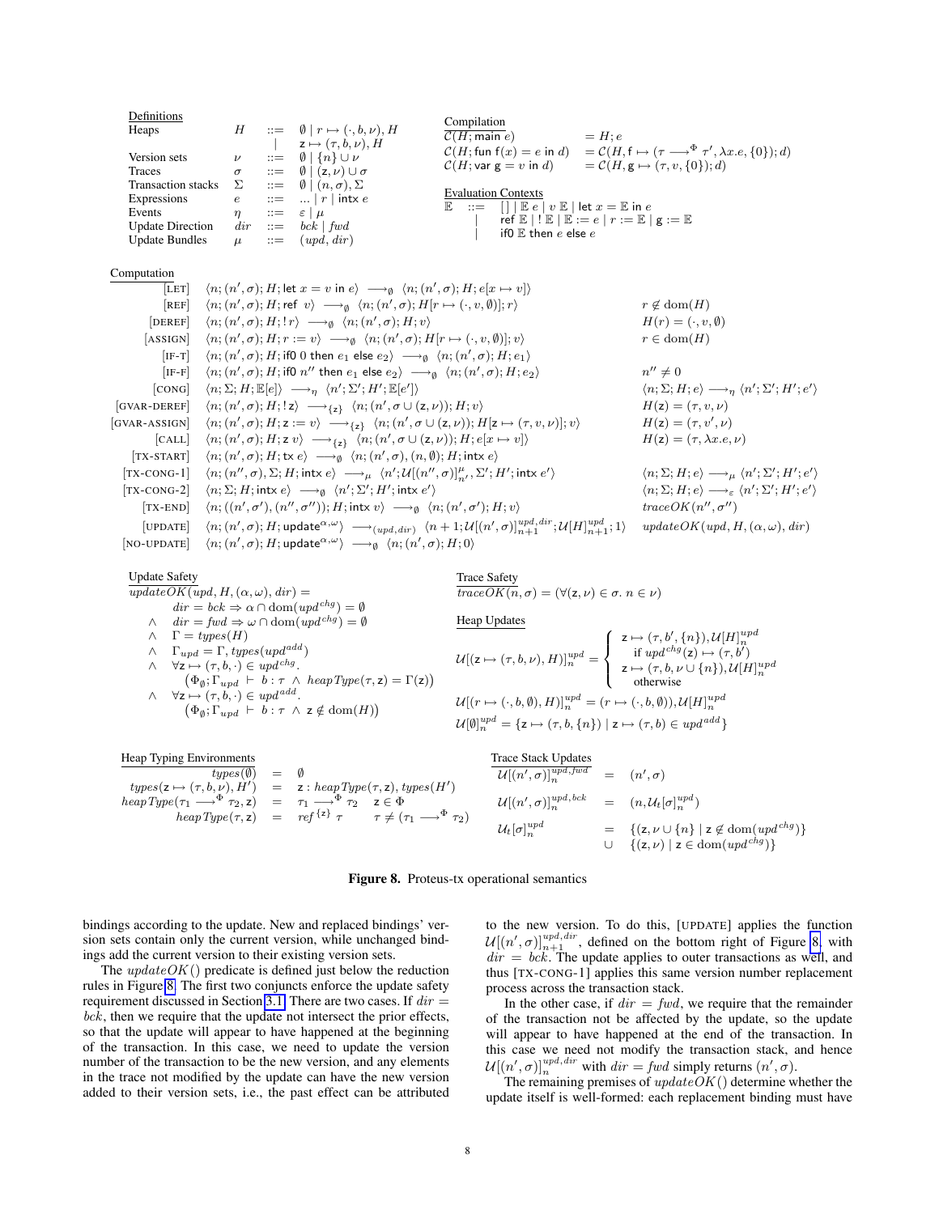**Definitions**

$$
\begin{array}{llcl}
\text{Heaps} & H & ::= & \emptyset \mid r \mapsto (\cdot, b, \nu), H \\
 & & \mid & \mathsf{z} \mapsto (\tau, b, \nu), H \\
\text{Version sets} & \nu & ::= & \emptyset \mid \{n\} \cup \nu \\
\text{Traces} & \sigma & ::= & \emptyset \mid (\mathsf{z}, \nu) \cup \sigma \\
\text{Transaction stacks} & \Sigma & ::= & \emptyset \mid (n, \sigma), \Sigma \\
\text{Expressions} & e & ::= & \ldots \mid r \mid \mathsf{intx}\ e \\
\text{Events} & \eta & ::= & \varepsilon \mid \mu \\
\text{Update Direction} & dir & ::= & bck \mid fwd \\
\text{Update Bundles} & \mu & ::= & (upd, dir)
\end{array}
$$

**Compilation**

$$
\begin{array}{ll}
\mathcal{C}(H; \mathsf{main}\ e) & = H; e \\
\mathcal{C}(H; \mathsf{fun}\ \mathsf{f}(x) = e\ \mathsf{in}\ d) & = \mathcal{C}(H, \mathsf{f} \mapsto (\tau \longrightarrow^{\Phi} \tau', \lambda x.e, \{0\}); d) \\
\mathcal{C}(H; \mathsf{var}\ \mathsf{g} = v\ \mathsf{in}\ d) & = \mathcal{C}(H, \mathsf{g} \mapsto (\tau, v, \{0\}); d)
\end{array}
$$

**Evaluation Contexts**

$$
\begin{array}{lcl}
\mathbb{E} & ::= & [\,] \mid \mathbb{E}\ e \mid v\ \mathbb{E} \mid \mathsf{let}\ x = \mathbb{E}\ \mathsf{in}\ e \\
 & \mid & \mathsf{ref}\ \mathbb{E} \mid !\,\mathbb{E} \mid \mathbb{E} := e \mid r := \mathbb{E} \mid \mathsf{g} := \mathbb{E} \\
 & \mid & \mathsf{if0}\ \mathbb{E}\ \mathsf{then}\ e\ \mathsf{else}\ e
\end{array}
$$

**Computation**

$$
\begin{array}{lll}
[\text{LET}] & \langle n; (n', \sigma); H; \mathsf{let}\ x = v\ \mathsf{in}\ e \rangle \longrightarrow_{\emptyset} \langle n; (n', \sigma); H; e[x \mapsto v] \rangle & \\
[\text{REF}] & \langle n; (n', \sigma); H; \mathsf{ref}\ v \rangle \longrightarrow_{\emptyset} \langle n; (n', \sigma); H[r \mapsto (\cdot, v, \emptyset)]; r \rangle & r \notin \mathrm{dom}(H) \\
[\text{DEREF}] & \langle n; (n', \sigma); H; !\,r \rangle \longrightarrow_{\emptyset} \langle n; (n', \sigma); H; v \rangle & H(r) = (\cdot, v, \emptyset) \\
[\text{ASSIGN}] & \langle n; (n', \sigma); H; r := v \rangle \longrightarrow_{\emptyset} \langle n; (n', \sigma); H[r \mapsto (\cdot, v, \emptyset)]; v \rangle & r \in \mathrm{dom}(H) \\
[\text{IF-T}] & \langle n; (n', \sigma); H; \mathsf{if0}\ 0\ \mathsf{then}\ e_1\ \mathsf{else}\ e_2 \rangle \longrightarrow_{\emptyset} \langle n; (n', \sigma); H; e_1 \rangle & \\
[\text{IF-F}] & \langle n; (n', \sigma); H; \mathsf{if0}\ n''\ \mathsf{then}\ e_1\ \mathsf{else}\ e_2 \rangle \longrightarrow_{\emptyset} \langle n; (n', \sigma); H; e_2 \rangle & n'' \neq 0 \\
[\text{CONG}] & \langle n; \Sigma; H; \mathbb{E}[e] \rangle \longrightarrow_{\eta} \langle n'; \Sigma'; H'; \mathbb{E}[e'] \rangle & \langle n; \Sigma; H; e \rangle \longrightarrow_{\eta} \langle n'; \Sigma'; H'; e' \rangle \\
[\text{GVAR-DEREF}] & \langle n; (n', \sigma); H; !\,\mathsf{z} \rangle \longrightarrow_{\{\mathsf{z}\}} \langle n; (n', \sigma \cup (\mathsf{z}, \nu)); H; v \rangle & H(\mathsf{z}) = (\tau, v, \nu) \\
[\text{GVAR-ASSIGN}] & \langle n; (n', \sigma); H; \mathsf{z} := v \rangle \longrightarrow_{\{\mathsf{z}\}} \langle n; (n', \sigma \cup (\mathsf{z}, \nu)); H[\mathsf{z} \mapsto (\tau, v, \nu)]; v \rangle & H(\mathsf{z}) = (\tau, v', \nu) \\
[\text{CALL}] & \langle n; (n', \sigma); H; \mathsf{z}\ v \rangle \longrightarrow_{\{\mathsf{z}\}} \langle n; (n', \sigma \cup (\mathsf{z}, \nu)); H; e[x \mapsto v] \rangle & H(\mathsf{z}) = (\tau, \lambda x.e, \nu) \\
[\text{TX-START}] & \langle n; (n', \sigma); H; \mathsf{tx}\ e \rangle \longrightarrow_{\emptyset} \langle n; (n', \sigma), (n, \emptyset); H; \mathsf{intx}\ e \rangle & \\
[\text{TX-CONG-1}] & \langle n; (n'', \sigma), \Sigma; H; \mathsf{intx}\ e \rangle \longrightarrow_{\mu} \langle n'; \mathcal{U}[(n'', \sigma)]^{\mu}_{n'}, \Sigma'; H'; \mathsf{intx}\ e' \rangle & \langle n; \Sigma; H; e \rangle \longrightarrow_{\mu} \langle n'; \Sigma'; H'; e' \rangle \\
[\text{TX-CONG-2}] & \langle n; \Sigma; H; \mathsf{intx}\ e \rangle \longrightarrow_{\emptyset} \langle n'; \Sigma'; H'; \mathsf{intx}\ e' \rangle & \langle n; \Sigma; H; e \rangle \longrightarrow_{\varepsilon} \langle n'; \Sigma'; H'; e' \rangle \\
[\text{TX-END}] & \langle n; ((n', \sigma'), (n'', \sigma'')); H; \mathsf{intx}\ v \rangle \longrightarrow_{\emptyset} \langle n; (n', \sigma'); H; v \rangle & traceOK(n'', \sigma'') \\
[\text{UPDATE}] & \langle n; (n', \sigma); H; \mathsf{update}^{\alpha, \omega} \rangle \longrightarrow_{(upd, dir)} \langle n+1; \mathcal{U}[(n', \sigma)]^{upd, dir}_{n+1}; \mathcal{U}[H]^{upd}_{n+1}; 1 \rangle & updateOK(upd, H, (\alpha, \omega), dir) \\
[\text{NO-UPDATE}] & \langle n; (n', \sigma); H; \mathsf{update}^{\alpha, \omega} \rangle \longrightarrow_{\emptyset} \langle n; (n', \sigma); H; 0 \rangle &
\end{array}
$$

**Update Safety**

$$
\begin{array}{ll}
\multicolumn{2}{l}{updateOK(upd, H, (\alpha, \omega), dir) =} \\
 & dir = bck \Rightarrow \alpha \cap \mathrm{dom}(upd^{chg}) = \emptyset \\
\wedge & dir = fwd \Rightarrow \omega \cap \mathrm{dom}(upd^{chg}) = \emptyset \\
\wedge & \Gamma = types(H) \\
\wedge & \Gamma_{upd} = \Gamma, types(upd^{add}) \\
\wedge & \forall \mathsf{z} \mapsto (\tau, b, \cdot) \in upd^{chg}. \\
 & \quad (\Phi_{\emptyset}; \Gamma_{upd} \vdash b : \tau \ \wedge\ heapType(\tau, \mathsf{z}) = \Gamma(\mathsf{z})) \\
\wedge & \forall \mathsf{z} \mapsto (\tau, b, \cdot) \in upd^{add}. \\
 & \quad (\Phi_{\emptyset}; \Gamma_{upd} \vdash b : \tau \ \wedge\ \mathsf{z} \notin \mathrm{dom}(H))
\end{array}
$$

**Trace Safety**

$$
traceOK(n, \sigma) = (\forall (\mathsf{z}, \nu) \in \sigma.\ n \in \nu)
$$

**Heap Updates**

$$
\mathcal{U}[(\mathsf{z} \mapsto (\tau, b, \nu), H)]^{upd}_{n} = \begin{cases} \mathsf{z} \mapsto (\tau, b', \{n\}), \mathcal{U}[H]^{upd}_{n} \\ \quad \text{if } upd^{chg}(\mathsf{z}) \mapsto (\tau, b') \\ \mathsf{z} \mapsto (\tau, b, \nu \cup \{n\}), \mathcal{U}[H]^{upd}_{n} \\ \quad \text{otherwise} \end{cases}
$$

$$
\mathcal{U}[(r \mapsto (\cdot, b, \emptyset), H)]^{upd}_{n} = (r \mapsto (\cdot, b, \emptyset)), \mathcal{U}[H]^{upd}_{n}
$$

$$
\mathcal{U}[\emptyset]^{upd}_{n} = \{\mathsf{z} \mapsto (\tau, b, \{n\}) \mid \mathsf{z} \mapsto (\tau, b) \in upd^{add}\}
$$

**Heap Typing Environments**

$$
\begin{array}{lcll}
types(\emptyset) & = & \emptyset & \\
types(\mathsf{z} \mapsto (\tau, b, \nu), H') & = & \mathsf{z} : heapType(\tau, \mathsf{z}), types(H') & \\
heapType(\tau_1 \longrightarrow^{\Phi} \tau_2, \mathsf{z}) & = & \tau_1 \longrightarrow^{\Phi} \tau_2 & \mathsf{z} \in \Phi \\
heapType(\tau, \mathsf{z}) & = & ref^{\{\mathsf{z}\}}\ \tau & \tau \neq (\tau_1 \longrightarrow^{\Phi} \tau_2)
\end{array}
$$

**Trace Stack Updates**

$$
\begin{array}{lcl}
\mathcal{U}[(n', \sigma)]^{upd, fwd}_{n} & = & (n', \sigma) \\
\mathcal{U}[(n', \sigma)]^{upd, bck}_{n} & = & (n, \mathcal{U}_t[\sigma]^{upd}_{n}) \\
\mathcal{U}_t[\sigma]^{upd}_{n} & = & \{(\mathsf{z}, \nu \cup \{n\} \mid \mathsf{z} \notin \mathrm{dom}(upd^{chg})\} \\
 & \cup & \{(\mathsf{z}, \nu) \mid \mathsf{z} \in \mathrm{dom}(upd^{chg})\}
\end{array}
$$

**Figure 8.** Proteus-tx operational semantics

bindings according to the update. New and replaced bindings' version sets contain only the current version, while unchanged bindings add the current version to their existing version sets.

The $updateOK()$ predicate is defined just below the reduction rules in Figure 8. The first two conjuncts enforce the update safety requirement discussed in Section 3.1. There are two cases. If $dir = bck$, then we require that the update not intersect the prior effects, so that the update will appear to have happened at the beginning of the transaction. In this case, we need to update the version number of the transaction to be the new version, and any elements in the trace not modified by the update can have the new version added to their version sets, i.e., the past effect can be attributed to the new version. To do this, [UPDATE] applies the function $\mathcal{U}[(n', \sigma)]^{upd, dir}_{n+1}$, defined on the bottom right of Figure 8, with $dir = bck$. The update applies to outer transactions as well, and thus [TX-CONG-1] applies this same version number replacement process across the transaction stack.

In the other case, if $dir = fwd$, we require that the remainder of the transaction not be affected by the update, so the update will appear to have happened at the end of the transaction. In this case we need not modify the transaction stack, and hence $\mathcal{U}[(n', \sigma)]^{upd, dir}_{n}$ with $dir = fwd$ simply returns $(n', \sigma)$.

The remaining premises of $updateOK()$ determine whether the update itself is well-formed: each replacement binding must have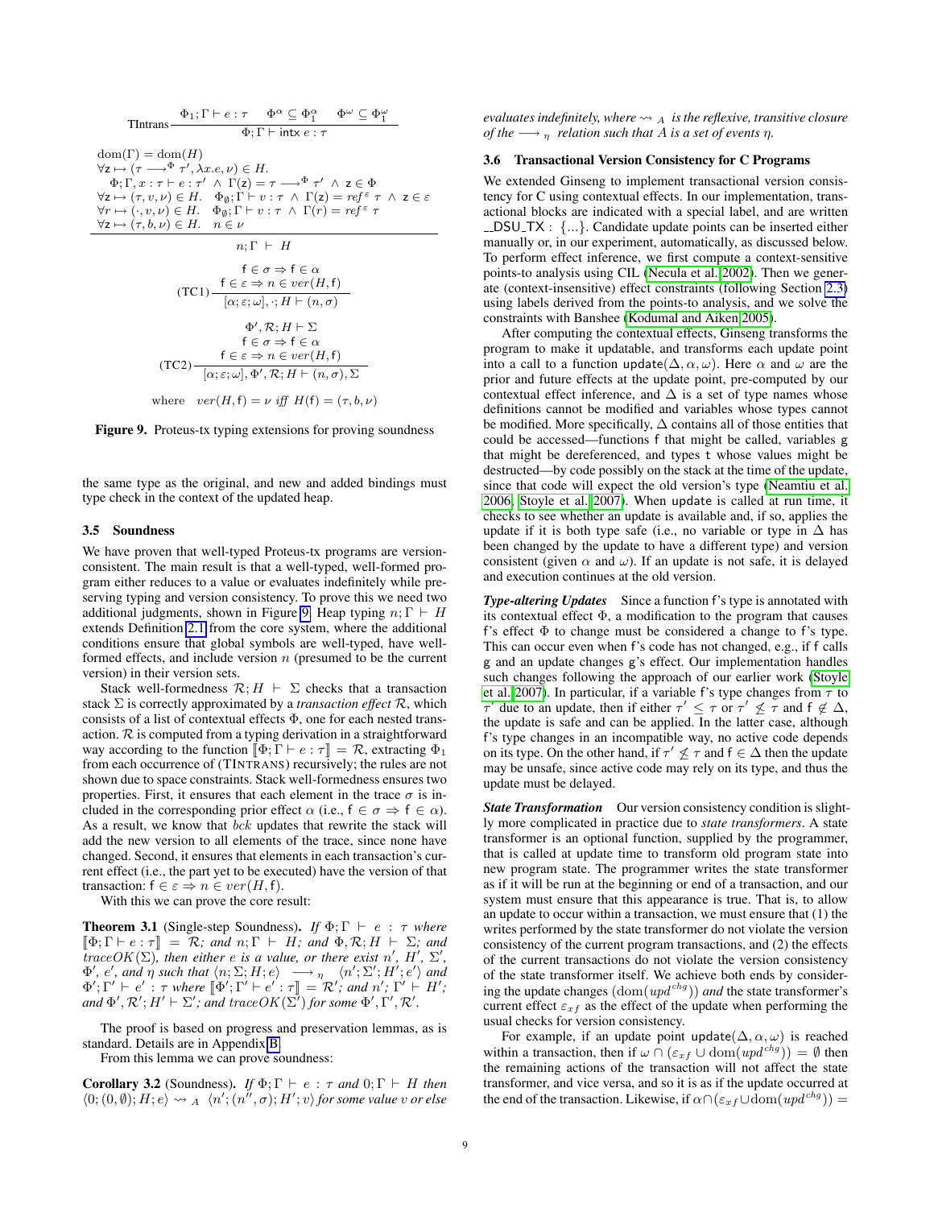$$\text{TIntrans}\ \frac{\Phi_1; \Gamma \vdash e : \tau \quad \Phi^\alpha \subseteq \Phi_1^\alpha \quad \Phi^\omega \subseteq \Phi_1^\omega}{\Phi; \Gamma \vdash \mathsf{intx}\ e : \tau}$$

$$\frac{\begin{array}{l}\mathrm{dom}(\Gamma) = \mathrm{dom}(H) \\ \forall \mathsf{z} \mapsto (\tau \longrightarrow^\Phi \tau', \lambda x.e, \nu) \in H. \\ \quad \Phi; \Gamma, x : \tau \vdash e : \tau' \ \wedge\ \Gamma(\mathsf{z}) = \tau \longrightarrow^\Phi \tau' \ \wedge\ \mathsf{z} \in \Phi \\ \forall \mathsf{z} \mapsto (\tau, v, \nu) \in H. \quad \Phi_\emptyset; \Gamma \vdash v : \tau \ \wedge\ \Gamma(\mathsf{z}) = ref^\varepsilon\ \tau \ \wedge\ \mathsf{z} \in \varepsilon \\ \forall r \mapsto (\cdot, v, \nu) \in H. \quad \Phi_\emptyset; \Gamma \vdash v : \tau \ \wedge\ \Gamma(r) = ref^\varepsilon\ \tau \\ \forall \mathsf{z} \mapsto (\tau, b, \nu) \in H. \quad n \in \nu\end{array}}{n; \Gamma \vdash H}$$

$$(\text{TC1})\ \frac{\begin{array}{c}\mathsf{f} \in \sigma \Rightarrow \mathsf{f} \in \alpha \\ \mathsf{f} \in \varepsilon \Rightarrow n \in ver(H, \mathsf{f})\end{array}}{[\alpha; \varepsilon; \omega], \cdot; H \vdash (n, \sigma)}$$

$$(\text{TC2})\ \frac{\begin{array}{c}\Phi', \mathcal{R}; H \vdash \Sigma \\ \mathsf{f} \in \sigma \Rightarrow \mathsf{f} \in \alpha \\ \mathsf{f} \in \varepsilon \Rightarrow n \in ver(H, \mathsf{f})\end{array}}{[\alpha; \varepsilon; \omega], \Phi', \mathcal{R}; H \vdash (n, \sigma), \Sigma}$$

$$\text{where} \quad ver(H, \mathsf{f}) = \nu \ \textit{iff}\ H(\mathsf{f}) = (\tau, b, \nu)$$

**Figure 9.** Proteus-tx typing extensions for proving soundness

the same type as the original, and new and added bindings must type check in the context of the updated heap.

### 3.5 Soundness

We have proven that well-typed Proteus-tx programs are version-consistent. The main result is that a well-typed, well-formed program either reduces to a value or evaluates indefinitely while preserving typing and version consistency. To prove this we need two additional judgments, shown in Figure 9. Heap typing $n; \Gamma \vdash H$ extends Definition 2.1 from the core system, where the additional conditions ensure that global symbols are well-typed, have well-formed effects, and include version $n$ (presumed to be the current version) in their version sets.

Stack well-formedness $\mathcal{R}; H \vdash \Sigma$ checks that a transaction stack $\Sigma$ is correctly approximated by a *transaction effect* $\mathcal{R}$, which consists of a list of contextual effects $\Phi$, one for each nested transaction. $\mathcal{R}$ is computed from a typing derivation in a straightforward way according to the function $[\![\Phi; \Gamma \vdash e : \tau]\!] = \mathcal{R}$, extracting $\Phi_1$ from each occurrence of (TINTRANS) recursively; the rules are not shown due to space constraints. Stack well-formedness ensures two properties. First, it ensures that each element in the trace $\sigma$ is included in the corresponding prior effect $\alpha$ (i.e., $\mathsf{f} \in \sigma \Rightarrow \mathsf{f} \in \alpha$). As a result, we know that $bck$ updates that rewrite the stack will add the new version to all elements of the trace, since none have changed. Second, it ensures that elements in each transaction's current effect (i.e., the part yet to be executed) have the version of that transaction: $\mathsf{f} \in \varepsilon \Rightarrow n \in ver(H, \mathsf{f})$.

With this we can prove the core result:

**Theorem 3.1** (Single-step Soundness). *If $\Phi; \Gamma \vdash e : \tau$ where $[\![\Phi; \Gamma \vdash e : \tau]\!] = \mathcal{R}$; and $n; \Gamma \vdash H$; and $\Phi, \mathcal{R}; H \vdash \Sigma$; and $traceOK(\Sigma)$, then either $e$ is a value, or there exist $n'$, $H'$, $\Sigma'$, $\Phi'$, $e'$, and $\eta$ such that $\langle n; \Sigma; H; e \rangle \longrightarrow_\eta \langle n'; \Sigma'; H'; e' \rangle$ and $\Phi'; \Gamma' \vdash e' : \tau$ where $[\![\Phi'; \Gamma' \vdash e' : \tau]\!] = \mathcal{R}'$; and $n'; \Gamma' \vdash H'$; and $\Phi', \mathcal{R}'; H' \vdash \Sigma'$; and $traceOK(\Sigma')$ for some $\Phi', \Gamma', \mathcal{R}'$.*

The proof is based on progress and preservation lemmas, as is standard. Details are in Appendix B.

From this lemma we can prove soundness:

**Corollary 3.2** (Soundness). *If $\Phi; \Gamma \vdash e : \tau$ and $0; \Gamma \vdash H$ then $\langle 0; (0, \emptyset); H; e \rangle \rightsquigarrow_A \langle n'; (n'', \sigma); H'; v \rangle$ for some value $v$ or else evaluates indefinitely, where $\rightsquigarrow_A$ is the reflexive, transitive closure of the $\longrightarrow_\eta$ relation such that $A$ is a set of events $\eta$.*

### 3.6 Transactional Version Consistency for C Programs

We extended Ginseng to implement transactional version consistency for C using contextual effects. In our implementation, transactional blocks are indicated with a special label, and are written `__DSU_TX : {...}`. Candidate update points can be inserted either manually or, in our experiment, automatically, as discussed below. To perform effect inference, we first compute a context-sensitive points-to analysis using CIL (Necula et al. 2002). Then we generate (context-insensitive) effect constraints (following Section 2.3) using labels derived from the points-to analysis, and we solve the constraints with Banshee (Kodumal and Aiken 2005).

After computing the contextual effects, Ginseng transforms the program to make it updatable, and transforms each update point into a call to a function $\mathsf{update}(\Delta, \alpha, \omega)$. Here $\alpha$ and $\omega$ are the prior and future effects at the update point, pre-computed by our contextual effect inference, and $\Delta$ is a set of type names whose definitions cannot be modified and variables whose types cannot be modified. More specifically, $\Delta$ contains all of those entities that could be accessed—functions $\mathsf{f}$ that might be called, variables $\mathsf{g}$ that might be dereferenced, and types $\mathsf{t}$ whose values might be destructed—by code possibly on the stack at the time of the update, since that code will expect the old version's type (Neamtiu et al. 2006; Stoyle et al. 2007). When update is called at run time, it checks to see whether an update is available and, if so, applies the update if it is both type safe (i.e., no variable or type in $\Delta$ has been changed by the update to have a different type) and version consistent (given $\alpha$ and $\omega$). If an update is not safe, it is delayed and execution continues at the old version.

***Type-altering Updates*** Since a function $\mathsf{f}$'s type is annotated with its contextual effect $\Phi$, a modification to the program that causes $\mathsf{f}$'s effect $\Phi$ to change must be considered a change to $\mathsf{f}$'s type. This can occur even when $\mathsf{f}$'s code has not changed, e.g., if $\mathsf{f}$ calls $\mathsf{g}$ and an update changes $\mathsf{g}$'s effect. Our implementation handles such changes following the approach of our earlier work (Stoyle et al. 2007). In particular, if a variable $\mathsf{f}$'s type changes from $\tau$ to $\tau'$ due to an update, then if either $\tau' \leq \tau$ or $\tau' \not\leq \tau$ and $\mathsf{f} \notin \Delta$, the update is safe and can be applied. In the latter case, although $\mathsf{f}$'s type changes in an incompatible way, no active code depends on its type. On the other hand, if $\tau' \not\leq \tau$ and $\mathsf{f} \in \Delta$ then the update may be unsafe, since active code may rely on its type, and thus the update must be delayed.

***State Transformation*** Our version consistency condition is slightly more complicated in practice due to *state transformers*. A state transformer is an optional function, supplied by the programmer, that is called at update time to transform old program state into new program state. The programmer writes the state transformer as if it will be run at the beginning or end of a transaction, and our system must ensure that this appearance is true. That is, to allow an update to occur within a transaction, we must ensure that (1) the writes performed by the state transformer do not violate the version consistency of the current program transactions, and (2) the effects of the current transactions do not violate the version consistency of the state transformer itself. We achieve both ends by considering the update changes $(\mathrm{dom}(upd^{chg}))$ *and* the state transformer's current effect $\varepsilon_{xf}$ as the effect of the update when performing the usual checks for version consistency.

For example, if an update point $\mathsf{update}(\Delta, \alpha, \omega)$ is reached within a transaction, then if $\omega \cap (\varepsilon_{xf} \cup \mathrm{dom}(upd^{chg})) = \emptyset$ then the remaining actions of the transaction will not affect the state transformer, and vice versa, and so it is as if the update occurred at the end of the transaction. Likewise, if $\alpha \cap (\varepsilon_{xf} \cup \mathrm{dom}(upd^{chg})) =$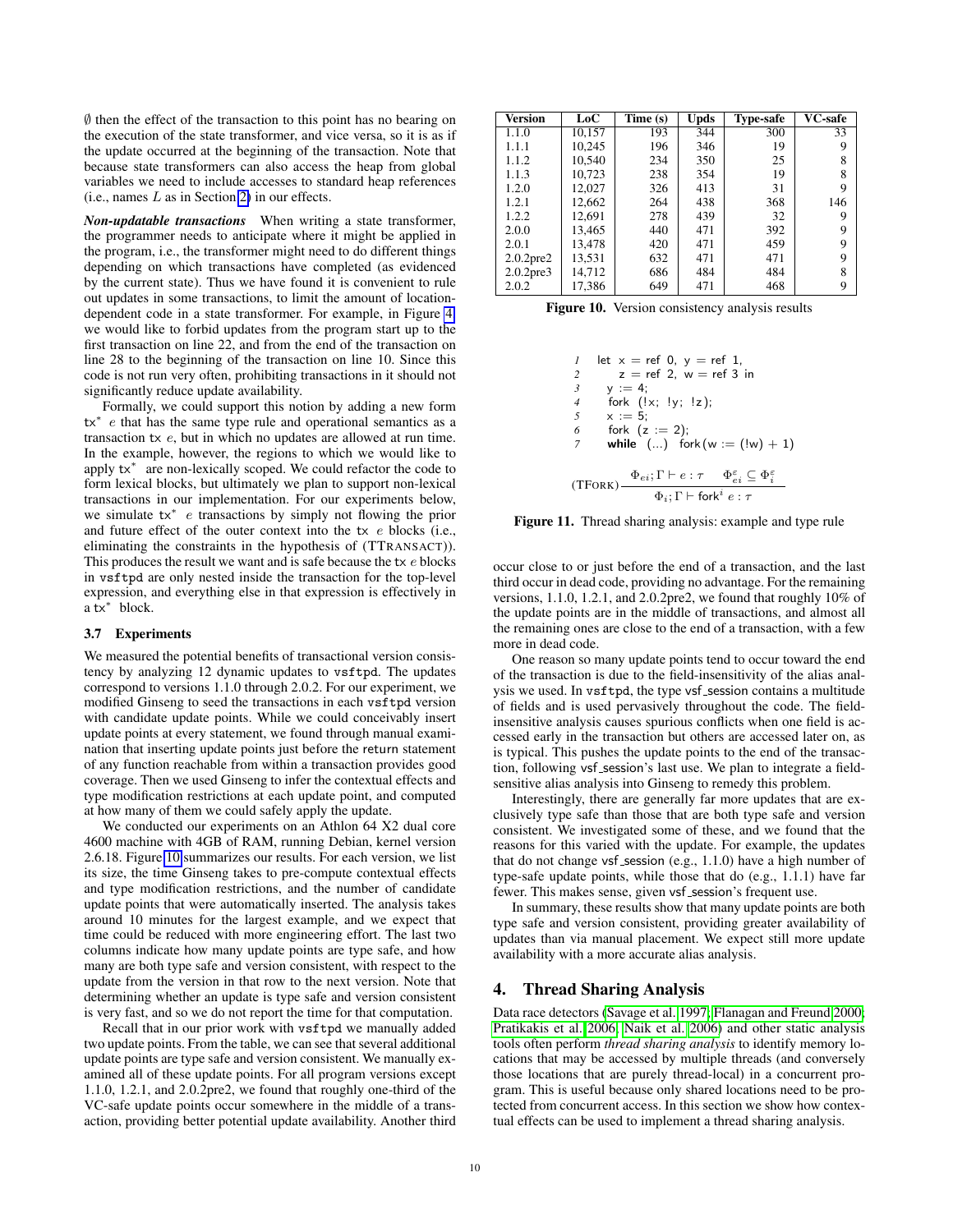$\emptyset$ then the effect of the transaction to this point has no bearing on the execution of the state transformer, and vice versa, so it is as if the update occurred at the beginning of the transaction. Note that because state transformers can also access the heap from global variables we need to include accesses to standard heap references (i.e., names $L$ as in Section 2) in our effects.

***Non-updatable transactions*** When writing a state transformer, the programmer needs to anticipate where it might be applied in the program, i.e., the transformer might need to do different things depending on which transactions have completed (as evidenced by the current state). Thus we have found it is convenient to rule out updates in some transactions, to limit the amount of location-dependent code in a state transformer. For example, in Figure 4 we would like to forbid updates from the program start up to the first transaction on line 22, and from the end of the transaction on line 28 to the beginning of the transaction on line 10. Since this code is not run very often, prohibiting transactions in it should not significantly reduce update availability.

Formally, we could support this notion by adding a new form $\mathsf{tx}^*\ e$ that has the same type rule and operational semantics as a transaction $\mathsf{tx}\ e$, but in which no updates are allowed at run time. In the example, however, the regions to which we would like to apply $\mathsf{tx}^*$ are non-lexically scoped. We could refactor the code to form lexical blocks, but ultimately we plan to support non-lexical transactions in our implementation. For our experiments below, we simulate $\mathsf{tx}^*\ e$ transactions by simply not flowing the prior and future effect of the outer context into the $\mathsf{tx}\ e$ blocks (i.e., eliminating the constraints in the hypothesis of (TTRANSACT)). This produces the result we want and is safe because the $\mathsf{tx}\ e$ blocks in `vsftpd` are only nested inside the transaction for the top-level expression, and everything else in that expression is effectively in a $\mathsf{tx}^*$ block.

### 3.7 Experiments

We measured the potential benefits of transactional version consistency by analyzing 12 dynamic updates to `vsftpd`. The updates correspond to versions 1.1.0 through 2.0.2. For our experiment, we modified Ginseng to seed the transactions in each `vsftpd` version with candidate update points. While we could conceivably insert update points at every statement, we found through manual examination that inserting update points just before the `return` statement of any function reachable from within a transaction provides good coverage. Then we used Ginseng to infer the contextual effects and type modification restrictions at each update point, and computed at how many of them we could safely apply the update.

We conducted our experiments on an Athlon 64 X2 dual core 4600 machine with 4GB of RAM, running Debian, kernel version 2.6.18. Figure 10 summarizes our results. For each version, we list its size, the time Ginseng takes to pre-compute contextual effects and type modification restrictions, and the number of candidate update points that were automatically inserted. The analysis takes around 10 minutes for the largest example, and we expect that time could be reduced with more engineering effort. The last two columns indicate how many update points are type safe, and how many are both type safe and version consistent, with respect to the update from the version in that row to the next version. Note that determining whether an update is type safe and version consistent is very fast, and so we do not report the time for that computation.

Recall that in our prior work with `vsftpd` we manually added two update points. From the table, we can see that several additional update points are type safe and version consistent. We manually examined all of these update points. For all program versions except 1.1.0, 1.2.1, and 2.0.2pre2, we found that roughly one-third of the VC-safe update points occur somewhere in the middle of a transaction, providing better potential update availability. Another third occur close to or just before the end of a transaction, and the last third occur in dead code, providing no advantage. For the remaining versions, 1.1.0, 1.2.1, and 2.0.2pre2, we found that roughly 10% of the update points are in the middle of transactions, and almost all the remaining ones are close to the end of a transaction, with a few more in dead code.

| Version | LoC | Time (s) | Upds | Type-safe | VC-safe |
|---|---|---|---|---|---|
| 1.1.0 | 10,157 | 193 | 344 | 300 | 33 |
| 1.1.1 | 10,245 | 196 | 346 | 19 | 9 |
| 1.1.2 | 10,540 | 234 | 350 | 25 | 8 |
| 1.1.3 | 10,723 | 238 | 354 | 19 | 8 |
| 1.2.0 | 12,027 | 326 | 413 | 31 | 9 |
| 1.2.1 | 12,662 | 264 | 438 | 368 | 146 |
| 1.2.2 | 12,691 | 278 | 439 | 32 | 9 |
| 2.0.0 | 13,465 | 440 | 471 | 392 | 9 |
| 2.0.1 | 13,478 | 420 | 471 | 459 | 9 |
| 2.0.2pre2 | 13,531 | 632 | 471 | 471 | 9 |
| 2.0.2pre3 | 14,712 | 686 | 484 | 484 | 8 |
| 2.0.2 | 17,386 | 649 | 471 | 468 | 9 |

**Figure 10.** Version consistency analysis results

```
1  let x = ref 0, y = ref 1,
2      z = ref 2, w = ref 3 in
3    y := 4;
4    fork (!x; !y; !z);
5    x := 5;
6    fork (z := 2);
7    while (...) fork(w := (!w) + 1)
```

$$\text{(TFORK)}\ \frac{\Phi_{ei}; \Gamma \vdash e : \tau \qquad \Phi_{ei}^{\varepsilon} \subseteq \Phi_i^{\varepsilon}}{\Phi_i; \Gamma \vdash \mathsf{fork}^i\ e : \tau}$$

**Figure 11.** Thread sharing analysis: example and type rule

One reason so many update points tend to occur toward the end of the transaction is due to the field-insensitivity of the alias analysis we used. In `vsftpd`, the type vsf_session contains a multitude of fields and is used pervasively throughout the code. The field-insensitive analysis causes spurious conflicts when one field is accessed early in the transaction but others are accessed later on, as is typical. This pushes the update points to the end of the transaction, following vsf_session's last use. We plan to integrate a field-sensitive alias analysis into Ginseng to remedy this problem.

Interestingly, there are generally far more updates that are exclusively type safe than those that are both type safe and version consistent. We investigated some of these, and we found that the reasons for this varied with the update. For example, the updates that do not change vsf_session (e.g., 1.1.0) have a high number of type-safe update points, while those that do (e.g., 1.1.1) have far fewer. This makes sense, given vsf_session's frequent use.

In summary, these results show that many update points are both type safe and version consistent, providing greater availability of updates than via manual placement. We expect still more update availability with a more accurate alias analysis.

## 4. Thread Sharing Analysis

Data race detectors (Savage et al. 1997; Flanagan and Freund 2000; Pratikakis et al. 2006; Naik et al. 2006) and other static analysis tools often perform *thread sharing analysis* to identify memory locations that may be accessed by multiple threads (and conversely those locations that are purely thread-local) in a concurrent program. This is useful because only shared locations need to be protected from concurrent access. In this section we show how contextual effects can be used to implement a thread sharing analysis.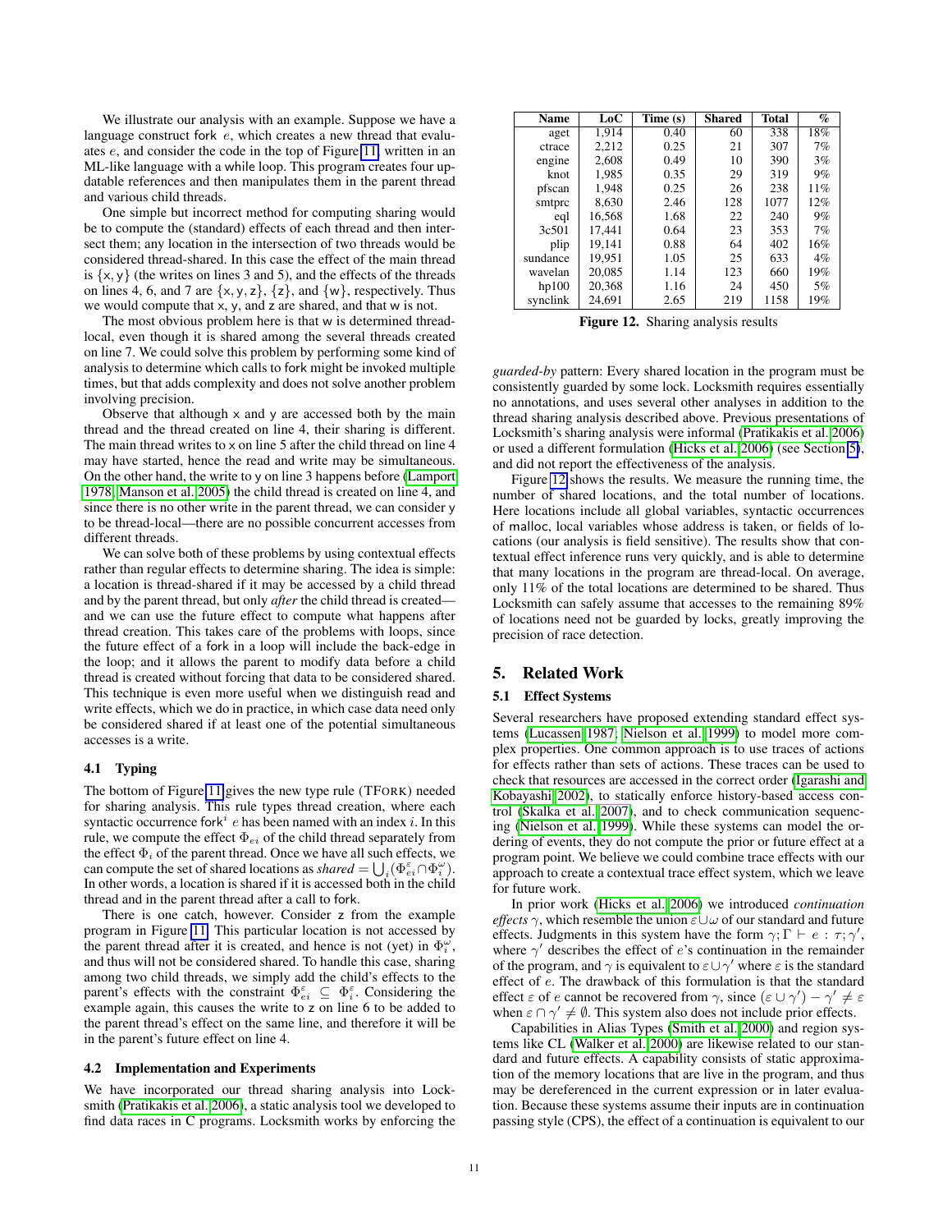We illustrate our analysis with an example. Suppose we have a language construct fork $e$, which creates a new thread that evaluates $e$, and consider the code in the top of Figure 11, written in an ML-like language with a while loop. This program creates four updatable references and then manipulates them in the parent thread and various child threads.

One simple but incorrect method for computing sharing would be to compute the (standard) effects of each thread and then intersect them; any location in the intersection of two threads would be considered thread-shared. In this case the effect of the main thread is $\{x, y\}$ (the writes on lines 3 and 5), and the effects of the threads on lines 4, 6, and 7 are $\{x, y, z\}$, $\{z\}$, and $\{w\}$, respectively. Thus we would compute that x, y, and z are shared, and that w is not.

The most obvious problem here is that w is determined thread-local, even though it is shared among the several threads created on line 7. We could solve this problem by performing some kind of analysis to determine which calls to fork might be invoked multiple times, but that adds complexity and does not solve another problem involving precision.

Observe that although x and y are accessed both by the main thread and the thread created on line 4, their sharing is different. The main thread writes to x on line 5 after the child thread on line 4 may have started, hence the read and write may be simultaneous. On the other hand, the write to y on line 3 happens before (Lamport 1978; Manson et al. 2005) the child thread is created on line 4, and since there is no other write in the parent thread, we can consider y to be thread-local—there are no possible concurrent accesses from different threads.

We can solve both of these problems by using contextual effects rather than regular effects to determine sharing. The idea is simple: a location is thread-shared if it may be accessed by a child thread and by the parent thread, but only *after* the child thread is created—and we can use the future effect to compute what happens after thread creation. This takes care of the problems with loops, since the future effect of a fork in a loop will include the back-edge in the loop; and it allows the parent to modify data before a child thread is created without forcing that data to be considered shared. This technique is even more useful when we distinguish read and write effects, which we do in practice, in which case data need only be considered shared if at least one of the potential simultaneous accesses is a write.

### 4.1 Typing

The bottom of Figure 11 gives the new type rule (TFORK) needed for sharing analysis. This rule types thread creation, where each syntactic occurrence $\mathsf{fork}^i\ e$ has been named with an index $i$. In this rule, we compute the effect $\Phi_{ei}$ of the child thread separately from the effect $\Phi_i$ of the parent thread. Once we have all such effects, we can compute the set of shared locations as *shared* $= \bigcup_i (\Phi^{\varepsilon}_{ei} \cap \Phi^{\omega}_i)$. In other words, a location is shared if it is accessed both in the child thread and in the parent thread after a call to fork.

There is one catch, however. Consider z from the example program in Figure 11. This particular location is not accessed by the parent thread after it is created, and hence is not (yet) in $\Phi^{\omega}_i$, and thus will not be considered shared. To handle this case, sharing among two child threads, we simply add the child's effects to the parent's effects with the constraint $\Phi^{\varepsilon}_{ei} \subseteq \Phi^{\varepsilon}_i$. Considering the example again, this causes the write to z on line 6 to be added to the parent thread's effect on the same line, and therefore it will be in the parent's future effect on line 4.

### 4.2 Implementation and Experiments

We have incorporated our thread sharing analysis into Locksmith (Pratikakis et al. 2006), a static analysis tool we developed to find data races in C programs. Locksmith works by enforcing the *guarded-by* pattern: Every shared location in the program must be consistently guarded by some lock. Locksmith requires essentially no annotations, and uses several other analyses in addition to the thread sharing analysis described above. Previous presentations of Locksmith's sharing analysis were informal (Pratikakis et al. 2006) or used a different formulation (Hicks et al. 2006) (see Section 5), and did not report the effectiveness of the analysis.

| Name | LoC | Time (s) | Shared | Total | % |
|---|---|---|---|---|---|
| aget | 1,914 | 0.40 | 60 | 338 | 18% |
| ctrace | 2,212 | 0.25 | 21 | 307 | 7% |
| engine | 2,608 | 0.49 | 10 | 390 | 3% |
| knot | 1,985 | 0.35 | 29 | 319 | 9% |
| pfscan | 1,948 | 0.25 | 26 | 238 | 11% |
| smtprc | 8,630 | 2.46 | 128 | 1077 | 12% |
| eql | 16,568 | 1.68 | 22 | 240 | 9% |
| 3c501 | 17,441 | 0.64 | 23 | 353 | 7% |
| plip | 19,141 | 0.88 | 64 | 402 | 16% |
| sundance | 19,951 | 1.05 | 25 | 633 | 4% |
| wavelan | 20,085 | 1.14 | 123 | 660 | 19% |
| hp100 | 20,368 | 1.16 | 24 | 450 | 5% |
| synclink | 24,691 | 2.65 | 219 | 1158 | 19% |

**Figure 12.** Sharing analysis results

Figure 12 shows the results. We measure the running time, the number of shared locations, and the total number of locations. Here locations include all global variables, syntactic occurrences of malloc, local variables whose address is taken, or fields of locations (our analysis is field sensitive). The results show that contextual effect inference runs very quickly, and is able to determine that many locations in the program are thread-local. On average, only 11% of the total locations are determined to be shared. Thus Locksmith can safely assume that accesses to the remaining 89% of locations need not be guarded by locks, greatly improving the precision of race detection.

## 5. Related Work

### 5.1 Effect Systems

Several researchers have proposed extending standard effect systems (Lucassen 1987; Nielson et al. 1999) to model more complex properties. One common approach is to use traces of actions for effects rather than sets of actions. These traces can be used to check that resources are accessed in the correct order (Igarashi and Kobayashi 2002), to statically enforce history-based access control (Skalka et al. 2007), and to check communication sequencing (Nielson et al. 1999). While these systems can model the ordering of events, they do not compute the prior or future effect at a program point. We believe we could combine trace effects with our approach to create a contextual trace effect system, which we leave for future work.

In prior work (Hicks et al. 2006) we introduced *continuation effects* $\gamma$, which resemble the union $\varepsilon \cup \omega$ of our standard and future effects. Judgments in this system have the form $\gamma; \Gamma \vdash e : \tau; \gamma'$, where $\gamma'$ describes the effect of $e$'s continuation in the remainder of the program, and $\gamma$ is equivalent to $\varepsilon \cup \gamma'$ where $\varepsilon$ is the standard effect of $e$. The drawback of this formulation is that the standard effect $\varepsilon$ of $e$ cannot be recovered from $\gamma$, since $(\varepsilon \cup \gamma') - \gamma' \neq \varepsilon$ when $\varepsilon \cap \gamma' \neq \emptyset$. This system also does not include prior effects.

Capabilities in Alias Types (Smith et al. 2000) and region systems like CL (Walker et al. 2000) are likewise related to our standard and future effects. A capability consists of static approximation of the memory locations that are live in the program, and thus may be dereferenced in the current expression or in later evaluation. Because these systems assume their inputs are in continuation passing style (CPS), the effect of a continuation is equivalent to our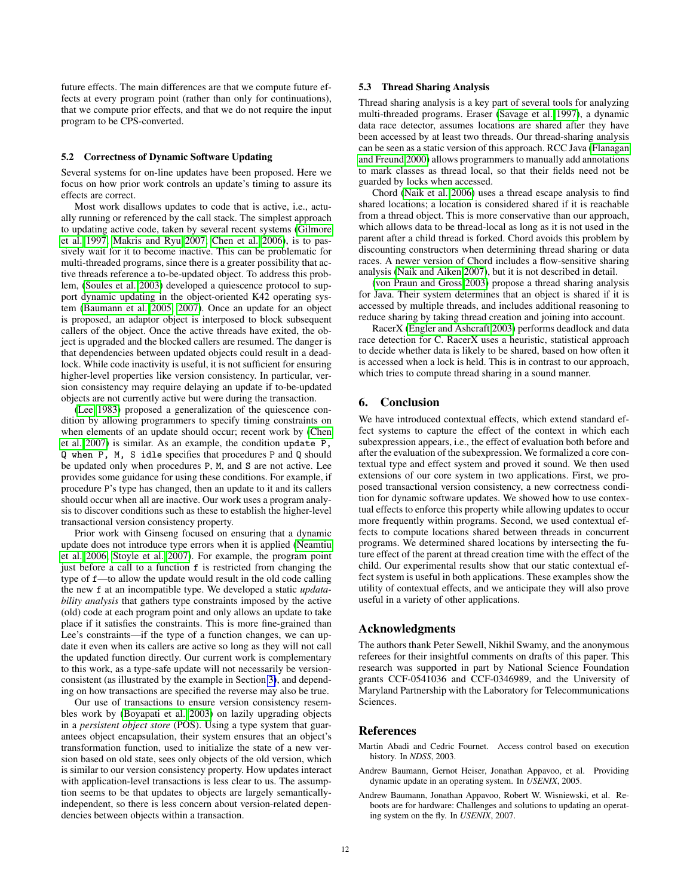future effects. The main differences are that we compute future effects at every program point (rather than only for continuations), that we compute prior effects, and that we do not require the input program to be CPS-converted.

### 5.2 Correctness of Dynamic Software Updating

Several systems for on-line updates have been proposed. Here we focus on how prior work controls an update's timing to assure its effects are correct.

Most work disallows updates to code that is active, i.e., actually running or referenced by the call stack. The simplest approach to updating active code, taken by several recent systems (Gilmore et al. 1997; Makris and Ryu 2007; Chen et al. 2006), is to passively wait for it to become inactive. This can be problematic for multi-threaded programs, since there is a greater possibility that active threads reference a to-be-updated object. To address this problem, (Soules et al. 2003) developed a quiescence protocol to support dynamic updating in the object-oriented K42 operating system (Baumann et al. 2005, 2007). Once an update for an object is proposed, an adaptor object is interposed to block subsequent callers of the object. Once the active threads have exited, the object is upgraded and the blocked callers are resumed. The danger is that dependencies between updated objects could result in a deadlock. While code inactivity is useful, it is not sufficient for ensuring higher-level properties like version consistency. In particular, version consistency may require delaying an update if to-be-updated objects are not currently active but were during the transaction.

(Lee 1983) proposed a generalization of the quiescence condition by allowing programmers to specify timing constraints on when elements of an update should occur; recent work by (Chen et al. 2007) is similar. As an example, the condition `update P, Q when P, M, S idle` specifies that procedures `P` and `Q` should be updated only when procedures `P`, `M`, and `S` are not active. Lee provides some guidance for using these conditions. For example, if procedure `P`'s type has changed, then an update to it and its callers should occur when all are inactive. Our work uses a program analysis to discover conditions such as these to establish the higher-level transactional version consistency property.

Prior work with Ginseng focused on ensuring that a dynamic update does not introduce type errors when it is applied (Neamtiu et al. 2006; Stoyle et al. 2007). For example, the program point just before a call to a function `f` is restricted from changing the type of `f`—to allow the update would result in the old code calling the new `f` at an incompatible type. We developed a static *updatability analysis* that gathers type constraints imposed by the active (old) code at each program point and only allows an update to take place if it satisfies the constraints. This is more fine-grained than Lee's constraints—if the type of a function changes, we can update it even when its callers are active so long as they will not call the updated function directly. Our current work is complementary to this work, as a type-safe update will not necessarily be version-consistent (as illustrated by the example in Section 3), and depending on how transactions are specified the reverse may also be true.

Our use of transactions to ensure version consistency resembles work by (Boyapati et al. 2003) on lazily upgrading objects in a *persistent object store* (POS). Using a type system that guarantees object encapsulation, their system ensures that an object's transformation function, used to initialize the state of a new version based on old state, sees only objects of the old version, which is similar to our version consistency property. How updates interact with application-level transactions is less clear to us. The assumption seems to be that updates to objects are largely semantically-independent, so there is less concern about version-related dependencies between objects within a transaction.

### 5.3 Thread Sharing Analysis

Thread sharing analysis is a key part of several tools for analyzing multi-threaded programs. Eraser (Savage et al. 1997), a dynamic data race detector, assumes locations are shared after they have been accessed by at least two threads. Our thread-sharing analysis can be seen as a static version of this approach. RCC Java (Flanagan and Freund 2000) allows programmers to manually add annotations to mark classes as thread local, so that their fields need not be guarded by locks when accessed.

Chord (Naik et al. 2006) uses a thread escape analysis to find shared locations; a location is considered shared if it is reachable from a thread object. This is more conservative than our approach, which allows data to be thread-local as long as it is not used in the parent after a child thread is forked. Chord avoids this problem by discounting constructors when determining thread sharing or data races. A newer version of Chord includes a flow-sensitive sharing analysis (Naik and Aiken 2007), but it is not described in detail.

(von Praun and Gross 2003) propose a thread sharing analysis for Java. Their system determines that an object is shared if it is accessed by multiple threads, and includes additional reasoning to reduce sharing by taking thread creation and joining into account.

RacerX (Engler and Ashcraft 2003) performs deadlock and data race detection for C. RacerX uses a heuristic, statistical approach to decide whether data is likely to be shared, based on how often it is accessed when a lock is held. This is in contrast to our approach, which tries to compute thread sharing in a sound manner.

## 6. Conclusion

We have introduced contextual effects, which extend standard effect systems to capture the effect of the context in which each subexpression appears, i.e., the effect of evaluation both before and after the evaluation of the subexpression. We formalized a core contextual type and effect system and proved it sound. We then used extensions of our core system in two applications. First, we proposed transactional version consistency, a new correctness condition for dynamic software updates. We showed how to use contextual effects to enforce this property while allowing updates to occur more frequently within programs. Second, we used contextual effects to compute locations shared between threads in concurrent programs. We determined shared locations by intersecting the future effect of the parent at thread creation time with the effect of the child. Our experimental results show that our static contextual effect system is useful in both applications. These examples show the utility of contextual effects, and we anticipate they will also prove useful in a variety of other applications.

## Acknowledgments

The authors thank Peter Sewell, Nikhil Swamy, and the anonymous referees for their insightful comments on drafts of this paper. This research was supported in part by National Science Foundation grants CCF-0541036 and CCF-0346989, and the University of Maryland Partnership with the Laboratory for Telecommunications Sciences.

## References

Martin Abadi and Cedric Fournet. Access control based on execution history. In *NDSS*, 2003.

Andrew Baumann, Gernot Heiser, Jonathan Appavoo, et al. Providing dynamic update in an operating system. In *USENIX*, 2005.

Andrew Baumann, Jonathan Appavoo, Robert W. Wisniewski, et al. Reboots are for hardware: Challenges and solutions to updating an operating system on the fly. In *USENIX*, 2007.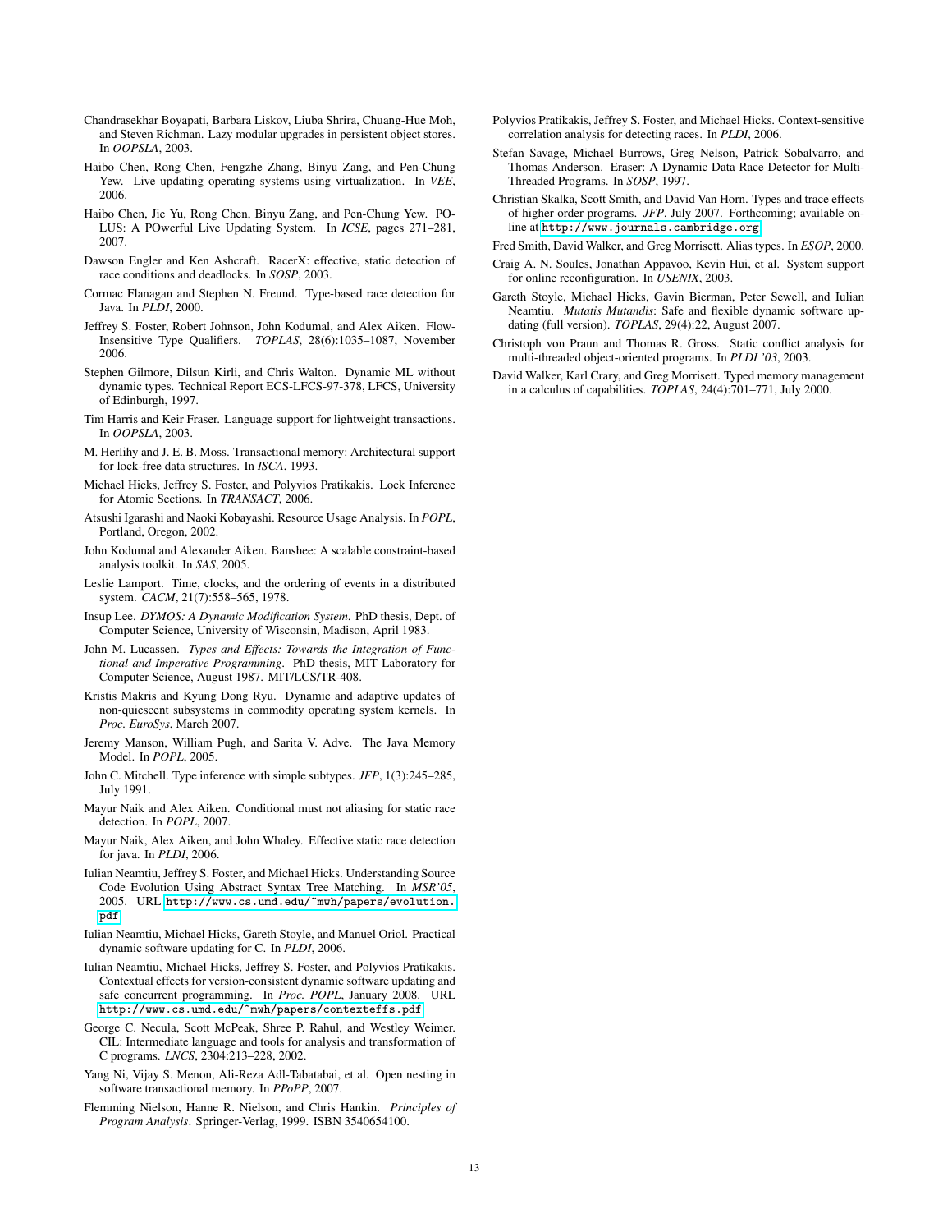Chandrasekhar Boyapati, Barbara Liskov, Liuba Shrira, Chuang-Hue Moh, and Steven Richman. Lazy modular upgrades in persistent object stores. In *OOPSLA*, 2003.

Haibo Chen, Rong Chen, Fengzhe Zhang, Binyu Zang, and Pen-Chung Yew. Live updating operating systems using virtualization. In *VEE*, 2006.

Haibo Chen, Jie Yu, Rong Chen, Binyu Zang, and Pen-Chung Yew. POLUS: A POwerful Live Updating System. In *ICSE*, pages 271–281, 2007.

Dawson Engler and Ken Ashcraft. RacerX: effective, static detection of race conditions and deadlocks. In *SOSP*, 2003.

Cormac Flanagan and Stephen N. Freund. Type-based race detection for Java. In *PLDI*, 2000.

Jeffrey S. Foster, Robert Johnson, John Kodumal, and Alex Aiken. Flow-Insensitive Type Qualifiers. *TOPLAS*, 28(6):1035–1087, November 2006.

Stephen Gilmore, Dilsun Kirli, and Chris Walton. Dynamic ML without dynamic types. Technical Report ECS-LFCS-97-378, LFCS, University of Edinburgh, 1997.

Tim Harris and Keir Fraser. Language support for lightweight transactions. In *OOPSLA*, 2003.

M. Herlihy and J. E. B. Moss. Transactional memory: Architectural support for lock-free data structures. In *ISCA*, 1993.

Michael Hicks, Jeffrey S. Foster, and Polyvios Pratikakis. Lock Inference for Atomic Sections. In *TRANSACT*, 2006.

Atsushi Igarashi and Naoki Kobayashi. Resource Usage Analysis. In *POPL*, Portland, Oregon, 2002.

John Kodumal and Alexander Aiken. Banshee: A scalable constraint-based analysis toolkit. In *SAS*, 2005.

Leslie Lamport. Time, clocks, and the ordering of events in a distributed system. *CACM*, 21(7):558–565, 1978.

Insup Lee. *DYMOS: A Dynamic Modification System*. PhD thesis, Dept. of Computer Science, University of Wisconsin, Madison, April 1983.

John M. Lucassen. *Types and Effects: Towards the Integration of Functional and Imperative Programming*. PhD thesis, MIT Laboratory for Computer Science, August 1987. MIT/LCS/TR-408.

Kristis Makris and Kyung Dong Ryu. Dynamic and adaptive updates of non-quiescent subsystems in commodity operating system kernels. In *Proc. EuroSys*, March 2007.

Jeremy Manson, William Pugh, and Sarita V. Adve. The Java Memory Model. In *POPL*, 2005.

John C. Mitchell. Type inference with simple subtypes. *JFP*, 1(3):245–285, July 1991.

Mayur Naik and Alex Aiken. Conditional must not aliasing for static race detection. In *POPL*, 2007.

Mayur Naik, Alex Aiken, and John Whaley. Effective static race detection for java. In *PLDI*, 2006.

Iulian Neamtiu, Jeffrey S. Foster, and Michael Hicks. Understanding Source Code Evolution Using Abstract Syntax Tree Matching. In *MSR'05*, 2005. URL `http://www.cs.umd.edu/~mwh/papers/evolution.pdf`.

Iulian Neamtiu, Michael Hicks, Gareth Stoyle, and Manuel Oriol. Practical dynamic software updating for C. In *PLDI*, 2006.

Iulian Neamtiu, Michael Hicks, Jeffrey S. Foster, and Polyvios Pratikakis. Contextual effects for version-consistent dynamic software updating and safe concurrent programming. In *Proc. POPL*, January 2008. URL `http://www.cs.umd.edu/~mwh/papers/contexteffs.pdf`.

George C. Necula, Scott McPeak, Shree P. Rahul, and Westley Weimer. CIL: Intermediate language and tools for analysis and transformation of C programs. *LNCS*, 2304:213–228, 2002.

Yang Ni, Vijay S. Menon, Ali-Reza Adl-Tabatabai, et al. Open nesting in software transactional memory. In *PPoPP*, 2007.

Flemming Nielson, Hanne R. Nielson, and Chris Hankin. *Principles of Program Analysis*. Springer-Verlag, 1999. ISBN 3540654100.

Polyvios Pratikakis, Jeffrey S. Foster, and Michael Hicks. Context-sensitive correlation analysis for detecting races. In *PLDI*, 2006.

Stefan Savage, Michael Burrows, Greg Nelson, Patrick Sobalvarro, and Thomas Anderson. Eraser: A Dynamic Data Race Detector for Multi-Threaded Programs. In *SOSP*, 1997.

Christian Skalka, Scott Smith, and David Van Horn. Types and trace effects of higher order programs. *JFP*, July 2007. Forthcoming; available online at `http://www.journals.cambridge.org`.

Fred Smith, David Walker, and Greg Morrisett. Alias types. In *ESOP*, 2000.

Craig A. N. Soules, Jonathan Appavoo, Kevin Hui, et al. System support for online reconfiguration. In *USENIX*, 2003.

Gareth Stoyle, Michael Hicks, Gavin Bierman, Peter Sewell, and Iulian Neamtiu. *Mutatis Mutandis*: Safe and flexible dynamic software updating (full version). *TOPLAS*, 29(4):22, August 2007.

Christoph von Praun and Thomas R. Gross. Static conflict analysis for multi-threaded object-oriented programs. In *PLDI '03*, 2003.

David Walker, Karl Crary, and Greg Morrisett. Typed memory management in a calculus of capabilities. *TOPLAS*, 24(4):701–771, July 2000.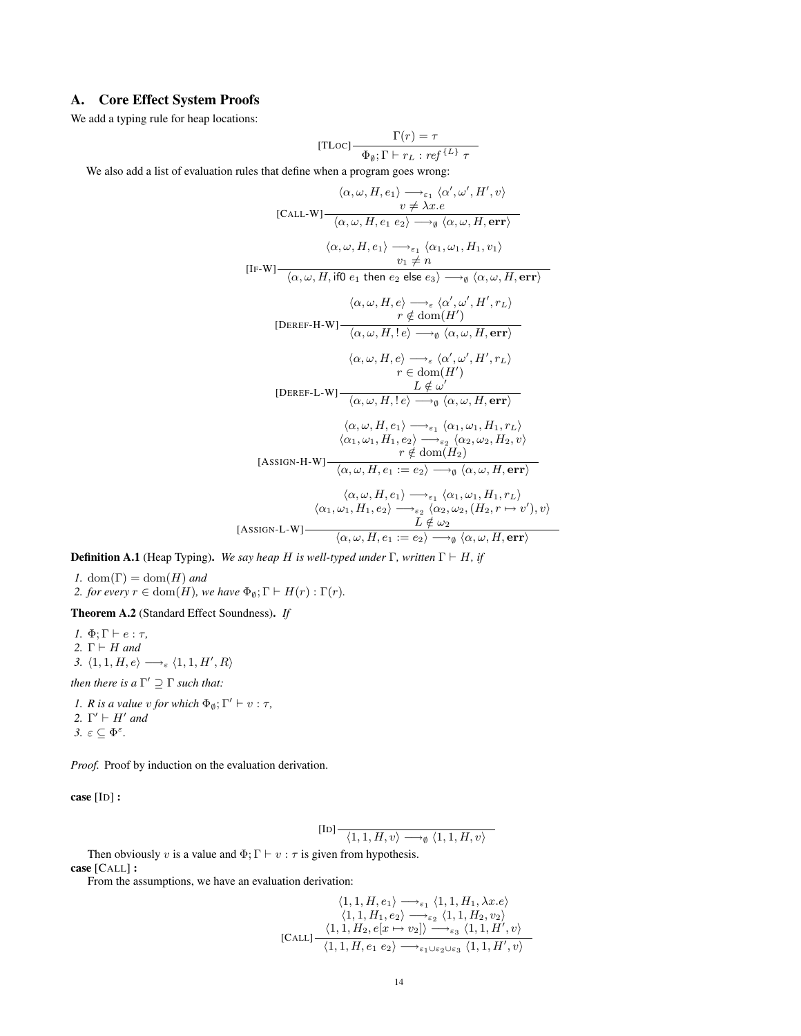## A. Core Effect System Proofs

We add a typing rule for heap locations:

$$[\text{TLoc}]\frac{\Gamma(r) = \tau}{\Phi_\emptyset; \Gamma \vdash r_L : ref^{\{L\}}\ \tau}$$

We also add a list of evaluation rules that define when a program goes wrong:

$$[\text{Call-W}]\frac{\langle \alpha, \omega, H, e_1 \rangle \longrightarrow_{\varepsilon_1} \langle \alpha', \omega', H', v \rangle \quad v \neq \lambda x.e}{\langle \alpha, \omega, H, e_1\ e_2 \rangle \longrightarrow_\emptyset \langle \alpha, \omega, H, \mathbf{err} \rangle}$$

$$[\text{If-W}]\frac{\langle \alpha, \omega, H, e_1 \rangle \longrightarrow_{\varepsilon_1} \langle \alpha_1, \omega_1, H_1, v_1 \rangle \quad v_1 \neq n}{\langle \alpha, \omega, H, \mathsf{if0}\ e_1\ \mathsf{then}\ e_2\ \mathsf{else}\ e_3 \rangle \longrightarrow_\emptyset \langle \alpha, \omega, H, \mathbf{err} \rangle}$$

$$[\text{Deref-H-W}]\frac{\langle \alpha, \omega, H, e \rangle \longrightarrow_{\varepsilon} \langle \alpha', \omega', H', r_L \rangle \quad r \notin \mathrm{dom}(H')}{\langle \alpha, \omega, H, !\,e \rangle \longrightarrow_\emptyset \langle \alpha, \omega, H, \mathbf{err} \rangle}$$

$$[\text{Deref-L-W}]\frac{\langle \alpha, \omega, H, e \rangle \longrightarrow_{\varepsilon} \langle \alpha', \omega', H', r_L \rangle \quad r \in \mathrm{dom}(H') \quad L \notin \omega'}{\langle \alpha, \omega, H, !\,e \rangle \longrightarrow_\emptyset \langle \alpha, \omega, H, \mathbf{err} \rangle}$$

$$[\text{Assign-H-W}]\frac{\langle \alpha, \omega, H, e_1 \rangle \longrightarrow_{\varepsilon_1} \langle \alpha_1, \omega_1, H_1, r_L \rangle \quad \langle \alpha_1, \omega_1, H_1, e_2 \rangle \longrightarrow_{\varepsilon_2} \langle \alpha_2, \omega_2, H_2, v \rangle \quad r \notin \mathrm{dom}(H_2)}{\langle \alpha, \omega, H, e_1 := e_2 \rangle \longrightarrow_\emptyset \langle \alpha, \omega, H, \mathbf{err} \rangle}$$

$$[\text{Assign-L-W}]\frac{\langle \alpha, \omega, H, e_1 \rangle \longrightarrow_{\varepsilon_1} \langle \alpha_1, \omega_1, H_1, r_L \rangle \quad \langle \alpha_1, \omega_1, H_1, e_2 \rangle \longrightarrow_{\varepsilon_2} \langle \alpha_2, \omega_2, (H_2, r \mapsto v'), v \rangle \quad L \notin \omega_2}{\langle \alpha, \omega, H, e_1 := e_2 \rangle \longrightarrow_\emptyset \langle \alpha, \omega, H, \mathbf{err} \rangle}$$

**Definition A.1** (Heap Typing)**.** *We say heap $H$ is well-typed under $\Gamma$, written $\Gamma \vdash H$, if*

1. $\mathrm{dom}(\Gamma) = \mathrm{dom}(H)$ *and*
2. *for every $r \in \mathrm{dom}(H)$, we have $\Phi_\emptyset; \Gamma \vdash H(r) : \Gamma(r)$.*

**Theorem A.2** (Standard Effect Soundness)**.** *If*

1. $\Phi; \Gamma \vdash e : \tau$,
2. $\Gamma \vdash H$ *and*
3. $\langle 1, 1, H, e \rangle \longrightarrow_\varepsilon \langle 1, 1, H', R \rangle$

*then there is a $\Gamma' \supseteq \Gamma$ such that:*

1. *$R$ is a value $v$ for which $\Phi_\emptyset; \Gamma' \vdash v : \tau$,*
2. $\Gamma' \vdash H'$ *and*
3. $\varepsilon \subseteq \Phi^\varepsilon$.

*Proof.* Proof by induction on the evaluation derivation.

**case** [Id] **:**

$$[\text{Id}]\frac{}{\langle 1, 1, H, v \rangle \longrightarrow_\emptyset \langle 1, 1, H, v \rangle}$$

Then obviously $v$ is a value and $\Phi; \Gamma \vdash v : \tau$ is given from hypothesis.

**case** [Call] **:**

From the assumptions, we have an evaluation derivation:

$$[\text{Call}]\frac{\langle 1, 1, H, e_1 \rangle \longrightarrow_{\varepsilon_1} \langle 1, 1, H_1, \lambda x.e \rangle \quad \langle 1, 1, H_1, e_2 \rangle \longrightarrow_{\varepsilon_2} \langle 1, 1, H_2, v_2 \rangle \quad \langle 1, 1, H_2, e[x \mapsto v_2] \rangle \longrightarrow_{\varepsilon_3} \langle 1, 1, H', v \rangle}{\langle 1, 1, H, e_1\ e_2 \rangle \longrightarrow_{\varepsilon_1 \cup \varepsilon_2 \cup \varepsilon_3} \langle 1, 1, H', v \rangle}$$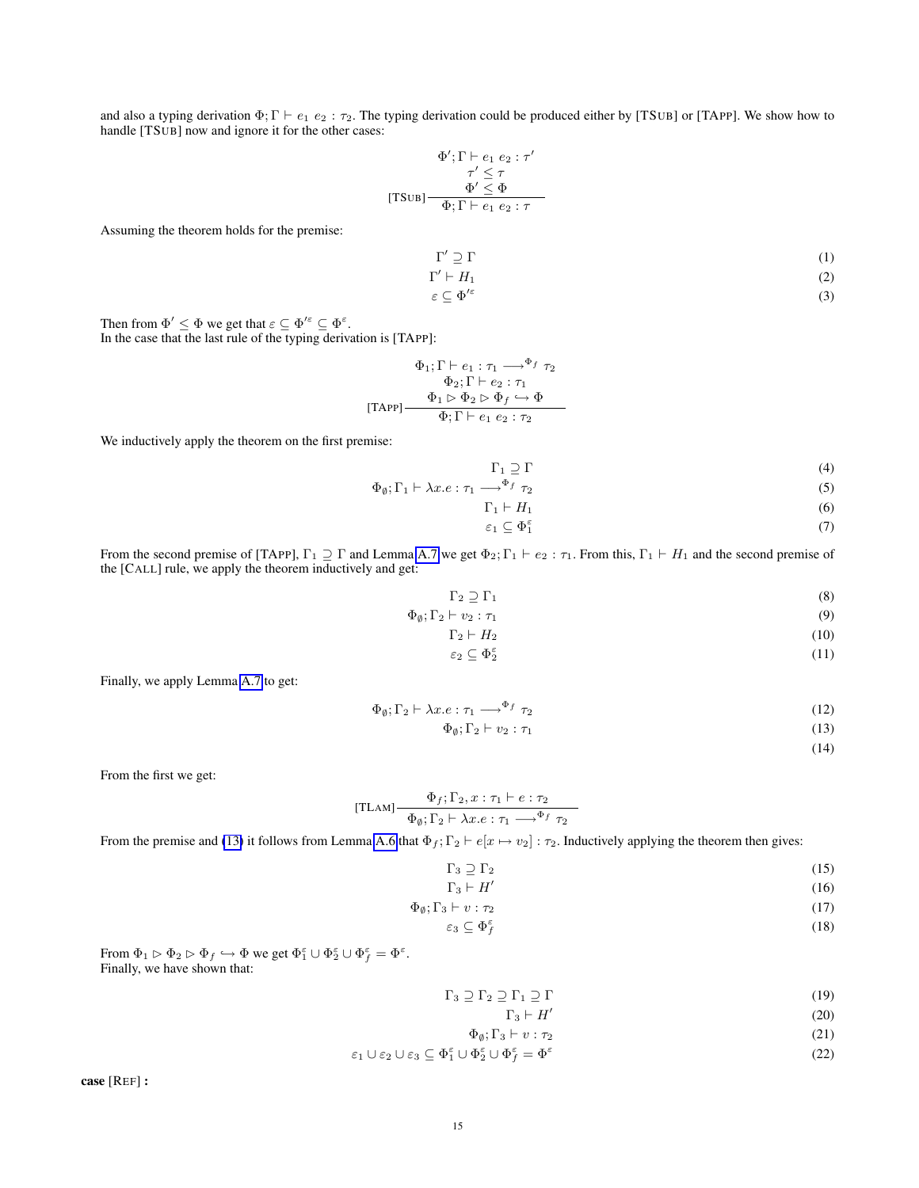and also a typing derivation $\Phi; \Gamma \vdash e_1\ e_2 : \tau_2$. The typing derivation could be produced either by [TSUB] or [TAPP]. We show how to handle [TSUB] now and ignore it for the other cases:

$$
[\text{TSUB}]\,\frac{\Phi'; \Gamma \vdash e_1\ e_2 : \tau' \qquad \tau' \leq \tau \qquad \Phi' \leq \Phi}{\Phi; \Gamma \vdash e_1\ e_2 : \tau}
$$

Assuming the theorem holds for the premise:

$$
\begin{aligned}
\Gamma' &\supseteq \Gamma && (1)\\
\Gamma' &\vdash H_1 && (2)\\
\varepsilon &\subseteq \Phi'^{\varepsilon} && (3)
\end{aligned}
$$

Then from $\Phi' \leq \Phi$ we get that $\varepsilon \subseteq \Phi'^{\varepsilon} \subseteq \Phi^{\varepsilon}$.
In the case that the last rule of the typing derivation is [TAPP]:

$$
[\text{TAPP}]\,\frac{\Phi_1; \Gamma \vdash e_1 : \tau_1 \longrightarrow^{\Phi_f} \tau_2 \qquad \Phi_2; \Gamma \vdash e_2 : \tau_1 \qquad \Phi_1 \rhd \Phi_2 \rhd \Phi_f \hookrightarrow \Phi}{\Phi; \Gamma \vdash e_1\ e_2 : \tau_2}
$$

We inductively apply the theorem on the first premise:

$$
\begin{aligned}
\Gamma_1 &\supseteq \Gamma && (4)\\
\Phi_\emptyset; \Gamma_1 &\vdash \lambda x.e : \tau_1 \longrightarrow^{\Phi_f} \tau_2 && (5)\\
\Gamma_1 &\vdash H_1 && (6)\\
\varepsilon_1 &\subseteq \Phi_1^{\varepsilon} && (7)
\end{aligned}
$$

From the second premise of [TAPP], $\Gamma_1 \supseteq \Gamma$ and Lemma A.7 we get $\Phi_2; \Gamma_1 \vdash e_2 : \tau_1$. From this, $\Gamma_1 \vdash H_1$ and the second premise of the [CALL] rule, we apply the theorem inductively and get:

$$
\begin{aligned}
\Gamma_2 &\supseteq \Gamma_1 && (8)\\
\Phi_\emptyset; \Gamma_2 &\vdash v_2 : \tau_1 && (9)\\
\Gamma_2 &\vdash H_2 && (10)\\
\varepsilon_2 &\subseteq \Phi_2^{\varepsilon} && (11)
\end{aligned}
$$

Finally, we apply Lemma A.7 to get:

$$
\begin{aligned}
\Phi_\emptyset; \Gamma_2 &\vdash \lambda x.e : \tau_1 \longrightarrow^{\Phi_f} \tau_2 && (12)\\
\Phi_\emptyset; \Gamma_2 &\vdash v_2 : \tau_1 && (13)\\
& && (14)
\end{aligned}
$$

From the first we get:

$$
[\text{TLAM}]\,\frac{\Phi_f; \Gamma_2, x : \tau_1 \vdash e : \tau_2}{\Phi_\emptyset; \Gamma_2 \vdash \lambda x.e : \tau_1 \longrightarrow^{\Phi_f} \tau_2}
$$

From the premise and (13) it follows from Lemma A.6 that $\Phi_f; \Gamma_2 \vdash e[x \mapsto v_2] : \tau_2$. Inductively applying the theorem then gives:

$$
\begin{aligned}
\Gamma_3 &\supseteq \Gamma_2 && (15)\\
\Gamma_3 &\vdash H' && (16)\\
\Phi_\emptyset; \Gamma_3 &\vdash v : \tau_2 && (17)\\
\varepsilon_3 &\subseteq \Phi_f^{\varepsilon} && (18)
\end{aligned}
$$

From $\Phi_1 \rhd \Phi_2 \rhd \Phi_f \hookrightarrow \Phi$ we get $\Phi_1^{\varepsilon} \cup \Phi_2^{\varepsilon} \cup \Phi_f^{\varepsilon} = \Phi^{\varepsilon}$.
Finally, we have shown that:

$$
\begin{aligned}
\Gamma_3 \supseteq \Gamma_2 \supseteq \Gamma_1 &\supseteq \Gamma && (19)\\
\Gamma_3 &\vdash H' && (20)\\
\Phi_\emptyset; \Gamma_3 &\vdash v : \tau_2 && (21)\\
\varepsilon_1 \cup \varepsilon_2 \cup \varepsilon_3 &\subseteq \Phi_1^{\varepsilon} \cup \Phi_2^{\varepsilon} \cup \Phi_f^{\varepsilon} = \Phi^{\varepsilon} && (22)
\end{aligned}
$$

**case** [REF] **:**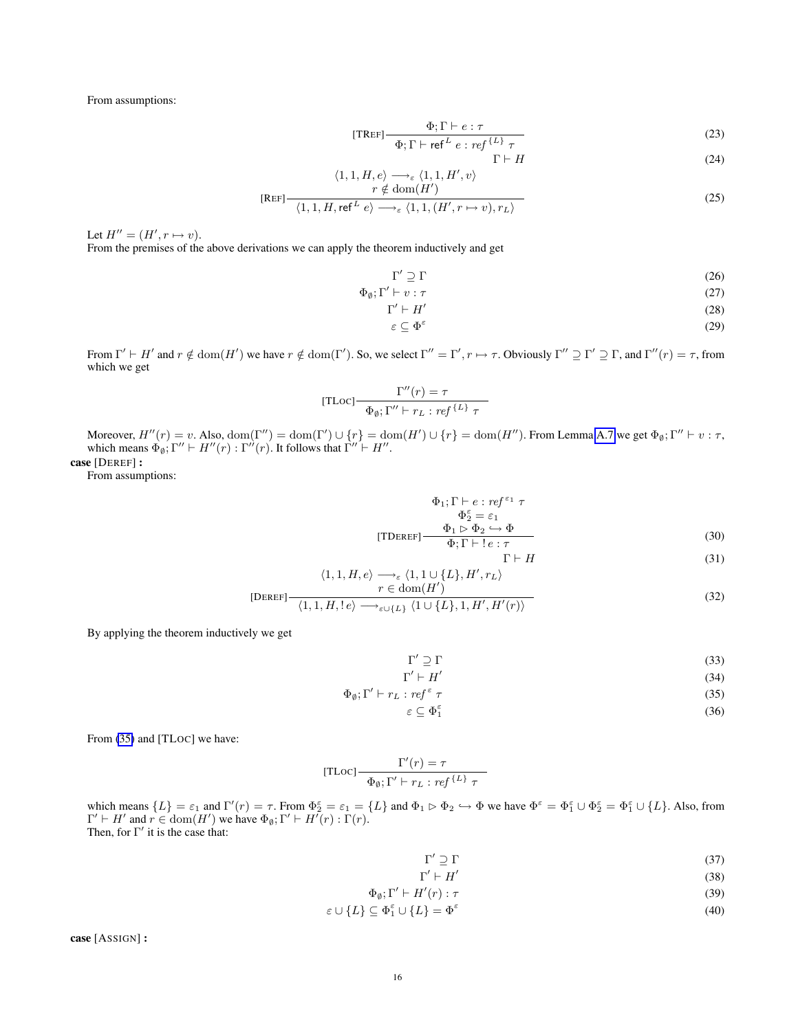From assumptions:

$$\text{[TRef]}\frac{\Phi; \Gamma \vdash e : \tau}{\Phi; \Gamma \vdash \mathsf{ref}^L\ e : ref^{\{L\}}\ \tau} \tag{23}$$

$$\Gamma \vdash H \tag{24}$$

$$\text{[Ref]}\frac{\langle 1, 1, H, e\rangle \longrightarrow_\varepsilon \langle 1, 1, H', v\rangle \quad r \notin \mathrm{dom}(H')}{\langle 1, 1, H, \mathsf{ref}^L\ e\rangle \longrightarrow_\varepsilon \langle 1, 1, (H', r \mapsto v), r_L\rangle} \tag{25}$$

Let $H'' = (H', r \mapsto v)$.
From the premises of the above derivations we can apply the theorem inductively and get

$$\Gamma' \supseteq \Gamma \tag{26}$$

$$\Phi_\emptyset; \Gamma' \vdash v : \tau \tag{27}$$

$$\Gamma' \vdash H' \tag{28}$$

$$\varepsilon \subseteq \Phi^\varepsilon \tag{29}$$

From $\Gamma' \vdash H'$ and $r \notin \mathrm{dom}(H')$ we have $r \notin \mathrm{dom}(\Gamma')$. So, we select $\Gamma'' = \Gamma', r \mapsto \tau$. Obviously $\Gamma'' \supseteq \Gamma' \supseteq \Gamma$, and $\Gamma''(r) = \tau$, from which we get

$$\text{[TLoc]}\frac{\Gamma''(r) = \tau}{\Phi_\emptyset; \Gamma'' \vdash r_L : ref^{\{L\}}\ \tau}$$

Moreover, $H''(r) = v$. Also, $\mathrm{dom}(\Gamma'') = \mathrm{dom}(\Gamma') \cup \{r\} = \mathrm{dom}(H') \cup \{r\} = \mathrm{dom}(H'')$. From Lemma A.7 we get $\Phi_\emptyset; \Gamma'' \vdash v : \tau$, which means $\Phi_\emptyset; \Gamma'' \vdash H''(r) : \Gamma''(r)$. It follows that $\Gamma'' \vdash H''$.

**case** [Deref] **:**

From assumptions:

$$\text{[TDeref]}\frac{\Phi_1; \Gamma \vdash e : ref^{\varepsilon_1}\ \tau \quad \Phi_2^\varepsilon = \varepsilon_1 \quad \Phi_1 \rhd \Phi_2 \hookrightarrow \Phi}{\Phi; \Gamma \vdash !\, e : \tau} \tag{30}$$

$$\Gamma \vdash H \tag{31}$$

$$\text{[Deref]}\frac{\langle 1, 1, H, e\rangle \longrightarrow_\varepsilon \langle 1, 1 \cup \{L\}, H', r_L\rangle \quad r \in \mathrm{dom}(H')}{\langle 1, 1, H, !\, e\rangle \longrightarrow_{\varepsilon \cup \{L\}} \langle 1 \cup \{L\}, 1, H', H'(r)\rangle} \tag{32}$$

By applying the theorem inductively we get

$$\Gamma' \supseteq \Gamma \tag{33}$$

$$\Gamma' \vdash H' \tag{34}$$

$$\Phi_\emptyset; \Gamma' \vdash r_L : ref^{\varepsilon}\ \tau \tag{35}$$

$$\varepsilon \subseteq \Phi_1^\varepsilon \tag{36}$$

From (35) and [TLoc] we have:

$$\text{[TLoc]}\frac{\Gamma'(r) = \tau}{\Phi_\emptyset; \Gamma' \vdash r_L : ref^{\{L\}}\ \tau}$$

which means $\{L\} = \varepsilon_1$ and $\Gamma'(r) = \tau$. From $\Phi_2^\varepsilon = \varepsilon_1 = \{L\}$ and $\Phi_1 \rhd \Phi_2 \hookrightarrow \Phi$ we have $\Phi^\varepsilon = \Phi_1^\varepsilon \cup \Phi_2^\varepsilon = \Phi_1^\varepsilon \cup \{L\}$. Also, from $\Gamma' \vdash H'$ and $r \in \mathrm{dom}(H')$ we have $\Phi_\emptyset; \Gamma' \vdash H'(r) : \Gamma(r)$.
Then, for $\Gamma'$ it is the case that:

$$\Gamma' \supseteq \Gamma \tag{37}$$

$$\Gamma' \vdash H' \tag{38}$$

$$\Phi_\emptyset; \Gamma' \vdash H'(r) : \tau \tag{39}$$

$$\varepsilon \cup \{L\} \subseteq \Phi_1^\varepsilon \cup \{L\} = \Phi^\varepsilon \tag{40}$$

**case** [Assign] **:**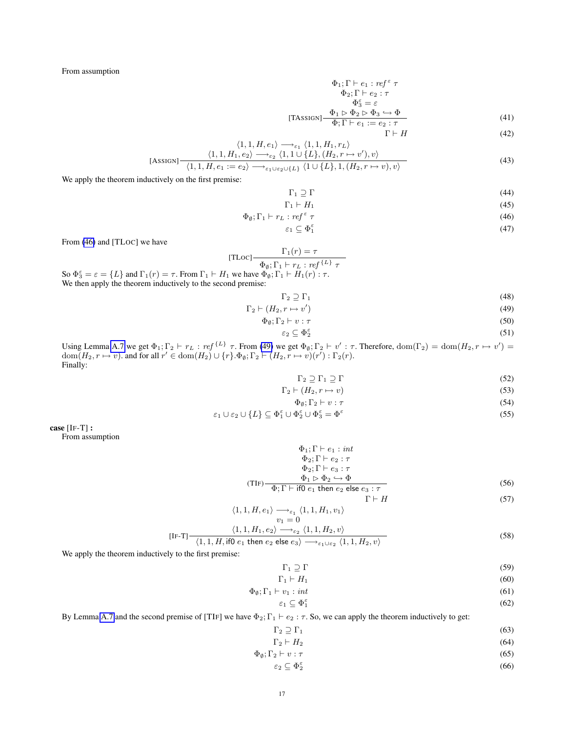From assumption

$$
\text{[TAssign]}\frac{\begin{array}{c}\Phi_1; \Gamma \vdash e_1 : \mathit{ref}^{\,\varepsilon}\ \tau \\ \Phi_2; \Gamma \vdash e_2 : \tau \\ \Phi_3^{\varepsilon} = \varepsilon \\ \Phi_1 \rhd \Phi_2 \rhd \Phi_3 \hookrightarrow \Phi\end{array}}{\Phi; \Gamma \vdash e_1 := e_2 : \tau} \tag{41}
$$

$$
\Gamma \vdash H \tag{42}
$$

$$
\text{[Assign]}\frac{\begin{array}{c}\langle 1, 1, H, e_1\rangle \longrightarrow_{\varepsilon_1} \langle 1, 1, H_1, r_L\rangle \\ \langle 1, 1, H_1, e_2\rangle \longrightarrow_{\varepsilon_2} \langle 1, 1 \cup \{L\}, (H_2, r \mapsto v'), v\rangle\end{array}}{\langle 1, 1, H, e_1 := e_2\rangle \longrightarrow_{\varepsilon_1 \cup \varepsilon_2 \cup \{L\}} \langle 1 \cup \{L\}, 1, (H_2, r \mapsto v), v\rangle} \tag{43}
$$

We apply the theorem inductively on the first premise:

$$
\Gamma_1 \supseteq \Gamma \tag{44}
$$

$$
\Gamma_1 \vdash H_1 \tag{45}
$$

$$
\Phi_\emptyset; \Gamma_1 \vdash r_L : \mathit{ref}^{\,\varepsilon}\ \tau \tag{46}
$$

$$
\varepsilon_1 \subseteq \Phi_1^{\varepsilon} \tag{47}
$$

From (46) and [TLoc] we have

$$
\text{[TLoc]}\frac{\Gamma_1(r) = \tau}{\Phi_\emptyset; \Gamma_1 \vdash r_L : \mathit{ref}^{\,\{L\}}\ \tau}
$$

So $\Phi_3^{\varepsilon} = \varepsilon = \{L\}$ and $\Gamma_1(r) = \tau$. From $\Gamma_1 \vdash H_1$ we have $\Phi_\emptyset; \Gamma_1 \vdash H_1(r) : \tau$.
We then apply the theorem inductively to the second premise:

$$
\Gamma_2 \supseteq \Gamma_1 \tag{48}
$$

$$
\Gamma_2 \vdash (H_2, r \mapsto v') \tag{49}
$$

$$
\Phi_\emptyset; \Gamma_2 \vdash v : \tau \tag{50}
$$

$$
\varepsilon_2 \subseteq \Phi_2^{\varepsilon} \tag{51}
$$

Using Lemma A.7 we get $\Phi_1; \Gamma_2 \vdash r_L : \mathit{ref}^{\,\{L\}}\ \tau$. From (49) we get $\Phi_\emptyset; \Gamma_2 \vdash v' : \tau$. Therefore, $\mathrm{dom}(\Gamma_2) = \mathrm{dom}(H_2, r \mapsto v') = \mathrm{dom}(H_2, r \mapsto v)$. and for all $r' \in \mathrm{dom}(H_2) \cup \{r\}.\Phi_\emptyset; \Gamma_2 \vdash (H_2, r \mapsto v)(r') : \Gamma_2(r)$.
Finally:

$$
\Gamma_2 \supseteq \Gamma_1 \supseteq \Gamma \tag{52}
$$

$$
\Gamma_2 \vdash (H_2, r \mapsto v) \tag{53}
$$

$$
\Phi_\emptyset; \Gamma_2 \vdash v : \tau \tag{54}
$$

$$
\varepsilon_1 \cup \varepsilon_2 \cup \{L\} \subseteq \Phi_1^{\varepsilon} \cup \Phi_2^{\varepsilon} \cup \Phi_3^{\varepsilon} = \Phi^{\varepsilon} \tag{55}
$$

**case** [If-T] **:**
From assumption

$$
\text{(TIf)}\frac{\begin{array}{c}\Phi_1; \Gamma \vdash e_1 : \mathit{int} \\ \Phi_2; \Gamma \vdash e_2 : \tau \\ \Phi_2; \Gamma \vdash e_3 : \tau \\ \Phi_1 \rhd \Phi_2 \hookrightarrow \Phi\end{array}}{\Phi; \Gamma \vdash \mathsf{if0}\ e_1\ \mathsf{then}\ e_2\ \mathsf{else}\ e_3 : \tau} \tag{56}
$$

$$
\Gamma \vdash H \tag{57}
$$

$$
\text{[If-T]}\frac{\begin{array}{c}\langle 1, 1, H, e_1\rangle \longrightarrow_{\varepsilon_1} \langle 1, 1, H_1, v_1\rangle \\ v_1 = 0 \\ \langle 1, 1, H_1, e_2\rangle \longrightarrow_{\varepsilon_2} \langle 1, 1, H_2, v\rangle\end{array}}{\langle 1, 1, H, \mathsf{if0}\ e_1\ \mathsf{then}\ e_2\ \mathsf{else}\ e_3\rangle \longrightarrow_{\varepsilon_1 \cup \varepsilon_2} \langle 1, 1, H_2, v\rangle} \tag{58}
$$

We apply the theorem inductively to the first premise:

$$
\Gamma_1 \supseteq \Gamma \tag{59}
$$

$$
\Gamma_1 \vdash H_1 \tag{60}
$$

$$
\Phi_\emptyset; \Gamma_1 \vdash v_1 : \mathit{int} \tag{61}
$$

$$
\varepsilon_1 \subseteq \Phi_1^{\varepsilon} \tag{62}
$$

By Lemma A.7 and the second premise of [TIf] we have $\Phi_2; \Gamma_1 \vdash e_2 : \tau$. So, we can apply the theorem inductively to get:

$$
\Gamma_2 \supseteq \Gamma_1 \tag{63}
$$

$$
\Gamma_2 \vdash H_2 \tag{64}
$$

$$
\Phi_\emptyset; \Gamma_2 \vdash v : \tau \tag{65}
$$

$$
\varepsilon_2 \subseteq \Phi_2^{\varepsilon} \tag{66}
$$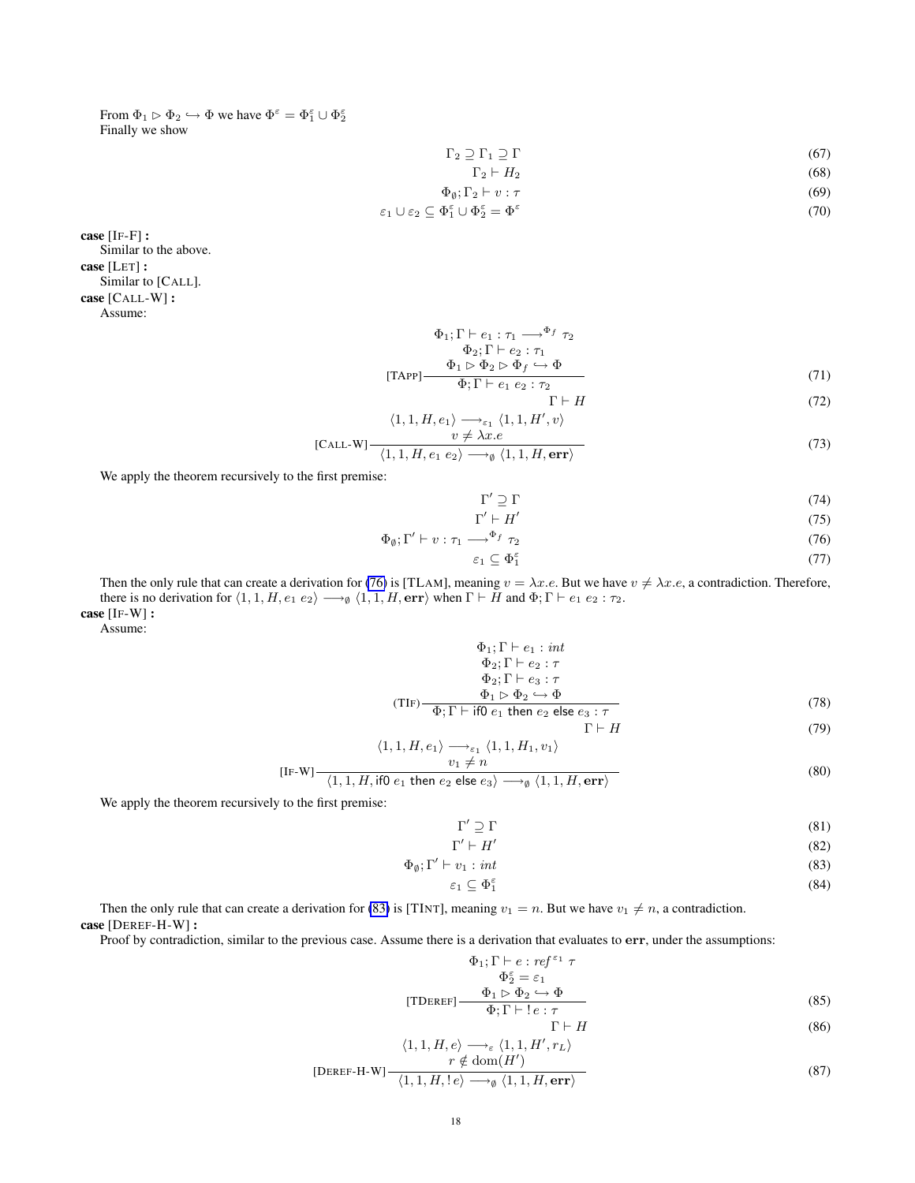From $\Phi_1 \rhd \Phi_2 \hookrightarrow \Phi$ we have $\Phi^\varepsilon = \Phi_1^\varepsilon \cup \Phi_2^\varepsilon$
Finally we show

$$\Gamma_2 \supseteq \Gamma_1 \supseteq \Gamma \tag{67}$$

$$\Gamma_2 \vdash H_2 \tag{68}$$

$$\Phi_\emptyset; \Gamma_2 \vdash v : \tau \tag{69}$$

$$\varepsilon_1 \cup \varepsilon_2 \subseteq \Phi_1^\varepsilon \cup \Phi_2^\varepsilon = \Phi^\varepsilon \tag{70}$$

**case** [IF-F] **:**
Similar to the above.

**case** [LET] **:**
Similar to [CALL].

**case** [CALL-W] **:**
Assume:

$$[\text{TAPP}]\frac{\Phi_1; \Gamma \vdash e_1 : \tau_1 \longrightarrow^{\Phi_f} \tau_2 \quad \Phi_2; \Gamma \vdash e_2 : \tau_1 \quad \Phi_1 \rhd \Phi_2 \rhd \Phi_f \hookrightarrow \Phi}{\Phi; \Gamma \vdash e_1\ e_2 : \tau_2} \tag{71}$$

$$\Gamma \vdash H \tag{72}$$

$$[\text{CALL-W}]\frac{\langle 1, 1, H, e_1\rangle \longrightarrow_{\varepsilon_1} \langle 1, 1, H', v\rangle \quad v \neq \lambda x.e}{\langle 1, 1, H, e_1\ e_2\rangle \longrightarrow_\emptyset \langle 1, 1, H, \mathbf{err}\rangle} \tag{73}$$

We apply the theorem recursively to the first premise:

$$\Gamma' \supseteq \Gamma \tag{74}$$

$$\Gamma' \vdash H' \tag{75}$$

$$\Phi_\emptyset; \Gamma' \vdash v : \tau_1 \longrightarrow^{\Phi_f} \tau_2 \tag{76}$$

$$\varepsilon_1 \subseteq \Phi_1^\varepsilon \tag{77}$$

Then the only rule that can create a derivation for (76) is [TLAM], meaning $v = \lambda x.e$. But we have $v \neq \lambda x.e$, a contradiction. Therefore, there is no derivation for $\langle 1, 1, H, e_1\ e_2\rangle \longrightarrow_\emptyset \langle 1, 1, H, \mathbf{err}\rangle$ when $\Gamma \vdash H$ and $\Phi; \Gamma \vdash e_1\ e_2 : \tau_2$.

**case** [IF-W] **:**
Assume:

$$(\text{TIF})\frac{\Phi_1; \Gamma \vdash e_1 : int \quad \Phi_2; \Gamma \vdash e_2 : \tau \quad \Phi_2; \Gamma \vdash e_3 : \tau \quad \Phi_1 \rhd \Phi_2 \hookrightarrow \Phi}{\Phi; \Gamma \vdash \text{if0 } e_1 \text{ then } e_2 \text{ else } e_3 : \tau} \tag{78}$$

$$\Gamma \vdash H \tag{79}$$

$$[\text{IF-W}]\frac{\langle 1, 1, H, e_1\rangle \longrightarrow_{\varepsilon_1} \langle 1, 1, H_1, v_1\rangle \quad v_1 \neq n}{\langle 1, 1, H, \text{if0 } e_1 \text{ then } e_2 \text{ else } e_3\rangle \longrightarrow_\emptyset \langle 1, 1, H, \mathbf{err}\rangle} \tag{80}$$

We apply the theorem recursively to the first premise:

$$\Gamma' \supseteq \Gamma \tag{81}$$

$$\Gamma' \vdash H' \tag{82}$$

$$\Phi_\emptyset; \Gamma' \vdash v_1 : int \tag{83}$$

$$\varepsilon_1 \subseteq \Phi_1^\varepsilon \tag{84}$$

Then the only rule that can create a derivation for (83) is [TINT], meaning $v_1 = n$. But we have $v_1 \neq n$, a contradiction.

**case** [DEREF-H-W] **:**
Proof by contradiction, similar to the previous case. Assume there is a derivation that evaluates to $\mathbf{err}$, under the assumptions:

$$[\text{TDEREF}]\frac{\Phi_1; \Gamma \vdash e : ref^{\varepsilon_1}\ \tau \quad \Phi_2^\varepsilon = \varepsilon_1 \quad \Phi_1 \rhd \Phi_2 \hookrightarrow \Phi}{\Phi; \Gamma \vdash !\,e : \tau} \tag{85}$$

$$\Gamma \vdash H \tag{86}$$

$$[\text{DEREF-H-W}]\frac{\langle 1, 1, H, e\rangle \longrightarrow_\varepsilon \langle 1, 1, H', r_L\rangle \quad r \notin \text{dom}(H')}{\langle 1, 1, H, !\,e\rangle \longrightarrow_\emptyset \langle 1, 1, H, \mathbf{err}\rangle} \tag{87}$$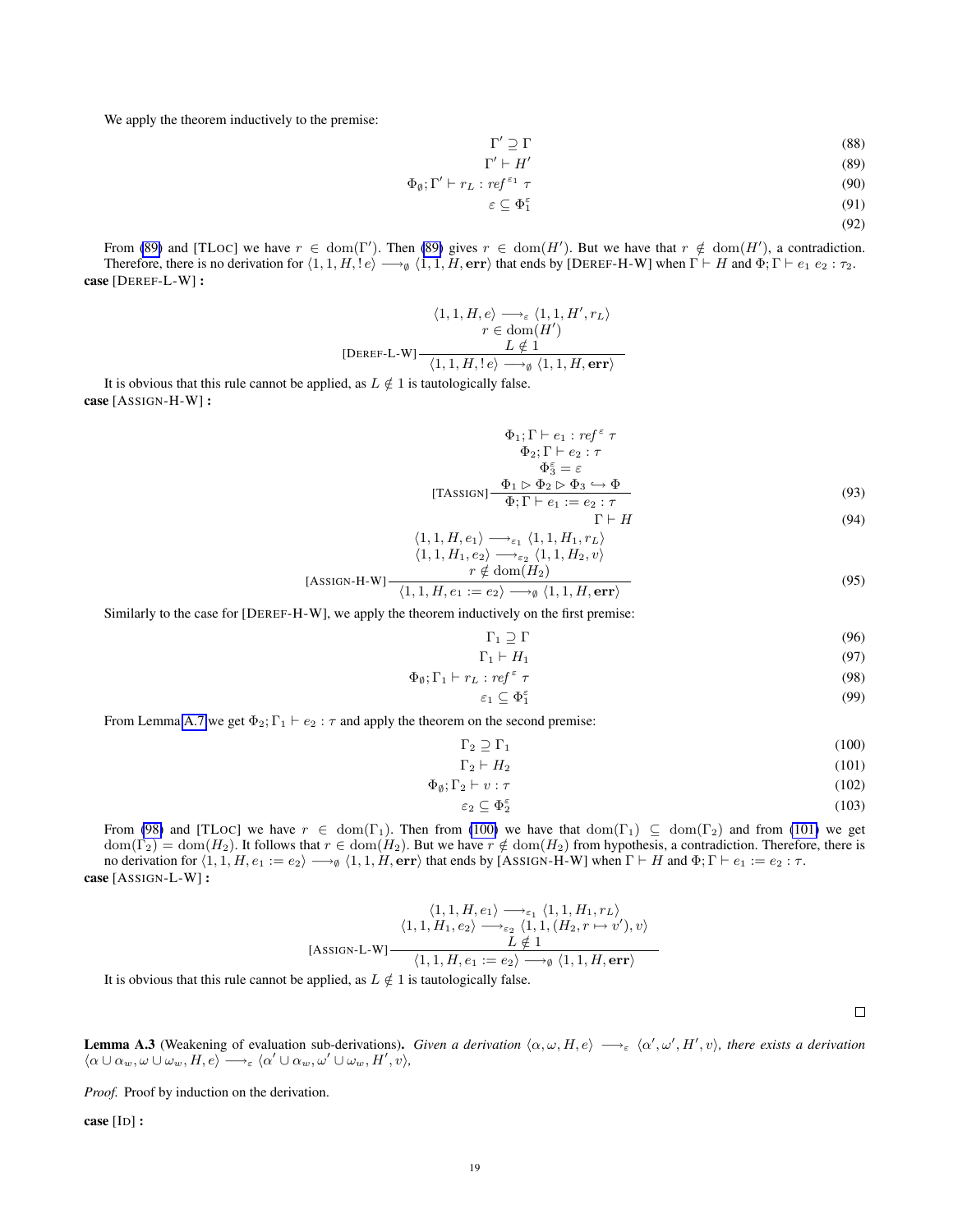We apply the theorem inductively to the premise:

$$\Gamma' \supseteq \Gamma \tag{88}$$
$$\Gamma' \vdash H' \tag{89}$$
$$\Phi_\emptyset; \Gamma' \vdash r_L : \mathit{ref}^{\,\varepsilon_1}\ \tau \tag{90}$$
$$\varepsilon \subseteq \Phi_1^\varepsilon \tag{91}$$
$$\tag{92}$$

From (89) and [TLOC] we have $r \in \mathrm{dom}(\Gamma')$. Then (89) gives $r \in \mathrm{dom}(H')$. But we have that $r \notin \mathrm{dom}(H')$, a contradiction. Therefore, there is no derivation for $\langle 1, 1, H, !\,e\rangle \longrightarrow_\emptyset \langle 1, 1, H, \mathbf{err}\rangle$ that ends by [DEREF-H-W] when $\Gamma \vdash H$ and $\Phi; \Gamma \vdash e_1\ e_2 : \tau_2$.

**case** [DEREF-L-W] **:**

$$[\text{DEREF-L-W}]\ \frac{\langle 1, 1, H, e\rangle \longrightarrow_\varepsilon \langle 1, 1, H', r_L\rangle \quad r \in \mathrm{dom}(H') \quad L \notin 1}{\langle 1, 1, H, !\,e\rangle \longrightarrow_\emptyset \langle 1, 1, H, \mathbf{err}\rangle}$$

It is obvious that this rule cannot be applied, as $L \notin 1$ is tautologically false.

**case** [ASSIGN-H-W] **:**

$$[\text{TASSIGN}]\ \frac{\Phi_1; \Gamma \vdash e_1 : \mathit{ref}^{\,\varepsilon}\ \tau \quad \Phi_2; \Gamma \vdash e_2 : \tau \quad \Phi_3^\varepsilon = \varepsilon \quad \Phi_1 \rhd \Phi_2 \rhd \Phi_3 \hookrightarrow \Phi}{\Phi; \Gamma \vdash e_1 := e_2 : \tau} \tag{93}$$

$$\Gamma \vdash H \tag{94}$$

$$[\text{ASSIGN-H-W}]\ \frac{\langle 1, 1, H, e_1\rangle \longrightarrow_{\varepsilon_1} \langle 1, 1, H_1, r_L\rangle \quad \langle 1, 1, H_1, e_2\rangle \longrightarrow_{\varepsilon_2} \langle 1, 1, H_2, v\rangle \quad r \notin \mathrm{dom}(H_2)}{\langle 1, 1, H, e_1 := e_2\rangle \longrightarrow_\emptyset \langle 1, 1, H, \mathbf{err}\rangle} \tag{95}$$

Similarly to the case for [DEREF-H-W], we apply the theorem inductively on the first premise:

$$\Gamma_1 \supseteq \Gamma \tag{96}$$
$$\Gamma_1 \vdash H_1 \tag{97}$$
$$\Phi_\emptyset; \Gamma_1 \vdash r_L : \mathit{ref}^{\,\varepsilon}\ \tau \tag{98}$$
$$\varepsilon_1 \subseteq \Phi_1^\varepsilon \tag{99}$$

From Lemma A.7 we get $\Phi_2; \Gamma_1 \vdash e_2 : \tau$ and apply the theorem on the second premise:

$$\Gamma_2 \supseteq \Gamma_1 \tag{100}$$
$$\Gamma_2 \vdash H_2 \tag{101}$$
$$\Phi_\emptyset; \Gamma_2 \vdash v : \tau \tag{102}$$
$$\varepsilon_2 \subseteq \Phi_2^\varepsilon \tag{103}$$

From (98) and [TLOC] we have $r \in \mathrm{dom}(\Gamma_1)$. Then from (100) we have that $\mathrm{dom}(\Gamma_1) \subseteq \mathrm{dom}(\Gamma_2)$ and from (101) we get $\mathrm{dom}(\Gamma_2) = \mathrm{dom}(H_2)$. It follows that $r \in \mathrm{dom}(H_2)$. But we have $r \notin \mathrm{dom}(H_2)$ from hypothesis, a contradiction. Therefore, there is no derivation for $\langle 1, 1, H, e_1 := e_2\rangle \longrightarrow_\emptyset \langle 1, 1, H, \mathbf{err}\rangle$ that ends by [ASSIGN-H-W] when $\Gamma \vdash H$ and $\Phi; \Gamma \vdash e_1 := e_2 : \tau$.

**case** [ASSIGN-L-W] **:**

$$[\text{ASSIGN-L-W}]\ \frac{\langle 1, 1, H, e_1\rangle \longrightarrow_{\varepsilon_1} \langle 1, 1, H_1, r_L\rangle \quad \langle 1, 1, H_1, e_2\rangle \longrightarrow_{\varepsilon_2} \langle 1, 1, (H_2, r \mapsto v'), v\rangle \quad L \notin 1}{\langle 1, 1, H, e_1 := e_2\rangle \longrightarrow_\emptyset \langle 1, 1, H, \mathbf{err}\rangle}$$

It is obvious that this rule cannot be applied, as $L \notin 1$ is tautologically false.

∎

**Lemma A.3** (Weakening of evaluation sub-derivations)**.** *Given a derivation $\langle \alpha, \omega, H, e\rangle \longrightarrow_\varepsilon \langle \alpha', \omega', H', v\rangle$, there exists a derivation $\langle \alpha \cup \alpha_w, \omega \cup \omega_w, H, e\rangle \longrightarrow_\varepsilon \langle \alpha' \cup \alpha_w, \omega' \cup \omega_w, H', v\rangle$,*

*Proof.* Proof by induction on the derivation.

**case** [ID] **:**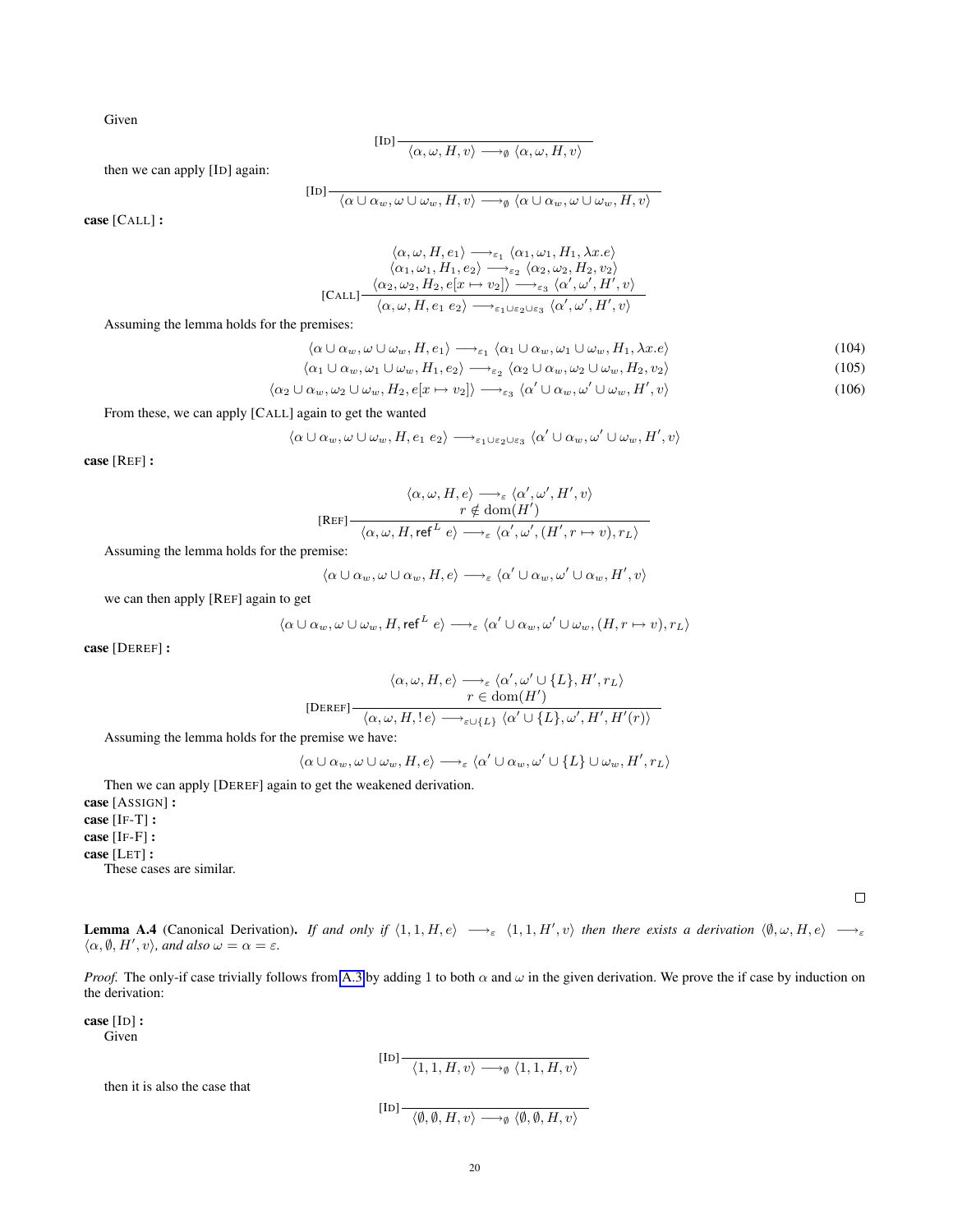Given

$$[\textsc{Id}]\,\frac{}{\langle \alpha, \omega, H, v\rangle \longrightarrow_{\emptyset} \langle \alpha, \omega, H, v\rangle}$$

then we can apply [Id] again:

$$[\textsc{Id}]\,\frac{}{\langle \alpha \cup \alpha_w, \omega \cup \omega_w, H, v\rangle \longrightarrow_{\emptyset} \langle \alpha \cup \alpha_w, \omega \cup \omega_w, H, v\rangle}$$

**case** [Call] **:**

$$[\textsc{Call}]\,\frac{\begin{array}{c}\langle \alpha, \omega, H, e_1\rangle \longrightarrow_{\varepsilon_1} \langle \alpha_1, \omega_1, H_1, \lambda x.e\rangle \\ \langle \alpha_1, \omega_1, H_1, e_2\rangle \longrightarrow_{\varepsilon_2} \langle \alpha_2, \omega_2, H_2, v_2\rangle \\ \langle \alpha_2, \omega_2, H_2, e[x \mapsto v_2]\rangle \longrightarrow_{\varepsilon_3} \langle \alpha', \omega', H', v\rangle\end{array}}{\langle \alpha, \omega, H, e_1\ e_2\rangle \longrightarrow_{\varepsilon_1 \cup \varepsilon_2 \cup \varepsilon_3} \langle \alpha', \omega', H', v\rangle}$$

Assuming the lemma holds for the premises:

$$\langle \alpha \cup \alpha_w, \omega \cup \omega_w, H, e_1\rangle \longrightarrow_{\varepsilon_1} \langle \alpha_1 \cup \alpha_w, \omega_1 \cup \omega_w, H_1, \lambda x.e\rangle \tag{104}$$

$$\langle \alpha_1 \cup \alpha_w, \omega_1 \cup \omega_w, H_1, e_2\rangle \longrightarrow_{\varepsilon_2} \langle \alpha_2 \cup \alpha_w, \omega_2 \cup \omega_w, H_2, v_2\rangle \tag{105}$$

$$\langle \alpha_2 \cup \alpha_w, \omega_2 \cup \omega_w, H_2, e[x \mapsto v_2]\rangle \longrightarrow_{\varepsilon_3} \langle \alpha' \cup \alpha_w, \omega' \cup \omega_w, H', v\rangle \tag{106}$$

From these, we can apply [Call] again to get the wanted

$$\langle \alpha \cup \alpha_w, \omega \cup \omega_w, H, e_1\ e_2\rangle \longrightarrow_{\varepsilon_1 \cup \varepsilon_2 \cup \varepsilon_3} \langle \alpha' \cup \alpha_w, \omega' \cup \omega_w, H', v\rangle$$

**case** [Ref] **:**

$$[\textsc{Ref}]\,\frac{\begin{array}{c}\langle \alpha, \omega, H, e\rangle \longrightarrow_{\varepsilon} \langle \alpha', \omega', H', v\rangle \\ r \notin \mathrm{dom}(H')\end{array}}{\langle \alpha, \omega, H, \mathsf{ref}^L\ e\rangle \longrightarrow_{\varepsilon} \langle \alpha', \omega', (H', r \mapsto v), r_L\rangle}$$

Assuming the lemma holds for the premise:

$$\langle \alpha \cup \alpha_w, \omega \cup \alpha_w, H, e\rangle \longrightarrow_{\varepsilon} \langle \alpha' \cup \alpha_w, \omega' \cup \alpha_w, H', v\rangle$$

we can then apply [Ref] again to get

$$\langle \alpha \cup \alpha_w, \omega \cup \omega_w, H, \mathsf{ref}^L\ e\rangle \longrightarrow_{\varepsilon} \langle \alpha' \cup \alpha_w, \omega' \cup \omega_w, (H, r \mapsto v), r_L\rangle$$

**case** [Deref] **:**

$$[\textsc{Deref}]\,\frac{\begin{array}{c}\langle \alpha, \omega, H, e\rangle \longrightarrow_{\varepsilon} \langle \alpha', \omega' \cup \{L\}, H', r_L\rangle \\ r \in \mathrm{dom}(H')\end{array}}{\langle \alpha, \omega, H, !\,e\rangle \longrightarrow_{\varepsilon \cup \{L\}} \langle \alpha' \cup \{L\}, \omega', H', H'(r)\rangle}$$

Assuming the lemma holds for the premise we have:

$$\langle \alpha \cup \alpha_w, \omega \cup \omega_w, H, e\rangle \longrightarrow_{\varepsilon} \langle \alpha' \cup \alpha_w, \omega' \cup \{L\} \cup \omega_w, H', r_L\rangle$$

Then we can apply [Deref] again to get the weakened derivation.

**case** [Assign] **:**
**case** [If-T] **:**
**case** [If-F] **:**
**case** [Let] **:**
These cases are similar.

□

**Lemma A.4** (Canonical Derivation)**.** *If and only if* $\langle 1, 1, H, e\rangle \longrightarrow_{\varepsilon} \langle 1, 1, H', v\rangle$ *then there exists a derivation* $\langle \emptyset, \omega, H, e\rangle \longrightarrow_{\varepsilon} \langle \alpha, \emptyset, H', v\rangle$*, and also* $\omega = \alpha = \varepsilon$*.*

*Proof.* The only-if case trivially follows from A.3 by adding 1 to both $\alpha$ and $\omega$ in the given derivation. We prove the if case by induction on the derivation:

**case** [Id] **:**
Given

$$[\textsc{Id}]\,\frac{}{\langle 1, 1, H, v\rangle \longrightarrow_{\emptyset} \langle 1, 1, H, v\rangle}$$

then it is also the case that

$$[\textsc{Id}]\,\frac{}{\langle \emptyset, \emptyset, H, v\rangle \longrightarrow_{\emptyset} \langle \emptyset, \emptyset, H, v\rangle}$$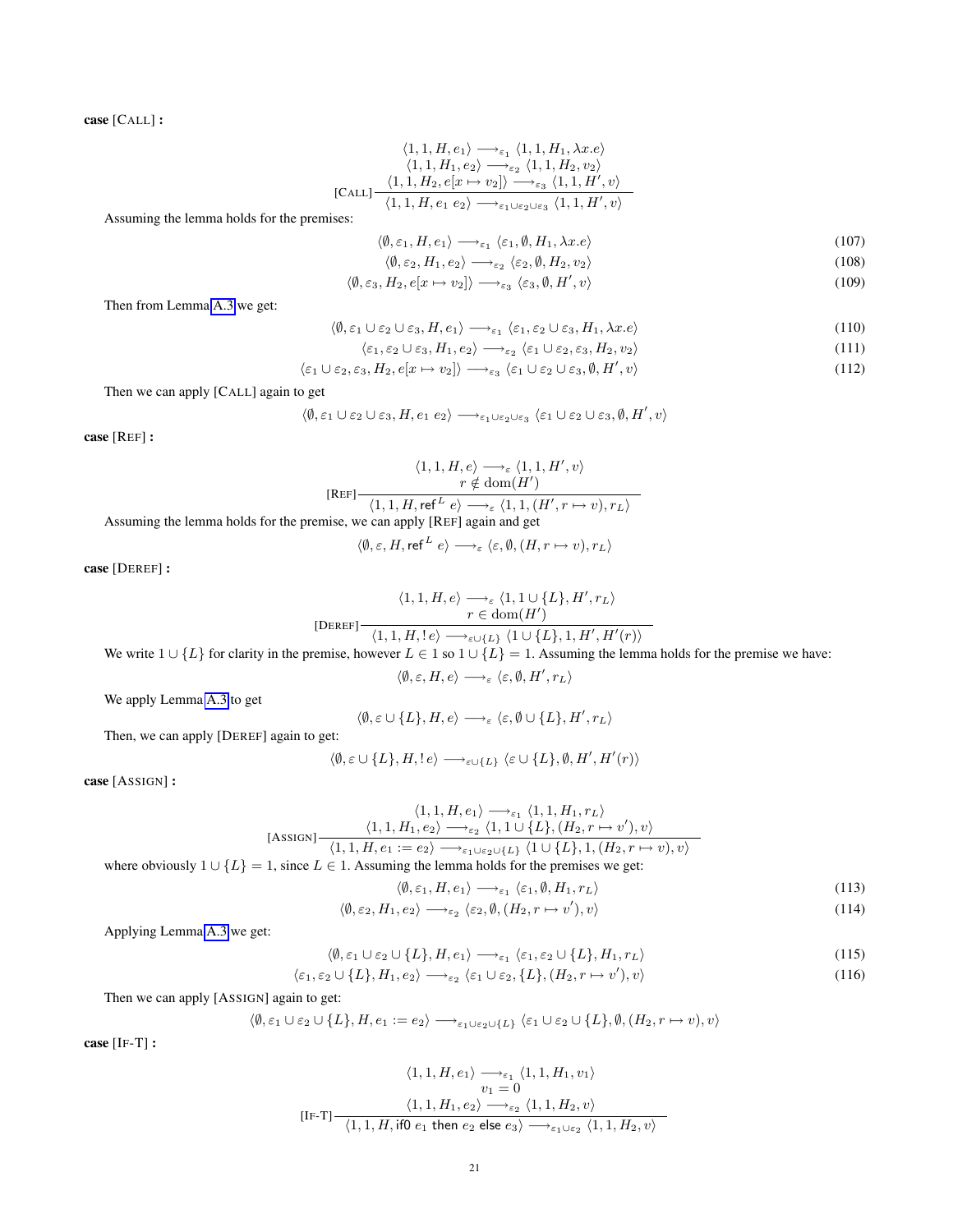**case** [CALL] **:**

$$
\text{[CALL]}\;\frac{\begin{array}{c}\langle 1, 1, H, e_1\rangle \longrightarrow_{\varepsilon_1} \langle 1, 1, H_1, \lambda x.e\rangle\\ \langle 1, 1, H_1, e_2\rangle \longrightarrow_{\varepsilon_2} \langle 1, 1, H_2, v_2\rangle\\ \langle 1, 1, H_2, e[x \mapsto v_2]\rangle \longrightarrow_{\varepsilon_3} \langle 1, 1, H', v\rangle\end{array}}{\langle 1, 1, H, e_1\ e_2\rangle \longrightarrow_{\varepsilon_1 \cup \varepsilon_2 \cup \varepsilon_3} \langle 1, 1, H', v\rangle}
$$

Assuming the lemma holds for the premises:

$$
\langle \emptyset, \varepsilon_1, H, e_1\rangle \longrightarrow_{\varepsilon_1} \langle \varepsilon_1, \emptyset, H_1, \lambda x.e\rangle \tag{107}
$$

$$
\langle \emptyset, \varepsilon_2, H_1, e_2\rangle \longrightarrow_{\varepsilon_2} \langle \varepsilon_2, \emptyset, H_2, v_2\rangle \tag{108}
$$

$$
\langle \emptyset, \varepsilon_3, H_2, e[x \mapsto v_2]\rangle \longrightarrow_{\varepsilon_3} \langle \varepsilon_3, \emptyset, H', v\rangle \tag{109}
$$

Then from Lemma A.3 we get:

$$
\langle \emptyset, \varepsilon_1 \cup \varepsilon_2 \cup \varepsilon_3, H, e_1\rangle \longrightarrow_{\varepsilon_1} \langle \varepsilon_1, \varepsilon_2 \cup \varepsilon_3, H_1, \lambda x.e\rangle \tag{110}
$$

$$
\langle \varepsilon_1, \varepsilon_2 \cup \varepsilon_3, H_1, e_2\rangle \longrightarrow_{\varepsilon_2} \langle \varepsilon_1 \cup \varepsilon_2, \varepsilon_3, H_2, v_2\rangle \tag{111}
$$

$$
\langle \varepsilon_1 \cup \varepsilon_2, \varepsilon_3, H_2, e[x \mapsto v_2]\rangle \longrightarrow_{\varepsilon_3} \langle \varepsilon_1 \cup \varepsilon_2 \cup \varepsilon_3, \emptyset, H', v\rangle \tag{112}
$$

Then we can apply [CALL] again to get

$$
\langle \emptyset, \varepsilon_1 \cup \varepsilon_2 \cup \varepsilon_3, H, e_1\ e_2\rangle \longrightarrow_{\varepsilon_1 \cup \varepsilon_2 \cup \varepsilon_3} \langle \varepsilon_1 \cup \varepsilon_2 \cup \varepsilon_3, \emptyset, H', v\rangle
$$

**case** [REF] **:**

$$
\text{[REF]}\;\frac{\begin{array}{c}\langle 1, 1, H, e\rangle \longrightarrow_{\varepsilon} \langle 1, 1, H', v\rangle\\ r \notin \mathrm{dom}(H')\end{array}}{\langle 1, 1, H, \mathsf{ref}^L\ e\rangle \longrightarrow_{\varepsilon} \langle 1, 1, (H', r \mapsto v), r_L\rangle}
$$

Assuming the lemma holds for the premise, we can apply [REF] again and get

$$
\langle \emptyset, \varepsilon, H, \mathsf{ref}^L\ e\rangle \longrightarrow_{\varepsilon} \langle \varepsilon, \emptyset, (H, r \mapsto v), r_L\rangle
$$

**case** [DEREF] **:**

$$
\text{[DEREF]}\;\frac{\begin{array}{c}\langle 1, 1, H, e\rangle \longrightarrow_{\varepsilon} \langle 1, 1 \cup \{L\}, H', r_L\rangle\\ r \in \mathrm{dom}(H')\end{array}}{\langle 1, 1, H, !\,e\rangle \longrightarrow_{\varepsilon \cup \{L\}} \langle 1 \cup \{L\}, 1, H', H'(r)\rangle}
$$

We write $1 \cup \{L\}$ for clarity in the premise, however $L \in 1$ so $1 \cup \{L\} = 1$. Assuming the lemma holds for the premise we have:

$$
\langle \emptyset, \varepsilon, H, e\rangle \longrightarrow_{\varepsilon} \langle \varepsilon, \emptyset, H', r_L\rangle
$$

We apply Lemma A.3 to get

$$
\langle \emptyset, \varepsilon \cup \{L\}, H, e\rangle \longrightarrow_{\varepsilon} \langle \varepsilon, \emptyset \cup \{L\}, H', r_L\rangle
$$

Then, we can apply [DEREF] again to get:

$$
\langle \emptyset, \varepsilon \cup \{L\}, H, !\,e\rangle \longrightarrow_{\varepsilon \cup \{L\}} \langle \varepsilon \cup \{L\}, \emptyset, H', H'(r)\rangle
$$

**case** [ASSIGN] **:**

$$
\text{[ASSIGN]}\;\frac{\begin{array}{c}\langle 1, 1, H, e_1\rangle \longrightarrow_{\varepsilon_1} \langle 1, 1, H_1, r_L\rangle\\ \langle 1, 1, H_1, e_2\rangle \longrightarrow_{\varepsilon_2} \langle 1, 1 \cup \{L\}, (H_2, r \mapsto v'), v\rangle\end{array}}{\langle 1, 1, H, e_1 := e_2\rangle \longrightarrow_{\varepsilon_1 \cup \varepsilon_2 \cup \{L\}} \langle 1 \cup \{L\}, 1, (H_2, r \mapsto v), v\rangle}
$$

where obviously $1 \cup \{L\} = 1$, since $L \in 1$. Assuming the lemma holds for the premises we get:

$$
\langle \emptyset, \varepsilon_1, H, e_1\rangle \longrightarrow_{\varepsilon_1} \langle \varepsilon_1, \emptyset, H_1, r_L\rangle \tag{113}
$$

$$
\langle \emptyset, \varepsilon_2, H_1, e_2\rangle \longrightarrow_{\varepsilon_2} \langle \varepsilon_2, \emptyset, (H_2, r \mapsto v'), v\rangle \tag{114}
$$

Applying Lemma A.3 we get:

$$
\langle \emptyset, \varepsilon_1 \cup \varepsilon_2 \cup \{L\}, H, e_1\rangle \longrightarrow_{\varepsilon_1} \langle \varepsilon_1, \varepsilon_2 \cup \{L\}, H_1, r_L\rangle \tag{115}
$$

$$
\langle \varepsilon_1, \varepsilon_2 \cup \{L\}, H_1, e_2\rangle \longrightarrow_{\varepsilon_2} \langle \varepsilon_1 \cup \varepsilon_2, \{L\}, (H_2, r \mapsto v'), v\rangle \tag{116}
$$

Then we can apply [ASSIGN] again to get:

$$
\langle \emptyset, \varepsilon_1 \cup \varepsilon_2 \cup \{L\}, H, e_1 := e_2\rangle \longrightarrow_{\varepsilon_1 \cup \varepsilon_2 \cup \{L\}} \langle \varepsilon_1 \cup \varepsilon_2 \cup \{L\}, \emptyset, (H_2, r \mapsto v), v\rangle
$$

**case** [IF-T] **:**

$$
\text{[IF-T]}\;\frac{\begin{array}{c}\langle 1, 1, H, e_1\rangle \longrightarrow_{\varepsilon_1} \langle 1, 1, H_1, v_1\rangle\\ v_1 = 0\\ \langle 1, 1, H_1, e_2\rangle \longrightarrow_{\varepsilon_2} \langle 1, 1, H_2, v\rangle\end{array}}{\langle 1, 1, H, \mathsf{if0}\ e_1\ \mathsf{then}\ e_2\ \mathsf{else}\ e_3\rangle \longrightarrow_{\varepsilon_1 \cup \varepsilon_2} \langle 1, 1, H_2, v\rangle}
$$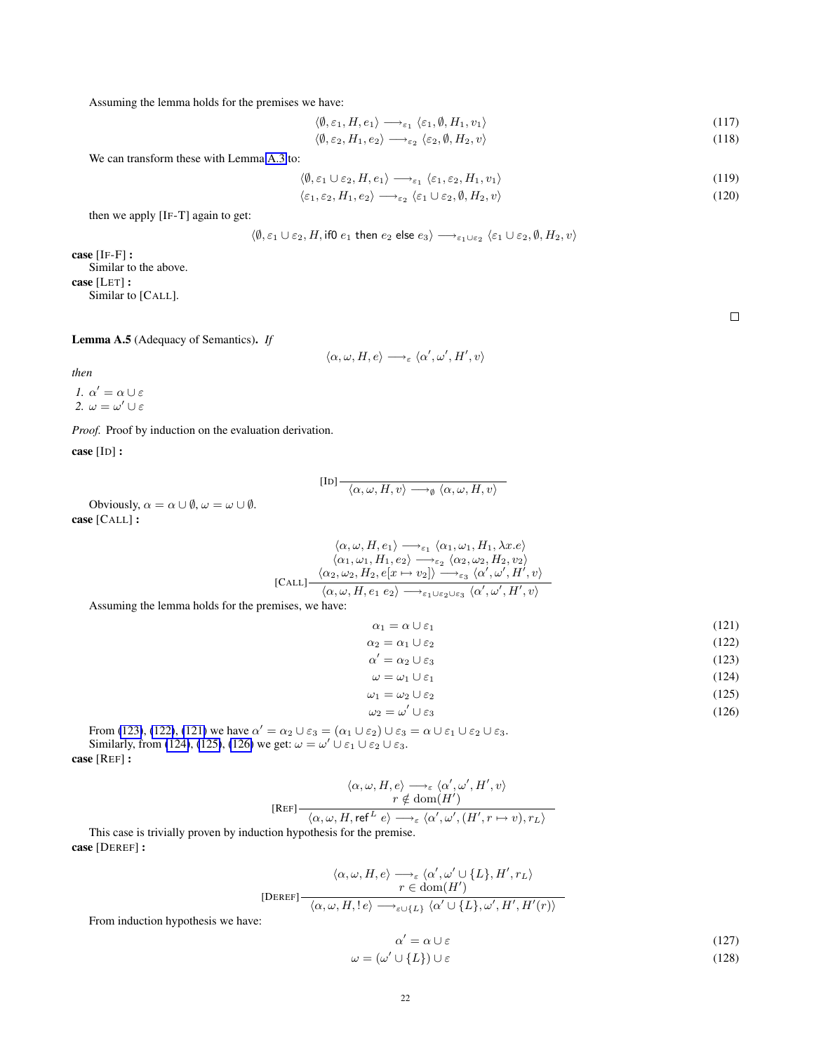Assuming the lemma holds for the premises we have:

$$\langle \emptyset, \varepsilon_1, H, e_1\rangle \longrightarrow_{\varepsilon_1} \langle \varepsilon_1, \emptyset, H_1, v_1\rangle \tag{117}$$

$$\langle \emptyset, \varepsilon_2, H_1, e_2\rangle \longrightarrow_{\varepsilon_2} \langle \varepsilon_2, \emptyset, H_2, v\rangle \tag{118}$$

We can transform these with Lemma A.3 to:

$$\langle \emptyset, \varepsilon_1 \cup \varepsilon_2, H, e_1\rangle \longrightarrow_{\varepsilon_1} \langle \varepsilon_1, \varepsilon_2, H_1, v_1\rangle \tag{119}$$

$$\langle \varepsilon_1, \varepsilon_2, H_1, e_2\rangle \longrightarrow_{\varepsilon_2} \langle \varepsilon_1 \cup \varepsilon_2, \emptyset, H_2, v\rangle \tag{120}$$

then we apply [IF-T] again to get:

$$\langle \emptyset, \varepsilon_1 \cup \varepsilon_2, H, \mathsf{if0}\ e_1\ \mathsf{then}\ e_2\ \mathsf{else}\ e_3\rangle \longrightarrow_{\varepsilon_1 \cup \varepsilon_2} \langle \varepsilon_1 \cup \varepsilon_2, \emptyset, H_2, v\rangle$$

**case** [IF-F] **:**
Similar to the above.

**case** [LET] **:**
Similar to [CALL].

□

**Lemma A.5** (Adequacy of Semantics)**.** *If*

$$\langle \alpha, \omega, H, e\rangle \longrightarrow_{\varepsilon} \langle \alpha', \omega', H', v\rangle$$

*then*

1. $\alpha' = \alpha \cup \varepsilon$
2. $\omega = \omega' \cup \varepsilon$

*Proof.* Proof by induction on the evaluation derivation.

**case** [ID] **:**

$$[\text{ID}]\ \frac{}{\langle \alpha, \omega, H, v\rangle \longrightarrow_{\emptyset} \langle \alpha, \omega, H, v\rangle}$$

Obviously, $\alpha = \alpha \cup \emptyset$, $\omega = \omega \cup \emptyset$.

**case** [CALL] **:**

$$[\text{CALL}]\ \frac{\begin{array}{c}\langle \alpha, \omega, H, e_1\rangle \longrightarrow_{\varepsilon_1} \langle \alpha_1, \omega_1, H_1, \lambda x.e\rangle \\ \langle \alpha_1, \omega_1, H_1, e_2\rangle \longrightarrow_{\varepsilon_2} \langle \alpha_2, \omega_2, H_2, v_2\rangle \\ \langle \alpha_2, \omega_2, H_2, e[x \mapsto v_2]\rangle \longrightarrow_{\varepsilon_3} \langle \alpha', \omega', H', v\rangle\end{array}}{\langle \alpha, \omega, H, e_1\ e_2\rangle \longrightarrow_{\varepsilon_1 \cup \varepsilon_2 \cup \varepsilon_3} \langle \alpha', \omega', H', v\rangle}$$

Assuming the lemma holds for the premises, we have:

$$\alpha_1 = \alpha \cup \varepsilon_1 \tag{121}$$

$$\alpha_2 = \alpha_1 \cup \varepsilon_2 \tag{122}$$

$$\alpha' = \alpha_2 \cup \varepsilon_3 \tag{123}$$

$$\omega = \omega_1 \cup \varepsilon_1 \tag{124}$$

$$\omega_1 = \omega_2 \cup \varepsilon_2 \tag{125}$$

$$\omega_2 = \omega' \cup \varepsilon_3 \tag{126}$$

From (123), (122), (121) we have $\alpha' = \alpha_2 \cup \varepsilon_3 = (\alpha_1 \cup \varepsilon_2) \cup \varepsilon_3 = \alpha \cup \varepsilon_1 \cup \varepsilon_2 \cup \varepsilon_3$.
Similarly, from (124), (125), (126) we get: $\omega = \omega' \cup \varepsilon_1 \cup \varepsilon_2 \cup \varepsilon_3$.

**case** [REF] **:**

$$[\text{REF}]\ \frac{\begin{array}{c}\langle \alpha, \omega, H, e\rangle \longrightarrow_{\varepsilon} \langle \alpha', \omega', H', v\rangle \\ r \notin \text{dom}(H')\end{array}}{\langle \alpha, \omega, H, \mathsf{ref}^L\ e\rangle \longrightarrow_{\varepsilon} \langle \alpha', \omega', (H', r \mapsto v), r_L\rangle}$$

This case is trivially proven by induction hypothesis for the premise.

**case** [DEREF] **:**

$$[\text{DEREF}]\ \frac{\begin{array}{c}\langle \alpha, \omega, H, e\rangle \longrightarrow_{\varepsilon} \langle \alpha', \omega' \cup \{L\}, H', r_L\rangle \\ r \in \text{dom}(H')\end{array}}{\langle \alpha, \omega, H, !\,e\rangle \longrightarrow_{\varepsilon \cup \{L\}} \langle \alpha' \cup \{L\}, \omega', H', H'(r)\rangle}$$

From induction hypothesis we have:

$$\alpha' = \alpha \cup \varepsilon \tag{127}$$

$$\omega = (\omega' \cup \{L\}) \cup \varepsilon \tag{128}$$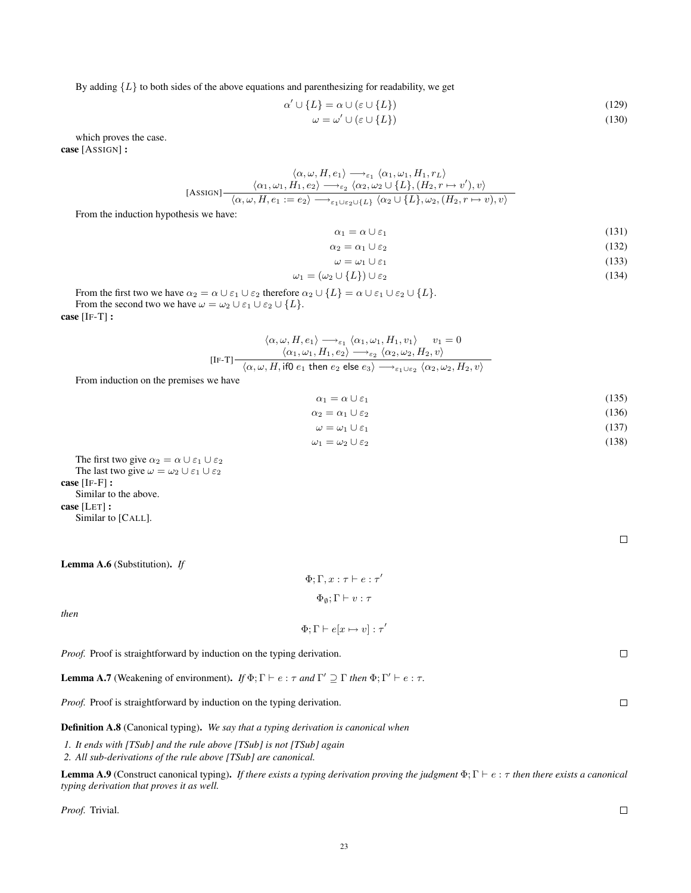By adding $\{L\}$ to both sides of the above equations and parenthesizing for readability, we get

$$\alpha' \cup \{L\} = \alpha \cup (\varepsilon \cup \{L\}) \tag{129}$$

$$\omega = \omega' \cup (\varepsilon \cup \{L\}) \tag{130}$$

which proves the case.

**case** [ASSIGN] **:**

$$[\text{ASSIGN}]\frac{\langle \alpha, \omega, H, e_1 \rangle \longrightarrow_{\varepsilon_1} \langle \alpha_1, \omega_1, H_1, r_L \rangle \quad \langle \alpha_1, \omega_1, H_1, e_2 \rangle \longrightarrow_{\varepsilon_2} \langle \alpha_2, \omega_2 \cup \{L\}, (H_2, r \mapsto v'), v \rangle}{\langle \alpha, \omega, H, e_1 := e_2 \rangle \longrightarrow_{\varepsilon_1 \cup \varepsilon_2 \cup \{L\}} \langle \alpha_2 \cup \{L\}, \omega_2, (H_2, r \mapsto v), v \rangle}$$

From the induction hypothesis we have:

$$\alpha_1 = \alpha \cup \varepsilon_1 \tag{131}$$

$$\alpha_2 = \alpha_1 \cup \varepsilon_2 \tag{132}$$

$$\omega = \omega_1 \cup \varepsilon_1 \tag{133}$$

$$\omega_1 = (\omega_2 \cup \{L\}) \cup \varepsilon_2 \tag{134}$$

From the first two we have $\alpha_2 = \alpha \cup \varepsilon_1 \cup \varepsilon_2$ therefore $\alpha_2 \cup \{L\} = \alpha \cup \varepsilon_1 \cup \varepsilon_2 \cup \{L\}$.
From the second two we have $\omega = \omega_2 \cup \varepsilon_1 \cup \varepsilon_2 \cup \{L\}$.

**case** [IF-T] **:**

$$[\text{IF-T}]\frac{\langle \alpha, \omega, H, e_1 \rangle \longrightarrow_{\varepsilon_1} \langle \alpha_1, \omega_1, H_1, v_1 \rangle \quad v_1 = 0 \quad \langle \alpha_1, \omega_1, H_1, e_2 \rangle \longrightarrow_{\varepsilon_2} \langle \alpha_2, \omega_2, H_2, v \rangle}{\langle \alpha, \omega, H, \mathsf{if0}\ e_1\ \mathsf{then}\ e_2\ \mathsf{else}\ e_3 \rangle \longrightarrow_{\varepsilon_1 \cup \varepsilon_2} \langle \alpha_2, \omega_2, H_2, v \rangle}$$

From induction on the premises we have

$$\alpha_1 = \alpha \cup \varepsilon_1 \tag{135}$$

$$\alpha_2 = \alpha_1 \cup \varepsilon_2 \tag{136}$$

$$\omega = \omega_1 \cup \varepsilon_1 \tag{137}$$

$$\omega_1 = \omega_2 \cup \varepsilon_2 \tag{138}$$

The first two give $\alpha_2 = \alpha \cup \varepsilon_1 \cup \varepsilon_2$
The last two give $\omega = \omega_2 \cup \varepsilon_1 \cup \varepsilon_2$

**case** [IF-F] **:**
Similar to the above.

**case** [LET] **:**
Similar to [CALL].

∎

**Lemma A.6** (Substitution). *If*

$$\Phi; \Gamma, x : \tau \vdash e : \tau'$$

$$\Phi_\emptyset; \Gamma \vdash v : \tau$$

*then*

$$\Phi; \Gamma \vdash e[x \mapsto v] : \tau'$$

*Proof.* Proof is straightforward by induction on the typing derivation. ∎

**Lemma A.7** (Weakening of environment). *If $\Phi; \Gamma \vdash e : \tau$ and $\Gamma' \supseteq \Gamma$ then $\Phi; \Gamma' \vdash e : \tau$.*

*Proof.* Proof is straightforward by induction on the typing derivation. ∎

**Definition A.8** (Canonical typing). *We say that a typing derivation is canonical when*

1. *It ends with [TSub] and the rule above [TSub] is not [TSub] again*
2. *All sub-derivations of the rule above [TSub] are canonical.*

**Lemma A.9** (Construct canonical typing). *If there exists a typing derivation proving the judgment $\Phi; \Gamma \vdash e : \tau$ then there exists a canonical typing derivation that proves it as well.*

*Proof.* Trivial. ∎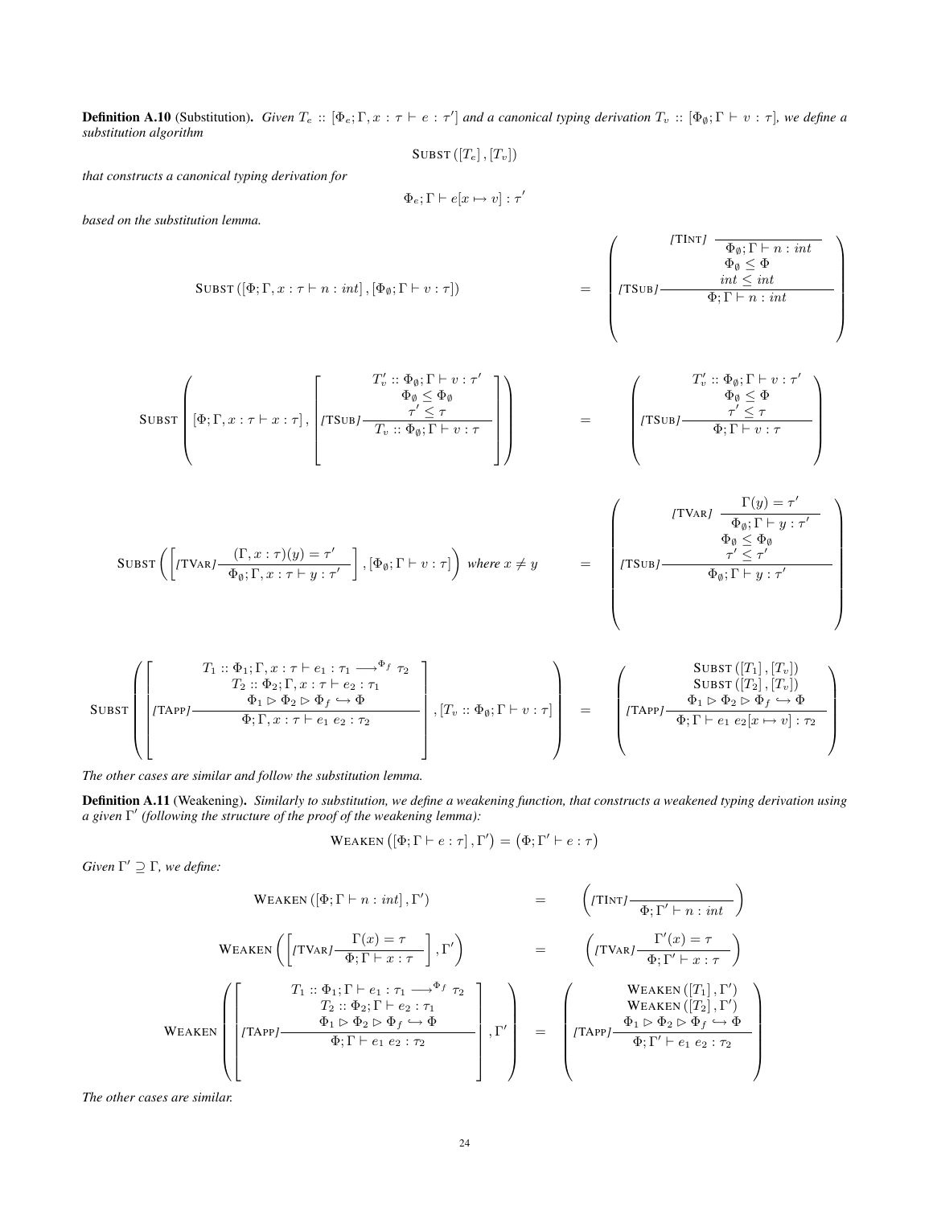**Definition A.10** (Substitution). *Given $T_e :: [\Phi_e; \Gamma, x : \tau \vdash e : \tau']$ and a canonical typing derivation $T_v :: [\Phi_\emptyset; \Gamma \vdash v : \tau]$, we define a substitution algorithm*

$$\textsc{Subst}\,([T_e], [T_v])$$

*that constructs a canonical typing derivation for*

$$\Phi_e; \Gamma \vdash e[x \mapsto v] : \tau'$$

*based on the substitution lemma.*

$$\textsc{Subst}\,([\Phi; \Gamma, x : \tau \vdash n : int], [\Phi_\emptyset; \Gamma \vdash v : \tau]) = \left( \textit{[TSub]} \frac{\textit{[TInt]}\ \dfrac{}{\Phi_\emptyset; \Gamma \vdash n : int} \quad \Phi_\emptyset \leq \Phi \quad int \leq int}{\Phi; \Gamma \vdash n : int} \right)$$

$$\textsc{Subst}\left( [\Phi; \Gamma, x : \tau \vdash x : \tau], \left[ \textit{[TSub]} \frac{T_v' :: \Phi_\emptyset; \Gamma \vdash v : \tau' \quad \Phi_\emptyset \leq \Phi_\emptyset \quad \tau' \leq \tau}{T_v :: \Phi_\emptyset; \Gamma \vdash v : \tau} \right] \right) = \left( \textit{[TSub]} \frac{T_v' :: \Phi_\emptyset; \Gamma \vdash v : \tau' \quad \Phi_\emptyset \leq \Phi \quad \tau' \leq \tau}{\Phi; \Gamma \vdash v : \tau} \right)$$

$$\textsc{Subst}\left( \left[ \textit{[TVar]} \frac{(\Gamma, x : \tau)(y) = \tau'}{\Phi_\emptyset; \Gamma, x : \tau \vdash y : \tau'} \right], [\Phi_\emptyset; \Gamma \vdash v : \tau] \right) \text{ where } x \neq y = \left( \textit{[TSub]} \frac{\textit{[TVar]}\ \dfrac{\Gamma(y) = \tau'}{\Phi_\emptyset; \Gamma \vdash y : \tau'} \quad \Phi_\emptyset \leq \Phi_\emptyset \quad \tau' \leq \tau'}{\Phi_\emptyset; \Gamma \vdash y : \tau'} \right)$$

$$\textsc{Subst}\left( \left[ \textit{[TApp]} \frac{T_1 :: \Phi_1; \Gamma, x : \tau \vdash e_1 : \tau_1 \longrightarrow^{\Phi_f} \tau_2 \quad T_2 :: \Phi_2; \Gamma, x : \tau \vdash e_2 : \tau_1 \quad \Phi_1 \rhd \Phi_2 \rhd \Phi_f \hookrightarrow \Phi}{\Phi; \Gamma, x : \tau \vdash e_1\ e_2 : \tau_2} \right], [T_v :: \Phi_\emptyset; \Gamma \vdash v : \tau] \right) = \left( \textit{[TApp]} \frac{\textsc{Subst}\,([T_1], [T_v]) \quad \textsc{Subst}\,([T_2], [T_v]) \quad \Phi_1 \rhd \Phi_2 \rhd \Phi_f \hookrightarrow \Phi}{\Phi; \Gamma \vdash e_1\ e_2[x \mapsto v] : \tau_2} \right)$$

*The other cases are similar and follow the substitution lemma.*

**Definition A.11** (Weakening). *Similarly to substitution, we define a weakening function, that constructs a weakened typing derivation using a given $\Gamma'$ (following the structure of the proof of the weakening lemma):*

$$\textsc{Weaken}\left([\Phi; \Gamma \vdash e : \tau], \Gamma'\right) = \left(\Phi; \Gamma' \vdash e : \tau\right)$$

*Given $\Gamma' \supseteq \Gamma$, we define:*

$$\textsc{Weaken}\,([\Phi; \Gamma \vdash n : int], \Gamma') = \left( \textit{[TInt]} \frac{}{\Phi; \Gamma' \vdash n : int} \right)$$

$$\textsc{Weaken}\left( \left[ \textit{[TVar]} \frac{\Gamma(x) = \tau}{\Phi; \Gamma \vdash x : \tau} \right], \Gamma' \right) = \left( \textit{[TVar]} \frac{\Gamma'(x) = \tau}{\Phi; \Gamma' \vdash x : \tau} \right)$$

$$\textsc{Weaken}\left( \left[ \textit{[TApp]} \frac{T_1 :: \Phi_1; \Gamma \vdash e_1 : \tau_1 \longrightarrow^{\Phi_f} \tau_2 \quad T_2 :: \Phi_2; \Gamma \vdash e_2 : \tau_1 \quad \Phi_1 \rhd \Phi_2 \rhd \Phi_f \hookrightarrow \Phi}{\Phi; \Gamma \vdash e_1\ e_2 : \tau_2} \right], \Gamma' \right) = \left( \textit{[TApp]} \frac{\textsc{Weaken}\,([T_1], \Gamma') \quad \textsc{Weaken}\,([T_2], \Gamma') \quad \Phi_1 \rhd \Phi_2 \rhd \Phi_f \hookrightarrow \Phi}{\Phi; \Gamma' \vdash e_1\ e_2 : \tau_2} \right)$$

*The other cases are similar.*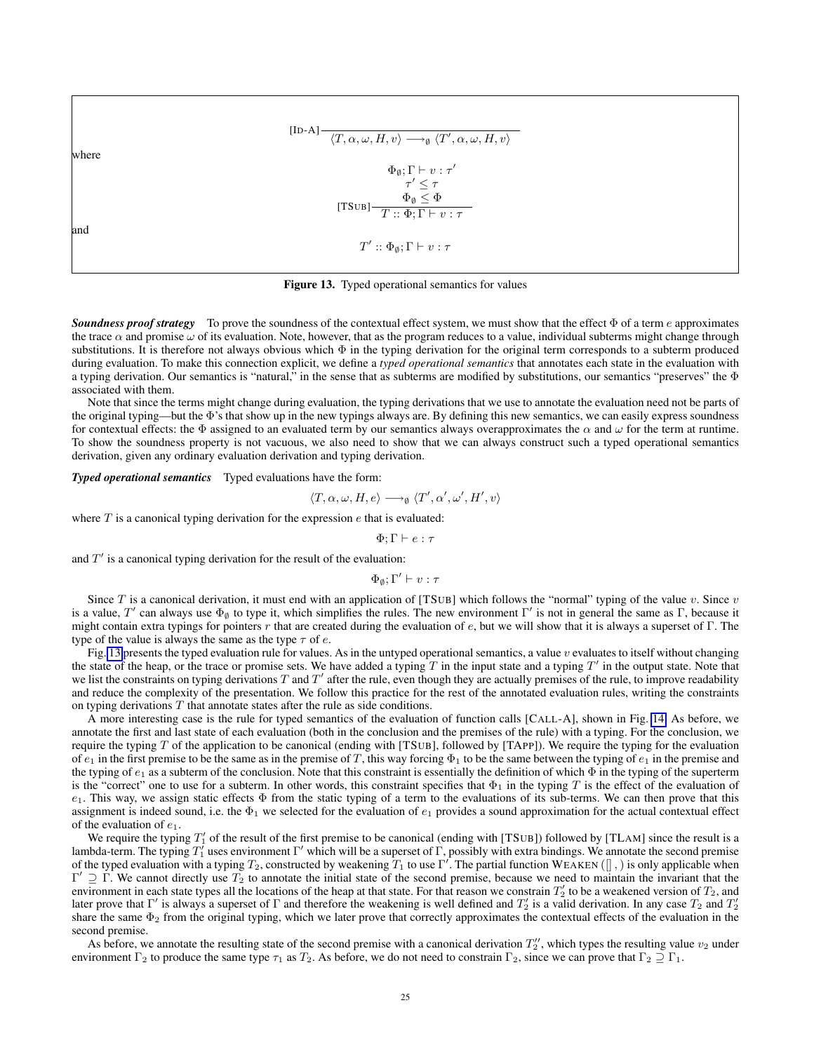$$[\text{ID-A}]\ \frac{}{\langle T, \alpha, \omega, H, v\rangle \longrightarrow_{\emptyset} \langle T', \alpha, \omega, H, v\rangle}$$

where

$$[\text{TSUB}]\ \frac{\begin{array}{c}\Phi_\emptyset; \Gamma \vdash v : \tau' \\ \tau' \leq \tau \\ \Phi_\emptyset \leq \Phi\end{array}}{T :: \Phi; \Gamma \vdash v : \tau}$$

and

$$T' :: \Phi_\emptyset; \Gamma \vdash v : \tau$$

**Figure 13.** Typed operational semantics for values

***Soundness proof strategy*** To prove the soundness of the contextual effect system, we must show that the effect $\Phi$ of a term $e$ approximates the trace $\alpha$ and promise $\omega$ of its evaluation. Note, however, that as the program reduces to a value, individual subterms might change through substitutions. It is therefore not always obvious which $\Phi$ in the typing derivation for the original term corresponds to a subterm produced during evaluation. To make this connection explicit, we define a *typed operational semantics* that annotates each state in the evaluation with a typing derivation. Our semantics is "natural," in the sense that as subterms are modified by substitutions, our semantics "preserves" the $\Phi$ associated with them.

Note that since the terms might change during evaluation, the typing derivations that we use to annotate the evaluation need not be parts of the original typing—but the $\Phi$'s that show up in the new typings always are. By defining this new semantics, we can easily express soundness for contextual effects: the $\Phi$ assigned to an evaluated term by our semantics always overapproximates the $\alpha$ and $\omega$ for the term at runtime. To show the soundness property is not vacuous, we also need to show that we can always construct such a typed operational semantics derivation, given any ordinary evaluation derivation and typing derivation.

***Typed operational semantics*** Typed evaluations have the form:

$$\langle T, \alpha, \omega, H, e\rangle \longrightarrow_{\emptyset} \langle T', \alpha', \omega', H', v\rangle$$

where $T$ is a canonical typing derivation for the expression $e$ that is evaluated:

$$\Phi; \Gamma \vdash e : \tau$$

and $T'$ is a canonical typing derivation for the result of the evaluation:

$$\Phi_\emptyset; \Gamma' \vdash v : \tau$$

Since $T$ is a canonical derivation, it must end with an application of [TSUB] which follows the "normal" typing of the value $v$. Since $v$ is a value, $T'$ can always use $\Phi_\emptyset$ to type it, which simplifies the rules. The new environment $\Gamma'$ is not in general the same as $\Gamma$, because it might contain extra typings for pointers $r$ that are created during the evaluation of $e$, but we will show that it is always a superset of $\Gamma$. The type of the value is always the same as the type $\tau$ of $e$.

Fig. 13 presents the typed evaluation rule for values. As in the untyped operational semantics, a value $v$ evaluates to itself without changing the state of the heap, or the trace or promise sets. We have added a typing $T$ in the input state and a typing $T'$ in the output state. Note that we list the constraints on typing derivations $T$ and $T'$ after the rule, even though they are actually premises of the rule, to improve readability and reduce the complexity of the presentation. We follow this practice for the rest of the annotated evaluation rules, writing the constraints on typing derivations $T$ that annotate states after the rule as side conditions.

A more interesting case is the rule for typed semantics of the evaluation of function calls [CALL-A], shown in Fig. 14. As before, we annotate the first and last state of each evaluation (both in the conclusion and the premises of the rule) with a typing. For the conclusion, we require the typing $T$ of the application to be canonical (ending with [TSUB], followed by [TAPP]). We require the typing for the evaluation of $e_1$ in the first premise to be the same as in the premise of $T$, this way forcing $\Phi_1$ to be the same between the typing of $e_1$ in the premise and the typing of $e_1$ as a subterm of the conclusion. Note that this constraint is essentially the definition of which $\Phi$ in the typing of the superterm is the "correct" one to use for a subterm. In other words, this constraint specifies that $\Phi_1$ in the typing $T$ is the effect of the evaluation of $e_1$. This way, we assign static effects $\Phi$ from the static typing of a term to the evaluations of its sub-terms. We can then prove that this assignment is indeed sound, i.e. the $\Phi_1$ we selected for the evaluation of $e_1$ provides a sound approximation for the actual contextual effect of the evaluation of $e_1$.

We require the typing $T_1'$ of the result of the first premise to be canonical (ending with [TSUB]) followed by [TLAM] since the result is a lambda-term. The typing $T_1'$ uses environment $\Gamma'$ which will be a superset of $\Gamma$, possibly with extra bindings. We annotate the second premise of the typed evaluation with a typing $T_2$, constructed by weakening $T_1$ to use $\Gamma'$. The partial function WEAKEN ([] , ) is only applicable when $\Gamma' \supseteq \Gamma$. We cannot directly use $T_2$ to annotate the initial state of the second premise, because we need to maintain the invariant that the environment in each state types all the locations of the heap at that state. For that reason we constrain $T_2'$ to be a weakened version of $T_2$, and later prove that $\Gamma'$ is always a superset of $\Gamma$ and therefore the weakening is well defined and $T_2'$ is a valid derivation. In any case $T_2$ and $T_2'$ share the same $\Phi_2$ from the original typing, which we later prove that correctly approximates the contextual effects of the evaluation in the second premise.

As before, we annotate the resulting state of the second premise with a canonical derivation $T_2''$, which types the resulting value $v_2$ under environment $\Gamma_2$ to produce the same type $\tau_1$ as $T_2$. As before, we do not need to constrain $\Gamma_2$, since we can prove that $\Gamma_2 \supseteq \Gamma_1$.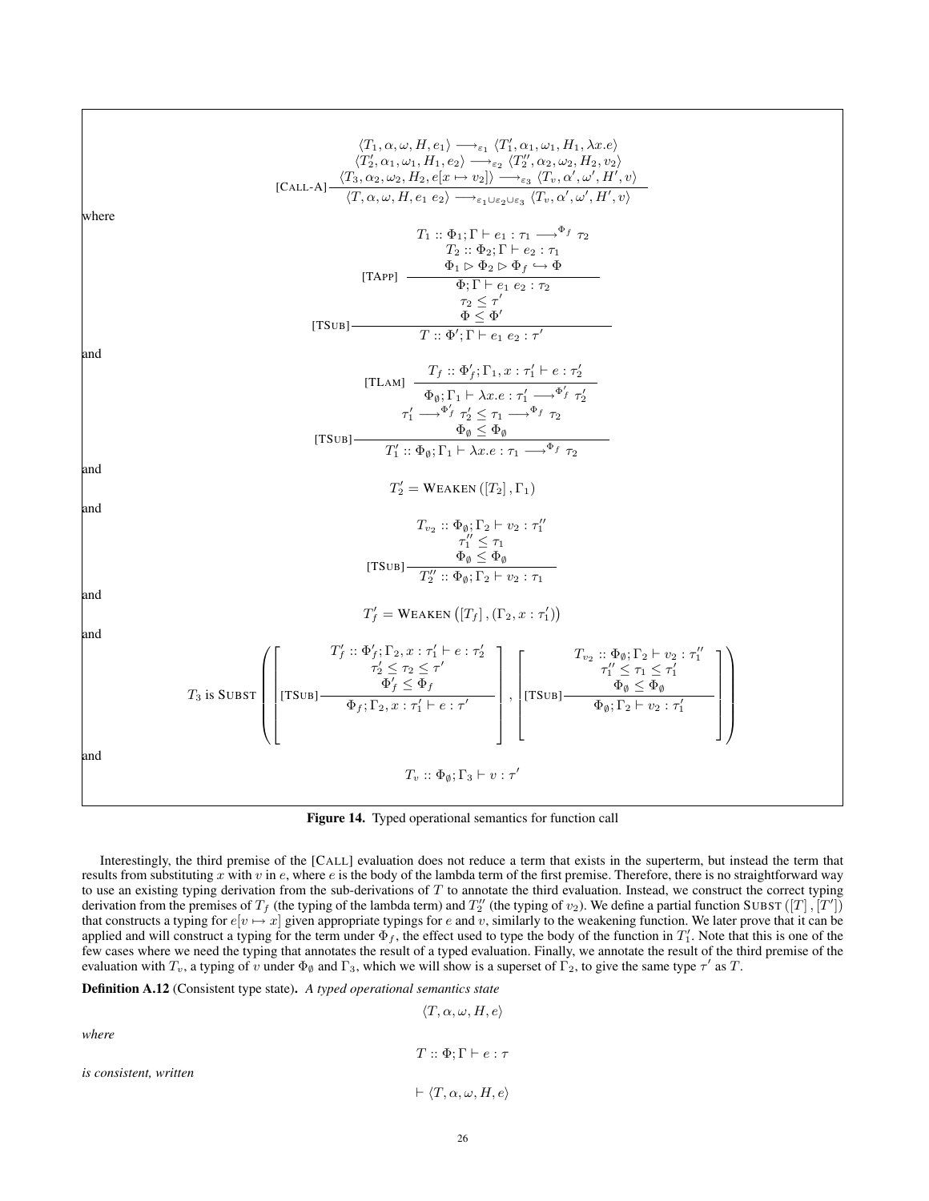$$
[\text{CALL-A}]\frac{\begin{array}{c}\langle T_1, \alpha, \omega, H, e_1\rangle \longrightarrow_{\varepsilon_1} \langle T_1', \alpha_1, \omega_1, H_1, \lambda x.e\rangle \\ \langle T_2', \alpha_1, \omega_1, H_1, e_2\rangle \longrightarrow_{\varepsilon_2} \langle T_2'', \alpha_2, \omega_2, H_2, v_2\rangle \\ \langle T_3, \alpha_2, \omega_2, H_2, e[x \mapsto v_2]\rangle \longrightarrow_{\varepsilon_3} \langle T_v, \alpha', \omega', H', v\rangle\end{array}}{\langle T, \alpha, \omega, H, e_1\ e_2\rangle \longrightarrow_{\varepsilon_1 \cup \varepsilon_2 \cup \varepsilon_3} \langle T_v, \alpha', \omega', H', v\rangle}
$$

where

$$
[\text{TSUB}]\frac{[\text{TAPP}]\ \dfrac{\begin{array}{c}T_1 :: \Phi_1; \Gamma \vdash e_1 : \tau_1 \longrightarrow^{\Phi_f} \tau_2 \\ T_2 :: \Phi_2; \Gamma \vdash e_2 : \tau_1 \\ \Phi_1 \rhd \Phi_2 \rhd \Phi_f \hookrightarrow \Phi\end{array}}{\Phi; \Gamma \vdash e_1\ e_2 : \tau_2} \quad \begin{array}{c}\tau_2 \leq \tau' \\ \Phi \leq \Phi'\end{array}}{T :: \Phi'; \Gamma \vdash e_1\ e_2 : \tau'}
$$

and

$$
[\text{TSUB}]\frac{[\text{TLAM}]\ \dfrac{T_f :: \Phi_f'; \Gamma_1, x : \tau_1' \vdash e : \tau_2'}{\Phi_\emptyset; \Gamma_1 \vdash \lambda x.e : \tau_1' \longrightarrow^{\Phi_f'} \tau_2'} \quad \begin{array}{c}\tau_1' \longrightarrow^{\Phi_f'} \tau_2' \leq \tau_1 \longrightarrow^{\Phi_f} \tau_2 \\ \Phi_\emptyset \leq \Phi_\emptyset\end{array}}{T_1' :: \Phi_\emptyset; \Gamma_1 \vdash \lambda x.e : \tau_1 \longrightarrow^{\Phi_f} \tau_2}
$$

and

$$
T_2' = \text{WEAKEN}\left([T_2], \Gamma_1\right)
$$

and

$$
[\text{TSUB}]\frac{\begin{array}{c}T_{v_2} :: \Phi_\emptyset; \Gamma_2 \vdash v_2 : \tau_1'' \\ \tau_1'' \leq \tau_1 \\ \Phi_\emptyset \leq \Phi_\emptyset\end{array}}{T_2'' :: \Phi_\emptyset; \Gamma_2 \vdash v_2 : \tau_1}
$$

and

$$
T_f' = \text{WEAKEN}\left([T_f], (\Gamma_2, x : \tau_1')\right)
$$

and

$$
T_3 \text{ is } \text{SUBST}\left(\left[[\text{TSUB}]\frac{\begin{array}{c}T_f' :: \Phi_f'; \Gamma_2, x : \tau_1' \vdash e : \tau_2' \\ \tau_2' \leq \tau_2 \leq \tau' \\ \Phi_f' \leq \Phi_f\end{array}}{\Phi_f; \Gamma_2, x : \tau_1' \vdash e : \tau'}\right], \left[[\text{TSUB}]\frac{\begin{array}{c}T_{v_2} :: \Phi_\emptyset; \Gamma_2 \vdash v_2 : \tau_1'' \\ \tau_1'' \leq \tau_1 \leq \tau_1' \\ \Phi_\emptyset \leq \Phi_\emptyset\end{array}}{\Phi_\emptyset; \Gamma_2 \vdash v_2 : \tau_1'}\right]\right)
$$

and

$$
T_v :: \Phi_\emptyset; \Gamma_3 \vdash v : \tau'
$$

**Figure 14.** Typed operational semantics for function call

Interestingly, the third premise of the [CALL] evaluation does not reduce a term that exists in the superterm, but instead the term that results from substituting $x$ with $v$ in $e$, where $e$ is the body of the lambda term of the first premise. Therefore, there is no straightforward way to use an existing typing derivation from the sub-derivations of $T$ to annotate the third evaluation. Instead, we construct the correct typing derivation from the premises of $T_f$ (the typing of the lambda term) and $T_2''$ (the typing of $v_2$). We define a partial function SUBST $([T], [T'])$ that constructs a typing for $e[v \mapsto x]$ given appropriate typings for $e$ and $v$, similarly to the weakening function. We later prove that it can be applied and will construct a typing for the term under $\Phi_f$, the effect used to type the body of the function in $T_1'$. Note that this is one of the few cases where we need the typing that annotates the result of a typed evaluation. Finally, we annotate the result of the third premise of the evaluation with $T_v$, a typing of $v$ under $\Phi_\emptyset$ and $\Gamma_3$, which we will show is a superset of $\Gamma_2$, to give the same type $\tau'$ as $T$.

**Definition A.12** (Consistent type state). *A typed operational semantics state*

$$
\langle T, \alpha, \omega, H, e\rangle
$$

*where*

$$
T :: \Phi; \Gamma \vdash e : \tau
$$

*is consistent, written*

$$
\vdash \langle T, \alpha, \omega, H, e\rangle
$$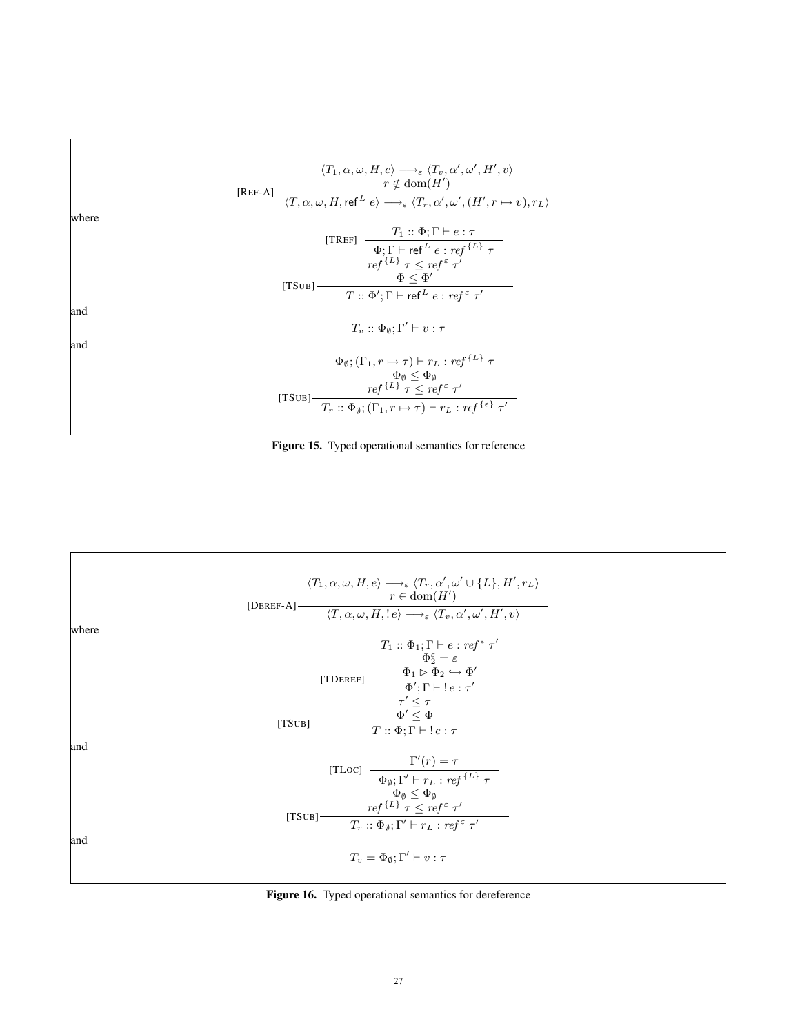$$
[\text{REF-A}]\ \frac{\langle T_1, \alpha, \omega, H, e\rangle \longrightarrow_\varepsilon \langle T_v, \alpha', \omega', H', v\rangle \qquad r \notin \text{dom}(H')}{\langle T, \alpha, \omega, H, \mathsf{ref}^L\ e\rangle \longrightarrow_\varepsilon \langle T_r, \alpha', \omega', (H', r \mapsto v), r_L\rangle}
$$

where

$$
[\text{TSUB}]\ \frac{[\text{TREF}]\ \dfrac{T_1 :: \Phi; \Gamma \vdash e : \tau}{\Phi; \Gamma \vdash \mathsf{ref}^L\ e : \mathit{ref}^{\{L\}}\ \tau} \qquad \mathit{ref}^{\{L\}}\ \tau \leq \mathit{ref}^{\varepsilon}\ \tau' \qquad \Phi \leq \Phi'}{T :: \Phi'; \Gamma \vdash \mathsf{ref}^L\ e : \mathit{ref}^{\varepsilon}\ \tau'}
$$

and

$$
T_v :: \Phi_\emptyset; \Gamma' \vdash v : \tau
$$

and

$$
[\text{TSUB}]\ \frac{\Phi_\emptyset; (\Gamma_1, r \mapsto \tau) \vdash r_L : \mathit{ref}^{\{L\}}\ \tau \qquad \Phi_\emptyset \leq \Phi_\emptyset \qquad \mathit{ref}^{\{L\}}\ \tau \leq \mathit{ref}^{\varepsilon}\ \tau'}{T_r :: \Phi_\emptyset; (\Gamma_1, r \mapsto \tau) \vdash r_L : \mathit{ref}^{\{\varepsilon\}}\ \tau'}
$$

**Figure 15.** Typed operational semantics for reference

$$
[\text{DEREF-A}]\ \frac{\langle T_1, \alpha, \omega, H, e\rangle \longrightarrow_\varepsilon \langle T_r, \alpha', \omega' \cup \{L\}, H', r_L\rangle \qquad r \in \text{dom}(H')}{\langle T, \alpha, \omega, H, !\,e\rangle \longrightarrow_\varepsilon \langle T_v, \alpha', \omega', H', v\rangle}
$$

where

$$
[\text{TSUB}]\ \frac{[\text{TDEREF}]\ \dfrac{T_1 :: \Phi_1; \Gamma \vdash e : \mathit{ref}^{\varepsilon}\ \tau' \qquad \Phi_2^{\varepsilon} = \varepsilon \qquad \Phi_1 \rhd \Phi_2 \hookrightarrow \Phi'}{\Phi'; \Gamma \vdash !\,e : \tau'} \qquad \tau' \leq \tau \qquad \Phi' \leq \Phi}{T :: \Phi; \Gamma \vdash !\,e : \tau}
$$

and

$$
[\text{TSUB}]\ \frac{[\text{TLOC}]\ \dfrac{\Gamma'(r) = \tau}{\Phi_\emptyset; \Gamma' \vdash r_L : \mathit{ref}^{\{L\}}\ \tau} \qquad \Phi_\emptyset \leq \Phi_\emptyset \qquad \mathit{ref}^{\{L\}}\ \tau \leq \mathit{ref}^{\varepsilon}\ \tau'}{T_r :: \Phi_\emptyset; \Gamma' \vdash r_L : \mathit{ref}^{\varepsilon}\ \tau'}
$$

and

$$
T_v = \Phi_\emptyset; \Gamma' \vdash v : \tau
$$

**Figure 16.** Typed operational semantics for dereference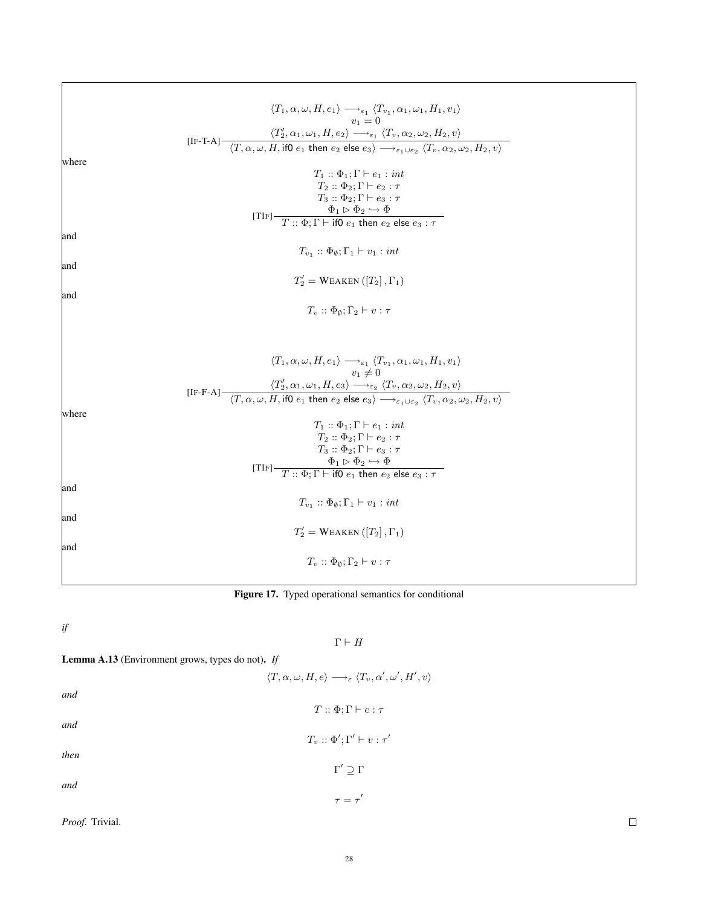$$
\text{[IF-T-A]}\frac{\begin{array}{c}\langle T_1, \alpha, \omega, H, e_1\rangle \longrightarrow_{\varepsilon_1} \langle T_{v_1}, \alpha_1, \omega_1, H_1, v_1\rangle \\ v_1 = 0 \\ \langle T_2', \alpha_1, \omega_1, H, e_2\rangle \longrightarrow_{\varepsilon_1} \langle T_v, \alpha_2, \omega_2, H_2, v\rangle\end{array}}{\langle T, \alpha, \omega, H, \mathsf{if0}\ e_1\ \mathsf{then}\ e_2\ \mathsf{else}\ e_3\rangle \longrightarrow_{\varepsilon_1 \cup \varepsilon_2} \langle T_v, \alpha_2, \omega_2, H_2, v\rangle}
$$

where

$$
\text{[TIF]}\frac{\begin{array}{c}T_1 :: \Phi_1; \Gamma \vdash e_1 : int \\ T_2 :: \Phi_2; \Gamma \vdash e_2 : \tau \\ T_3 :: \Phi_2; \Gamma \vdash e_3 : \tau \\ \Phi_1 \rhd \Phi_2 \hookrightarrow \Phi\end{array}}{T :: \Phi; \Gamma \vdash \mathsf{if0}\ e_1\ \mathsf{then}\ e_2\ \mathsf{else}\ e_3 : \tau}
$$

and

$$
T_{v_1} :: \Phi_\emptyset; \Gamma_1 \vdash v_1 : int
$$

and

$$
T_2' = \text{WEAKEN}\left([T_2], \Gamma_1\right)
$$

and

$$
T_v :: \Phi_\emptyset; \Gamma_2 \vdash v : \tau
$$

$$
\text{[IF-F-A]}\frac{\begin{array}{c}\langle T_1, \alpha, \omega, H, e_1\rangle \longrightarrow_{\varepsilon_1} \langle T_{v_1}, \alpha_1, \omega_1, H_1, v_1\rangle \\ v_1 \neq 0 \\ \langle T_2', \alpha_1, \omega_1, H, e_3\rangle \longrightarrow_{\varepsilon_2} \langle T_v, \alpha_2, \omega_2, H_2, v\rangle\end{array}}{\langle T, \alpha, \omega, H, \mathsf{if0}\ e_1\ \mathsf{then}\ e_2\ \mathsf{else}\ e_3\rangle \longrightarrow_{\varepsilon_1 \cup \varepsilon_2} \langle T_v, \alpha_2, \omega_2, H_2, v\rangle}
$$

where

$$
\text{[TIF]}\frac{\begin{array}{c}T_1 :: \Phi_1; \Gamma \vdash e_1 : int \\ T_2 :: \Phi_2; \Gamma \vdash e_2 : \tau \\ T_3 :: \Phi_2; \Gamma \vdash e_3 : \tau \\ \Phi_1 \rhd \Phi_2 \hookrightarrow \Phi\end{array}}{T :: \Phi; \Gamma \vdash \mathsf{if0}\ e_1\ \mathsf{then}\ e_2\ \mathsf{else}\ e_3 : \tau}
$$

and

$$
T_{v_1} :: \Phi_\emptyset; \Gamma_1 \vdash v_1 : int
$$

and

$$
T_2' = \text{WEAKEN}\left([T_2], \Gamma_1\right)
$$

and

$$
T_v :: \Phi_\emptyset; \Gamma_2 \vdash v : \tau
$$

**Figure 17.** Typed operational semantics for conditional

*if*

$$
\Gamma \vdash H
$$

**Lemma A.13** (Environment grows, types do not)**.** *If*

$$
\langle T, \alpha, \omega, H, e\rangle \longrightarrow_{\varepsilon} \langle T_v, \alpha', \omega', H', v\rangle
$$

*and*

$$
T :: \Phi; \Gamma \vdash e : \tau
$$

*and*

$$
T_v :: \Phi'; \Gamma' \vdash v : \tau'
$$

*then*

$$
\Gamma' \supseteq \Gamma
$$

*and*

$$
\tau = \tau'
$$

*Proof.* Trivial. ∎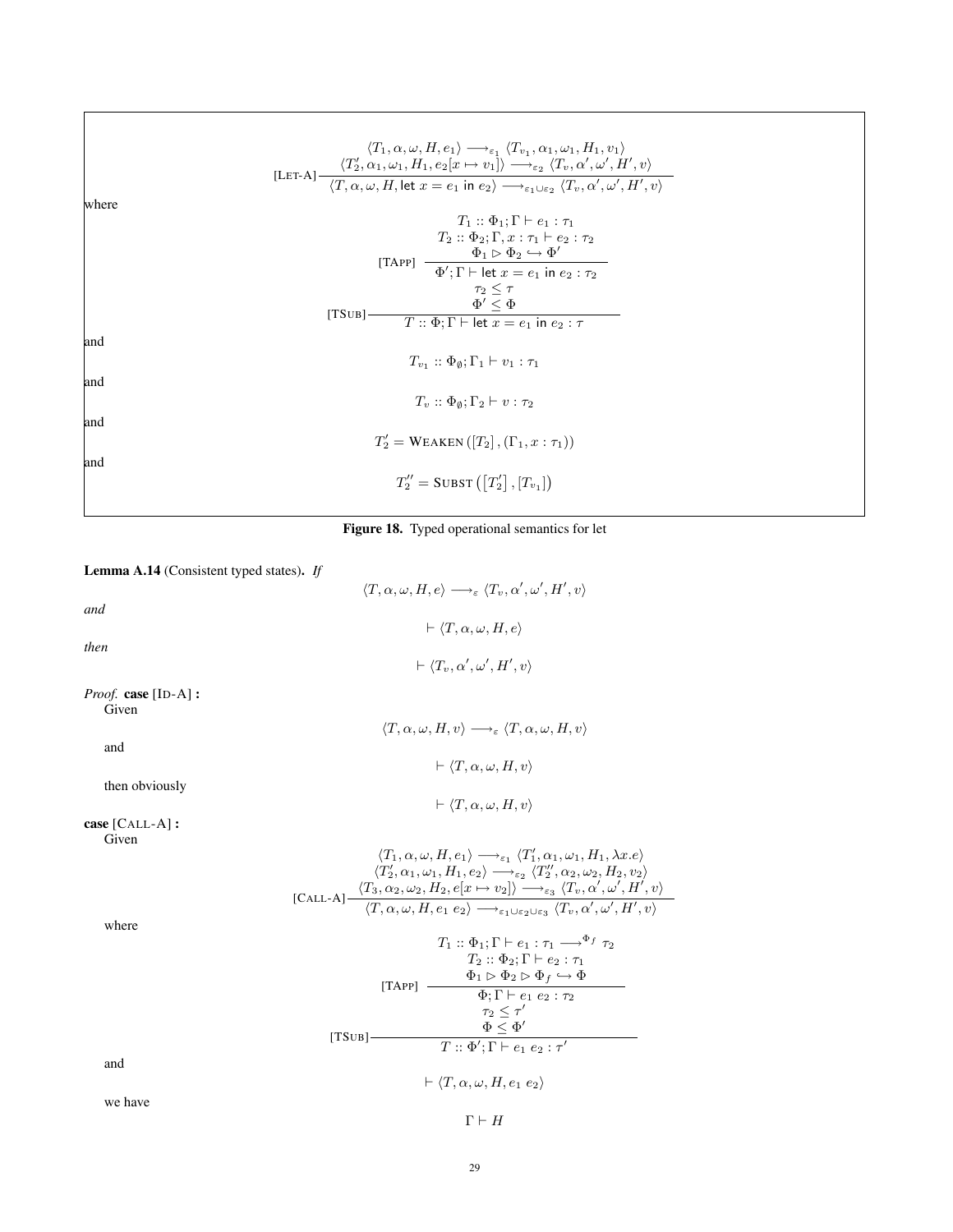$$
[\text{LET-A}]\ \frac{\langle T_1, \alpha, \omega, H, e_1\rangle \longrightarrow_{\varepsilon_1} \langle T_{v_1}, \alpha_1, \omega_1, H_1, v_1\rangle \quad \langle T_2', \alpha_1, \omega_1, H_1, e_2[x \mapsto v_1]\rangle \longrightarrow_{\varepsilon_2} \langle T_v, \alpha', \omega', H', v\rangle}{\langle T, \alpha, \omega, H, \mathsf{let}\ x = e_1\ \mathsf{in}\ e_2\rangle \longrightarrow_{\varepsilon_1 \cup \varepsilon_2} \langle T_v, \alpha', \omega', H', v\rangle}
$$

where

$$
[\text{TSUB}]\ \frac{[\text{TAPP}]\ \dfrac{T_1 :: \Phi_1; \Gamma \vdash e_1 : \tau_1 \quad T_2 :: \Phi_2; \Gamma, x : \tau_1 \vdash e_2 : \tau_2 \quad \Phi_1 \rhd \Phi_2 \hookrightarrow \Phi'}{\Phi'; \Gamma \vdash \mathsf{let}\ x = e_1\ \mathsf{in}\ e_2 : \tau_2} \quad \tau_2 \leq \tau \quad \Phi' \leq \Phi}{T :: \Phi; \Gamma \vdash \mathsf{let}\ x = e_1\ \mathsf{in}\ e_2 : \tau}
$$

and

$$T_{v_1} :: \Phi_\emptyset; \Gamma_1 \vdash v_1 : \tau_1$$

and

$$T_v :: \Phi_\emptyset; \Gamma_2 \vdash v : \tau_2$$

and

$$T_2' = \text{WEAKEN}\left([T_2], (\Gamma_1, x : \tau_1)\right)$$

and

$$T_2'' = \text{SUBST}\left([T_2'], [T_{v_1}]\right)$$

**Figure 18.** Typed operational semantics for let

**Lemma A.14** (Consistent typed states). *If*

$$\langle T, \alpha, \omega, H, e\rangle \longrightarrow_\varepsilon \langle T_v, \alpha', \omega', H', v\rangle$$

*and*

$$\vdash \langle T, \alpha, \omega, H, e\rangle$$

*then*

$$\vdash \langle T_v, \alpha', \omega', H', v\rangle$$

*Proof.* **case** [ID-A] **:**

Given

$$\langle T, \alpha, \omega, H, v\rangle \longrightarrow_\varepsilon \langle T, \alpha, \omega, H, v\rangle$$

and

$$\vdash \langle T, \alpha, \omega, H, v\rangle$$

then obviously

$$\vdash \langle T, \alpha, \omega, H, v\rangle$$

**case** [CALL-A] **:**

Given

$$
[\text{CALL-A}]\ \frac{\langle T_1, \alpha, \omega, H, e_1\rangle \longrightarrow_{\varepsilon_1} \langle T_1', \alpha_1, \omega_1, H_1, \lambda x.e\rangle \quad \langle T_2', \alpha_1, \omega_1, H_1, e_2\rangle \longrightarrow_{\varepsilon_2} \langle T_2'', \alpha_2, \omega_2, H_2, v_2\rangle \quad \langle T_3, \alpha_2, \omega_2, H_2, e[x \mapsto v_2]\rangle \longrightarrow_{\varepsilon_3} \langle T_v, \alpha', \omega', H', v\rangle}{\langle T, \alpha, \omega, H, e_1\ e_2\rangle \longrightarrow_{\varepsilon_1 \cup \varepsilon_2 \cup \varepsilon_3} \langle T_v, \alpha', \omega', H', v\rangle}
$$

where

$$
[\text{TSUB}]\ \frac{[\text{TAPP}]\ \dfrac{T_1 :: \Phi_1; \Gamma \vdash e_1 : \tau_1 \longrightarrow^{\Phi_f} \tau_2 \quad T_2 :: \Phi_2; \Gamma \vdash e_2 : \tau_1 \quad \Phi_1 \rhd \Phi_2 \rhd \Phi_f \hookrightarrow \Phi}{\Phi; \Gamma \vdash e_1\ e_2 : \tau_2} \quad \tau_2 \leq \tau' \quad \Phi \leq \Phi'}{T :: \Phi'; \Gamma \vdash e_1\ e_2 : \tau'}
$$

and

$$\vdash \langle T, \alpha, \omega, H, e_1\ e_2\rangle$$

we have

$$\Gamma \vdash H$$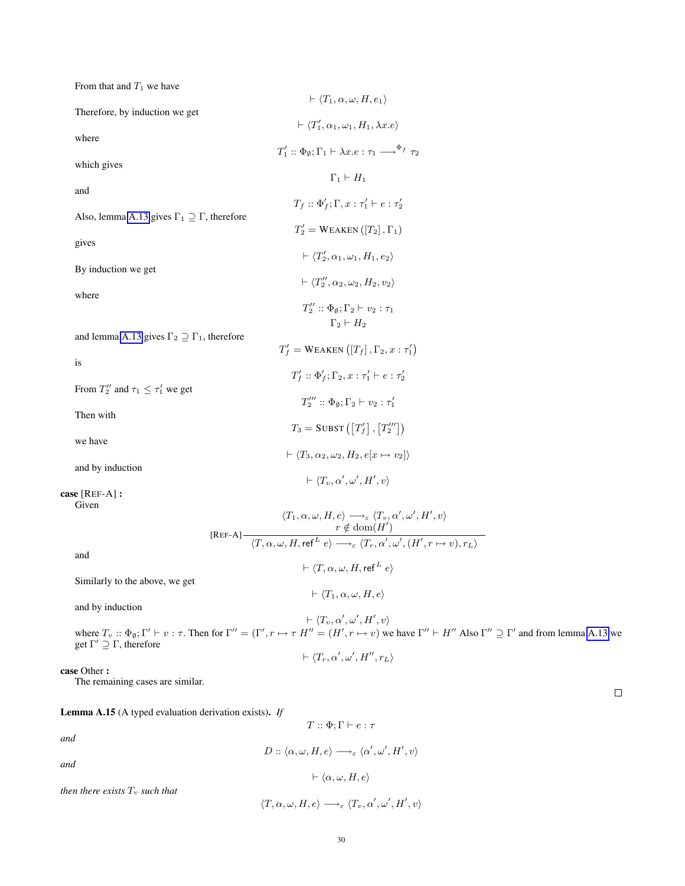From that and $T_1$ we have

$$\vdash \langle T_1, \alpha, \omega, H, e_1 \rangle$$

Therefore, by induction we get

$$\vdash \langle T_1', \alpha_1, \omega_1, H_1, \lambda x.e \rangle$$

where

$$T_1' :: \Phi_\emptyset; \Gamma_1 \vdash \lambda x.e : \tau_1 \longrightarrow^{\Phi_f} \tau_2$$

which gives

$$\Gamma_1 \vdash H_1$$

and

$$T_f :: \Phi_f'; \Gamma, x : \tau_1' \vdash e : \tau_2'$$

Also, lemma A.13 gives $\Gamma_1 \supseteq \Gamma$, therefore

$$T_2' = \textsc{Weaken}\left([T_2], \Gamma_1\right)$$

gives

$$\vdash \langle T_2', \alpha_1, \omega_1, H_1, e_2 \rangle$$

By induction we get

$$\vdash \langle T_2'', \alpha_2, \omega_2, H_2, v_2 \rangle$$

where

$$T_2'' :: \Phi_\emptyset; \Gamma_2 \vdash v_2 : \tau_1$$
$$\Gamma_2 \vdash H_2$$

and lemma A.13 gives $\Gamma_2 \supseteq \Gamma_1$, therefore

$$T_f' = \textsc{Weaken}\left([T_f], \Gamma_2, x : \tau_1'\right)$$

is

$$T_f' :: \Phi_f'; \Gamma_2, x : \tau_1' \vdash e : \tau_2'$$

From $T_2''$ and $\tau_1 \leq \tau_1'$ we get

$$T_2''' :: \Phi_\emptyset; \Gamma_2 \vdash v_2 : \tau_1'$$

Then with

$$T_3 = \textsc{Subst}\left([T_f'], [T_2''']\right)$$

we have

$$\vdash \langle T_3, \alpha_2, \omega_2, H_2, e[x \mapsto v_2] \rangle$$

and by induction

$$\vdash \langle T_v, \alpha', \omega', H', v \rangle$$

**case** [Ref-A] **:**
Given

$$[\textsc{Ref-A}]\ \frac{\begin{array}{c}\langle T_1, \alpha, \omega, H, e \rangle \longrightarrow_\varepsilon \langle T_v, \alpha', \omega', H', v \rangle \\ r \notin \mathrm{dom}(H')\end{array}}{\langle T, \alpha, \omega, H, \mathsf{ref}^L\ e \rangle \longrightarrow_\varepsilon \langle T_r, \alpha', \omega', (H', r \mapsto v), r_L \rangle}$$

and

$$\vdash \langle T, \alpha, \omega, H, \mathsf{ref}^L\ e \rangle$$

Similarly to the above, we get

$$\vdash \langle T_1, \alpha, \omega, H, e \rangle$$

and by induction

$$\vdash \langle T_v, \alpha', \omega', H', v \rangle$$

where $T_v :: \Phi_\emptyset; \Gamma' \vdash v : \tau$. Then for $\Gamma'' = (\Gamma', r \mapsto \tau\ H'' = (H', r \mapsto v)$ we have $\Gamma'' \vdash H''$ Also $\Gamma'' \supseteq \Gamma'$ and from lemma A.13 we get $\Gamma' \supseteq \Gamma$, therefore

$$\vdash \langle T_r, \alpha', \omega', H'', r_L \rangle$$

**case** Other **:**
The remaining cases are similar. $\square$

**Lemma A.15** (A typed evaluation derivation exists). *If*

$$T :: \Phi; \Gamma \vdash e : \tau$$

*and*

$$D :: \langle \alpha, \omega, H, e \rangle \longrightarrow_\varepsilon \langle \alpha', \omega', H', v \rangle$$

*and*

$$\vdash \langle \alpha, \omega, H, e \rangle$$

*then there exists $T_v$ such that*

$$\langle T, \alpha, \omega, H, e \rangle \longrightarrow_\varepsilon \langle T_v, \alpha', \omega', H', v \rangle$$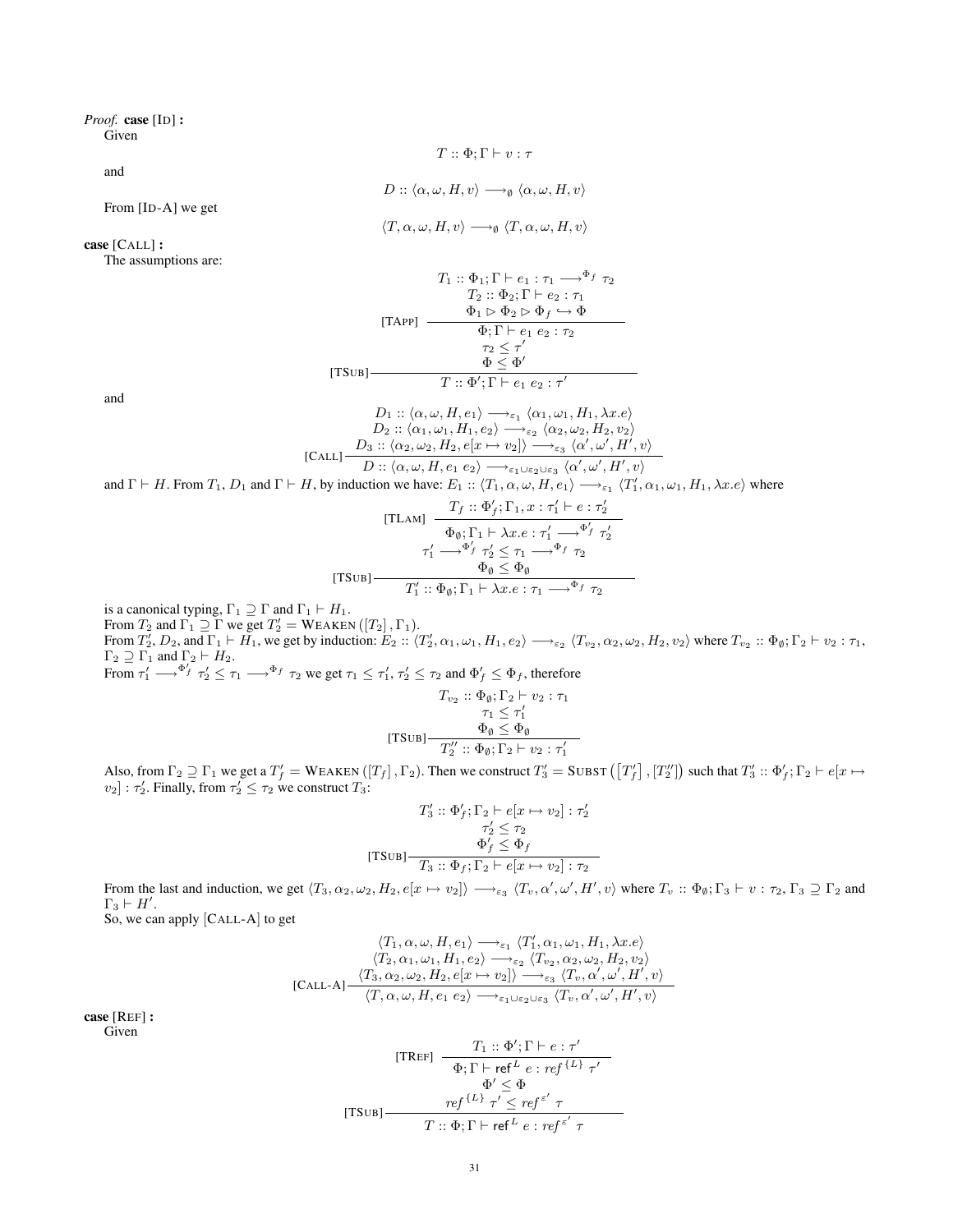*Proof.* **case** [ID] **:**

Given

$$T :: \Phi; \Gamma \vdash v : \tau$$

and

$$D :: \langle \alpha, \omega, H, v \rangle \longrightarrow_{\emptyset} \langle \alpha, \omega, H, v \rangle$$

From [ID-A] we get

$$\langle T, \alpha, \omega, H, v \rangle \longrightarrow_{\emptyset} \langle T, \alpha, \omega, H, v \rangle$$

**case** [CALL] **:**

The assumptions are:

$$\text{[TSub]}\dfrac{\text{[TApp]}\dfrac{\begin{array}{c} T_1 :: \Phi_1; \Gamma \vdash e_1 : \tau_1 \longrightarrow^{\Phi_f} \tau_2 \\ T_2 :: \Phi_2; \Gamma \vdash e_2 : \tau_1 \\ \Phi_1 \rhd \Phi_2 \rhd \Phi_f \hookrightarrow \Phi \end{array}}{\Phi; \Gamma \vdash e_1\ e_2 : \tau_2} \quad \begin{array}{c} \tau_2 \leq \tau' \\ \Phi \leq \Phi' \end{array}}{T :: \Phi'; \Gamma \vdash e_1\ e_2 : \tau'}$$

and

$$\text{[Call]}\dfrac{\begin{array}{c} D_1 :: \langle \alpha, \omega, H, e_1 \rangle \longrightarrow_{\varepsilon_1} \langle \alpha_1, \omega_1, H_1, \lambda x.e \rangle \\ D_2 :: \langle \alpha_1, \omega_1, H_1, e_2 \rangle \longrightarrow_{\varepsilon_2} \langle \alpha_2, \omega_2, H_2, v_2 \rangle \\ D_3 :: \langle \alpha_2, \omega_2, H_2, e[x \mapsto v_2] \rangle \longrightarrow_{\varepsilon_3} \langle \alpha', \omega', H', v \rangle \end{array}}{D :: \langle \alpha, \omega, H, e_1\ e_2 \rangle \longrightarrow_{\varepsilon_1 \cup \varepsilon_2 \cup \varepsilon_3} \langle \alpha', \omega', H', v \rangle}$$

and $\Gamma \vdash H$. From $T_1$, $D_1$ and $\Gamma \vdash H$, by induction we have: $E_1 :: \langle T_1, \alpha, \omega, H, e_1 \rangle \longrightarrow_{\varepsilon_1} \langle T_1', \alpha_1, \omega_1, H_1, \lambda x.e \rangle$ where

$$\text{[TSub]}\dfrac{\text{[TLam]}\dfrac{T_f :: \Phi_f'; \Gamma_1, x : \tau_1' \vdash e : \tau_2'}{\Phi_\emptyset; \Gamma_1 \vdash \lambda x.e : \tau_1' \longrightarrow^{\Phi_f'} \tau_2'} \quad \begin{array}{c} \tau_1' \longrightarrow^{\Phi_f'} \tau_2' \leq \tau_1 \longrightarrow^{\Phi_f} \tau_2 \\ \Phi_\emptyset \leq \Phi_\emptyset \end{array}}{T_1' :: \Phi_\emptyset; \Gamma_1 \vdash \lambda x.e : \tau_1 \longrightarrow^{\Phi_f} \tau_2}$$

is a canonical typing, $\Gamma_1 \supseteq \Gamma$ and $\Gamma_1 \vdash H_1$.

From $T_2$ and $\Gamma_1 \supseteq \Gamma$ we get $T_2' = \text{Weaken}([T_2], \Gamma_1)$.

From $T_2'$, $D_2$, and $\Gamma_1 \vdash H_1$, we get by induction: $E_2 :: \langle T_2', \alpha_1, \omega_1, H_1, e_2 \rangle \longrightarrow_{\varepsilon_2} \langle T_{v_2}, \alpha_2, \omega_2, H_2, v_2 \rangle$ where $T_{v_2} :: \Phi_\emptyset; \Gamma_2 \vdash v_2 : \tau_1$, $\Gamma_2 \supseteq \Gamma_1$ and $\Gamma_2 \vdash H_2$.

From $\tau_1' \longrightarrow^{\Phi_f'} \tau_2' \leq \tau_1 \longrightarrow^{\Phi_f} \tau_2$ we get $\tau_1 \leq \tau_1'$, $\tau_2' \leq \tau_2$ and $\Phi_f' \leq \Phi_f$, therefore

$$\text{[TSub]}\dfrac{\begin{array}{c} T_{v_2} :: \Phi_\emptyset; \Gamma_2 \vdash v_2 : \tau_1 \\ \tau_1 \leq \tau_1' \\ \Phi_\emptyset \leq \Phi_\emptyset \end{array}}{T_2'' :: \Phi_\emptyset; \Gamma_2 \vdash v_2 : \tau_1'}$$

Also, from $\Gamma_2 \supseteq \Gamma_1$ we get a $T_f' = \text{Weaken}([T_f], \Gamma_2)$. Then we construct $T_3' = \text{Subst}([T_f'], [T_2''])$ such that $T_3' :: \Phi_f'; \Gamma_2 \vdash e[x \mapsto v_2] : \tau_2'$. Finally, from $\tau_2' \leq \tau_2$ we construct $T_3$:

$$\text{[TSub]}\dfrac{\begin{array}{c} T_3' :: \Phi_f'; \Gamma_2 \vdash e[x \mapsto v_2] : \tau_2' \\ \tau_2' \leq \tau_2 \\ \Phi_f' \leq \Phi_f \end{array}}{T_3 :: \Phi_f; \Gamma_2 \vdash e[x \mapsto v_2] : \tau_2}$$

From the last and induction, we get $\langle T_3, \alpha_2, \omega_2, H_2, e[x \mapsto v_2] \rangle \longrightarrow_{\varepsilon_3} \langle T_v, \alpha', \omega', H', v \rangle$ where $T_v :: \Phi_\emptyset; \Gamma_3 \vdash v : \tau_2$, $\Gamma_3 \supseteq \Gamma_2$ and $\Gamma_3 \vdash H'$.

So, we can apply [CALL-A] to get

$$\text{[Call-A]}\dfrac{\begin{array}{c} \langle T_1, \alpha, \omega, H, e_1 \rangle \longrightarrow_{\varepsilon_1} \langle T_1', \alpha_1, \omega_1, H_1, \lambda x.e \rangle \\ \langle T_2, \alpha_1, \omega_1, H_1, e_2 \rangle \longrightarrow_{\varepsilon_2} \langle T_{v_2}, \alpha_2, \omega_2, H_2, v_2 \rangle \\ \langle T_3, \alpha_2, \omega_2, H_2, e[x \mapsto v_2] \rangle \longrightarrow_{\varepsilon_3} \langle T_v, \alpha', \omega', H', v \rangle \end{array}}{\langle T, \alpha, \omega, H, e_1\ e_2 \rangle \longrightarrow_{\varepsilon_1 \cup \varepsilon_2 \cup \varepsilon_3} \langle T_v, \alpha', \omega', H', v \rangle}$$

**case** [REF] **:**

Given

$$\text{[TSub]}\dfrac{\text{[TRef]}\dfrac{T_1 :: \Phi'; \Gamma \vdash e : \tau'}{\Phi; \Gamma \vdash \mathsf{ref}^L\ e : ref^{\{L\}}\ \tau'} \quad \begin{array}{c} \Phi' \leq \Phi \\ ref^{\{L\}}\ \tau' \leq ref^{\varepsilon'}\ \tau \end{array}}{T :: \Phi; \Gamma \vdash \mathsf{ref}^L\ e : ref^{\varepsilon'}\ \tau}$$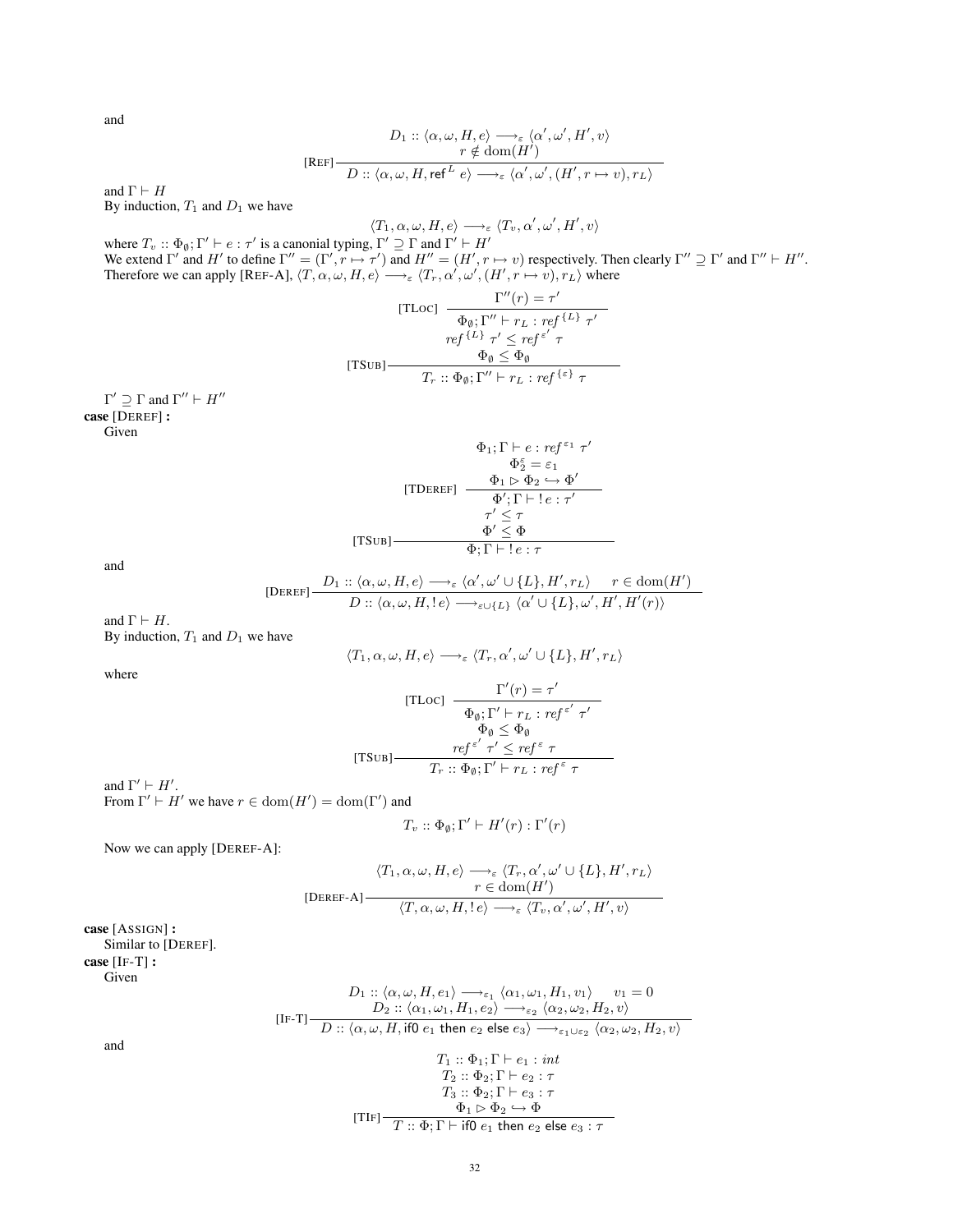and

$$
[\textsc{Ref}]\;\frac{D_1 :: \langle \alpha, \omega, H, e\rangle \longrightarrow_{\varepsilon} \langle \alpha', \omega', H', v\rangle \qquad r \notin \mathrm{dom}(H')}{D :: \langle \alpha, \omega, H, \mathsf{ref}^{L}\ e\rangle \longrightarrow_{\varepsilon} \langle \alpha', \omega', (H', r \mapsto v), r_L\rangle}
$$

and $\Gamma \vdash H$

By induction, $T_1$ and $D_1$ we have

$$
\langle T_1, \alpha, \omega, H, e\rangle \longrightarrow_{\varepsilon} \langle T_v, \alpha', \omega', H', v\rangle
$$

where $T_v :: \Phi_\emptyset; \Gamma' \vdash e : \tau'$ is a canonial typing, $\Gamma' \supseteq \Gamma$ and $\Gamma' \vdash H'$

We extend $\Gamma'$ and $H'$ to define $\Gamma'' = (\Gamma', r \mapsto \tau')$ and $H'' = (H', r \mapsto v)$ respectively. Then clearly $\Gamma'' \supseteq \Gamma'$ and $\Gamma'' \vdash H''$.

Therefore we can apply [Ref-A], $\langle T, \alpha, \omega, H, e\rangle \longrightarrow_{\varepsilon} \langle T_r, \alpha', \omega', (H', r \mapsto v), r_L\rangle$ where

$$
[\textsc{TSub}]\;\frac{[\textsc{TLoc}]\;\dfrac{\Gamma''(r) = \tau'}{\Phi_\emptyset; \Gamma'' \vdash r_L : \mathit{ref}^{\{L\}}\ \tau'} \qquad \mathit{ref}^{\{L\}}\ \tau' \leq \mathit{ref}^{\varepsilon'}\ \tau \qquad \Phi_\emptyset \leq \Phi_\emptyset}{T_r :: \Phi_\emptyset; \Gamma'' \vdash r_L : \mathit{ref}^{\{\varepsilon\}}\ \tau}
$$

$\Gamma' \supseteq \Gamma$ and $\Gamma'' \vdash H''$

**case** [Deref] **:**

Given

$$
[\textsc{TSub}]\;\frac{[\textsc{TDeref}]\;\dfrac{\Phi_1; \Gamma \vdash e : \mathit{ref}^{\varepsilon_1}\ \tau' \qquad \Phi_2^{\varepsilon} = \varepsilon_1 \qquad \Phi_1 \rhd \Phi_2 \hookrightarrow \Phi'}{\Phi'; \Gamma \vdash !\, e : \tau'} \qquad \tau' \leq \tau \qquad \Phi' \leq \Phi}{\Phi; \Gamma \vdash !\, e : \tau}
$$

and

$$
[\textsc{Deref}]\;\frac{D_1 :: \langle \alpha, \omega, H, e\rangle \longrightarrow_{\varepsilon} \langle \alpha', \omega' \cup \{L\}, H', r_L\rangle \qquad r \in \mathrm{dom}(H')}{D :: \langle \alpha, \omega, H, !\, e\rangle \longrightarrow_{\varepsilon \cup \{L\}} \langle \alpha' \cup \{L\}, \omega', H', H'(r)\rangle}
$$

and $\Gamma \vdash H$.

By induction, $T_1$ and $D_1$ we have

$$
\langle T_1, \alpha, \omega, H, e\rangle \longrightarrow_{\varepsilon} \langle T_r, \alpha', \omega' \cup \{L\}, H', r_L\rangle
$$

where

$$
[\textsc{TSub}]\;\frac{[\textsc{TLoc}]\;\dfrac{\Gamma'(r) = \tau'}{\Phi_\emptyset; \Gamma' \vdash r_L : \mathit{ref}^{\varepsilon'}\ \tau'} \qquad \Phi_\emptyset \leq \Phi_\emptyset \qquad \mathit{ref}^{\varepsilon'}\ \tau' \leq \mathit{ref}^{\varepsilon}\ \tau}{T_r :: \Phi_\emptyset; \Gamma' \vdash r_L : \mathit{ref}^{\varepsilon}\ \tau}
$$

and $\Gamma' \vdash H'$.

From $\Gamma' \vdash H'$ we have $r \in \mathrm{dom}(H') = \mathrm{dom}(\Gamma')$ and

$$
T_v :: \Phi_\emptyset; \Gamma' \vdash H'(r) : \Gamma'(r)
$$

Now we can apply [Deref-A]:

$$
[\textsc{Deref-A}]\;\frac{\langle T_1, \alpha, \omega, H, e\rangle \longrightarrow_{\varepsilon} \langle T_r, \alpha', \omega' \cup \{L\}, H', r_L\rangle \qquad r \in \mathrm{dom}(H')}{\langle T, \alpha, \omega, H, !\, e\rangle \longrightarrow_{\varepsilon} \langle T_v, \alpha', \omega', H', v\rangle}
$$

**case** [Assign] **:**

Similar to [Deref].

**case** [If-T] **:**

Given

$$
[\textsc{If-T}]\;\frac{D_1 :: \langle \alpha, \omega, H, e_1\rangle \longrightarrow_{\varepsilon_1} \langle \alpha_1, \omega_1, H_1, v_1\rangle \quad v_1 = 0 \qquad D_2 :: \langle \alpha_1, \omega_1, H_1, e_2\rangle \longrightarrow_{\varepsilon_2} \langle \alpha_2, \omega_2, H_2, v\rangle}{D :: \langle \alpha, \omega, H, \mathsf{if0}\ e_1\ \mathsf{then}\ e_2\ \mathsf{else}\ e_3\rangle \longrightarrow_{\varepsilon_1 \cup \varepsilon_2} \langle \alpha_2, \omega_2, H_2, v\rangle}
$$

and

$$
[\textsc{TIf}]\;\frac{T_1 :: \Phi_1; \Gamma \vdash e_1 : \mathit{int} \qquad T_2 :: \Phi_2; \Gamma \vdash e_2 : \tau \qquad T_3 :: \Phi_2; \Gamma \vdash e_3 : \tau \qquad \Phi_1 \rhd \Phi_2 \hookrightarrow \Phi}{T :: \Phi; \Gamma \vdash \mathsf{if0}\ e_1\ \mathsf{then}\ e_2\ \mathsf{else}\ e_3 : \tau}
$$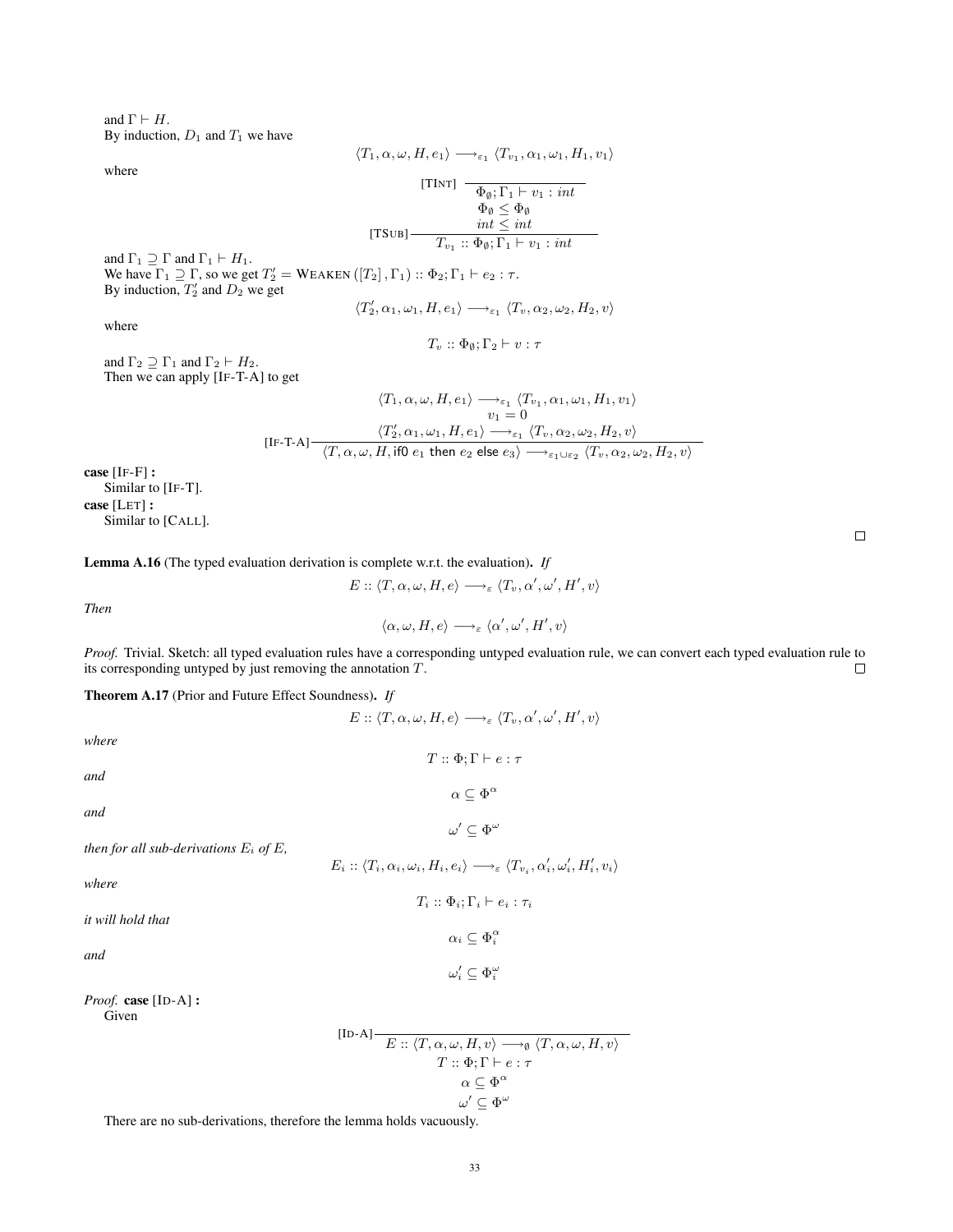and $\Gamma \vdash H$.
By induction, $D_1$ and $T_1$ we have

$$\langle T_1, \alpha, \omega, H, e_1 \rangle \longrightarrow_{\varepsilon_1} \langle T_{v_1}, \alpha_1, \omega_1, H_1, v_1 \rangle$$

where

$$\dfrac{\dfrac{}{\Phi_\emptyset; \Gamma_1 \vdash v_1 : int}\,[\text{TINT}] \quad \Phi_\emptyset \leq \Phi_\emptyset \quad int \leq int}{T_{v_1} :: \Phi_\emptyset; \Gamma_1 \vdash v_1 : int}\,[\text{TSUB}]$$

and $\Gamma_1 \supseteq \Gamma$ and $\Gamma_1 \vdash H_1$.
We have $\Gamma_1 \supseteq \Gamma$, so we get $T_2' = \text{WEAKEN}([T_2], \Gamma_1) :: \Phi_2; \Gamma_1 \vdash e_2 : \tau$.
By induction, $T_2'$ and $D_2$ we get

$$\langle T_2', \alpha_1, \omega_1, H, e_1 \rangle \longrightarrow_{\varepsilon_1} \langle T_v, \alpha_2, \omega_2, H_2, v \rangle$$

where

$$T_v :: \Phi_\emptyset; \Gamma_2 \vdash v : \tau$$

and $\Gamma_2 \supseteq \Gamma_1$ and $\Gamma_2 \vdash H_2$.
Then we can apply [IF-T-A] to get

$$\dfrac{\langle T_1, \alpha, \omega, H, e_1 \rangle \longrightarrow_{\varepsilon_1} \langle T_{v_1}, \alpha_1, \omega_1, H_1, v_1 \rangle \quad v_1 = 0 \quad \langle T_2', \alpha_1, \omega_1, H, e_1 \rangle \longrightarrow_{\varepsilon_1} \langle T_v, \alpha_2, \omega_2, H_2, v \rangle}{\langle T, \alpha, \omega, H, \mathsf{if0}\ e_1\ \mathsf{then}\ e_2\ \mathsf{else}\ e_3 \rangle \longrightarrow_{\varepsilon_1 \cup \varepsilon_2} \langle T_v, \alpha_2, \omega_2, H_2, v \rangle}\,[\text{IF-T-A}]$$

**case** [IF-F] **:**
Similar to [IF-T].

**case** [LET] **:**
Similar to [CALL].

∎

**Lemma A.16** (The typed evaluation derivation is complete w.r.t. the evaluation)**.** *If*

$$E :: \langle T, \alpha, \omega, H, e \rangle \longrightarrow_\varepsilon \langle T_v, \alpha', \omega', H', v \rangle$$

*Then*

$$\langle \alpha, \omega, H, e \rangle \longrightarrow_\varepsilon \langle \alpha', \omega', H', v \rangle$$

*Proof.* Trivial. Sketch: all typed evaluation rules have a corresponding untyped evaluation rule, we can convert each typed evaluation rule to its corresponding untyped by just removing the annotation $T$. ∎

**Theorem A.17** (Prior and Future Effect Soundness)**.** *If*

$$E :: \langle T, \alpha, \omega, H, e \rangle \longrightarrow_\varepsilon \langle T_v, \alpha', \omega', H', v \rangle$$

*where*

$$T :: \Phi; \Gamma \vdash e : \tau$$

*and*

$$\alpha \subseteq \Phi^\alpha$$

*and*

$$\omega' \subseteq \Phi^\omega$$

*then for all sub-derivations $E_i$ of $E$,*

$$E_i :: \langle T_i, \alpha_i, \omega_i, H_i, e_i \rangle \longrightarrow_\varepsilon \langle T_{v_i}, \alpha_i', \omega_i', H_i', v_i \rangle$$

*where*

$$T_i :: \Phi_i; \Gamma_i \vdash e_i : \tau_i$$

*it will hold that*

$$\alpha_i \subseteq \Phi_i^\alpha$$

*and*

$$\omega_i' \subseteq \Phi_i^\omega$$

*Proof.* **case** [ID-A] **:**
Given

$$\dfrac{}{E :: \langle T, \alpha, \omega, H, v \rangle \longrightarrow_\emptyset \langle T, \alpha, \omega, H, v \rangle}\,[\text{ID-A}]$$

$$T :: \Phi; \Gamma \vdash e : \tau$$

$$\alpha \subseteq \Phi^\alpha$$

$$\omega' \subseteq \Phi^\omega$$

There are no sub-derivations, therefore the lemma holds vacuously.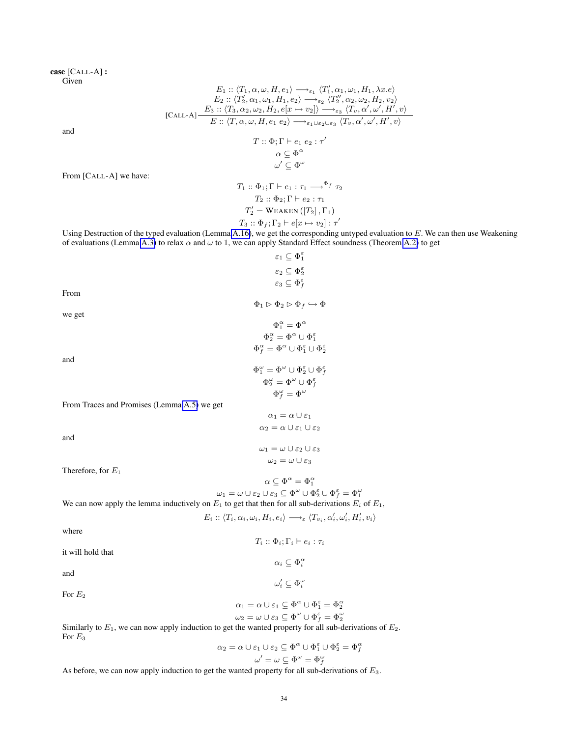**case** [CALL-A] **:**

Given

$$
\text{[CALL-A]}\frac{\begin{array}{c} E_1 :: \langle T_1, \alpha, \omega, H, e_1 \rangle \longrightarrow_{\varepsilon_1} \langle T_1', \alpha_1, \omega_1, H_1, \lambda x.e \rangle \\ E_2 :: \langle T_2', \alpha_1, \omega_1, H_1, e_2 \rangle \longrightarrow_{\varepsilon_2} \langle T_2'', \alpha_2, \omega_2, H_2, v_2 \rangle \\ E_3 :: \langle T_3, \alpha_2, \omega_2, H_2, e[x \mapsto v_2] \rangle \longrightarrow_{\varepsilon_3} \langle T_v, \alpha', \omega', H', v \rangle \end{array}}{E :: \langle T, \alpha, \omega, H, e_1\ e_2 \rangle \longrightarrow_{\varepsilon_1 \cup \varepsilon_2 \cup \varepsilon_3} \langle T_v, \alpha', \omega', H', v \rangle}
$$

and

$$T :: \Phi; \Gamma \vdash e_1\ e_2 : \tau'$$
$$\alpha \subseteq \Phi^{\alpha}$$
$$\omega' \subseteq \Phi^{\omega}$$

From [CALL-A] we have:

$$T_1 :: \Phi_1; \Gamma \vdash e_1 : \tau_1 \longrightarrow^{\Phi_f} \tau_2$$
$$T_2 :: \Phi_2; \Gamma \vdash e_2 : \tau_1$$
$$T_2' = \text{WEAKEN}\left([T_2], \Gamma_1\right)$$
$$T_3 :: \Phi_f; \Gamma_2 \vdash e[x \mapsto v_2] : \tau'$$

Using Destruction of the typed evaluation (Lemma A.16), we get the corresponding untyped evaluation to $E$. We can then use Weakening of evaluations (Lemma A.3) to relax $\alpha$ and $\omega$ to 1, we can apply Standard Effect soundness (Theorem A.2) to get

$$\varepsilon_1 \subseteq \Phi_1^{\varepsilon}$$
$$\varepsilon_2 \subseteq \Phi_2^{\varepsilon}$$
$$\varepsilon_3 \subseteq \Phi_f^{\varepsilon}$$

From

$$\Phi_1 \triangleright \Phi_2 \triangleright \Phi_f \hookrightarrow \Phi$$

we get

$$\Phi_1^{\alpha} = \Phi^{\alpha}$$
$$\Phi_2^{\alpha} = \Phi^{\alpha} \cup \Phi_1^{\varepsilon}$$
$$\Phi_f^{\alpha} = \Phi^{\alpha} \cup \Phi_1^{\varepsilon} \cup \Phi_2^{\varepsilon}$$

and

$$\Phi_1^{\omega} = \Phi^{\omega} \cup \Phi_2^{\varepsilon} \cup \Phi_f^{\varepsilon}$$
$$\Phi_2^{\omega} = \Phi^{\omega} \cup \Phi_f^{\varepsilon}$$
$$\Phi_f^{\omega} = \Phi^{\omega}$$

From Traces and Promises (Lemma A.5) we get

$$\alpha_1 = \alpha \cup \varepsilon_1$$
$$\alpha_2 = \alpha \cup \varepsilon_1 \cup \varepsilon_2$$

and

$$\omega_1 = \omega \cup \varepsilon_2 \cup \varepsilon_3$$
$$\omega_2 = \omega \cup \varepsilon_3$$

Therefore, for $E_1$

$$\alpha \subseteq \Phi^{\alpha} = \Phi_1^{\alpha}$$
$$\omega_1 = \omega \cup \varepsilon_2 \cup \varepsilon_3 \subseteq \Phi^{\omega} \cup \Phi_2^{\varepsilon} \cup \Phi_f^{\varepsilon} = \Phi_1^{\omega}$$

We can now apply the lemma inductively on $E_1$ to get that then for all sub-derivations $E_i$ of $E_1$,

$$E_i :: \langle T_i, \alpha_i, \omega_i, H_i, e_i \rangle \longrightarrow_{\varepsilon} \langle T_{v_i}, \alpha_i', \omega_i', H_i', v_i \rangle$$

where

$$T_i :: \Phi_i; \Gamma_i \vdash e_i : \tau_i$$

it will hold that

$$\alpha_i \subseteq \Phi_i^{\alpha}$$

and

$$\omega_i' \subseteq \Phi_i^{\omega}$$

For $E_2$

$$\alpha_1 = \alpha \cup \varepsilon_1 \subseteq \Phi^{\alpha} \cup \Phi_1^{\varepsilon} = \Phi_2^{\alpha}$$
$$\omega_2 = \omega \cup \varepsilon_3 \subseteq \Phi^{\omega} \cup \Phi_f^{\varepsilon} = \Phi_2^{\omega}$$

Similarly to $E_1$, we can now apply induction to get the wanted property for all sub-derivations of $E_2$.

For $E_3$

$$\alpha_2 = \alpha \cup \varepsilon_1 \cup \varepsilon_2 \subseteq \Phi^{\alpha} \cup \Phi_1^{\varepsilon} \cup \Phi_2^{\varepsilon} = \Phi_f^{\alpha}$$
$$\omega' = \omega \subseteq \Phi^{\omega} = \Phi_f^{\omega}$$

As before, we can now apply induction to get the wanted property for all sub-derivations of $E_3$.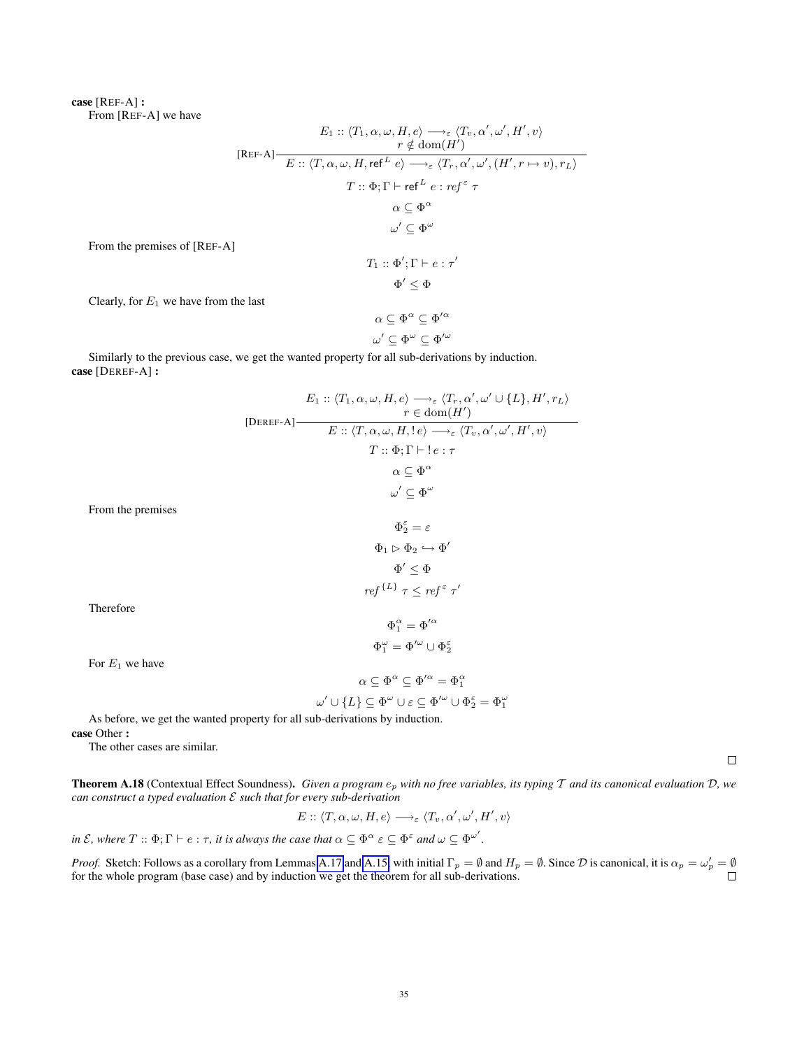**case** [REF-A] **:**

From [REF-A] we have

$$
[\text{REF-A}]\frac{E_1 :: \langle T_1, \alpha, \omega, H, e\rangle \longrightarrow_\varepsilon \langle T_v, \alpha', \omega', H', v\rangle \qquad r \notin \operatorname{dom}(H')}{E :: \langle T, \alpha, \omega, H, \mathsf{ref}^L\ e\rangle \longrightarrow_\varepsilon \langle T_r, \alpha', \omega', (H', r \mapsto v), r_L\rangle}
$$

$$T :: \Phi; \Gamma \vdash \mathsf{ref}^L\ e : \mathit{ref}^\varepsilon\ \tau$$

$$\alpha \subseteq \Phi^\alpha$$

$$\omega' \subseteq \Phi^\omega$$

From the premises of [REF-A]

$$T_1 :: \Phi'; \Gamma \vdash e : \tau'$$

$$\Phi' \leq \Phi$$

Clearly, for $E_1$ we have from the last

$$\alpha \subseteq \Phi^\alpha \subseteq \Phi'^\alpha$$

$$\omega' \subseteq \Phi^\omega \subseteq \Phi'^\omega$$

Similarly to the previous case, we get the wanted property for all sub-derivations by induction.

**case** [DEREF-A] **:**

$$
[\text{DEREF-A}]\frac{E_1 :: \langle T_1, \alpha, \omega, H, e\rangle \longrightarrow_\varepsilon \langle T_r, \alpha', \omega' \cup \{L\}, H', r_L\rangle \qquad r \in \operatorname{dom}(H')}{E :: \langle T, \alpha, \omega, H, !\,e\rangle \longrightarrow_\varepsilon \langle T_v, \alpha', \omega', H', v\rangle}
$$

$$T :: \Phi; \Gamma \vdash !\,e : \tau$$

$$\alpha \subseteq \Phi^\alpha$$

$$\omega' \subseteq \Phi^\omega$$

From the premises

$$\Phi_2^\varepsilon = \varepsilon$$

$$\Phi_1 \rhd \Phi_2 \hookrightarrow \Phi'$$

$$\Phi' \leq \Phi$$

$$\mathit{ref}^{\{L\}}\ \tau \leq \mathit{ref}^\varepsilon\ \tau'$$

Therefore

$$\Phi_1^\alpha = \Phi'^\alpha$$

$$\Phi_1^\omega = \Phi'^\omega \cup \Phi_2^\varepsilon$$

For $E_1$ we have

$$\alpha \subseteq \Phi^\alpha \subseteq \Phi'^\alpha = \Phi_1^\alpha$$

$$\omega' \cup \{L\} \subseteq \Phi^\omega \cup \varepsilon \subseteq \Phi'^\omega \cup \Phi_2^\varepsilon = \Phi_1^\omega$$

As before, we get the wanted property for all sub-derivations by induction.

**case** Other **:**

The other cases are similar. □

**Theorem A.18** (Contextual Effect Soundness)**.** *Given a program $e_p$ with no free variables, its typing $\mathcal{T}$ and its canonical evaluation $\mathcal{D}$, we can construct a typed evaluation $\mathcal{E}$ such that for every sub-derivation*

$$E :: \langle T, \alpha, \omega, H, e\rangle \longrightarrow_\varepsilon \langle T_v, \alpha', \omega', H', v\rangle$$

*in $\mathcal{E}$, where $T :: \Phi; \Gamma \vdash e : \tau$, it is always the case that $\alpha \subseteq \Phi^\alpha\ \varepsilon \subseteq \Phi^\varepsilon$ and $\omega \subseteq \Phi^{\omega'}$.*

*Proof.* Sketch: Follows as a corollary from Lemmas A.17 and A.15, with initial $\Gamma_p = \emptyset$ and $H_p = \emptyset$. Since $\mathcal{D}$ is canonical, it is $\alpha_p = \omega'_p = \emptyset$ for the whole program (base case) and by induction we get the theorem for all sub-derivations. □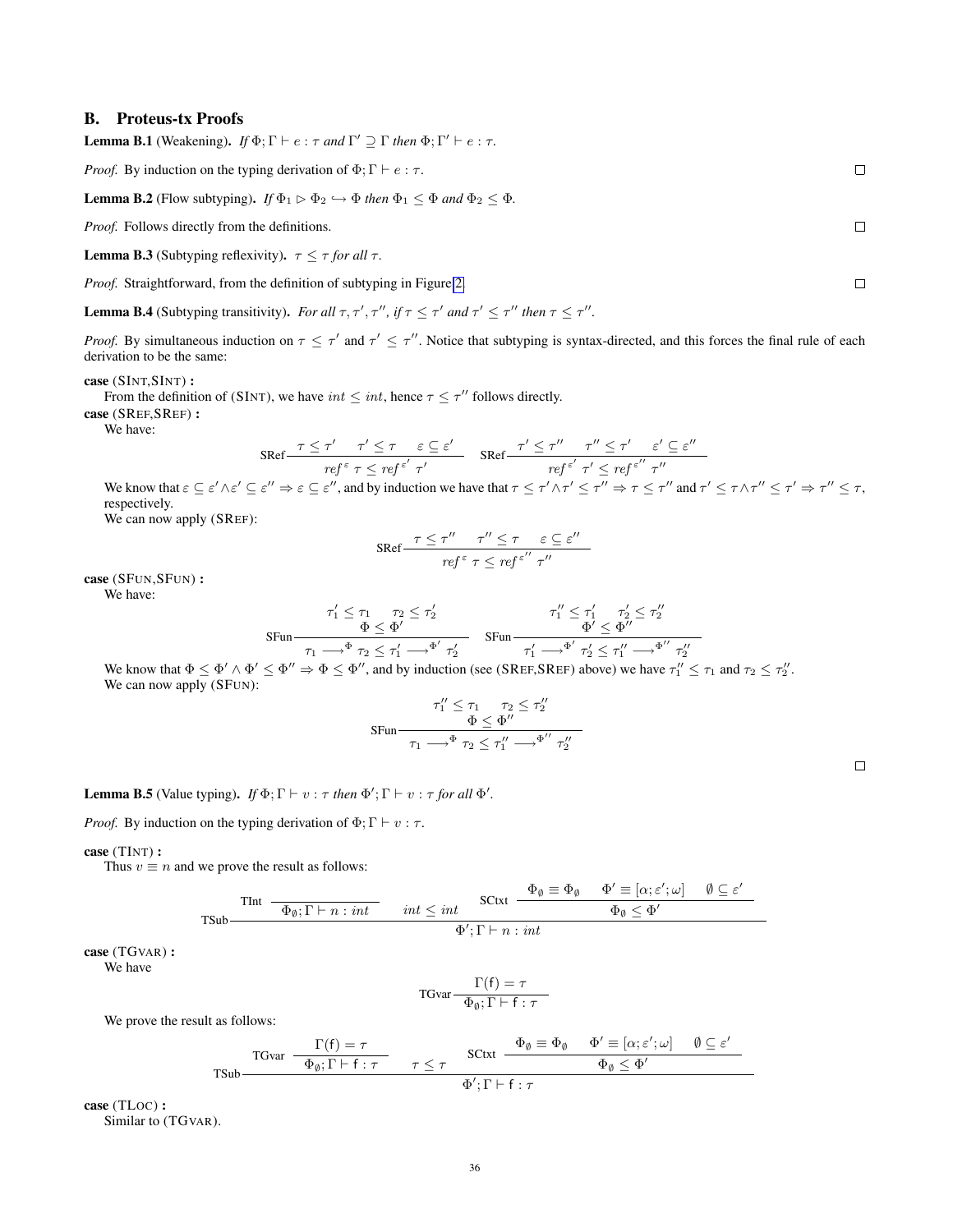## B. Proteus-tx Proofs

**Lemma B.1** (Weakening). *If* $\Phi; \Gamma \vdash e : \tau$ *and* $\Gamma' \supseteq \Gamma$ *then* $\Phi; \Gamma' \vdash e : \tau$.

*Proof.* By induction on the typing derivation of $\Phi; \Gamma \vdash e : \tau$. □

**Lemma B.2** (Flow subtyping). *If* $\Phi_1 \rhd \Phi_2 \hookrightarrow \Phi$ *then* $\Phi_1 \leq \Phi$ *and* $\Phi_2 \leq \Phi$.

*Proof.* Follows directly from the definitions. □

**Lemma B.3** (Subtyping reflexivity). $\tau \leq \tau$ *for all* $\tau$.

*Proof.* Straightforward, from the definition of subtyping in Figure 2. □

**Lemma B.4** (Subtyping transitivity). *For all* $\tau, \tau', \tau''$, *if* $\tau \leq \tau'$ *and* $\tau' \leq \tau''$ *then* $\tau \leq \tau''$.

*Proof.* By simultaneous induction on $\tau \leq \tau'$ and $\tau' \leq \tau''$. Notice that subtyping is syntax-directed, and this forces the final rule of each derivation to be the same:

**case** (SINT,SINT) **:**
From the definition of (SINT), we have $int \leq int$, hence $\tau \leq \tau''$ follows directly.

**case** (SREF,SREF) **:**
We have:

$$\text{SRef}\,\frac{\tau \leq \tau' \quad \tau' \leq \tau \quad \varepsilon \subseteq \varepsilon'}{ref^{\,\varepsilon}\ \tau \leq ref^{\,\varepsilon'}\ \tau'} \qquad \text{SRef}\,\frac{\tau' \leq \tau'' \quad \tau'' \leq \tau' \quad \varepsilon' \subseteq \varepsilon''}{ref^{\,\varepsilon'}\ \tau' \leq ref^{\,\varepsilon''}\ \tau''}$$

We know that $\varepsilon \subseteq \varepsilon' \wedge \varepsilon' \subseteq \varepsilon'' \Rightarrow \varepsilon \subseteq \varepsilon''$, and by induction we have that $\tau \leq \tau' \wedge \tau' \leq \tau'' \Rightarrow \tau \leq \tau''$ and $\tau' \leq \tau \wedge \tau'' \leq \tau' \Rightarrow \tau'' \leq \tau$, respectively.
We can now apply (SREF):

$$\text{SRef}\,\frac{\tau \leq \tau'' \quad \tau'' \leq \tau \quad \varepsilon \subseteq \varepsilon''}{ref^{\,\varepsilon}\ \tau \leq ref^{\,\varepsilon''}\ \tau''}$$

**case** (SFUN,SFUN) **:**
We have:

$$\text{SFun}\,\frac{\begin{array}{c}\tau_1' \leq \tau_1 \quad \tau_2 \leq \tau_2' \\ \Phi \leq \Phi'\end{array}}{\tau_1 \longrightarrow^{\Phi} \tau_2 \leq \tau_1' \longrightarrow^{\Phi'} \tau_2'} \qquad \text{SFun}\,\frac{\begin{array}{c}\tau_1'' \leq \tau_1' \quad \tau_2' \leq \tau_2'' \\ \Phi' \leq \Phi''\end{array}}{\tau_1' \longrightarrow^{\Phi'} \tau_2' \leq \tau_1'' \longrightarrow^{\Phi''} \tau_2''}$$

We know that $\Phi \leq \Phi' \wedge \Phi' \leq \Phi'' \Rightarrow \Phi \leq \Phi''$, and by induction (see (SREF,SREF) above) we have $\tau_1'' \leq \tau_1$ and $\tau_2 \leq \tau_2''$.
We can now apply (SFUN):

$$\text{SFun}\,\frac{\begin{array}{c}\tau_1'' \leq \tau_1 \quad \tau_2 \leq \tau_2'' \\ \Phi \leq \Phi''\end{array}}{\tau_1 \longrightarrow^{\Phi} \tau_2 \leq \tau_1'' \longrightarrow^{\Phi''} \tau_2''}$$

□

**Lemma B.5** (Value typing). *If* $\Phi; \Gamma \vdash v : \tau$ *then* $\Phi'; \Gamma \vdash v : \tau$ *for all* $\Phi'$.

*Proof.* By induction on the typing derivation of $\Phi; \Gamma \vdash v : \tau$.

**case** (TINT) **:**
Thus $v \equiv n$ and we prove the result as follows:

$$\text{TSub}\,\frac{\text{TInt}\,\dfrac{}{\Phi_\emptyset; \Gamma \vdash n : int} \qquad int \leq int \qquad \text{SCtxt}\,\dfrac{\Phi_\emptyset \equiv \Phi_\emptyset \quad \Phi' \equiv [\alpha; \varepsilon'; \omega] \quad \emptyset \subseteq \varepsilon'}{\Phi_\emptyset \leq \Phi'}}{\Phi'; \Gamma \vdash n : int}$$

**case** (TGVAR) **:**
We have

$$\text{TGvar}\,\frac{\Gamma(\mathsf{f}) = \tau}{\Phi_\emptyset; \Gamma \vdash \mathsf{f} : \tau}$$

We prove the result as follows:

$$\text{TSub}\,\frac{\text{TGvar}\,\dfrac{\Gamma(\mathsf{f}) = \tau}{\Phi_\emptyset; \Gamma \vdash \mathsf{f} : \tau} \qquad \tau \leq \tau \qquad \text{SCtxt}\,\dfrac{\Phi_\emptyset \equiv \Phi_\emptyset \quad \Phi' \equiv [\alpha; \varepsilon'; \omega] \quad \emptyset \subseteq \varepsilon'}{\Phi_\emptyset \leq \Phi'}}{\Phi'; \Gamma \vdash \mathsf{f} : \tau}$$

**case** (TLOC) **:**
Similar to (TGVAR).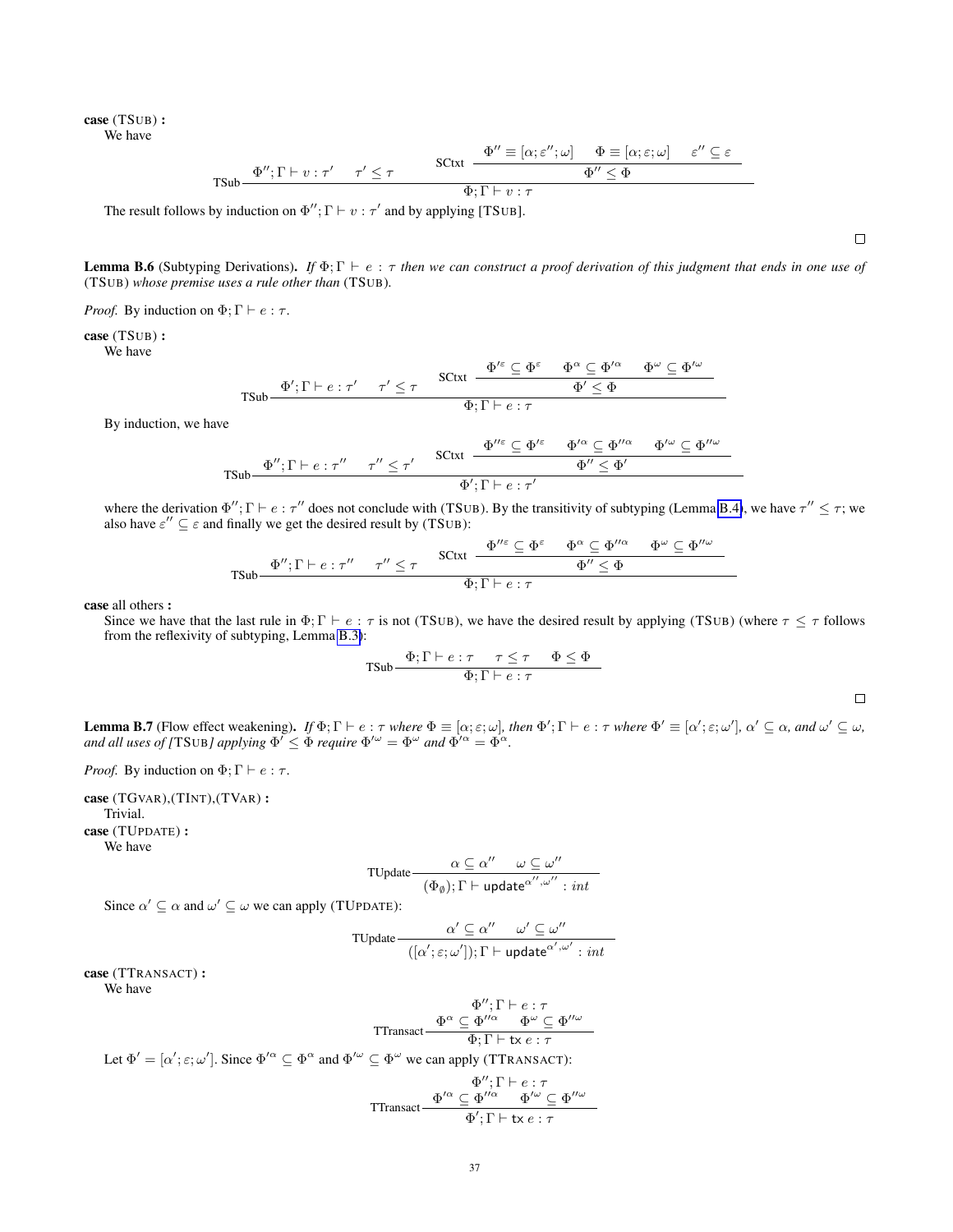**case** (TSUB) **:**
We have

$$\text{TSub}\ \frac{\Phi''; \Gamma \vdash v : \tau' \qquad \tau' \leq \tau \qquad \text{SCtxt}\ \dfrac{\Phi'' \equiv [\alpha; \varepsilon''; \omega] \quad \Phi \equiv [\alpha; \varepsilon; \omega] \quad \varepsilon'' \subseteq \varepsilon}{\Phi'' \leq \Phi}}{\Phi; \Gamma \vdash v : \tau}$$

The result follows by induction on $\Phi''; \Gamma \vdash v : \tau'$ and by applying [TSUB].

□

**Lemma B.6** (Subtyping Derivations)**.** *If $\Phi; \Gamma \vdash e : \tau$ then we can construct a proof derivation of this judgment that ends in one use of* (TSUB) *whose premise uses a rule other than* (TSUB)*.*

*Proof.* By induction on $\Phi; \Gamma \vdash e : \tau$.

**case** (TSUB) **:**
We have

$$\text{TSub}\ \frac{\Phi'; \Gamma \vdash e : \tau' \qquad \tau' \leq \tau \qquad \text{SCtxt}\ \dfrac{\Phi'^{\varepsilon} \subseteq \Phi^{\varepsilon} \quad \Phi^{\alpha} \subseteq \Phi'^{\alpha} \quad \Phi^{\omega} \subseteq \Phi'^{\omega}}{\Phi' \leq \Phi}}{\Phi; \Gamma \vdash e : \tau}$$

By induction, we have

$$\text{TSub}\ \frac{\Phi''; \Gamma \vdash e : \tau'' \qquad \tau'' \leq \tau' \qquad \text{SCtxt}\ \dfrac{\Phi''^{\varepsilon} \subseteq \Phi'^{\varepsilon} \quad \Phi'^{\alpha} \subseteq \Phi''^{\alpha} \quad \Phi'^{\omega} \subseteq \Phi''^{\omega}}{\Phi'' \leq \Phi'}}{\Phi'; \Gamma \vdash e : \tau'}$$

where the derivation $\Phi''; \Gamma \vdash e : \tau''$ does not conclude with (TSUB). By the transitivity of subtyping (Lemma B.4), we have $\tau'' \leq \tau$; we also have $\varepsilon'' \subseteq \varepsilon$ and finally we get the desired result by (TSUB):

$$\text{TSub}\ \frac{\Phi''; \Gamma \vdash e : \tau'' \qquad \tau'' \leq \tau \qquad \text{SCtxt}\ \dfrac{\Phi''^{\varepsilon} \subseteq \Phi^{\varepsilon} \quad \Phi^{\alpha} \subseteq \Phi''^{\alpha} \quad \Phi^{\omega} \subseteq \Phi''^{\omega}}{\Phi'' \leq \Phi}}{\Phi; \Gamma \vdash e : \tau}$$

**case** all others **:**
Since we have that the last rule in $\Phi; \Gamma \vdash e : \tau$ is not (TSUB), we have the desired result by applying (TSUB) (where $\tau \leq \tau$ follows from the reflexivity of subtyping, Lemma B.3):

$$\text{TSub}\ \frac{\Phi; \Gamma \vdash e : \tau \qquad \tau \leq \tau \qquad \Phi \leq \Phi}{\Phi; \Gamma \vdash e : \tau}$$

□

**Lemma B.7** (Flow effect weakening)**.** *If $\Phi; \Gamma \vdash e : \tau$ where $\Phi \equiv [\alpha; \varepsilon; \omega]$, then $\Phi'; \Gamma \vdash e : \tau$ where $\Phi' \equiv [\alpha'; \varepsilon; \omega']$, $\alpha' \subseteq \alpha$, and $\omega' \subseteq \omega$, and all uses of [*TSUB*] applying $\Phi' \leq \Phi$ require $\Phi'^{\omega} = \Phi^{\omega}$ and $\Phi'^{\alpha} = \Phi^{\alpha}$.*

*Proof.* By induction on $\Phi; \Gamma \vdash e : \tau$.

**case** (TGVAR),(TINT),(TVAR) **:**
Trivial.

**case** (TUPDATE) **:**
We have

$$\text{TUpdate}\ \frac{\alpha \subseteq \alpha'' \qquad \omega \subseteq \omega''}{(\Phi_{\emptyset}); \Gamma \vdash \mathsf{update}^{\alpha'',\omega''} : int}$$

Since $\alpha' \subseteq \alpha$ and $\omega' \subseteq \omega$ we can apply (TUPDATE):

$$\text{TUpdate}\ \frac{\alpha' \subseteq \alpha'' \qquad \omega' \subseteq \omega''}{([\alpha'; \varepsilon; \omega']); \Gamma \vdash \mathsf{update}^{\alpha',\omega'} : int}$$

**case** (TTRANSACT) **:**
We have

$$\text{TTransact}\ \frac{\Phi''; \Gamma \vdash e : \tau \qquad \Phi^{\alpha} \subseteq \Phi''^{\alpha} \qquad \Phi^{\omega} \subseteq \Phi''^{\omega}}{\Phi; \Gamma \vdash \mathsf{tx}\ e : \tau}$$

Let $\Phi' = [\alpha'; \varepsilon; \omega']$. Since $\Phi'^{\alpha} \subseteq \Phi^{\alpha}$ and $\Phi'^{\omega} \subseteq \Phi^{\omega}$ we can apply (TTRANSACT):

$$\text{TTransact}\ \frac{\Phi''; \Gamma \vdash e : \tau \qquad \Phi'^{\alpha} \subseteq \Phi''^{\alpha} \qquad \Phi'^{\omega} \subseteq \Phi''^{\omega}}{\Phi'; \Gamma \vdash \mathsf{tx}\ e : \tau}$$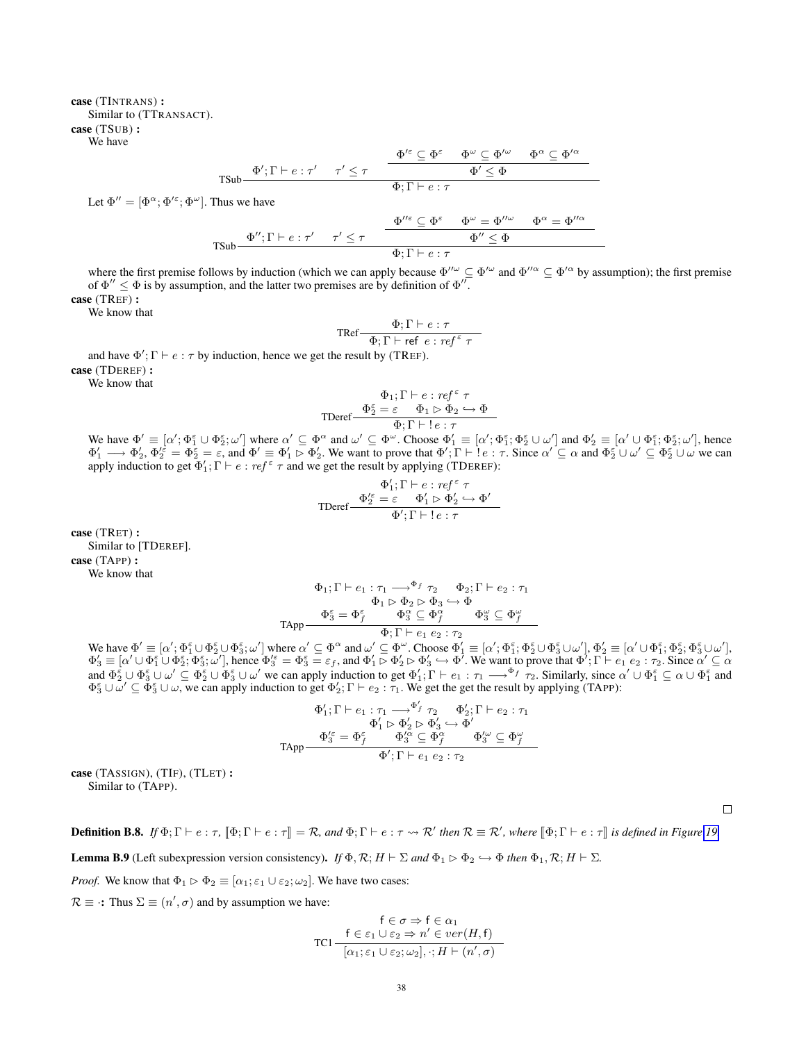**case** (TINTRANS) **:**
Similar to (TTRANSACT).

**case** (TSUB) **:**
We have

$$\text{TSub}\;\frac{\Phi';\Gamma \vdash e : \tau' \qquad \tau' \le \tau \qquad \dfrac{\Phi'^{\varepsilon} \subseteq \Phi^{\varepsilon} \qquad \Phi^{\omega} \subseteq \Phi'^{\omega} \qquad \Phi^{\alpha} \subseteq \Phi'^{\alpha}}{\Phi' \le \Phi}}{\Phi;\Gamma \vdash e : \tau}$$

Let $\Phi'' = [\Phi^{\alpha}; \Phi'^{\varepsilon}; \Phi^{\omega}]$. Thus we have

$$\text{TSub}\;\frac{\Phi'';\Gamma \vdash e : \tau' \qquad \tau' \le \tau \qquad \dfrac{\Phi''^{\varepsilon} \subseteq \Phi^{\varepsilon} \qquad \Phi^{\omega} = \Phi''^{\omega} \qquad \Phi^{\alpha} = \Phi''^{\alpha}}{\Phi'' \le \Phi}}{\Phi;\Gamma \vdash e : \tau}$$

where the first premise follows by induction (which we can apply because $\Phi''^{\omega} \subseteq \Phi'^{\omega}$ and $\Phi''^{\alpha} \subseteq \Phi'^{\alpha}$ by assumption); the first premise of $\Phi'' \le \Phi$ is by assumption, and the latter two premises are by definition of $\Phi''$.

**case** (TREF) **:**
We know that

$$\text{TRef}\;\frac{\Phi;\Gamma \vdash e : \tau}{\Phi;\Gamma \vdash \mathsf{ref}\ e : \mathit{ref}^{\,\varepsilon}\ \tau}$$

and have $\Phi';\Gamma \vdash e : \tau$ by induction, hence we get the result by (TREF).

**case** (TDEREF) **:**
We know that

$$\text{TDeref}\;\frac{\Phi_1;\Gamma \vdash e : \mathit{ref}^{\,\varepsilon}\ \tau \qquad \Phi_2^{\varepsilon} = \varepsilon \qquad \Phi_1 \rhd \Phi_2 \hookrightarrow \Phi}{\Phi;\Gamma \vdash\ !\,e : \tau}$$

We have $\Phi' \equiv [\alpha'; \Phi_1^{\varepsilon} \cup \Phi_2^{\varepsilon}; \omega']$ where $\alpha' \subseteq \Phi^{\alpha}$ and $\omega' \subseteq \Phi^{\omega}$. Choose $\Phi_1' \equiv [\alpha'; \Phi_1^{\varepsilon}; \Phi_2^{\varepsilon} \cup \omega']$ and $\Phi_2' \equiv [\alpha' \cup \Phi_1^{\varepsilon}; \Phi_2^{\varepsilon}; \omega']$, hence $\Phi_1' \longrightarrow \Phi_2'$, $\Phi_2'^{\varepsilon} = \Phi_2^{\varepsilon} = \varepsilon$, and $\Phi' \equiv \Phi_1' \rhd \Phi_2'$. We want to prove that $\Phi';\Gamma \vdash\ !\,e : \tau$. Since $\alpha' \subseteq \alpha$ and $\Phi_2^{\varepsilon} \cup \omega' \subseteq \Phi_2^{\varepsilon} \cup \omega$ we can apply induction to get $\Phi_1';\Gamma \vdash e : \mathit{ref}^{\,\varepsilon}\ \tau$ and we get the result by applying (TDEREF):

$$\text{TDeref}\;\frac{\Phi_1';\Gamma \vdash e : \mathit{ref}^{\,\varepsilon}\ \tau \qquad \Phi_2'^{\varepsilon} = \varepsilon \qquad \Phi_1' \rhd \Phi_2' \hookrightarrow \Phi'}{\Phi';\Gamma \vdash\ !\,e : \tau}$$

**case** (TRET) **:**
Similar to [TDEREF].

**case** (TAPP) **:**
We know that

$$\text{TApp}\;\frac{\begin{array}{c}\Phi_1;\Gamma \vdash e_1 : \tau_1 \longrightarrow^{\Phi_f} \tau_2 \qquad \Phi_2;\Gamma \vdash e_2 : \tau_1 \\ \Phi_1 \rhd \Phi_2 \rhd \Phi_3 \hookrightarrow \Phi \\ \Phi_3^{\varepsilon} = \Phi_f^{\varepsilon} \qquad \Phi_3^{\alpha} \subseteq \Phi_f^{\alpha} \qquad \Phi_3^{\omega} \subseteq \Phi_f^{\omega}\end{array}}{\Phi;\Gamma \vdash e_1\ e_2 : \tau_2}$$

We have $\Phi' \equiv [\alpha'; \Phi_1^{\varepsilon} \cup \Phi_2^{\varepsilon} \cup \Phi_3^{\varepsilon}; \omega']$ where $\alpha' \subseteq \Phi^{\alpha}$ and $\omega' \subseteq \Phi^{\omega}$. Choose $\Phi_1' \equiv [\alpha'; \Phi_1^{\varepsilon}; \Phi_2^{\varepsilon} \cup \Phi_3^{\varepsilon} \cup \omega']$, $\Phi_2' \equiv [\alpha' \cup \Phi_1^{\varepsilon}; \Phi_2^{\varepsilon}; \Phi_3^{\varepsilon} \cup \omega']$, $\Phi_3' \equiv [\alpha' \cup \Phi_1^{\varepsilon} \cup \Phi_2^{\varepsilon}; \Phi_3^{\varepsilon}; \omega']$, hence $\Phi_3'^{\varepsilon} = \Phi_3^{\varepsilon} = \varepsilon_f$, and $\Phi_1' \rhd \Phi_2' \rhd \Phi_3' \hookrightarrow \Phi'$. We want to prove that $\Phi';\Gamma \vdash e_1\ e_2 : \tau_2$. Since $\alpha' \subseteq \alpha$ and $\Phi_2^{\varepsilon} \cup \Phi_3^{\varepsilon} \cup \omega' \subseteq \Phi_2^{\varepsilon} \cup \Phi_3^{\varepsilon} \cup \omega'$ we can apply induction to get $\Phi_1';\Gamma \vdash e_1 : \tau_1 \longrightarrow^{\Phi_f} \tau_2$. Similarly, since $\alpha' \cup \Phi_1^{\varepsilon} \subseteq \alpha \cup \Phi_1^{\varepsilon}$ and $\Phi_3^{\varepsilon} \cup \omega' \subseteq \Phi_3^{\varepsilon} \cup \omega$, we can apply induction to get $\Phi_2';\Gamma \vdash e_2 : \tau_1$. We get the get the result by applying (TAPP):

$$\text{TApp}\;\frac{\begin{array}{c}\Phi_1';\Gamma \vdash e_1 : \tau_1 \longrightarrow^{\Phi_f'} \tau_2 \qquad \Phi_2';\Gamma \vdash e_2 : \tau_1 \\ \Phi_1' \rhd \Phi_2' \rhd \Phi_3' \hookrightarrow \Phi' \\ \Phi_3'^{\varepsilon} = \Phi_f^{\varepsilon} \qquad \Phi_3'^{\alpha} \subseteq \Phi_f^{\alpha} \qquad \Phi_3'^{\omega} \subseteq \Phi_f^{\omega}\end{array}}{\Phi';\Gamma \vdash e_1\ e_2 : \tau_2}$$

**case** (TASSIGN), (TIF), (TLET) **:**
Similar to (TAPP).

□

**Definition B.8.** *If $\Phi;\Gamma \vdash e : \tau$, $[\![\Phi;\Gamma \vdash e : \tau]\!] = \mathcal{R}$, and $\Phi;\Gamma \vdash e : \tau \rightsquigarrow \mathcal{R}'$ then $\mathcal{R} \equiv \mathcal{R}'$, where $[\![\Phi;\Gamma \vdash e : \tau]\!]$ is defined in Figure 19.*

**Lemma B.9** (Left subexpression version consistency)**.** *If $\Phi, \mathcal{R}; H \vdash \Sigma$ and $\Phi_1 \rhd \Phi_2 \hookrightarrow \Phi$ then $\Phi_1, \mathcal{R}; H \vdash \Sigma$.*

*Proof.* We know that $\Phi_1 \rhd \Phi_2 \equiv [\alpha_1; \varepsilon_1 \cup \varepsilon_2; \omega_2]$. We have two cases:

$\mathcal{R} \equiv \cdot$**:** Thus $\Sigma \equiv (n', \sigma)$ and by assumption we have:

$$\text{TC1}\;\frac{\mathsf{f} \in \sigma \Rightarrow \mathsf{f} \in \alpha_1 \qquad \mathsf{f} \in \varepsilon_1 \cup \varepsilon_2 \Rightarrow n' \in \mathit{ver}(H, \mathsf{f})}{[\alpha_1; \varepsilon_1 \cup \varepsilon_2; \omega_2], \cdot; H \vdash (n', \sigma)}$$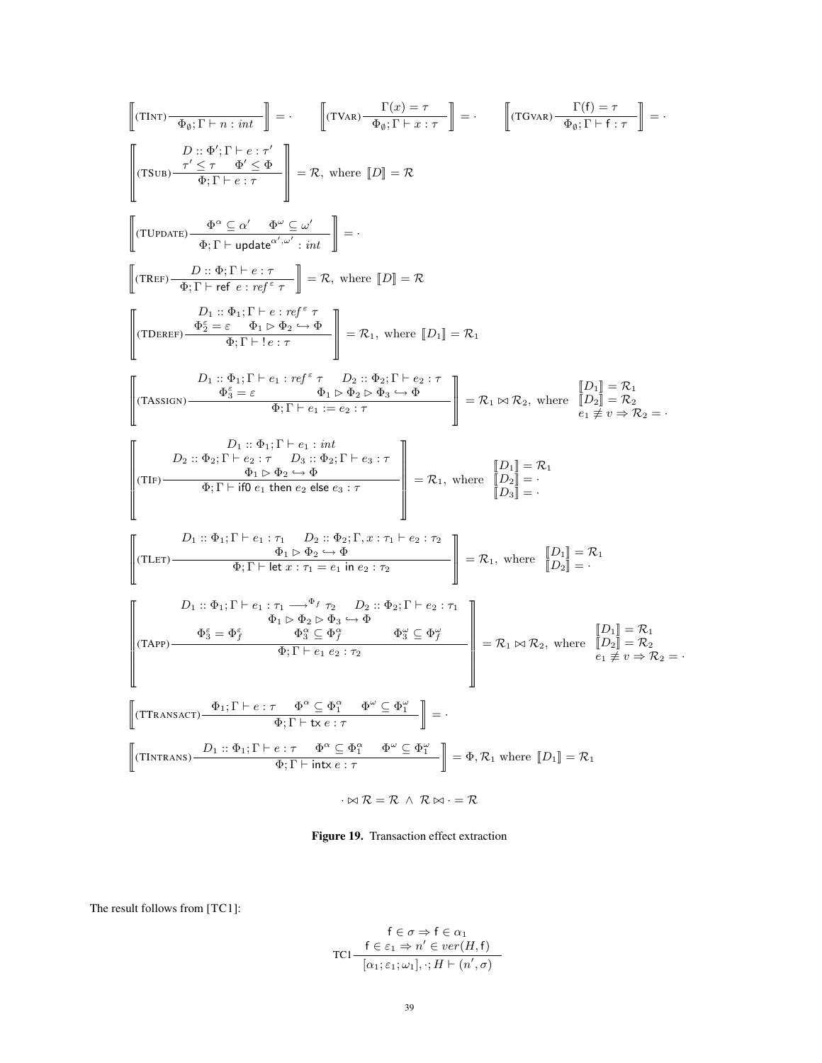$$\left[\!\!\left[ (\text{TINT}) \frac{}{\Phi_\emptyset; \Gamma \vdash n : int} \right]\!\!\right] = \cdot \qquad \left[\!\!\left[ (\text{TVAR}) \frac{\Gamma(x) = \tau}{\Phi_\emptyset; \Gamma \vdash x : \tau} \right]\!\!\right] = \cdot \qquad \left[\!\!\left[ (\text{TGVAR}) \frac{\Gamma(\mathsf{f}) = \tau}{\Phi_\emptyset; \Gamma \vdash \mathsf{f} : \tau} \right]\!\!\right] = \cdot$$

$$\left[\!\!\left[ (\text{TSUB}) \frac{D :: \Phi'; \Gamma \vdash e : \tau' \quad \tau' \leq \tau \quad \Phi' \leq \Phi}{\Phi; \Gamma \vdash e : \tau} \right]\!\!\right] = \mathcal{R}, \text{ where } [\![D]\!] = \mathcal{R}$$

$$\left[\!\!\left[ (\text{TUPDATE}) \frac{\Phi^\alpha \subseteq \alpha' \quad \Phi^\omega \subseteq \omega'}{\Phi; \Gamma \vdash \mathsf{update}^{\alpha',\omega'} : int} \right]\!\!\right] = \cdot$$

$$\left[\!\!\left[ (\text{TREF}) \frac{D :: \Phi; \Gamma \vdash e : \tau}{\Phi; \Gamma \vdash \mathsf{ref}\ e : ref^{\varepsilon}\ \tau} \right]\!\!\right] = \mathcal{R}, \text{ where } [\![D]\!] = \mathcal{R}$$

$$\left[\!\!\left[ (\text{TDEREF}) \frac{D_1 :: \Phi_1; \Gamma \vdash e : ref^{\varepsilon}\ \tau \quad \Phi_2^{\varepsilon} = \varepsilon \quad \Phi_1 \rhd \Phi_2 \hookrightarrow \Phi}{\Phi; \Gamma \vdash\ !e : \tau} \right]\!\!\right] = \mathcal{R}_1, \text{ where } [\![D_1]\!] = \mathcal{R}_1$$

$$\left[\!\!\left[ (\text{TASSIGN}) \frac{D_1 :: \Phi_1; \Gamma \vdash e_1 : ref^{\varepsilon}\ \tau \quad D_2 :: \Phi_2; \Gamma \vdash e_2 : \tau \quad \Phi_3^{\varepsilon} = \varepsilon \quad \Phi_1 \rhd \Phi_2 \rhd \Phi_3 \hookrightarrow \Phi}{\Phi; \Gamma \vdash e_1 := e_2 : \tau} \right]\!\!\right] = \mathcal{R}_1 \bowtie \mathcal{R}_2, \text{ where } \begin{array}{l} [\![D_1]\!] = \mathcal{R}_1 \\ [\![D_2]\!] = \mathcal{R}_2 \\ e_1 \not\equiv v \Rightarrow \mathcal{R}_2 = \cdot \end{array}$$

$$\left[\!\!\left[ (\text{TIF}) \frac{D_1 :: \Phi_1; \Gamma \vdash e_1 : int \quad D_2 :: \Phi_2; \Gamma \vdash e_2 : \tau \quad D_3 :: \Phi_2; \Gamma \vdash e_3 : \tau \quad \Phi_1 \rhd \Phi_2 \hookrightarrow \Phi}{\Phi; \Gamma \vdash \mathsf{if0}\ e_1\ \mathsf{then}\ e_2\ \mathsf{else}\ e_3 : \tau} \right]\!\!\right] = \mathcal{R}_1, \text{ where } \begin{array}{l} [\![D_1]\!] = \mathcal{R}_1 \\ [\![D_2]\!] = \cdot \\ [\![D_3]\!] = \cdot \end{array}$$

$$\left[\!\!\left[ (\text{TLET}) \frac{D_1 :: \Phi_1; \Gamma \vdash e_1 : \tau_1 \quad D_2 :: \Phi_2; \Gamma, x : \tau_1 \vdash e_2 : \tau_2 \quad \Phi_1 \rhd \Phi_2 \hookrightarrow \Phi}{\Phi; \Gamma \vdash \mathsf{let}\ x : \tau_1 = e_1\ \mathsf{in}\ e_2 : \tau_2} \right]\!\!\right] = \mathcal{R}_1, \text{ where } \begin{array}{l} [\![D_1]\!] = \mathcal{R}_1 \\ [\![D_2]\!] = \cdot \end{array}$$

$$\left[\!\!\left[ (\text{TAPP}) \frac{D_1 :: \Phi_1; \Gamma \vdash e_1 : \tau_1 \longrightarrow^{\Phi_f} \tau_2 \quad D_2 :: \Phi_2; \Gamma \vdash e_2 : \tau_1 \quad \Phi_1 \rhd \Phi_2 \rhd \Phi_3 \hookrightarrow \Phi \quad \Phi_3^{\varepsilon} = \Phi_f^{\varepsilon} \quad \Phi_3^{\alpha} \subseteq \Phi_f^{\alpha} \quad \Phi_3^{\omega} \subseteq \Phi_f^{\omega}}{\Phi; \Gamma \vdash e_1\ e_2 : \tau_2} \right]\!\!\right] = \mathcal{R}_1 \bowtie \mathcal{R}_2, \text{ where } \begin{array}{l} [\![D_1]\!] = \mathcal{R}_1 \\ [\![D_2]\!] = \mathcal{R}_2 \\ e_1 \not\equiv v \Rightarrow \mathcal{R}_2 = \cdot \end{array}$$

$$\left[\!\!\left[ (\text{TTRANSACT}) \frac{\Phi_1; \Gamma \vdash e : \tau \quad \Phi^\alpha \subseteq \Phi_1^\alpha \quad \Phi^\omega \subseteq \Phi_1^\omega}{\Phi; \Gamma \vdash \mathsf{tx}\ e : \tau} \right]\!\!\right] = \cdot$$

$$\left[\!\!\left[ (\text{TINTRANS}) \frac{D_1 :: \Phi_1; \Gamma \vdash e : \tau \quad \Phi^\alpha \subseteq \Phi_1^\alpha \quad \Phi^\omega \subseteq \Phi_1^\omega}{\Phi; \Gamma \vdash \mathsf{intx}\ e : \tau} \right]\!\!\right] = \Phi, \mathcal{R}_1 \text{ where } [\![D_1]\!] = \mathcal{R}_1$$

$$\cdot \bowtie \mathcal{R} = \mathcal{R} \ \wedge \ \mathcal{R} \bowtie \cdot = \mathcal{R}$$

**Figure 19.** Transaction effect extraction

The result follows from [TC1]:

$$\text{TC1} \frac{\mathsf{f} \in \sigma \Rightarrow \mathsf{f} \in \alpha_1 \quad \mathsf{f} \in \varepsilon_1 \Rightarrow n' \in ver(H, \mathsf{f})}{[\alpha_1; \varepsilon_1; \omega_1], \cdot; H \vdash (n', \sigma)}$$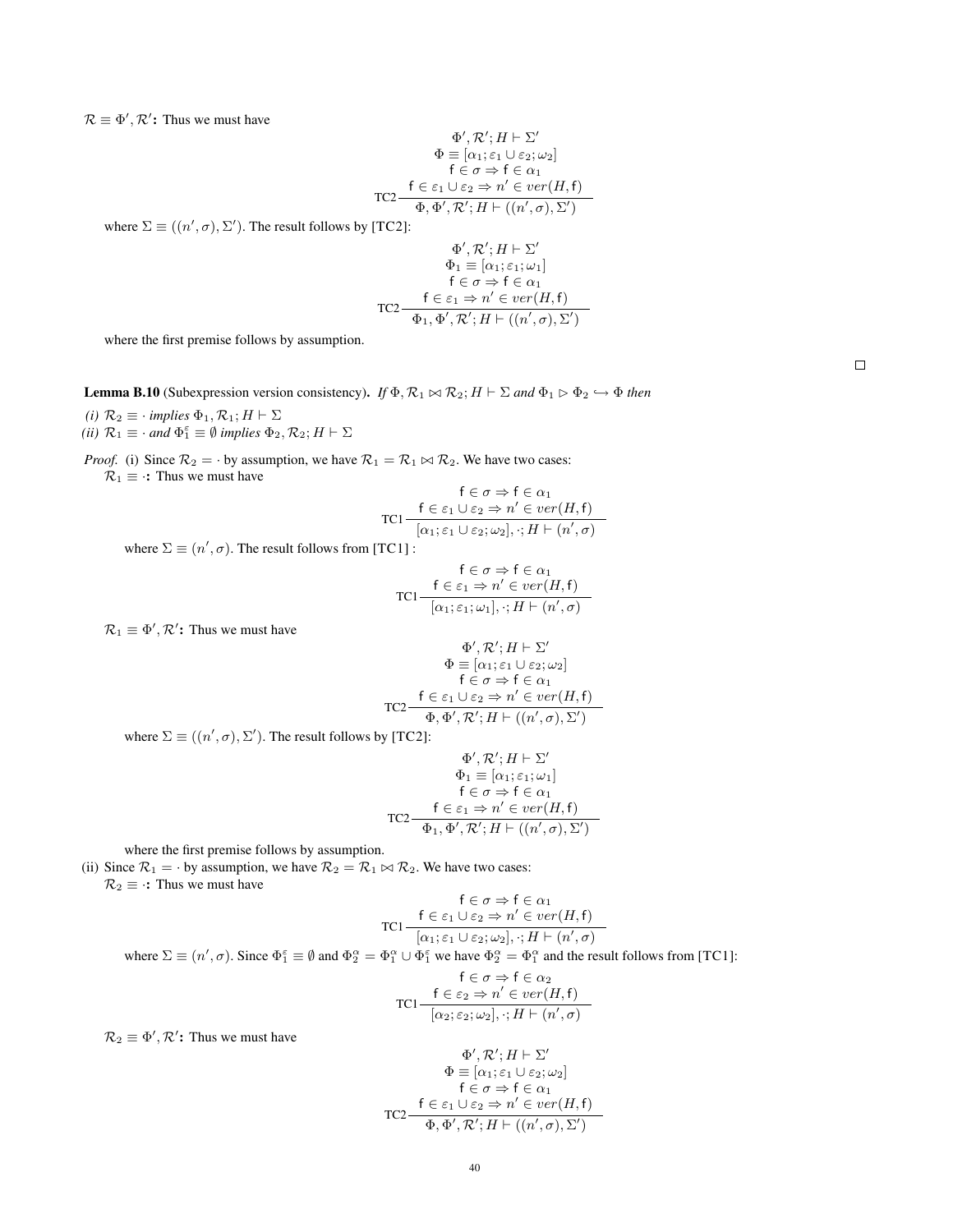$\mathcal{R} \equiv \Phi', \mathcal{R}'$**:** Thus we must have

$$
\text{TC2}\ \frac{\begin{array}{c}\Phi', \mathcal{R}'; H \vdash \Sigma' \\ \Phi \equiv [\alpha_1; \varepsilon_1 \cup \varepsilon_2; \omega_2] \\ \mathsf{f} \in \sigma \Rightarrow \mathsf{f} \in \alpha_1 \\ \mathsf{f} \in \varepsilon_1 \cup \varepsilon_2 \Rightarrow n' \in ver(H, \mathsf{f})\end{array}}{\Phi, \Phi', \mathcal{R}'; H \vdash ((n', \sigma), \Sigma')}
$$

where $\Sigma \equiv ((n', \sigma), \Sigma')$. The result follows by [TC2]:

$$
\text{TC2}\ \frac{\begin{array}{c}\Phi', \mathcal{R}'; H \vdash \Sigma' \\ \Phi_1 \equiv [\alpha_1; \varepsilon_1; \omega_1] \\ \mathsf{f} \in \sigma \Rightarrow \mathsf{f} \in \alpha_1 \\ \mathsf{f} \in \varepsilon_1 \Rightarrow n' \in ver(H, \mathsf{f})\end{array}}{\Phi_1, \Phi', \mathcal{R}'; H \vdash ((n', \sigma), \Sigma')}
$$

where the first premise follows by assumption.

□

**Lemma B.10** (Subexpression version consistency)**.** *If* $\Phi, \mathcal{R}_1 \bowtie \mathcal{R}_2; H \vdash \Sigma$ *and* $\Phi_1 \rhd \Phi_2 \hookrightarrow \Phi$ *then*

*(i)* $\mathcal{R}_2 \equiv \cdot$ *implies* $\Phi_1, \mathcal{R}_1; H \vdash \Sigma$

*(ii)* $\mathcal{R}_1 \equiv \cdot$ *and* $\Phi_1^{\varepsilon} \equiv \emptyset$ *implies* $\Phi_2, \mathcal{R}_2; H \vdash \Sigma$

*Proof.* (i) Since $\mathcal{R}_2 = \cdot$ by assumption, we have $\mathcal{R}_1 = \mathcal{R}_1 \bowtie \mathcal{R}_2$. We have two cases:

$\mathcal{R}_1 \equiv \cdot$**:** Thus we must have

$$
\text{TC1}\ \frac{\begin{array}{c}\mathsf{f} \in \sigma \Rightarrow \mathsf{f} \in \alpha_1 \\ \mathsf{f} \in \varepsilon_1 \cup \varepsilon_2 \Rightarrow n' \in ver(H, \mathsf{f})\end{array}}{[\alpha_1; \varepsilon_1 \cup \varepsilon_2; \omega_2], \cdot; H \vdash (n', \sigma)}
$$

where $\Sigma \equiv (n', \sigma)$. The result follows from [TC1] :

$$
\text{TC1}\ \frac{\begin{array}{c}\mathsf{f} \in \sigma \Rightarrow \mathsf{f} \in \alpha_1 \\ \mathsf{f} \in \varepsilon_1 \Rightarrow n' \in ver(H, \mathsf{f})\end{array}}{[\alpha_1; \varepsilon_1; \omega_1], \cdot; H \vdash (n', \sigma)}
$$

$\mathcal{R}_1 \equiv \Phi', \mathcal{R}'$**:** Thus we must have

$$
\text{TC2}\ \frac{\begin{array}{c}\Phi', \mathcal{R}'; H \vdash \Sigma' \\ \Phi \equiv [\alpha_1; \varepsilon_1 \cup \varepsilon_2; \omega_2] \\ \mathsf{f} \in \sigma \Rightarrow \mathsf{f} \in \alpha_1 \\ \mathsf{f} \in \varepsilon_1 \cup \varepsilon_2 \Rightarrow n' \in ver(H, \mathsf{f})\end{array}}{\Phi, \Phi', \mathcal{R}'; H \vdash ((n', \sigma), \Sigma')}
$$

where $\Sigma \equiv ((n', \sigma), \Sigma')$. The result follows by [TC2]:

$$
\text{TC2}\ \frac{\begin{array}{c}\Phi', \mathcal{R}'; H \vdash \Sigma' \\ \Phi_1 \equiv [\alpha_1; \varepsilon_1; \omega_1] \\ \mathsf{f} \in \sigma \Rightarrow \mathsf{f} \in \alpha_1 \\ \mathsf{f} \in \varepsilon_1 \Rightarrow n' \in ver(H, \mathsf{f})\end{array}}{\Phi_1, \Phi', \mathcal{R}'; H \vdash ((n', \sigma), \Sigma')}
$$

where the first premise follows by assumption.

(ii) Since $\mathcal{R}_1 = \cdot$ by assumption, we have $\mathcal{R}_2 = \mathcal{R}_1 \bowtie \mathcal{R}_2$. We have two cases:

$\mathcal{R}_2 \equiv \cdot$**:** Thus we must have

$$
\text{TC1}\ \frac{\begin{array}{c}\mathsf{f} \in \sigma \Rightarrow \mathsf{f} \in \alpha_1 \\ \mathsf{f} \in \varepsilon_1 \cup \varepsilon_2 \Rightarrow n' \in ver(H, \mathsf{f})\end{array}}{[\alpha_1; \varepsilon_1 \cup \varepsilon_2; \omega_2], \cdot; H \vdash (n', \sigma)}
$$

where $\Sigma \equiv (n', \sigma)$. Since $\Phi_1^{\varepsilon} \equiv \emptyset$ and $\Phi_2^{\alpha} = \Phi_1^{\alpha} \cup \Phi_1^{\varepsilon}$ we have $\Phi_2^{\alpha} = \Phi_1^{\alpha}$ and the result follows from [TC1]:

$$
\text{TC1}\ \frac{\begin{array}{c}\mathsf{f} \in \sigma \Rightarrow \mathsf{f} \in \alpha_2 \\ \mathsf{f} \in \varepsilon_2 \Rightarrow n' \in ver(H, \mathsf{f})\end{array}}{[\alpha_2; \varepsilon_2; \omega_2], \cdot; H \vdash (n', \sigma)}
$$

$\mathcal{R}_2 \equiv \Phi', \mathcal{R}'$**:** Thus we must have

$$
\text{TC2}\ \frac{\begin{array}{c}\Phi', \mathcal{R}'; H \vdash \Sigma' \\ \Phi \equiv [\alpha_1; \varepsilon_1 \cup \varepsilon_2; \omega_2] \\ \mathsf{f} \in \sigma \Rightarrow \mathsf{f} \in \alpha_1 \\ \mathsf{f} \in \varepsilon_1 \cup \varepsilon_2 \Rightarrow n' \in ver(H, \mathsf{f})\end{array}}{\Phi, \Phi', \mathcal{R}'; H \vdash ((n', \sigma), \Sigma')}
$$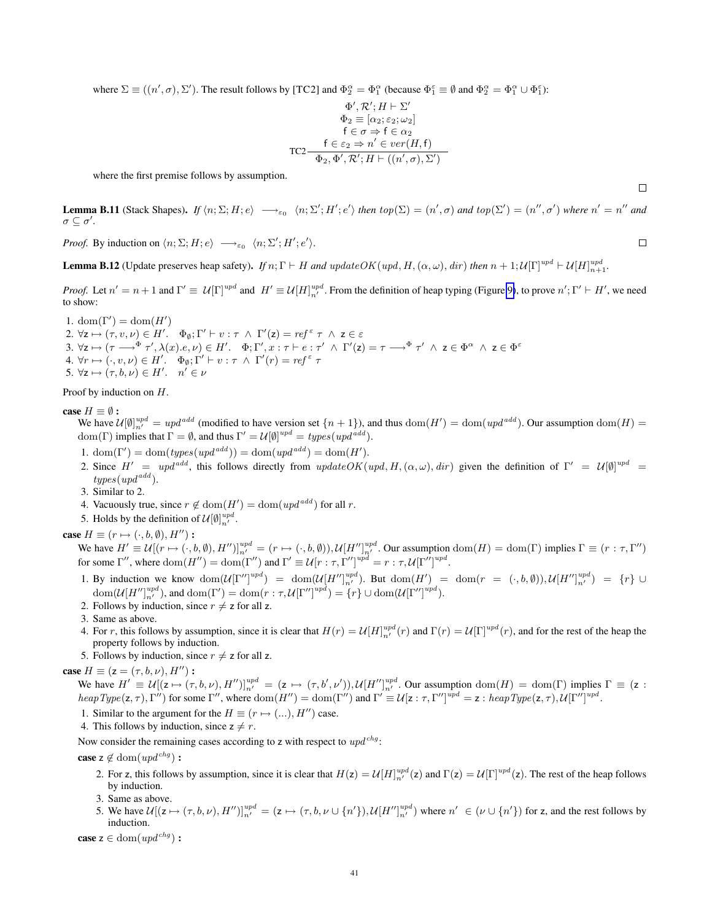where $\Sigma \equiv ((n', \sigma), \Sigma')$. The result follows by [TC2] and $\Phi_2^\alpha = \Phi_1^\alpha$ (because $\Phi_1^\varepsilon \equiv \emptyset$ and $\Phi_2^\alpha = \Phi_1^\alpha \cup \Phi_1^\varepsilon$):

$$\text{TC2}\,\frac{\begin{array}{c}\Phi', \mathcal{R}'; H \vdash \Sigma' \\ \Phi_2 \equiv [\alpha_2; \varepsilon_2; \omega_2] \\ \mathsf{f} \in \sigma \Rightarrow \mathsf{f} \in \alpha_2 \\ \mathsf{f} \in \varepsilon_2 \Rightarrow n' \in ver(H, \mathsf{f})\end{array}}{\Phi_2, \Phi', \mathcal{R}'; H \vdash ((n', \sigma), \Sigma')}$$

where the first premise follows by assumption.

∎

**Lemma B.11** (Stack Shapes). *If $\langle n; \Sigma; H; e\rangle \longrightarrow_{\varepsilon_0} \langle n; \Sigma'; H'; e'\rangle$ then $top(\Sigma) = (n', \sigma)$ and $top(\Sigma') = (n'', \sigma')$ where $n' = n''$ and $\sigma \subseteq \sigma'$.*

*Proof.* By induction on $\langle n; \Sigma; H; e\rangle \longrightarrow_{\varepsilon_0} \langle n; \Sigma'; H'; e'\rangle$. ∎

**Lemma B.12** (Update preserves heap safety). *If $n; \Gamma \vdash H$ and $updateOK(upd, H, (\alpha, \omega), dir)$ then $n + 1; \mathcal{U}[\Gamma]^{upd} \vdash \mathcal{U}[H]^{upd}_{n+1}$.*

*Proof.* Let $n' = n + 1$ and $\Gamma' \equiv \mathcal{U}[\Gamma]^{upd}$ and $H' \equiv \mathcal{U}[H]^{upd}_{n'}$. From the definition of heap typing (Figure 9), to prove $n'; \Gamma' \vdash H'$, we need to show:

1. $\mathrm{dom}(\Gamma') = \mathrm{dom}(H')$
2. $\forall \mathsf{z} \mapsto (\tau, v, \nu) \in H'.\quad \Phi_\emptyset; \Gamma' \vdash v : \tau \ \wedge\ \Gamma'(\mathsf{z}) = ref^{\,\varepsilon}\ \tau \ \wedge\ \mathsf{z} \in \varepsilon$
3. $\forall \mathsf{z} \mapsto (\tau \longrightarrow^{\Phi} \tau', \lambda(x).e, \nu) \in H'.\quad \Phi; \Gamma', x : \tau \vdash e : \tau' \ \wedge\ \Gamma'(\mathsf{z}) = \tau \longrightarrow^{\Phi} \tau' \ \wedge\ \mathsf{z} \in \Phi^\alpha \ \wedge\ \mathsf{z} \in \Phi^\varepsilon$
4. $\forall r \mapsto (\cdot, v, \nu) \in H'.\quad \Phi_\emptyset; \Gamma' \vdash v : \tau \ \wedge\ \Gamma'(r) = ref^{\,\varepsilon}\ \tau$
5. $\forall \mathsf{z} \mapsto (\tau, b, \nu) \in H'.\quad n' \in \nu$

Proof by induction on $H$.

**case** $H \equiv \emptyset$ **:**
We have $\mathcal{U}[\emptyset]^{upd}_{n'} = upd^{add}$ (modified to have version set $\{n + 1\}$), and thus $\mathrm{dom}(H') = \mathrm{dom}(upd^{add})$. Our assumption $\mathrm{dom}(H) = \mathrm{dom}(\Gamma)$ implies that $\Gamma = \emptyset$, and thus $\Gamma' = \mathcal{U}[\emptyset]^{upd} = types(upd^{add})$.

1. $\mathrm{dom}(\Gamma') = \mathrm{dom}(types(upd^{add})) = \mathrm{dom}(upd^{add}) = \mathrm{dom}(H')$.
2. Since $H' = upd^{add}$, this follows directly from $updateOK(upd, H, (\alpha, \omega), dir)$ given the definition of $\Gamma' = \mathcal{U}[\emptyset]^{upd} = types(upd^{add})$.
3. Similar to 2.
4. Vacuously true, since $r \notin \mathrm{dom}(H') = \mathrm{dom}(upd^{add})$ for all $r$.
5. Holds by the definition of $\mathcal{U}[\emptyset]^{upd}_{n'}$.

**case** $H \equiv (r \mapsto (\cdot, b, \emptyset), H'')$ **:**
We have $H' \equiv \mathcal{U}[(r \mapsto (\cdot, b, \emptyset), H'')]^{upd}_{n'} = (r \mapsto (\cdot, b, \emptyset)), \mathcal{U}[H'']^{upd}_{n'}$. Our assumption $\mathrm{dom}(H) = \mathrm{dom}(\Gamma)$ implies $\Gamma \equiv (r : \tau, \Gamma'')$ for some $\Gamma''$, where $\mathrm{dom}(H'') = \mathrm{dom}(\Gamma'')$ and $\Gamma' \equiv \mathcal{U}[r : \tau, \Gamma'']^{upd} = r : \tau, \mathcal{U}[\Gamma'']^{upd}$.

1. By induction we know $\mathrm{dom}(\mathcal{U}[\Gamma'']^{upd}) = \mathrm{dom}(\mathcal{U}[H'']^{upd}_{n'})$. But $\mathrm{dom}(H') = \mathrm{dom}(r = (\cdot, b, \emptyset)), \mathcal{U}[H'']^{upd}_{n'}) = \{r\} \cup \mathrm{dom}(\mathcal{U}[H'']^{upd}_{n'})$, and $\mathrm{dom}(\Gamma') = \mathrm{dom}(r : \tau, \mathcal{U}[\Gamma'']^{upd}) = \{r\} \cup \mathrm{dom}(\mathcal{U}[\Gamma'']^{upd})$.
2. Follows by induction, since $r \neq \mathsf{z}$ for all $\mathsf{z}$.
3. Same as above.
4. For $r$, this follows by assumption, since it is clear that $H(r) = \mathcal{U}[H]^{upd}_{n'}(r)$ and $\Gamma(r) = \mathcal{U}[\Gamma]^{upd}(r)$, and for the rest of the heap the property follows by induction.
5. Follows by induction, since $r \neq \mathsf{z}$ for all $\mathsf{z}$.

**case** $H \equiv (\mathsf{z} = (\tau, b, \nu), H'')$ **:**
We have $H' \equiv \mathcal{U}[(\mathsf{z} \mapsto (\tau, b, \nu), H'')]^{upd}_{n'} = (\mathsf{z} \mapsto (\tau, b', \nu')), \mathcal{U}[H'']^{upd}_{n'}$. Our assumption $\mathrm{dom}(H) = \mathrm{dom}(\Gamma)$ implies $\Gamma \equiv (\mathsf{z} : heapType(\mathsf{z}, \tau), \Gamma'')$ for some $\Gamma''$, where $\mathrm{dom}(H'') = \mathrm{dom}(\Gamma'')$ and $\Gamma' \equiv \mathcal{U}[\mathsf{z} : \tau, \Gamma'']^{upd} = \mathsf{z} : heapType(\mathsf{z}, \tau), \mathcal{U}[\Gamma'']^{upd}$.

1. Similar to the argument for the $H \equiv (r \mapsto (...), H'')$ case.
4. This follows by induction, since $\mathsf{z} \neq r$.

Now consider the remaining cases according to $\mathsf{z}$ with respect to $upd^{chg}$:

**case** $\mathsf{z} \notin \mathrm{dom}(upd^{chg})$ **:**

2. For $\mathsf{z}$, this follows by assumption, since it is clear that $H(\mathsf{z}) = \mathcal{U}[H]^{upd}_{n'}(\mathsf{z})$ and $\Gamma(\mathsf{z}) = \mathcal{U}[\Gamma]^{upd}(\mathsf{z})$. The rest of the heap follows by induction.
3. Same as above.
5. We have $\mathcal{U}[(\mathsf{z} \mapsto (\tau, b, \nu), H'')]^{upd}_{n'} = (\mathsf{z} \mapsto (\tau, b, \nu \cup \{n'\}), \mathcal{U}[H'']^{upd}_{n'})$ where $n' \in (\nu \cup \{n'\})$ for $\mathsf{z}$, and the rest follows by induction.

**case** $\mathsf{z} \in \mathrm{dom}(upd^{chg})$ **:**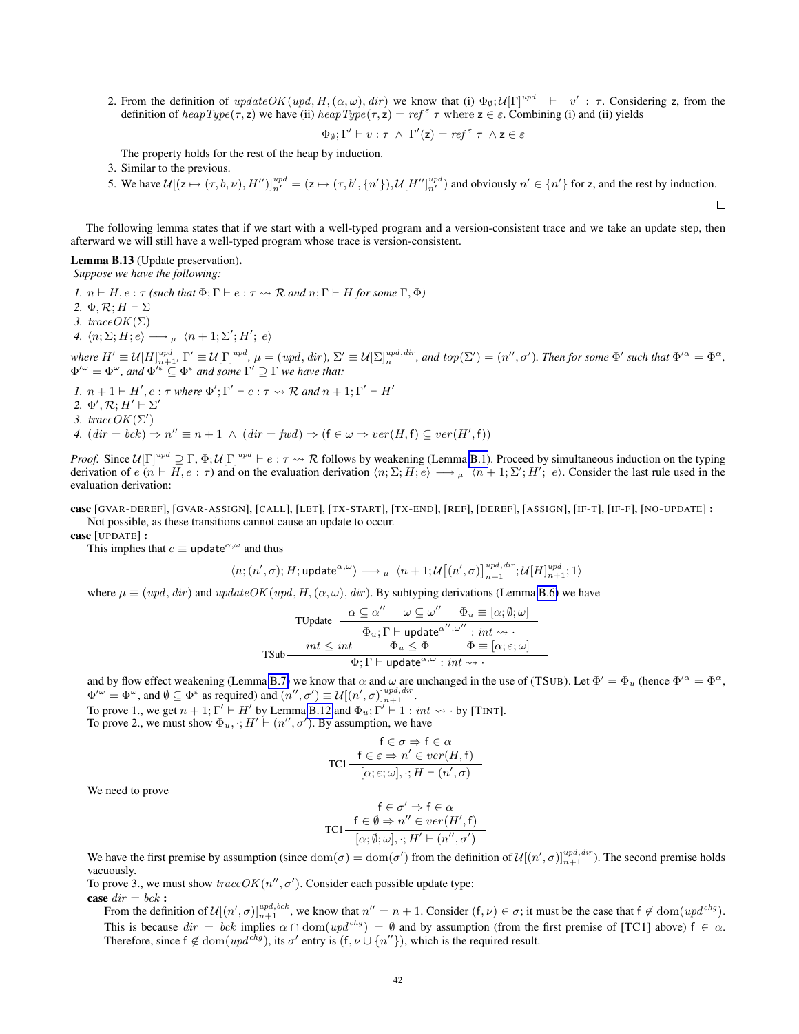2. From the definition of $updateOK(upd, H, (\alpha, \omega), dir)$ we know that (i) $\Phi_\emptyset; \mathcal{U}[\Gamma]^{upd} \vdash v' : \tau$. Considering $\mathsf{z}$, from the definition of $heapType(\tau, \mathsf{z})$ we have (ii) $heapType(\tau, \mathsf{z}) = ref^{\varepsilon}\ \tau$ where $\mathsf{z} \in \varepsilon$. Combining (i) and (ii) yields

$$\Phi_\emptyset; \Gamma' \vdash v : \tau \ \wedge\ \Gamma'(\mathsf{z}) = ref^{\varepsilon}\ \tau\ \wedge \mathsf{z} \in \varepsilon$$

The property holds for the rest of the heap by induction.

3. Similar to the previous.

5. We have $\mathcal{U}[(\mathsf{z} \mapsto (\tau, b, \nu), H'')]^{upd}_{n'} = (\mathsf{z} \mapsto (\tau, b', \{n'\}), \mathcal{U}[H'']^{upd}_{n'})$ and obviously $n' \in \{n'\}$ for $\mathsf{z}$, and the rest by induction.

□

The following lemma states that if we start with a well-typed program and a version-consistent trace and we take an update step, then afterward we will still have a well-typed program whose trace is version-consistent.

**Lemma B.13** (Update preservation)**.**
*Suppose we have the following:*

1. $n \vdash H, e : \tau$ *(such that* $\Phi; \Gamma \vdash e : \tau \rightsquigarrow \mathcal{R}$ *and* $n; \Gamma \vdash H$ *for some* $\Gamma, \Phi$*)*
2. $\Phi, \mathcal{R}; H \vdash \Sigma$
3. $traceOK(\Sigma)$
4. $\langle n; \Sigma; H; e\rangle \longrightarrow_{\mu} \langle n+1; \Sigma'; H';\ e\rangle$

*where* $H' \equiv \mathcal{U}[H]^{upd}_{n+1}$*,* $\Gamma' \equiv \mathcal{U}[\Gamma]^{upd}$*,* $\mu = (upd, dir)$*,* $\Sigma' \equiv \mathcal{U}[\Sigma]^{upd, dir}_{n}$*, and* $top(\Sigma') = (n'', \sigma')$*. Then for some* $\Phi'$ *such that* $\Phi'^{\alpha} = \Phi^{\alpha}$*,* $\Phi'^{\omega} = \Phi^{\omega}$*, and* $\Phi'^{\varepsilon} \subseteq \Phi^{\varepsilon}$ *and some* $\Gamma' \supseteq \Gamma$ *we have that:*

1. $n+1 \vdash H', e : \tau$ *where* $\Phi'; \Gamma' \vdash e : \tau \rightsquigarrow \mathcal{R}$ *and* $n+1; \Gamma' \vdash H'$
2. $\Phi', \mathcal{R}; H' \vdash \Sigma'$
3. $traceOK(\Sigma')$
4. $(dir = bck) \Rightarrow n'' \equiv n+1\ \wedge\ (dir = fwd) \Rightarrow (\mathsf{f} \in \omega \Rightarrow ver(H, \mathsf{f}) \subseteq ver(H', \mathsf{f}))$

*Proof.* Since $\mathcal{U}[\Gamma]^{upd} \supseteq \Gamma$, $\Phi; \mathcal{U}[\Gamma]^{upd} \vdash e : \tau \rightsquigarrow \mathcal{R}$ follows by weakening (Lemma B.1). Proceed by simultaneous induction on the typing derivation of $e$ ($n \vdash H, e : \tau$) and on the evaluation derivation $\langle n; \Sigma; H; e\rangle \longrightarrow_{\mu} \langle n+1; \Sigma'; H';\ e\rangle$. Consider the last rule used in the evaluation derivation:

**case** [GVAR-DEREF], [GVAR-ASSIGN], [CALL], [LET], [TX-START], [TX-END], [REF], [DEREF], [ASSIGN], [IF-T], [IF-F], [NO-UPDATE] **:**
Not possible, as these transitions cannot cause an update to occur.

**case** [UPDATE] **:**
This implies that $e \equiv \mathsf{update}^{\alpha,\omega}$ and thus

$$\langle n; (n', \sigma); H; \mathsf{update}^{\alpha,\omega}\rangle \longrightarrow_{\mu} \langle n+1; \mathcal{U}\big[(n', \sigma)\big]^{upd, dir}_{n+1}; \mathcal{U}[H]^{upd}_{n+1}; 1\rangle$$

where $\mu \equiv (upd, dir)$ and $updateOK(upd, H, (\alpha, \omega), dir)$. By subtyping derivations (Lemma B.6) we have

$$\text{TSub}\dfrac{\text{TUpdate}\ \dfrac{\alpha \subseteq \alpha'' \qquad \omega \subseteq \omega'' \qquad \Phi_u \equiv [\alpha; \emptyset; \omega]}{\Phi_u; \Gamma \vdash \mathsf{update}^{\alpha'',\omega''} : int \rightsquigarrow \cdot} \qquad int \leq int \qquad \Phi_u \leq \Phi \qquad \Phi \equiv [\alpha; \varepsilon; \omega]}{\Phi; \Gamma \vdash \mathsf{update}^{\alpha,\omega} : int \rightsquigarrow \cdot}$$

and by flow effect weakening (Lemma B.7) we know that $\alpha$ and $\omega$ are unchanged in the use of (TSUB). Let $\Phi' = \Phi_u$ (hence $\Phi'^{\alpha} = \Phi^{\alpha}$, $\Phi'^{\omega} = \Phi^{\omega}$, and $\emptyset \subseteq \Phi^{\varepsilon}$ as required) and $(n'', \sigma') \equiv \mathcal{U}[(n', \sigma)]^{upd, dir}_{n+1}$.
To prove 1., we get $n+1; \Gamma' \vdash H'$ by Lemma B.12 and $\Phi_u; \Gamma' \vdash 1 : int \rightsquigarrow \cdot$ by [TINT].
To prove 2., we must show $\Phi_u, \cdot; H' \vdash (n'', \sigma')$. By assumption, we have

$$\text{TC1}\dfrac{\mathsf{f} \in \sigma \Rightarrow \mathsf{f} \in \alpha \qquad \mathsf{f} \in \varepsilon \Rightarrow n' \in ver(H, \mathsf{f})}{[\alpha; \varepsilon; \omega], \cdot; H \vdash (n', \sigma)}$$

We need to prove

$$\text{TC1}\dfrac{\mathsf{f} \in \sigma' \Rightarrow \mathsf{f} \in \alpha \qquad \mathsf{f} \in \emptyset \Rightarrow n'' \in ver(H', \mathsf{f})}{[\alpha; \emptyset; \omega], \cdot; H' \vdash (n'', \sigma')}$$

We have the first premise by assumption (since $\mathrm{dom}(\sigma) = \mathrm{dom}(\sigma')$ from the definition of $\mathcal{U}[(n', \sigma)]^{upd, dir}_{n+1}$). The second premise holds vacuously.
To prove 3., we must show $traceOK(n'', \sigma')$. Consider each possible update type:

**case** $dir = bck$ **:**
From the definition of $\mathcal{U}[(n', \sigma)]^{upd, bck}_{n+1}$, we know that $n'' = n+1$. Consider $(\mathsf{f}, \nu) \in \sigma$; it must be the case that $\mathsf{f} \notin \mathrm{dom}(upd^{chg})$. This is because $dir = bck$ implies $\alpha \cap \mathrm{dom}(upd^{chg}) = \emptyset$ and by assumption (from the first premise of [TC1] above) $\mathsf{f} \in \alpha$. Therefore, since $\mathsf{f} \notin \mathrm{dom}(upd^{chg})$, its $\sigma'$ entry is $(\mathsf{f}, \nu \cup \{n''\})$, which is the required result.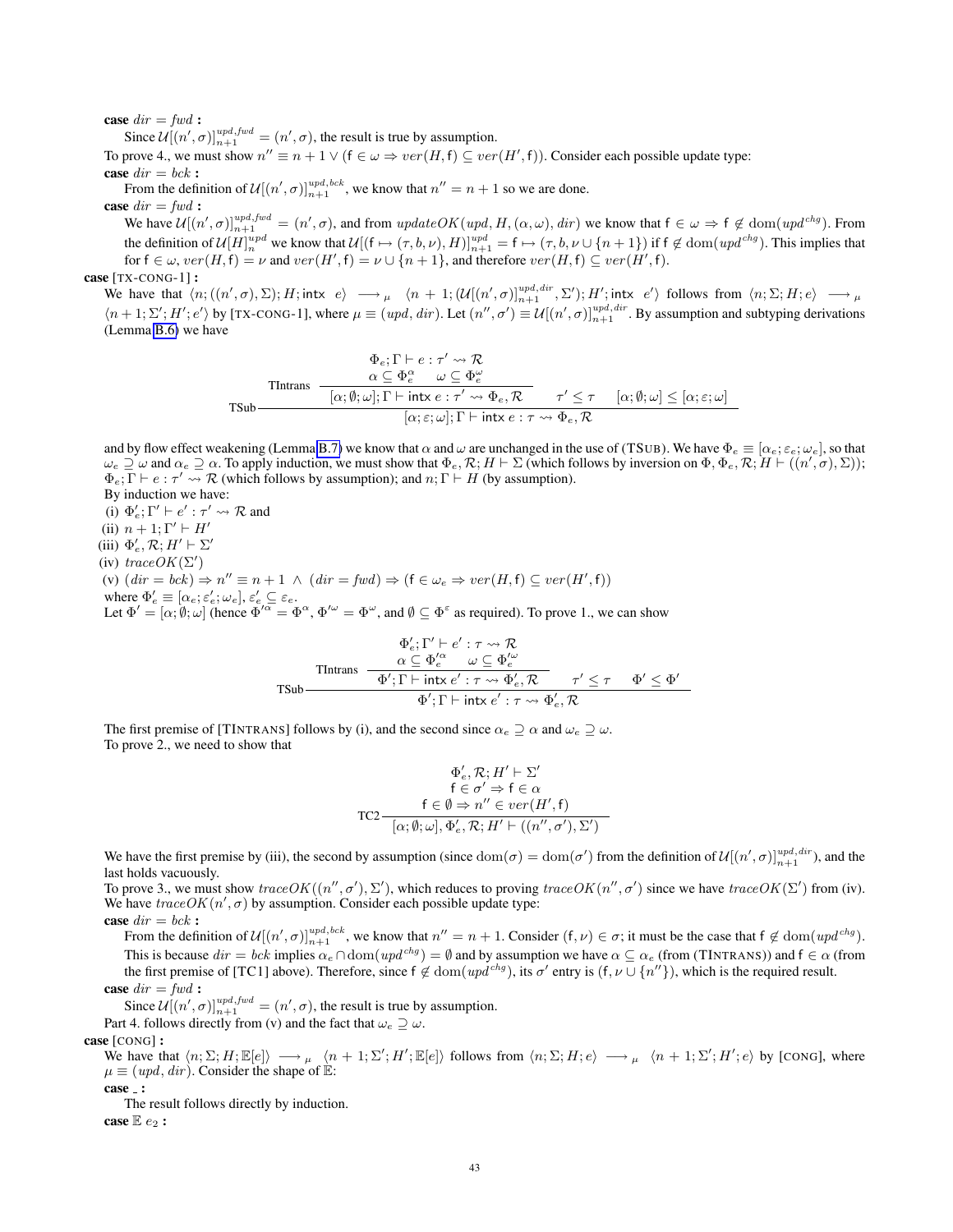**case** $dir = fwd$ **:**

Since $\mathcal{U}[(n', \sigma)]_{n+1}^{upd,fwd} = (n', \sigma)$, the result is true by assumption.

To prove 4., we must show $n'' \equiv n+1 \vee (\mathsf{f} \in \omega \Rightarrow ver(H, \mathsf{f}) \subseteq ver(H', \mathsf{f}))$. Consider each possible update type:

**case** $dir = bck$ **:**

From the definition of $\mathcal{U}[(n', \sigma)]_{n+1}^{upd,bck}$, we know that $n'' = n+1$ so we are done.

**case** $dir = fwd$ **:**

We have $\mathcal{U}[(n', \sigma)]_{n+1}^{upd,fwd} = (n', \sigma)$, and from $updateOK(upd, H, (\alpha, \omega), dir)$ we know that $\mathsf{f} \in \omega \Rightarrow \mathsf{f} \notin \mathrm{dom}(upd^{chg})$. From the definition of $\mathcal{U}[H]_n^{upd}$ we know that $\mathcal{U}[(\mathsf{f} \mapsto (\tau, b, \nu), H)]_{n+1}^{upd} = \mathsf{f} \mapsto (\tau, b, \nu \cup \{n+1\})$ if $\mathsf{f} \notin \mathrm{dom}(upd^{chg})$. This implies that for $\mathsf{f} \in \omega$, $ver(H, \mathsf{f}) = \nu$ and $ver(H', \mathsf{f}) = \nu \cup \{n+1\}$, and therefore $ver(H, \mathsf{f}) \subseteq ver(H', \mathsf{f})$.

**case** [TX-CONG-1] **:**

We have that $\langle n; ((n', \sigma), \Sigma); H; \mathsf{intx}\ e\rangle \longrightarrow_\mu \langle n+1; (\mathcal{U}[(n', \sigma)]_{n+1}^{upd,dir}, \Sigma'); H'; \mathsf{intx}\ e'\rangle$ follows from $\langle n; \Sigma; H; e\rangle \longrightarrow_\mu \langle n+1; \Sigma'; H'; e'\rangle$ by [TX-CONG-1], where $\mu \equiv (upd, dir)$. Let $(n'', \sigma') \equiv \mathcal{U}[(n', \sigma)]_{n+1}^{upd,dir}$. By assumption and subtyping derivations (Lemma B.6) we have

$$
\text{TSub}\dfrac{\text{TIntrans}\dfrac{\begin{array}{c}\Phi_e; \Gamma \vdash e : \tau' \rightsquigarrow \mathcal{R} \\ \alpha \subseteq \Phi_e^\alpha \quad \omega \subseteq \Phi_e^\omega\end{array}}{[\alpha; \emptyset; \omega]; \Gamma \vdash \mathsf{intx}\ e : \tau' \rightsquigarrow \Phi_e, \mathcal{R}} \quad \tau' \leq \tau \quad [\alpha; \emptyset; \omega] \leq [\alpha; \varepsilon; \omega]}{[\alpha; \varepsilon; \omega]; \Gamma \vdash \mathsf{intx}\ e : \tau \rightsquigarrow \Phi_e, \mathcal{R}}
$$

and by flow effect weakening (Lemma B.7) we know that $\alpha$ and $\omega$ are unchanged in the use of (TSUB). We have $\Phi_e \equiv [\alpha_e; \varepsilon_e; \omega_e]$, so that $\omega_e \supseteq \omega$ and $\alpha_e \supseteq \alpha$. To apply induction, we must show that $\Phi_e, \mathcal{R}; H \vdash \Sigma$ (which follows by inversion on $\Phi, \Phi_e, \mathcal{R}; H \vdash ((n', \sigma), \Sigma)$); $\Phi_e; \Gamma \vdash e : \tau' \rightsquigarrow \mathcal{R}$ (which follows by assumption); and $n; \Gamma \vdash H$ (by assumption).

By induction we have:

(i) $\Phi'_e; \Gamma' \vdash e' : \tau' \rightsquigarrow \mathcal{R}$ and

(ii) $n+1; \Gamma' \vdash H'$

(iii) $\Phi'_e, \mathcal{R}; H' \vdash \Sigma'$

(iv) $traceOK(\Sigma')$

(v) $(dir = bck) \Rightarrow n'' \equiv n+1 \ \wedge\ (dir = fwd) \Rightarrow (\mathsf{f} \in \omega_e \Rightarrow ver(H, \mathsf{f}) \subseteq ver(H', \mathsf{f}))$

where $\Phi'_e \equiv [\alpha_e; \varepsilon'_e; \omega_e]$, $\varepsilon'_e \subseteq \varepsilon_e$.

Let $\Phi' = [\alpha; \emptyset; \omega]$ (hence $\Phi'^\alpha = \Phi^\alpha$, $\Phi'^\omega = \Phi^\omega$, and $\emptyset \subseteq \Phi^\varepsilon$ as required). To prove 1., we can show

$$
\text{TSub}\dfrac{\text{TIntrans}\dfrac{\begin{array}{c}\Phi'_e; \Gamma' \vdash e' : \tau \rightsquigarrow \mathcal{R} \\ \alpha \subseteq \Phi'^\alpha_e \quad \omega \subseteq \Phi'^\omega_e\end{array}}{\Phi'; \Gamma \vdash \mathsf{intx}\ e' : \tau \rightsquigarrow \Phi'_e, \mathcal{R}} \quad \tau' \leq \tau \quad \Phi' \leq \Phi'}{\Phi'; \Gamma \vdash \mathsf{intx}\ e' : \tau \rightsquigarrow \Phi'_e, \mathcal{R}}
$$

The first premise of [TINTRANS] follows by (i), and the second since $\alpha_e \supseteq \alpha$ and $\omega_e \supseteq \omega$.

To prove 2., we need to show that

$$
\text{TC2}\dfrac{\begin{array}{c}\Phi'_e, \mathcal{R}; H' \vdash \Sigma' \\ \mathsf{f} \in \sigma' \Rightarrow \mathsf{f} \in \alpha \\ \mathsf{f} \in \emptyset \Rightarrow n'' \in ver(H', \mathsf{f})\end{array}}{[\alpha; \emptyset; \omega], \Phi'_e, \mathcal{R}; H' \vdash ((n'', \sigma'), \Sigma')}
$$

We have the first premise by (iii), the second by assumption (since $\mathrm{dom}(\sigma) = \mathrm{dom}(\sigma')$ from the definition of $\mathcal{U}[(n', \sigma)]_{n+1}^{upd,dir}$), and the last holds vacuously.

To prove 3., we must show $traceOK((n'', \sigma'), \Sigma')$, which reduces to proving $traceOK(n'', \sigma')$ since we have $traceOK(\Sigma')$ from (iv). We have $traceOK(n', \sigma)$ by assumption. Consider each possible update type:

**case** $dir = bck$ **:**

From the definition of $\mathcal{U}[(n', \sigma)]_{n+1}^{upd,bck}$, we know that $n'' = n+1$. Consider $(\mathsf{f}, \nu) \in \sigma$; it must be the case that $\mathsf{f} \notin \mathrm{dom}(upd^{chg})$. This is because $dir = bck$ implies $\alpha_e \cap \mathrm{dom}(upd^{chg}) = \emptyset$ and by assumption we have $\alpha \subseteq \alpha_e$ (from (TINTRANS)) and $\mathsf{f} \in \alpha$ (from the first premise of [TC1] above). Therefore, since $\mathsf{f} \notin \mathrm{dom}(upd^{chg})$, its $\sigma'$ entry is $(\mathsf{f}, \nu \cup \{n''\})$, which is the required result.

**case** $dir = fwd$ **:**

Since $\mathcal{U}[(n', \sigma)]_{n+1}^{upd,fwd} = (n', \sigma)$, the result is true by assumption.

Part 4. follows directly from (v) and the fact that $\omega_e \supseteq \omega$.

**case** [CONG] **:**

We have that $\langle n; \Sigma; H; \mathbb{E}[e]\rangle \longrightarrow_\mu \langle n+1; \Sigma'; H'; \mathbb{E}[e]\rangle$ follows from $\langle n; \Sigma; H; e\rangle \longrightarrow_\mu \langle n+1; \Sigma'; H'; e\rangle$ by [CONG], where $\mu \equiv (upd, dir)$. Consider the shape of $\mathbb{E}$:

**case** _ **:**

The result follows directly by induction.

**case** $\mathbb{E}\ e_2$ **:**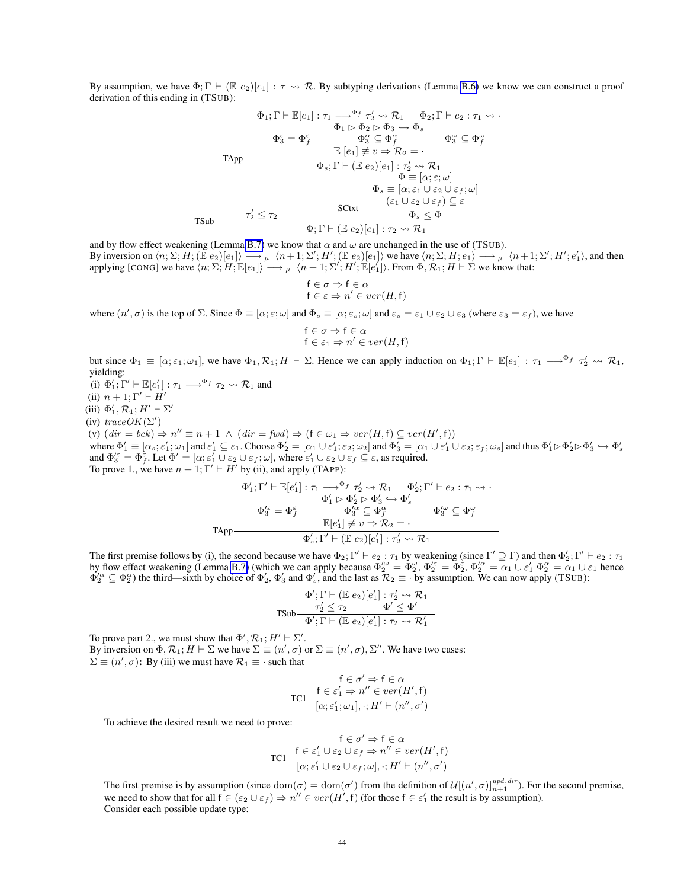By assumption, we have $\Phi; \Gamma \vdash (\mathbb{E}\ e_2)[e_1] : \tau \rightsquigarrow \mathcal{R}$. By subtyping derivations (Lemma B.6) we know we can construct a proof derivation of this ending in (TSUB):

$$
\text{TSub}\dfrac{\tau_2' \leq \tau_2 \qquad \text{TApp}\dfrac{\begin{array}{c}\Phi_1; \Gamma \vdash \mathbb{E}[e_1] : \tau_1 \longrightarrow^{\Phi_f} \tau_2' \rightsquigarrow \mathcal{R}_1 \qquad \Phi_2; \Gamma \vdash e_2 : \tau_1 \rightsquigarrow \cdot \\ \Phi_1 \rhd \Phi_2 \rhd \Phi_3 \hookrightarrow \Phi_s \\ \Phi_3^\varepsilon = \Phi_f^\varepsilon \qquad \Phi_3^\alpha \subseteq \Phi_f^\alpha \qquad \Phi_3^\omega \subseteq \Phi_f^\omega \\ \mathbb{E}\ [e_1] \not\equiv v \Rightarrow \mathcal{R}_2 = \cdot \end{array}}{\Phi_s; \Gamma \vdash (\mathbb{E}\ e_2)[e_1] : \tau_2' \rightsquigarrow \mathcal{R}_1} \qquad \text{SCtxt}\dfrac{\begin{array}{c}\Phi \equiv [\alpha; \varepsilon; \omega] \\ \Phi_s \equiv [\alpha; \varepsilon_1 \cup \varepsilon_2 \cup \varepsilon_f; \omega] \\ (\varepsilon_1 \cup \varepsilon_2 \cup \varepsilon_f) \subseteq \varepsilon\end{array}}{\Phi_s \leq \Phi}}{\Phi; \Gamma \vdash (\mathbb{E}\ e_2)[e_1] : \tau_2 \rightsquigarrow \mathcal{R}_1}
$$

and by flow effect weakening (Lemma B.7) we know that $\alpha$ and $\omega$ are unchanged in the use of (TSUB).
By inversion on $\langle n; \Sigma; H; (\mathbb{E}\ e_2)[e_1] \rangle \longrightarrow_\mu \langle n+1; \Sigma'; H'; (\mathbb{E}\ e_2)[e_1] \rangle$ we have $\langle n; \Sigma; H; e_1 \rangle \longrightarrow_\mu \langle n+1; \Sigma'; H'; e_1' \rangle$, and then applying [CONG] we have $\langle n; \Sigma; H; \mathbb{E}[e_1] \rangle \longrightarrow_\mu \langle n+1; \Sigma'; H'; \mathbb{E}[e_1'] \rangle$. From $\Phi, \mathcal{R}_1; H \vdash \Sigma$ we know that:

$$
\begin{array}{l} \mathsf{f} \in \sigma \Rightarrow \mathsf{f} \in \alpha \\ \mathsf{f} \in \varepsilon \Rightarrow n' \in ver(H, \mathsf{f}) \end{array}
$$

where $(n', \sigma)$ is the top of $\Sigma$. Since $\Phi \equiv [\alpha; \varepsilon; \omega]$ and $\Phi_s \equiv [\alpha; \varepsilon_s; \omega]$ and $\varepsilon_s = \varepsilon_1 \cup \varepsilon_2 \cup \varepsilon_3$ (where $\varepsilon_3 = \varepsilon_f$), we have

$$
\begin{array}{l} \mathsf{f} \in \sigma \Rightarrow \mathsf{f} \in \alpha \\ \mathsf{f} \in \varepsilon_1 \Rightarrow n' \in ver(H, \mathsf{f}) \end{array}
$$

but since $\Phi_1 \equiv [\alpha; \varepsilon_1; \omega_1]$, we have $\Phi_1, \mathcal{R}_1; H \vdash \Sigma$. Hence we can apply induction on $\Phi_1; \Gamma \vdash \mathbb{E}[e_1] : \tau_1 \longrightarrow^{\Phi_f} \tau_2' \rightsquigarrow \mathcal{R}_1$, yielding:

(i) $\Phi_1'; \Gamma' \vdash \mathbb{E}[e_1'] : \tau_1 \longrightarrow^{\Phi_f} \tau_2 \rightsquigarrow \mathcal{R}_1$ and
(ii) $n+1; \Gamma' \vdash H'$
(iii) $\Phi_1', \mathcal{R}_1; H' \vdash \Sigma'$
(iv) $traceOK(\Sigma')$
(v) $(dir = bck) \Rightarrow n'' \equiv n+1 \ \wedge\ (dir = fwd) \Rightarrow (\mathsf{f} \in \omega_1 \Rightarrow ver(H, \mathsf{f}) \subseteq ver(H', \mathsf{f}))$

where $\Phi_1' \equiv [\alpha_s; \varepsilon_1'; \omega_1]$ and $\varepsilon_1' \subseteq \varepsilon_1$. Choose $\Phi_2' = [\alpha_1 \cup \varepsilon_1'; \varepsilon_2; \omega_2]$ and $\Phi_3' = [\alpha_1 \cup \varepsilon_1' \cup \varepsilon_2; \varepsilon_f; \omega_s]$ and thus $\Phi_1' \rhd \Phi_2' \rhd \Phi_3' \hookrightarrow \Phi_s'$ and $\Phi_3'^\varepsilon = \Phi_f^\varepsilon$. Let $\Phi' = [\alpha; \varepsilon_1' \cup \varepsilon_2 \cup \varepsilon_f; \omega]$, where $\varepsilon_1' \cup \varepsilon_2 \cup \varepsilon_f \subseteq \varepsilon$, as required.
To prove 1., we have $n+1; \Gamma' \vdash H'$ by (ii), and apply (TAPP):

$$
\text{TApp}\dfrac{\begin{array}{c}\Phi_1'; \Gamma' \vdash \mathbb{E}[e_1'] : \tau_1 \longrightarrow^{\Phi_f} \tau_2' \rightsquigarrow \mathcal{R}_1 \qquad \Phi_2'; \Gamma' \vdash e_2 : \tau_1 \rightsquigarrow \cdot \\ \Phi_1' \rhd \Phi_2' \rhd \Phi_3' \hookrightarrow \Phi_s' \\ \Phi_3'^\varepsilon = \Phi_f^\varepsilon \qquad \Phi_3'^\alpha \subseteq \Phi_f^\alpha \qquad \Phi_3'^\omega \subseteq \Phi_f^\omega \\ \mathbb{E}[e_1'] \not\equiv v \Rightarrow \mathcal{R}_2 = \cdot \end{array}}{\Phi_s'; \Gamma' \vdash (\mathbb{E}\ e_2)[e_1'] : \tau_2' \rightsquigarrow \mathcal{R}_1}
$$

The first premise follows by (i), the second because we have $\Phi_2; \Gamma' \vdash e_2 : \tau_1$ by weakening (since $\Gamma' \supseteq \Gamma$) and then $\Phi_2'; \Gamma' \vdash e_2 : \tau_1$ by flow effect weakening (Lemma B.7) (which we can apply because $\Phi_2'^\omega = \Phi_2^\omega$, $\Phi_2'^\varepsilon = \Phi_2^\varepsilon$, $\Phi_2'^\alpha = \alpha_1 \cup \varepsilon_1'$ $\Phi_2^\alpha = \alpha_1 \cup \varepsilon_1$ hence $\Phi_2'^\alpha \subseteq \Phi_2^\alpha$) the third—sixth by choice of $\Phi_2'$, $\Phi_3'$ and $\Phi_s'$, and the last as $\mathcal{R}_2 \equiv \cdot$ by assumption. We can now apply (TSUB):

$$
\text{TSub}\dfrac{\begin{array}{c}\Phi'; \Gamma \vdash (\mathbb{E}\ e_2)[e_1'] : \tau_2' \rightsquigarrow \mathcal{R}_1 \\ \tau_2' \leq \tau_2 \qquad \Phi' \leq \Phi' \end{array}}{\Phi'; \Gamma \vdash (\mathbb{E}\ e_2)[e_1'] : \tau_2 \rightsquigarrow \mathcal{R}_1'}
$$

To prove part 2., we must show that $\Phi', \mathcal{R}_1; H' \vdash \Sigma'$.
By inversion on $\Phi, \mathcal{R}_1; H \vdash \Sigma$ we have $\Sigma \equiv (n', \sigma)$ or $\Sigma \equiv (n', \sigma), \Sigma''$. We have two cases:
**$\Sigma \equiv (n', \sigma)$:** By (iii) we must have $\mathcal{R}_1 \equiv \cdot$ such that

$$
\text{TC1}\dfrac{\begin{array}{c}\mathsf{f} \in \sigma' \Rightarrow \mathsf{f} \in \alpha \\ \mathsf{f} \in \varepsilon_1' \Rightarrow n'' \in ver(H', \mathsf{f})\end{array}}{[\alpha; \varepsilon_1'; \omega_1], \cdot; H' \vdash (n'', \sigma')}
$$

To achieve the desired result we need to prove:

$$
\text{TC1}\dfrac{\begin{array}{c}\mathsf{f} \in \sigma' \Rightarrow \mathsf{f} \in \alpha \\ \mathsf{f} \in \varepsilon_1' \cup \varepsilon_2 \cup \varepsilon_f \Rightarrow n'' \in ver(H', \mathsf{f})\end{array}}{[\alpha; \varepsilon_1' \cup \varepsilon_2 \cup \varepsilon_f; \omega], \cdot; H' \vdash (n'', \sigma')}
$$

The first premise is by assumption (since $\mathrm{dom}(\sigma) = \mathrm{dom}(\sigma')$ from the definition of $\mathcal{U}[(n', \sigma)]_{n+1}^{upd, dir}$). For the second premise, we need to show that for all $\mathsf{f} \in (\varepsilon_2 \cup \varepsilon_f) \Rightarrow n'' \in ver(H', \mathsf{f})$ (for those $\mathsf{f} \in \varepsilon_1'$ the result is by assumption).
Consider each possible update type: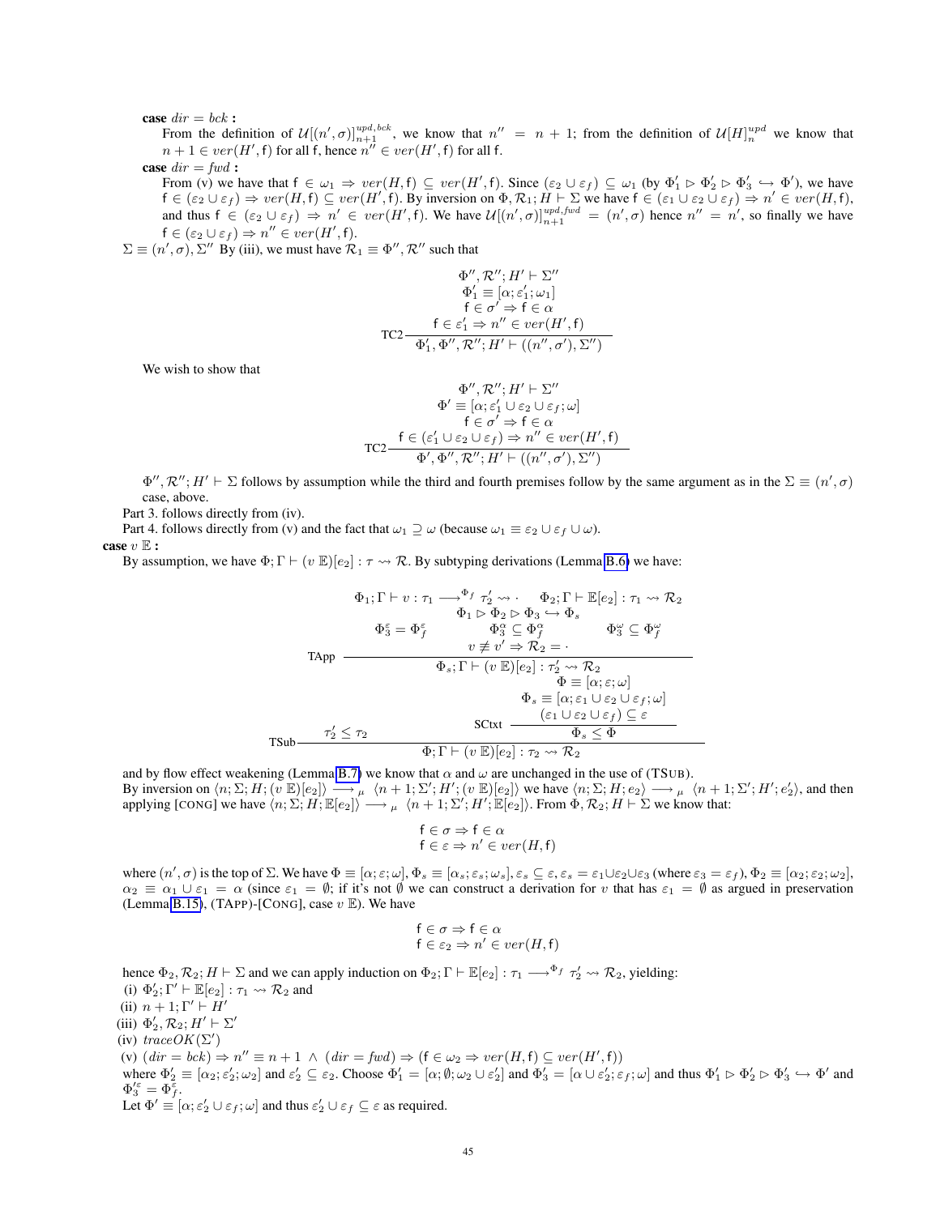**case** $dir = bck$ **:**
From the definition of $\mathcal{U}[(n',\sigma)]^{upd,bck}_{n+1}$, we know that $n'' = n+1$; from the definition of $\mathcal{U}[H]^{upd}_n$ we know that $n+1 \in ver(H', \mathsf{f})$ for all $\mathsf{f}$, hence $n'' \in ver(H', \mathsf{f})$ for all $\mathsf{f}$.

**case** $dir = fwd$ **:**
From (v) we have that $\mathsf{f} \in \omega_1 \Rightarrow ver(H, \mathsf{f}) \subseteq ver(H', \mathsf{f})$. Since $(\varepsilon_2 \cup \varepsilon_f) \subseteq \omega_1$ (by $\Phi'_1 \rhd \Phi'_2 \rhd \Phi'_3 \hookrightarrow \Phi'$), we have $\mathsf{f} \in (\varepsilon_2 \cup \varepsilon_f) \Rightarrow ver(H, \mathsf{f}) \subseteq ver(H', \mathsf{f})$. By inversion on $\Phi, \mathcal{R}_1; H \vdash \Sigma$ we have $\mathsf{f} \in (\varepsilon_1 \cup \varepsilon_2 \cup \varepsilon_f) \Rightarrow n' \in ver(H, \mathsf{f})$, and thus $\mathsf{f} \in (\varepsilon_2 \cup \varepsilon_f) \Rightarrow n' \in ver(H', \mathsf{f})$. We have $\mathcal{U}[(n',\sigma)]^{upd,fwd}_{n+1} = (n', \sigma)$ hence $n'' = n'$, so finally we have $\mathsf{f} \in (\varepsilon_2 \cup \varepsilon_f) \Rightarrow n'' \in ver(H', \mathsf{f})$.

$\Sigma \equiv (n',\sigma), \Sigma''$ By (iii), we must have $\mathcal{R}_1 \equiv \Phi'', \mathcal{R}''$ such that

$$\text{TC2}\ \frac{\begin{array}{c}\Phi'', \mathcal{R}''; H' \vdash \Sigma'' \\ \Phi'_1 \equiv [\alpha; \varepsilon'_1; \omega_1] \\ \mathsf{f} \in \sigma' \Rightarrow \mathsf{f} \in \alpha \\ \mathsf{f} \in \varepsilon'_1 \Rightarrow n'' \in ver(H', \mathsf{f})\end{array}}{\Phi'_1, \Phi'', \mathcal{R}''; H' \vdash ((n'', \sigma'), \Sigma'')}$$

We wish to show that

$$\text{TC2}\ \frac{\begin{array}{c}\Phi'', \mathcal{R}''; H' \vdash \Sigma'' \\ \Phi' \equiv [\alpha; \varepsilon'_1 \cup \varepsilon_2 \cup \varepsilon_f; \omega] \\ \mathsf{f} \in \sigma' \Rightarrow \mathsf{f} \in \alpha \\ \mathsf{f} \in (\varepsilon'_1 \cup \varepsilon_2 \cup \varepsilon_f) \Rightarrow n'' \in ver(H', \mathsf{f})\end{array}}{\Phi', \Phi'', \mathcal{R}''; H' \vdash ((n'', \sigma'), \Sigma'')}$$

$\Phi'', \mathcal{R}''; H' \vdash \Sigma$ follows by assumption while the third and fourth premises follow by the same argument as in the $\Sigma \equiv (n',\sigma)$ case, above.

Part 3. follows directly from (iv).

Part 4. follows directly from (v) and the fact that $\omega_1 \supseteq \omega$ (because $\omega_1 \equiv \varepsilon_2 \cup \varepsilon_f \cup \omega$).

**case** $v\ \mathbb{E}$ **:**

By assumption, we have $\Phi; \Gamma \vdash (v\ \mathbb{E})[e_2] : \tau \rightsquigarrow \mathcal{R}$. By subtyping derivations (Lemma B.6) we have:

$$\text{TSub}\ \frac{\tau'_2 \leq \tau_2 \qquad \text{TApp}\ \dfrac{\begin{array}{c}\Phi_1; \Gamma \vdash v : \tau_1 \longrightarrow^{\Phi_f} \tau'_2 \rightsquigarrow \cdot \qquad \Phi_2; \Gamma \vdash \mathbb{E}[e_2] : \tau_1 \rightsquigarrow \mathcal{R}_2 \\ \Phi_1 \rhd \Phi_2 \rhd \Phi_3 \hookrightarrow \Phi_s \\ \Phi^\varepsilon_3 = \Phi^\varepsilon_f \qquad \Phi^\alpha_3 \subseteq \Phi^\alpha_f \qquad \Phi^\omega_3 \subseteq \Phi^\omega_f \\ v \not\equiv v' \Rightarrow \mathcal{R}_2 = \cdot\end{array}}{\Phi_s; \Gamma \vdash (v\ \mathbb{E})[e_2] : \tau'_2 \rightsquigarrow \mathcal{R}_2} \qquad \text{SCtxt}\ \dfrac{\begin{array}{c}\Phi \equiv [\alpha; \varepsilon; \omega] \\ \Phi_s \equiv [\alpha; \varepsilon_1 \cup \varepsilon_2 \cup \varepsilon_f; \omega] \\ (\varepsilon_1 \cup \varepsilon_2 \cup \varepsilon_f) \subseteq \varepsilon\end{array}}{\Phi_s \leq \Phi}}{\Phi; \Gamma \vdash (v\ \mathbb{E})[e_2] : \tau_2 \rightsquigarrow \mathcal{R}_2}$$

and by flow effect weakening (Lemma B.7) we know that $\alpha$ and $\omega$ are unchanged in the use of (TSub).
By inversion on $\langle n; \Sigma; H; (v\ \mathbb{E})[e_2]\rangle \longrightarrow_\mu \langle n+1; \Sigma'; H'; (v\ \mathbb{E})[e'_2]\rangle$ we have $\langle n; \Sigma; H; e_2\rangle \longrightarrow_\mu \langle n+1; \Sigma'; H'; e'_2\rangle$, and then applying [Cong] we have $\langle n; \Sigma; H; \mathbb{E}[e_2]\rangle \longrightarrow_\mu \langle n+1; \Sigma'; H'; \mathbb{E}[e_2]\rangle$. From $\Phi, \mathcal{R}_2; H \vdash \Sigma$ we know that:

$$\begin{array}{c}\mathsf{f} \in \sigma \Rightarrow \mathsf{f} \in \alpha \\ \mathsf{f} \in \varepsilon \Rightarrow n' \in ver(H, \mathsf{f})\end{array}$$

where $(n', \sigma)$ is the top of $\Sigma$. We have $\Phi \equiv [\alpha; \varepsilon; \omega]$, $\Phi_s \equiv [\alpha_s; \varepsilon_s; \omega_s]$, $\varepsilon_s \subseteq \varepsilon$, $\varepsilon_s = \varepsilon_1 \cup \varepsilon_2 \cup \varepsilon_3$ (where $\varepsilon_3 = \varepsilon_f$), $\Phi_2 \equiv [\alpha_2; \varepsilon_2; \omega_2]$, $\alpha_2 \equiv \alpha_1 \cup \varepsilon_1 = \alpha$ (since $\varepsilon_1 = \emptyset$; if it's not $\emptyset$ we can construct a derivation for $v$ that has $\varepsilon_1 = \emptyset$ as argued in preservation (Lemma B.15), (TApp)-[Cong], case $v\ \mathbb{E}$). We have

$$\begin{array}{c}\mathsf{f} \in \sigma \Rightarrow \mathsf{f} \in \alpha \\ \mathsf{f} \in \varepsilon_2 \Rightarrow n' \in ver(H, \mathsf{f})\end{array}$$

hence $\Phi_2, \mathcal{R}_2; H \vdash \Sigma$ and we can apply induction on $\Phi_2; \Gamma \vdash \mathbb{E}[e_2] : \tau_1 \longrightarrow^{\Phi_f} \tau'_2 \rightsquigarrow \mathcal{R}_2$, yielding:

(i) $\Phi'_2; \Gamma' \vdash \mathbb{E}[e_2] : \tau_1 \rightsquigarrow \mathcal{R}_2$ and
(ii) $n+1; \Gamma' \vdash H'$
(iii) $\Phi'_2, \mathcal{R}_2; H' \vdash \Sigma'$
(iv) $traceOK(\Sigma')$
(v) $(dir = bck) \Rightarrow n'' \equiv n+1\ \wedge\ (dir = fwd) \Rightarrow (\mathsf{f} \in \omega_2 \Rightarrow ver(H, \mathsf{f}) \subseteq ver(H', \mathsf{f}))$

where $\Phi'_2 \equiv [\alpha_2; \varepsilon'_2; \omega_2]$ and $\varepsilon'_2 \subseteq \varepsilon_2$. Choose $\Phi'_1 = [\alpha; \emptyset; \omega_2 \cup \varepsilon'_2]$ and $\Phi'_3 = [\alpha \cup \varepsilon'_2; \varepsilon_f; \omega]$ and thus $\Phi'_1 \rhd \Phi'_2 \rhd \Phi'_3 \hookrightarrow \Phi'$ and $\Phi'^\varepsilon_3 = \Phi^\varepsilon_f$.

Let $\Phi' \equiv [\alpha; \varepsilon'_2 \cup \varepsilon_f; \omega]$ and thus $\varepsilon'_2 \cup \varepsilon_f \subseteq \varepsilon$ as required.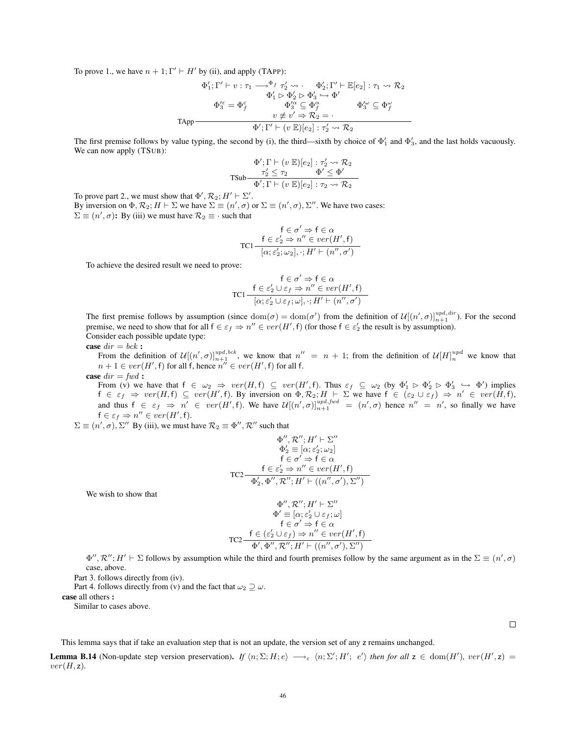To prove 1., we have $n+1; \Gamma' \vdash H'$ by (ii), and apply (TAPP):

$$
\text{TApp}\;\frac{\begin{array}{c}\Phi'_1; \Gamma' \vdash v : \tau_1 \longrightarrow^{\Phi_f} \tau'_2 \rightsquigarrow \cdot \qquad \Phi'_2; \Gamma' \vdash \mathbb{E}[e_2] : \tau_1 \rightsquigarrow \mathcal{R}_2 \\ \Phi'_1 \rhd \Phi'_2 \rhd \Phi'_3 \hookrightarrow \Phi' \\ \Phi'^{\varepsilon}_3 = \Phi^{\varepsilon}_f \qquad\qquad \Phi'^{\alpha}_3 \subseteq \Phi^{\alpha}_f \qquad\qquad \Phi'^{\omega}_3 \subseteq \Phi^{\omega}_f \\ v \not\equiv v' \Rightarrow \mathcal{R}_2 = \cdot \end{array}}{\Phi'; \Gamma' \vdash (v\ \mathbb{E})[e_2] : \tau'_2 \rightsquigarrow \mathcal{R}_2}
$$

The first premise follows by value typing, the second by (i), the third—sixth by choice of $\Phi'_1$ and $\Phi'_3$, and the last holds vacuously. We can now apply (TSUB):

$$
\text{TSub}\;\frac{\begin{array}{c}\Phi'; \Gamma \vdash (v\ \mathbb{E})[e_2] : \tau'_2 \rightsquigarrow \mathcal{R}_2 \\ \tau'_2 \leq \tau_2 \qquad\qquad \Phi' \leq \Phi' \end{array}}{\Phi'; \Gamma \vdash (v\ \mathbb{E})[e_2] : \tau_2 \rightsquigarrow \mathcal{R}_2}
$$

To prove part 2., we must show that $\Phi', \mathcal{R}_2; H' \vdash \Sigma'$.
By inversion on $\Phi, \mathcal{R}_2; H \vdash \Sigma$ we have $\Sigma \equiv (n', \sigma)$ or $\Sigma \equiv (n', \sigma), \Sigma''$. We have two cases:
$\Sigma \equiv (n', \sigma)$**:** By (iii) we must have $\mathcal{R}_2 \equiv \cdot$ such that

$$
\text{TC1}\;\frac{\begin{array}{c}\mathsf{f} \in \sigma' \Rightarrow \mathsf{f} \in \alpha \\ \mathsf{f} \in \varepsilon'_2 \Rightarrow n'' \in ver(H', \mathsf{f}) \end{array}}{[\alpha; \varepsilon'_2; \omega_2], \cdot; H' \vdash (n'', \sigma')}
$$

To achieve the desired result we need to prove:

$$
\text{TC1}\;\frac{\begin{array}{c}\mathsf{f} \in \sigma' \Rightarrow \mathsf{f} \in \alpha \\ \mathsf{f} \in \varepsilon'_2 \cup \varepsilon_f \Rightarrow n'' \in ver(H', \mathsf{f}) \end{array}}{[\alpha; \varepsilon'_2 \cup \varepsilon_f; \omega], \cdot; H' \vdash (n'', \sigma')}
$$

The first premise follows by assumption (since $\mathrm{dom}(\sigma) = \mathrm{dom}(\sigma')$ from the definition of $\mathcal{U}[(n', \sigma)]^{upd,dir}_{n+1}$). For the second premise, we need to show that for all $\mathsf{f} \in \varepsilon_f \Rightarrow n'' \in ver(H', \mathsf{f})$ (for those $\mathsf{f} \in \varepsilon'_2$ the result is by assumption).
Consider each possible update type:

**case** $dir = bck$ **:**
From the definition of $\mathcal{U}[(n', \sigma)]^{upd,bck}_{n+1}$, we know that $n'' = n+1$; from the definition of $\mathcal{U}[H]^{upd}_n$ we know that $n+1 \in ver(H', \mathsf{f})$ for all $\mathsf{f}$, hence $n'' \in ver(H', \mathsf{f})$ for all $\mathsf{f}$.

**case** $dir = fwd$ **:**
From (v) we have that $\mathsf{f} \in \omega_2 \Rightarrow ver(H, \mathsf{f}) \subseteq ver(H', \mathsf{f})$. Thus $\varepsilon_f \subseteq \omega_2$ (by $\Phi'_1 \rhd \Phi'_2 \rhd \Phi'_3 \hookrightarrow \Phi'$) implies $\mathsf{f} \in \varepsilon_f \Rightarrow ver(H, \mathsf{f}) \subseteq ver(H', \mathsf{f})$. By inversion on $\Phi, \mathcal{R}_2; H \vdash \Sigma$ we have $\mathsf{f} \in (\varepsilon_2 \cup \varepsilon_f) \Rightarrow n' \in ver(H, \mathsf{f})$, and thus $\mathsf{f} \in \varepsilon_f \Rightarrow n' \in ver(H', \mathsf{f})$. We have $\mathcal{U}[(n', \sigma)]^{upd,fwd}_{n+1} = (n', \sigma)$ hence $n'' = n'$, so finally we have $\mathsf{f} \in \varepsilon_f \Rightarrow n'' \in ver(H', \mathsf{f})$.

$\Sigma \equiv (n', \sigma), \Sigma''$ By (iii), we must have $\mathcal{R}_2 \equiv \Phi'', \mathcal{R}''$ such that

$$
\text{TC2}\;\frac{\begin{array}{c}\Phi'', \mathcal{R}''; H' \vdash \Sigma'' \\ \Phi'_2 \equiv [\alpha; \varepsilon'_2; \omega_2] \\ \mathsf{f} \in \sigma' \Rightarrow \mathsf{f} \in \alpha \\ \mathsf{f} \in \varepsilon'_2 \Rightarrow n'' \in ver(H', \mathsf{f}) \end{array}}{\Phi'_2, \Phi'', \mathcal{R}''; H' \vdash ((n'', \sigma'), \Sigma'')}
$$

We wish to show that

$$
\text{TC2}\;\frac{\begin{array}{c}\Phi'', \mathcal{R}''; H' \vdash \Sigma'' \\ \Phi' \equiv [\alpha; \varepsilon'_2 \cup \varepsilon_f; \omega] \\ \mathsf{f} \in \sigma' \Rightarrow \mathsf{f} \in \alpha \\ \mathsf{f} \in (\varepsilon'_2 \cup \varepsilon_f) \Rightarrow n'' \in ver(H', \mathsf{f}) \end{array}}{\Phi', \Phi'', \mathcal{R}''; H' \vdash ((n'', \sigma'), \Sigma'')}
$$

$\Phi'', \mathcal{R}''; H' \vdash \Sigma$ follows by assumption while the third and fourth premises follow by the same argument as in the $\Sigma \equiv (n', \sigma)$ case, above.

Part 3. follows directly from (iv).

Part 4. follows directly from (v) and the fact that $\omega_2 \supseteq \omega$.

**case** all others **:**
Similar to cases above.

□

This lemma says that if take an evaluation step that is not an update, the version set of any $\mathsf{z}$ remains unchanged.

**Lemma B.14** (Non-update step version preservation)**.** *If* $\langle n; \Sigma; H; e \rangle \longrightarrow_{\varepsilon} \langle n; \Sigma'; H';\ e' \rangle$ *then for all* $\mathsf{z} \in \mathrm{dom}(H')$*,* $ver(H', \mathsf{z}) = ver(H, \mathsf{z})$.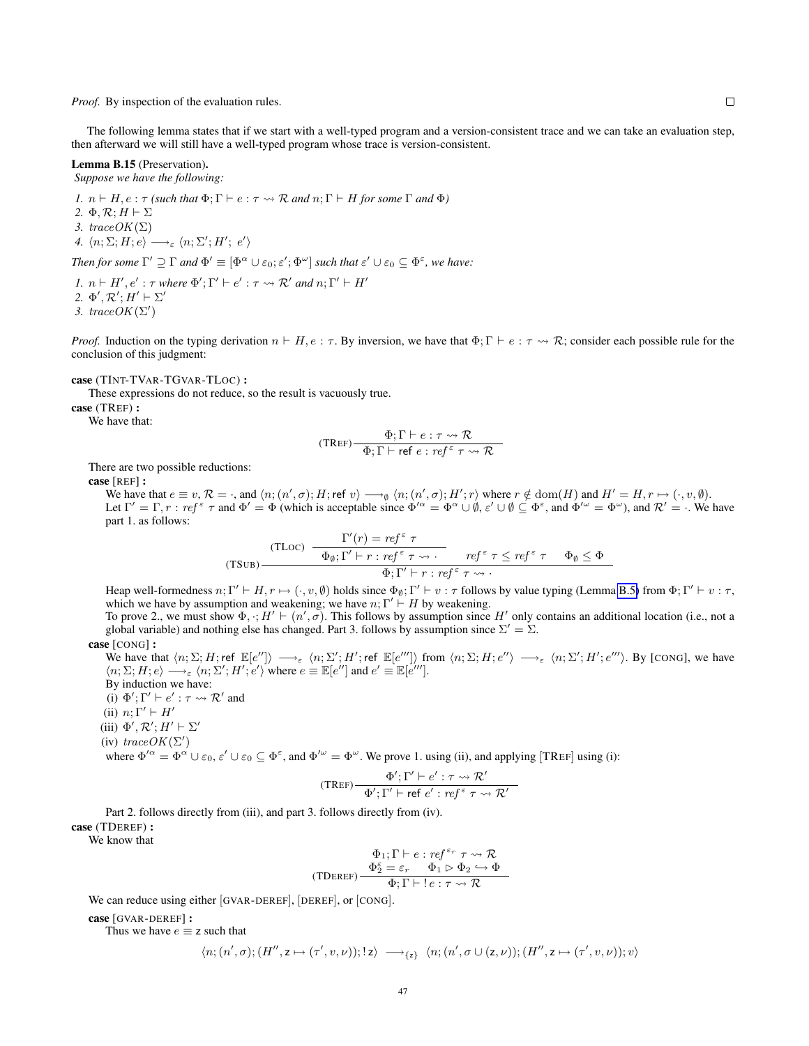*Proof.* By inspection of the evaluation rules. $\square$

The following lemma states that if we start with a well-typed program and a version-consistent trace and we can take an evaluation step, then afterward we will still have a well-typed program whose trace is version-consistent.

**Lemma B.15** (Preservation)**.**
*Suppose we have the following:*

1. $n \vdash H, e : \tau$ *(such that* $\Phi; \Gamma \vdash e : \tau \rightsquigarrow \mathcal{R}$ *and* $n; \Gamma \vdash H$ *for some* $\Gamma$ *and* $\Phi$*)*
2. $\Phi, \mathcal{R}; H \vdash \Sigma$
3. $traceOK(\Sigma)$
4. $\langle n; \Sigma; H; e\rangle \longrightarrow_{\varepsilon} \langle n; \Sigma'; H';\ e'\rangle$

*Then for some* $\Gamma' \supseteq \Gamma$ *and* $\Phi' \equiv [\Phi^{\alpha} \cup \varepsilon_0; \varepsilon'; \Phi^{\omega}]$ *such that* $\varepsilon' \cup \varepsilon_0 \subseteq \Phi^{\varepsilon}$*, we have:*

1. $n \vdash H', e' : \tau$ *where* $\Phi'; \Gamma' \vdash e' : \tau \rightsquigarrow \mathcal{R}'$ *and* $n; \Gamma' \vdash H'$
2. $\Phi', \mathcal{R}'; H' \vdash \Sigma'$
3. $traceOK(\Sigma')$

*Proof.* Induction on the typing derivation $n \vdash H, e : \tau$. By inversion, we have that $\Phi; \Gamma \vdash e : \tau \rightsquigarrow \mathcal{R}$; consider each possible rule for the conclusion of this judgment:

**case** (TINT-TVAR-TGVAR-TLOC) **:**

These expressions do not reduce, so the result is vacuously true.

**case** (TREF) **:**

We have that:

$$\text{(TRef)}\ \frac{\Phi; \Gamma \vdash e : \tau \rightsquigarrow \mathcal{R}}{\Phi; \Gamma \vdash \mathsf{ref}\ e : ref^{\,\varepsilon}\ \tau \rightsquigarrow \mathcal{R}}$$

There are two possible reductions:

**case** [REF] **:**

We have that $e \equiv v$, $\mathcal{R} = \cdot$, and $\langle n; (n', \sigma); H; \mathsf{ref}\ v\rangle \longrightarrow_{\emptyset} \langle n; (n', \sigma); H'; r\rangle$ where $r \notin \mathrm{dom}(H)$ and $H' = H, r \mapsto (\cdot, v, \emptyset)$. Let $\Gamma' = \Gamma, r : ref^{\,\varepsilon}\ \tau$ and $\Phi' = \Phi$ (which is acceptable since $\Phi'^{\alpha} = \Phi^{\alpha} \cup \emptyset$, $\varepsilon' \cup \emptyset \subseteq \Phi^{\varepsilon}$, and $\Phi'^{\omega} = \Phi^{\omega}$), and $\mathcal{R}' = \cdot$. We have part 1. as follows:

$$\text{(TSub)}\ \frac{\text{(TLoc)}\ \dfrac{\Gamma'(r) = ref^{\,\varepsilon}\ \tau}{\Phi_{\emptyset}; \Gamma' \vdash r : ref^{\,\varepsilon}\ \tau \rightsquigarrow \cdot} \qquad ref^{\,\varepsilon}\ \tau \leq ref^{\,\varepsilon}\ \tau \qquad \Phi_{\emptyset} \leq \Phi}{\Phi; \Gamma' \vdash r : ref^{\,\varepsilon}\ \tau \rightsquigarrow \cdot}$$

Heap well-formedness $n; \Gamma' \vdash H, r \mapsto (\cdot, v, \emptyset)$ holds since $\Phi_{\emptyset}; \Gamma' \vdash v : \tau$ follows by value typing (Lemma B.5) from $\Phi; \Gamma' \vdash v : \tau$, which we have by assumption and weakening; we have $n; \Gamma' \vdash H$ by weakening.

To prove 2., we must show $\Phi, \cdot; H' \vdash (n', \sigma)$. This follows by assumption since $H'$ only contains an additional location (i.e., not a global variable) and nothing else has changed. Part 3. follows by assumption since $\Sigma' = \Sigma$.

**case** [CONG] **:**

We have that $\langle n; \Sigma; H; \mathsf{ref}\ \mathbb{E}[e'']\rangle \longrightarrow_{\varepsilon} \langle n; \Sigma'; H'; \mathsf{ref}\ \mathbb{E}[e''']\rangle$ from $\langle n; \Sigma; H; e''\rangle \longrightarrow_{\varepsilon} \langle n; \Sigma'; H'; e'''\rangle$. By [CONG], we have $\langle n; \Sigma; H; e\rangle \longrightarrow_{\varepsilon} \langle n; \Sigma'; H'; e'\rangle$ where $e \equiv \mathbb{E}[e'']$ and $e' \equiv \mathbb{E}[e''']$.

By induction we have:

(i) $\Phi'; \Gamma' \vdash e' : \tau \rightsquigarrow \mathcal{R}'$ and

(ii) $n; \Gamma' \vdash H'$

(iii) $\Phi', \mathcal{R}'; H' \vdash \Sigma'$

(iv) $traceOK(\Sigma')$

where $\Phi'^{\alpha} = \Phi^{\alpha} \cup \varepsilon_0$, $\varepsilon' \cup \varepsilon_0 \subseteq \Phi^{\varepsilon}$, and $\Phi'^{\omega} = \Phi^{\omega}$. We prove 1. using (ii), and applying [TREF] using (i):

$$\text{(TRef)}\ \frac{\Phi'; \Gamma' \vdash e' : \tau \rightsquigarrow \mathcal{R}'}{\Phi'; \Gamma' \vdash \mathsf{ref}\ e' : ref^{\,\varepsilon}\ \tau \rightsquigarrow \mathcal{R}'}$$

Part 2. follows directly from (iii), and part 3. follows directly from (iv).

**case** (TDEREF) **:**

We know that

$$\text{(TDeref)}\ \frac{\Phi_1; \Gamma \vdash e : ref^{\,\varepsilon_r}\ \tau \rightsquigarrow \mathcal{R} \qquad \Phi_2^{\varepsilon} = \varepsilon_r \qquad \Phi_1 \rhd \Phi_2 \hookrightarrow \Phi}{\Phi; \Gamma \vdash\ !\, e : \tau \rightsquigarrow \mathcal{R}}$$

We can reduce using either [GVAR-DEREF], [DEREF], or [CONG].

**case** [GVAR-DEREF] **:**

Thus we have $e \equiv \mathsf{z}$ such that

$$\langle n; (n', \sigma); (H'', \mathsf{z} \mapsto (\tau', v, \nu)); !\,\mathsf{z}\rangle\ \longrightarrow_{\{\mathsf{z}\}}\ \langle n; (n', \sigma \cup (\mathsf{z}, \nu)); (H'', \mathsf{z} \mapsto (\tau', v, \nu)); v\rangle$$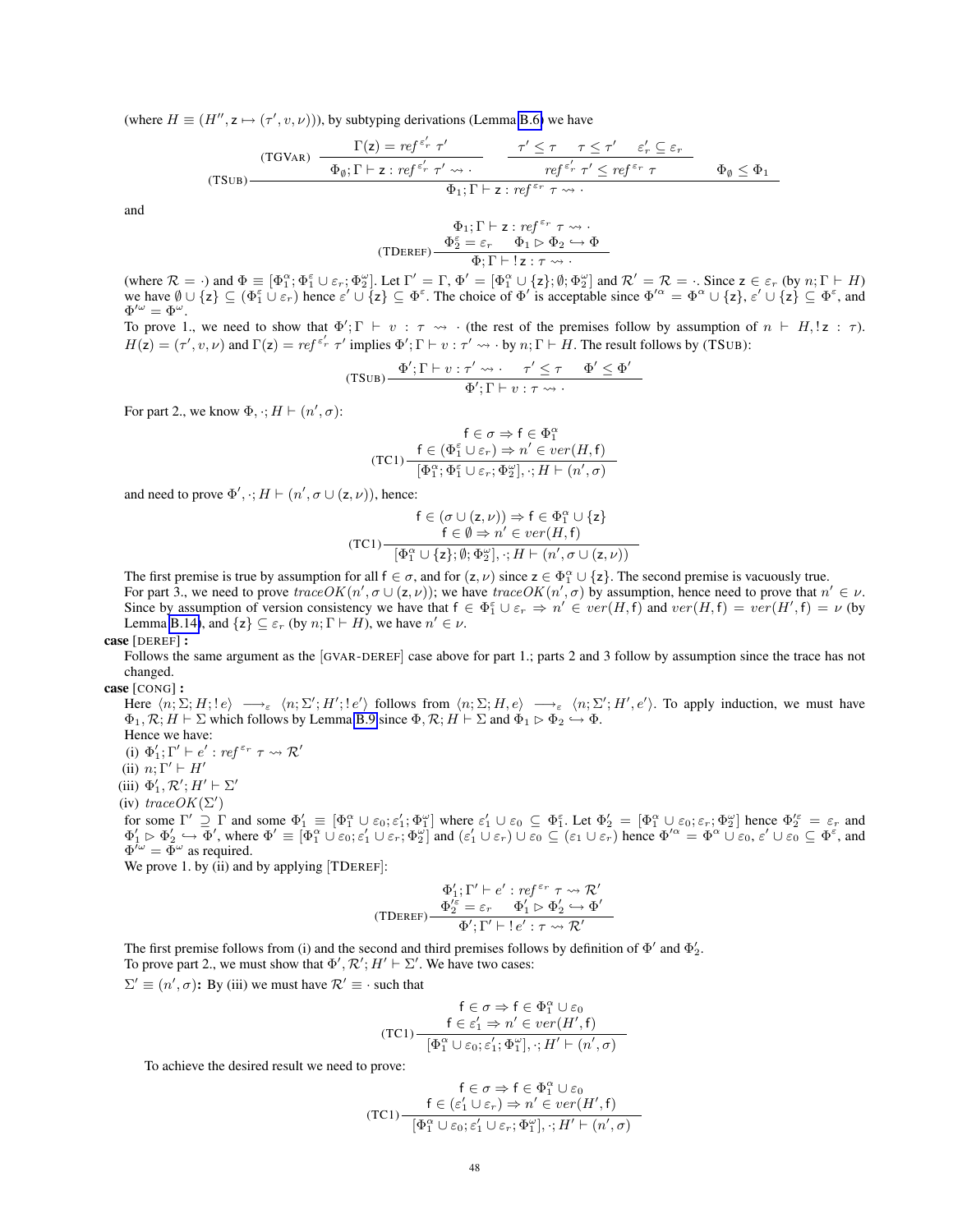(where $H \equiv (H'', \mathsf{z} \mapsto (\tau', v, \nu))$), by subtyping derivations (Lemma B.6) we have

$$\text{(TSUB)}\dfrac{\text{(TGVAR)}\dfrac{\Gamma(\mathsf{z}) = ref^{\varepsilon'_r}\ \tau'}{\Phi_\emptyset; \Gamma \vdash \mathsf{z} : ref^{\varepsilon'_r}\ \tau' \rightsquigarrow \cdot} \qquad \dfrac{\tau' \leq \tau \quad \tau \leq \tau' \quad \varepsilon'_r \subseteq \varepsilon_r}{ref^{\varepsilon'_r}\ \tau' \leq ref^{\varepsilon_r}\ \tau} \qquad \Phi_\emptyset \leq \Phi_1}{\Phi_1; \Gamma \vdash \mathsf{z} : ref^{\varepsilon_r}\ \tau \rightsquigarrow \cdot}$$

and

$$\text{(TDEREF)}\dfrac{\begin{array}{c}\Phi_1; \Gamma \vdash \mathsf{z} : ref^{\varepsilon_r}\ \tau \rightsquigarrow \cdot \\ \Phi_2^\varepsilon = \varepsilon_r \qquad \Phi_1 \rhd \Phi_2 \hookrightarrow \Phi\end{array}}{\Phi; \Gamma \vdash !\,\mathsf{z} : \tau \rightsquigarrow \cdot}$$

(where $\mathcal{R} = \cdot$) and $\Phi \equiv [\Phi_1^\alpha; \Phi_1^\varepsilon \cup \varepsilon_r; \Phi_2^\omega]$. Let $\Gamma' = \Gamma$, $\Phi' = [\Phi_1^\alpha \cup \{\mathsf{z}\}; \emptyset; \Phi_2^\omega]$ and $\mathcal{R}' = \mathcal{R} = \cdot$. Since $\mathsf{z} \in \varepsilon_r$ (by $n; \Gamma \vdash H$) we have $\emptyset \cup \{\mathsf{z}\} \subseteq (\Phi_1^\varepsilon \cup \varepsilon_r)$ hence $\varepsilon' \cup \{\mathsf{z}\} \subseteq \Phi^\varepsilon$. The choice of $\Phi'$ is acceptable since $\Phi'^\alpha = \Phi^\alpha \cup \{\mathsf{z}\}$, $\varepsilon' \cup \{\mathsf{z}\} \subseteq \Phi^\varepsilon$, and $\Phi'^\omega = \Phi^\omega$.

To prove 1., we need to show that $\Phi'; \Gamma \vdash v : \tau \rightsquigarrow \cdot$ (the rest of the premises follow by assumption of $n \vdash H, !\,\mathsf{z} : \tau$). $H(\mathsf{z}) = (\tau', v, \nu)$ and $\Gamma(\mathsf{z}) = ref^{\varepsilon'_r}\ \tau'$ implies $\Phi'; \Gamma \vdash v : \tau' \rightsquigarrow \cdot$ by $n; \Gamma \vdash H$. The result follows by (TSUB):

$$\text{(TSUB)}\dfrac{\Phi'; \Gamma \vdash v : \tau' \rightsquigarrow \cdot \qquad \tau' \leq \tau \qquad \Phi' \leq \Phi'}{\Phi'; \Gamma \vdash v : \tau \rightsquigarrow \cdot}$$

For part 2., we know $\Phi, \cdot; H \vdash (n', \sigma)$:

$$\text{(TC1)}\dfrac{\begin{array}{c}\mathsf{f} \in \sigma \Rightarrow \mathsf{f} \in \Phi_1^\alpha \\ \mathsf{f} \in (\Phi_1^\varepsilon \cup \varepsilon_r) \Rightarrow n' \in ver(H, \mathsf{f})\end{array}}{[\Phi_1^\alpha; \Phi_1^\varepsilon \cup \varepsilon_r; \Phi_2^\omega], \cdot; H \vdash (n', \sigma)}$$

and need to prove $\Phi', \cdot; H \vdash (n', \sigma \cup (\mathsf{z}, \nu))$, hence:

$$\text{(TC1)}\dfrac{\begin{array}{c}\mathsf{f} \in (\sigma \cup (\mathsf{z}, \nu)) \Rightarrow \mathsf{f} \in \Phi_1^\alpha \cup \{\mathsf{z}\} \\ \mathsf{f} \in \emptyset \Rightarrow n' \in ver(H, \mathsf{f})\end{array}}{[\Phi_1^\alpha \cup \{\mathsf{z}\}; \emptyset; \Phi_2^\omega], \cdot; H \vdash (n', \sigma \cup (\mathsf{z}, \nu))}$$

The first premise is true by assumption for all $\mathsf{f} \in \sigma$, and for $(\mathsf{z}, \nu)$ since $\mathsf{z} \in \Phi_1^\alpha \cup \{\mathsf{z}\}$. The second premise is vacuously true.

For part 3., we need to prove $traceOK(n', \sigma \cup (\mathsf{z}, \nu))$; we have $traceOK(n', \sigma)$ by assumption, hence need to prove that $n' \in \nu$. Since by assumption of version consistency we have that $\mathsf{f} \in \Phi_1^\varepsilon \cup \varepsilon_r \Rightarrow n' \in ver(H, \mathsf{f})$ and $ver(H, \mathsf{f}) = ver(H', \mathsf{f}) = \nu$ (by Lemma B.14), and $\{\mathsf{z}\} \subseteq \varepsilon_r$ (by $n; \Gamma \vdash H$), we have $n' \in \nu$.

**case** [DEREF] **:**

Follows the same argument as the [GVAR-DEREF] case above for part 1.; parts 2 and 3 follow by assumption since the trace has not changed.

**case** [CONG] **:**

Here $\langle n; \Sigma; H; !\,e\rangle \longrightarrow_\varepsilon \langle n; \Sigma'; H'; !\,e'\rangle$ follows from $\langle n; \Sigma; H, e\rangle \longrightarrow_\varepsilon \langle n; \Sigma'; H', e'\rangle$. To apply induction, we must have $\Phi_1, \mathcal{R}; H \vdash \Sigma$ which follows by Lemma B.9 since $\Phi, \mathcal{R}; H \vdash \Sigma$ and $\Phi_1 \rhd \Phi_2 \hookrightarrow \Phi$.

Hence we have:

(i) $\Phi'_1; \Gamma' \vdash e' : ref^{\varepsilon_r}\ \tau \rightsquigarrow \mathcal{R}'$

(ii) $n; \Gamma' \vdash H'$

(iii) $\Phi'_1, \mathcal{R}'; H' \vdash \Sigma'$

(iv) $traceOK(\Sigma')$

for some $\Gamma' \supseteq \Gamma$ and some $\Phi'_1 \equiv [\Phi_1^\alpha \cup \varepsilon_0; \varepsilon'_1; \Phi_1^\omega]$ where $\varepsilon'_1 \cup \varepsilon_0 \subseteq \Phi_1^\varepsilon$. Let $\Phi'_2 = [\Phi_1^\alpha \cup \varepsilon_0; \varepsilon_r; \Phi_2^\omega]$ hence $\Phi'^\varepsilon_2 = \varepsilon_r$ and $\Phi'_1 \rhd \Phi'_2 \hookrightarrow \Phi'$, where $\Phi' \equiv [\Phi_1^\alpha \cup \varepsilon_0; \varepsilon'_1 \cup \varepsilon_r; \Phi_2^\omega]$ and $(\varepsilon'_1 \cup \varepsilon_r) \cup \varepsilon_0 \subseteq (\varepsilon_1 \cup \varepsilon_r)$ hence $\Phi'^\alpha = \Phi^\alpha \cup \varepsilon_0$, $\varepsilon' \cup \varepsilon_0 \subseteq \Phi^\varepsilon$, and $\Phi'^\omega = \Phi^\omega$ as required.

We prove 1. by (ii) and by applying [TDEREF]:

$$\text{(TDEREF)}\dfrac{\begin{array}{c}\Phi'_1; \Gamma' \vdash e' : ref^{\varepsilon_r}\ \tau \rightsquigarrow \mathcal{R}' \\ \Phi'^\varepsilon_2 = \varepsilon_r \qquad \Phi'_1 \rhd \Phi'_2 \hookrightarrow \Phi'\end{array}}{\Phi'; \Gamma' \vdash !\,e' : \tau \rightsquigarrow \mathcal{R}'}$$

The first premise follows from (i) and the second and third premises follows by definition of $\Phi'$ and $\Phi'_2$.

To prove part 2., we must show that $\Phi', \mathcal{R}'; H' \vdash \Sigma'$. We have two cases:

$\Sigma' \equiv (n', \sigma)$**:** By (iii) we must have $\mathcal{R}' \equiv \cdot$ such that

$$\text{(TC1)}\dfrac{\begin{array}{c}\mathsf{f} \in \sigma \Rightarrow \mathsf{f} \in \Phi_1^\alpha \cup \varepsilon_0 \\ \mathsf{f} \in \varepsilon'_1 \Rightarrow n' \in ver(H', \mathsf{f})\end{array}}{[\Phi_1^\alpha \cup \varepsilon_0; \varepsilon'_1; \Phi_1^\omega], \cdot; H' \vdash (n', \sigma)}$$

To achieve the desired result we need to prove:

$$\text{(TC1)}\dfrac{\begin{array}{c}\mathsf{f} \in \sigma \Rightarrow \mathsf{f} \in \Phi_1^\alpha \cup \varepsilon_0 \\ \mathsf{f} \in (\varepsilon'_1 \cup \varepsilon_r) \Rightarrow n' \in ver(H', \mathsf{f})\end{array}}{[\Phi_1^\alpha \cup \varepsilon_0; \varepsilon'_1 \cup \varepsilon_r; \Phi_1^\omega], \cdot; H' \vdash (n', \sigma)}$$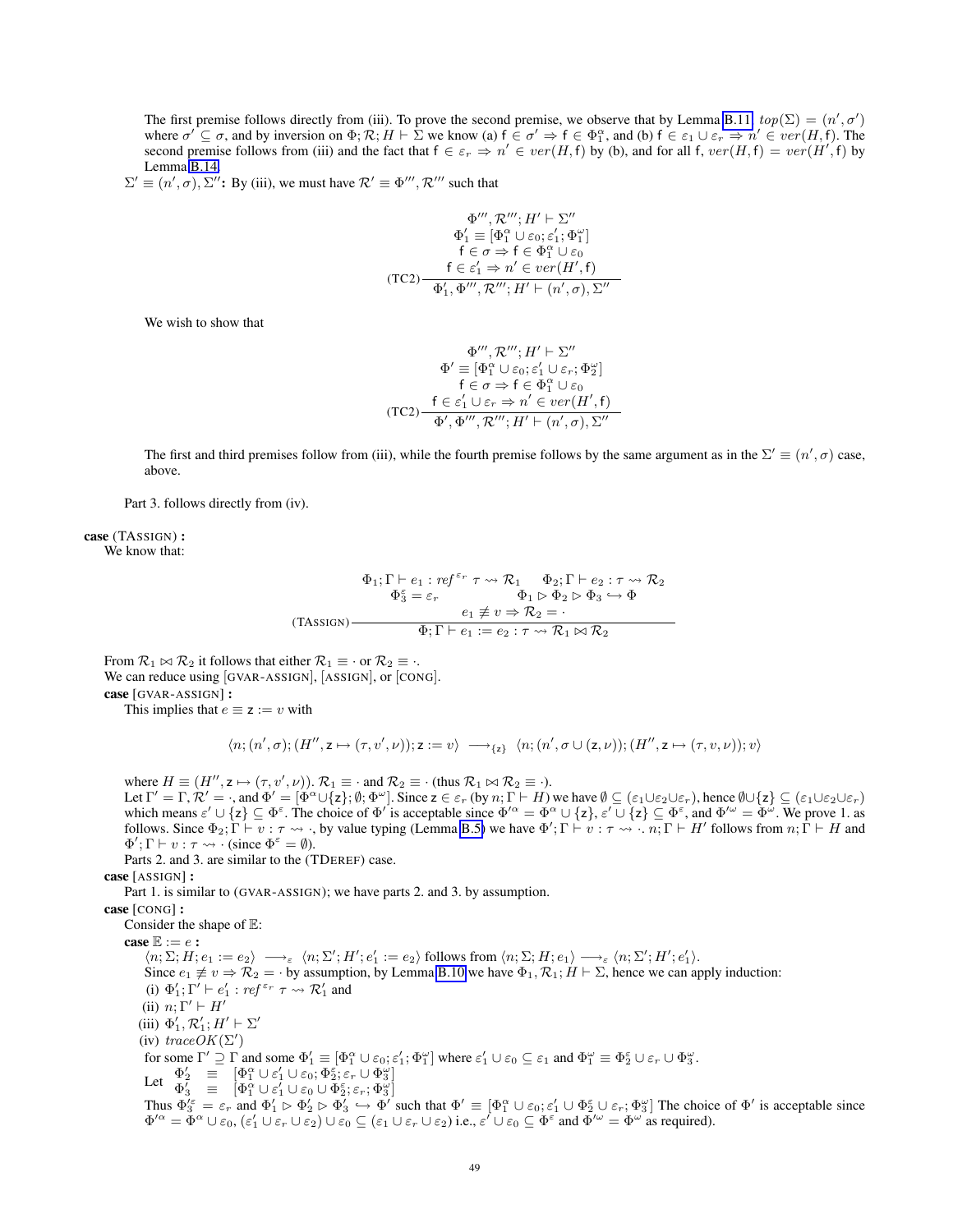The first premise follows directly from (iii). To prove the second premise, we observe that by Lemma B.11, $top(\Sigma) = (n', \sigma')$ where $\sigma' \subseteq \sigma$, and by inversion on $\Phi; \mathcal{R}; H \vdash \Sigma$ we know (a) $\mathsf{f} \in \sigma' \Rightarrow \mathsf{f} \in \Phi_1^\alpha$, and (b) $\mathsf{f} \in \varepsilon_1 \cup \varepsilon_r \Rightarrow n' \in ver(H, \mathsf{f})$. The second premise follows from (iii) and the fact that $\mathsf{f} \in \varepsilon_r \Rightarrow n' \in ver(H, \mathsf{f})$ by (b), and for all f, $ver(H, \mathsf{f}) = ver(H', \mathsf{f})$ by Lemma B.14.

$\Sigma' \equiv (n', \sigma), \Sigma''$**:** By (iii), we must have $\mathcal{R}' \equiv \Phi''', \mathcal{R}'''$ such that

$$\text{(TC2)}\frac{\begin{array}{c}\Phi''', \mathcal{R}'''; H' \vdash \Sigma'' \\ \Phi_1' \equiv [\Phi_1^\alpha \cup \varepsilon_0; \varepsilon_1'; \Phi_1^\omega] \\ \mathsf{f} \in \sigma \Rightarrow \mathsf{f} \in \Phi_1^\alpha \cup \varepsilon_0 \\ \mathsf{f} \in \varepsilon_1' \Rightarrow n' \in ver(H', \mathsf{f})\end{array}}{\Phi_1', \Phi''', \mathcal{R}'''; H' \vdash (n', \sigma), \Sigma''}$$

We wish to show that

$$\text{(TC2)}\frac{\begin{array}{c}\Phi''', \mathcal{R}'''; H' \vdash \Sigma'' \\ \Phi' \equiv [\Phi_1^\alpha \cup \varepsilon_0; \varepsilon_1' \cup \varepsilon_r; \Phi_2^\omega] \\ \mathsf{f} \in \sigma \Rightarrow \mathsf{f} \in \Phi_1^\alpha \cup \varepsilon_0 \\ \mathsf{f} \in \varepsilon_1' \cup \varepsilon_r \Rightarrow n' \in ver(H', \mathsf{f})\end{array}}{\Phi', \Phi''', \mathcal{R}'''; H' \vdash (n', \sigma), \Sigma''}$$

The first and third premises follow from (iii), while the fourth premise follows by the same argument as in the $\Sigma' \equiv (n', \sigma)$ case, above.

Part 3. follows directly from (iv).

**case** (TASSIGN) **:**
We know that:

$$\text{(TASSIGN)}\frac{\begin{array}{cc}\Phi_1; \Gamma \vdash e_1 : ref^{\varepsilon_r}\ \tau \rightsquigarrow \mathcal{R}_1 & \Phi_2; \Gamma \vdash e_2 : \tau \rightsquigarrow \mathcal{R}_2 \\ \Phi_3^\varepsilon = \varepsilon_r & \Phi_1 \rhd \Phi_2 \rhd \Phi_3 \hookrightarrow \Phi \\ \multicolumn{2}{c}{e_1 \not\equiv v \Rightarrow \mathcal{R}_2 = \cdot}\end{array}}{\Phi; \Gamma \vdash e_1 := e_2 : \tau \rightsquigarrow \mathcal{R}_1 \bowtie \mathcal{R}_2}$$

From $\mathcal{R}_1 \bowtie \mathcal{R}_2$ it follows that either $\mathcal{R}_1 \equiv \cdot$ or $\mathcal{R}_2 \equiv \cdot$.
We can reduce using [GVAR-ASSIGN], [ASSIGN], or [CONG].

**case** [GVAR-ASSIGN] **:**
This implies that $e \equiv \mathsf{z} := v$ with

$$\langle n; (n', \sigma); (H'', \mathsf{z} \mapsto (\tau, v', \nu)); \mathsf{z} := v\rangle \longrightarrow_{\{\mathsf{z}\}} \langle n; (n', \sigma \cup (\mathsf{z}, \nu)); (H'', \mathsf{z} \mapsto (\tau, v, \nu)); v\rangle$$

where $H \equiv (H'', \mathsf{z} \mapsto (\tau, v', \nu))$. $\mathcal{R}_1 \equiv \cdot$ and $\mathcal{R}_2 \equiv \cdot$ (thus $\mathcal{R}_1 \bowtie \mathcal{R}_2 \equiv \cdot$).
Let $\Gamma' = \Gamma, \mathcal{R}' = \cdot$, and $\Phi' = [\Phi^\alpha \cup \{\mathsf{z}\}; \emptyset; \Phi^\omega]$. Since $\mathsf{z} \in \varepsilon_r$ (by $n; \Gamma \vdash H$) we have $\emptyset \subseteq (\varepsilon_1 \cup \varepsilon_2 \cup \varepsilon_r)$, hence $\emptyset \cup \{\mathsf{z}\} \subseteq (\varepsilon_1 \cup \varepsilon_2 \cup \varepsilon_r)$ which means $\varepsilon' \cup \{\mathsf{z}\} \subseteq \Phi^\varepsilon$. The choice of $\Phi'$ is acceptable since $\Phi'^\alpha = \Phi^\alpha \cup \{\mathsf{z}\}$, $\varepsilon' \cup \{\mathsf{z}\} \subseteq \Phi^\varepsilon$, and $\Phi'^\omega = \Phi^\omega$. We prove 1. as follows. Since $\Phi_2; \Gamma \vdash v : \tau \rightsquigarrow \cdot$, by value typing (Lemma B.5) we have $\Phi'; \Gamma \vdash v : \tau \rightsquigarrow \cdot$. $n; \Gamma \vdash H'$ follows from $n; \Gamma \vdash H$ and $\Phi'; \Gamma \vdash v : \tau \rightsquigarrow \cdot$ (since $\Phi^\varepsilon = \emptyset$).
Parts 2. and 3. are similar to the (TDEREF) case.

**case** [ASSIGN] **:**
Part 1. is similar to (GVAR-ASSIGN); we have parts 2. and 3. by assumption.

**case** [CONG] **:**
Consider the shape of $\mathbb{E}$:

**case** $\mathbb{E} := e$ **:**
$\langle n; \Sigma; H; e_1 := e_2\rangle \longrightarrow_\varepsilon \langle n; \Sigma'; H'; e_1' := e_2\rangle$ follows from $\langle n; \Sigma; H; e_1\rangle \longrightarrow_\varepsilon \langle n; \Sigma'; H'; e_1'\rangle$.
Since $e_1 \not\equiv v \Rightarrow \mathcal{R}_2 = \cdot$ by assumption, by Lemma B.10 we have $\Phi_1, \mathcal{R}_1; H \vdash \Sigma$, hence we can apply induction:
(i) $\Phi_1'; \Gamma' \vdash e_1' : ref^{\varepsilon_r}\ \tau \rightsquigarrow \mathcal{R}_1'$ and
(ii) $n; \Gamma' \vdash H'$
(iii) $\Phi_1', \mathcal{R}_1'; H' \vdash \Sigma'$
(iv) $traceOK(\Sigma')$
for some $\Gamma' \supseteq \Gamma$ and some $\Phi_1' \equiv [\Phi_1^\alpha \cup \varepsilon_0; \varepsilon_1'; \Phi_1^\omega]$ where $\varepsilon_1' \cup \varepsilon_0 \subseteq \varepsilon_1$ and $\Phi_1^\omega \equiv \Phi_2^\varepsilon \cup \varepsilon_r \cup \Phi_3^\omega$.

Let $\begin{array}{rcl}\Phi_2' & \equiv & [\Phi_1^\alpha \cup \varepsilon_1' \cup \varepsilon_0; \Phi_2^\varepsilon; \varepsilon_r \cup \Phi_3^\omega] \\ \Phi_3' & \equiv & [\Phi_1^\alpha \cup \varepsilon_1' \cup \varepsilon_0 \cup \Phi_2^\varepsilon; \varepsilon_r; \Phi_3^\omega]\end{array}$

Thus $\Phi_3'^\varepsilon = \varepsilon_r$ and $\Phi_1' \rhd \Phi_2' \rhd \Phi_3' \hookrightarrow \Phi'$ such that $\Phi' \equiv [\Phi_1^\alpha \cup \varepsilon_0; \varepsilon_1' \cup \Phi_2^\varepsilon \cup \varepsilon_r; \Phi_3^\omega]$ The choice of $\Phi'$ is acceptable since $\Phi'^\alpha = \Phi^\alpha \cup \varepsilon_0$, $(\varepsilon_1' \cup \varepsilon_r \cup \varepsilon_2) \cup \varepsilon_0 \subseteq (\varepsilon_1 \cup \varepsilon_r \cup \varepsilon_2)$ i.e., $\varepsilon' \cup \varepsilon_0 \subseteq \Phi^\varepsilon$ and $\Phi'^\omega = \Phi^\omega$ as required).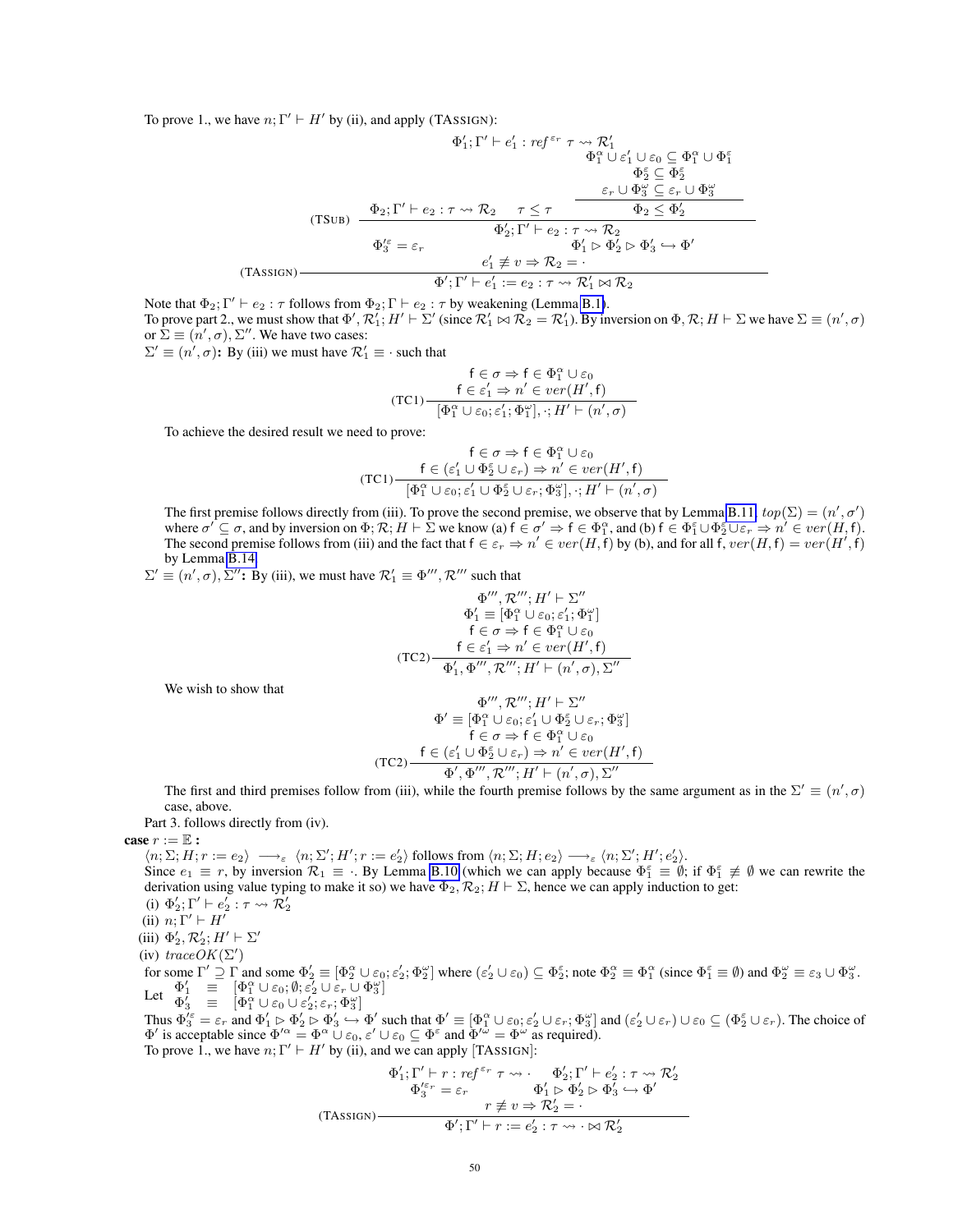To prove 1., we have $n; \Gamma' \vdash H'$ by (ii), and apply (TASSIGN):

$$
\text{(TASSIGN)}\frac{
\begin{array}{c}
\Phi'_1; \Gamma' \vdash e'_1 : ref^{\varepsilon_r}\ \tau \rightsquigarrow \mathcal{R}'_1 \\
\text{(TSUB)}\dfrac{\Phi_2; \Gamma' \vdash e_2 : \tau \rightsquigarrow \mathcal{R}_2 \quad \tau \leq \tau \quad \dfrac{\begin{array}{c}\Phi_1^\alpha \cup \varepsilon'_1 \cup \varepsilon_0 \subseteq \Phi_1^\alpha \cup \Phi_1^\varepsilon \\ \Phi_2^\varepsilon \subseteq \Phi_2^\varepsilon \\ \varepsilon_r \cup \Phi_3^\omega \subseteq \varepsilon_r \cup \Phi_3^\omega\end{array}}{\Phi_2 \leq \Phi'_2}}{\Phi'_2; \Gamma' \vdash e_2 : \tau \rightsquigarrow \mathcal{R}_2} \\
\Phi_3'^{\varepsilon} = \varepsilon_r \qquad \Phi'_1 \rhd \Phi'_2 \rhd \Phi'_3 \hookrightarrow \Phi' \\
e'_1 \not\equiv v \Rightarrow \mathcal{R}_2 = \cdot
\end{array}
}{\Phi'; \Gamma' \vdash e'_1 := e_2 : \tau \rightsquigarrow \mathcal{R}'_1 \bowtie \mathcal{R}_2}
$$

Note that $\Phi_2; \Gamma' \vdash e_2 : \tau$ follows from $\Phi_2; \Gamma \vdash e_2 : \tau$ by weakening (Lemma B.1).
To prove part 2., we must show that $\Phi', \mathcal{R}'_1; H' \vdash \Sigma'$ (since $\mathcal{R}'_1 \bowtie \mathcal{R}_2 = \mathcal{R}'_1$). By inversion on $\Phi, \mathcal{R}; H \vdash \Sigma$ we have $\Sigma \equiv (n', \sigma)$ or $\Sigma \equiv (n', \sigma), \Sigma''$. We have two cases:
$\Sigma' \equiv (n', \sigma)$**:** By (iii) we must have $\mathcal{R}'_1 \equiv \cdot$ such that

$$
\text{(TC1)}\frac{\begin{array}{c}\mathsf{f} \in \sigma \Rightarrow \mathsf{f} \in \Phi_1^\alpha \cup \varepsilon_0 \\ \mathsf{f} \in \varepsilon'_1 \Rightarrow n' \in ver(H', \mathsf{f})\end{array}}{[\Phi_1^\alpha \cup \varepsilon_0; \varepsilon'_1; \Phi_1^\omega], \cdot; H' \vdash (n', \sigma)}
$$

To achieve the desired result we need to prove:

$$
\text{(TC1)}\frac{\begin{array}{c}\mathsf{f} \in \sigma \Rightarrow \mathsf{f} \in \Phi_1^\alpha \cup \varepsilon_0 \\ \mathsf{f} \in (\varepsilon'_1 \cup \Phi_2^\varepsilon \cup \varepsilon_r) \Rightarrow n' \in ver(H', \mathsf{f})\end{array}}{[\Phi_1^\alpha \cup \varepsilon_0; \varepsilon'_1 \cup \Phi_2^\varepsilon \cup \varepsilon_r; \Phi_3^\omega], \cdot; H' \vdash (n', \sigma)}
$$

The first premise follows directly from (iii). To prove the second premise, we observe that by Lemma B.11, $top(\Sigma) = (n', \sigma')$ where $\sigma' \subseteq \sigma$, and by inversion on $\Phi; \mathcal{R}; H \vdash \Sigma$ we know (a) $\mathsf{f} \in \sigma' \Rightarrow \mathsf{f} \in \Phi_1^\alpha$, and (b) $\mathsf{f} \in \Phi_1^\varepsilon \cup \Phi_2^\varepsilon \cup \varepsilon_r \Rightarrow n' \in ver(H, \mathsf{f})$. The second premise follows from (iii) and the fact that $\mathsf{f} \in \varepsilon_r \Rightarrow n' \in ver(H, \mathsf{f})$ by (b), and for all $\mathsf{f}$, $ver(H, \mathsf{f}) = ver(H', \mathsf{f})$ by Lemma B.14.

$\Sigma' \equiv (n', \sigma), \Sigma''$**:** By (iii), we must have $\mathcal{R}'_1 \equiv \Phi''', \mathcal{R}'''$ such that

$$
\text{(TC2)}\frac{\begin{array}{c}\Phi''', \mathcal{R}'''; H' \vdash \Sigma'' \\ \Phi'_1 \equiv [\Phi_1^\alpha \cup \varepsilon_0; \varepsilon'_1; \Phi_1^\omega] \\ \mathsf{f} \in \sigma \Rightarrow \mathsf{f} \in \Phi_1^\alpha \cup \varepsilon_0 \\ \mathsf{f} \in \varepsilon'_1 \Rightarrow n' \in ver(H', \mathsf{f})\end{array}}{\Phi'_1, \Phi''', \mathcal{R}'''; H' \vdash (n', \sigma), \Sigma''}
$$

We wish to show that

$$
\text{(TC2)}\frac{\begin{array}{c}\Phi''', \mathcal{R}'''; H' \vdash \Sigma'' \\ \Phi' \equiv [\Phi_1^\alpha \cup \varepsilon_0; \varepsilon'_1 \cup \Phi_2^\varepsilon \cup \varepsilon_r; \Phi_3^\omega] \\ \mathsf{f} \in \sigma \Rightarrow \mathsf{f} \in \Phi_1^\alpha \cup \varepsilon_0 \\ \mathsf{f} \in (\varepsilon'_1 \cup \Phi_2^\varepsilon \cup \varepsilon_r) \Rightarrow n' \in ver(H', \mathsf{f})\end{array}}{\Phi', \Phi''', \mathcal{R}'''; H' \vdash (n', \sigma), \Sigma''}
$$

The first and third premises follow from (iii), while the fourth premise follows by the same argument as in the $\Sigma' \equiv (n', \sigma)$ case, above.

Part 3. follows directly from (iv).

**case** $r := \mathbb{E}$ **:**
$\langle n; \Sigma; H; r := e_2 \rangle \longrightarrow_\varepsilon \langle n; \Sigma'; H'; r := e'_2 \rangle$ follows from $\langle n; \Sigma; H; e_2 \rangle \longrightarrow_\varepsilon \langle n; \Sigma'; H'; e'_2 \rangle$.
Since $e_1 \equiv r$, by inversion $\mathcal{R}_1 \equiv \cdot$. By Lemma B.10 (which we can apply because $\Phi_1^\varepsilon \equiv \emptyset$; if $\Phi_1^\varepsilon \not\equiv \emptyset$ we can rewrite the derivation using value typing to make it so) we have $\Phi_2, \mathcal{R}_2; H \vdash \Sigma$, hence we can apply induction to get:
(i) $\Phi'_2; \Gamma' \vdash e'_2 : \tau \rightsquigarrow \mathcal{R}'_2$
(ii) $n; \Gamma' \vdash H'$
(iii) $\Phi'_2, \mathcal{R}'_2; H' \vdash \Sigma'$
(iv) $traceOK(\Sigma')$

for some $\Gamma' \supseteq \Gamma$ and some $\Phi'_2 \equiv [\Phi_2^\alpha \cup \varepsilon_0; \varepsilon'_2; \Phi_2^\omega]$ where $(\varepsilon'_2 \cup \varepsilon_0) \subseteq \Phi_2^\varepsilon$; note $\Phi_2^\alpha \equiv \Phi_1^\alpha$ (since $\Phi_1^\varepsilon \equiv \emptyset$) and $\Phi_2^\omega \equiv \varepsilon_3 \cup \Phi_3^\omega$.
Let
$$
\begin{array}{lcl}
\Phi'_1 & \equiv & [\Phi_1^\alpha \cup \varepsilon_0; \emptyset; \varepsilon'_2 \cup \varepsilon_r \cup \Phi_3^\omega] \\
\Phi'_3 & \equiv & [\Phi_1^\alpha \cup \varepsilon_0 \cup \varepsilon'_2; \varepsilon_r; \Phi_3^\omega]
\end{array}
$$
Thus $\Phi_3'^{\varepsilon} = \varepsilon_r$ and $\Phi'_1 \rhd \Phi'_2 \rhd \Phi'_3 \hookrightarrow \Phi'$ such that $\Phi' \equiv [\Phi_1^\alpha \cup \varepsilon_0; \varepsilon'_2 \cup \varepsilon_r; \Phi_3^\omega]$ and $(\varepsilon'_2 \cup \varepsilon_r) \cup \varepsilon_0 \subseteq (\Phi_2^\varepsilon \cup \varepsilon_r)$. The choice of $\Phi'$ is acceptable since $\Phi'^\alpha = \Phi^\alpha \cup \varepsilon_0$, $\varepsilon' \cup \varepsilon_0 \subseteq \Phi^\varepsilon$ and $\Phi'^\omega = \Phi^\omega$ as required).
To prove 1., we have $n; \Gamma' \vdash H'$ by (ii), and we can apply [TASSIGN]:

$$
\text{(TASSIGN)}\frac{\begin{array}{c}\Phi'_1; \Gamma' \vdash r : ref^{\varepsilon_r}\ \tau \rightsquigarrow \cdot \qquad \Phi'_2; \Gamma' \vdash e'_2 : \tau \rightsquigarrow \mathcal{R}'_2 \\ \Phi_3'^{\varepsilon_r} = \varepsilon_r \qquad \Phi'_1 \rhd \Phi'_2 \rhd \Phi'_3 \hookrightarrow \Phi' \\ r \not\equiv v \Rightarrow \mathcal{R}'_2 = \cdot\end{array}}{\Phi'; \Gamma' \vdash r := e'_2 : \tau \rightsquigarrow \cdot \bowtie \mathcal{R}'_2}
$$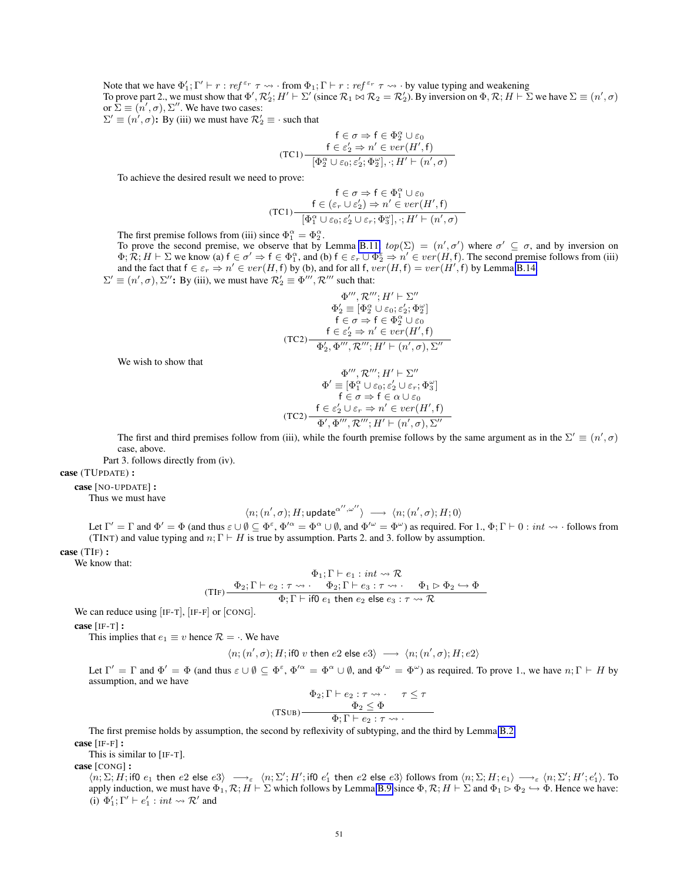Note that we have $\Phi'_1; \Gamma' \vdash r : ref^{\varepsilon_r}\ \tau \rightsquigarrow \cdot$ from $\Phi_1; \Gamma \vdash r : ref^{\varepsilon_r}\ \tau \rightsquigarrow \cdot$ by value typing and weakening

To prove part 2., we must show that $\Phi', \mathcal{R}'_2; H' \vdash \Sigma'$ (since $\mathcal{R}_1 \bowtie \mathcal{R}_2 = \mathcal{R}'_2$). By inversion on $\Phi, \mathcal{R}; H \vdash \Sigma$ we have $\Sigma \equiv (n', \sigma)$ or $\Sigma \equiv (n', \sigma), \Sigma''$. We have two cases:

$\Sigma' \equiv (n', \sigma)$**:** By (iii) we must have $\mathcal{R}'_2 \equiv \cdot$ such that

$$
\text{(TC1)}\frac{\begin{array}{c}\mathsf{f} \in \sigma \Rightarrow \mathsf{f} \in \Phi_2^\alpha \cup \varepsilon_0 \\ \mathsf{f} \in \varepsilon'_2 \Rightarrow n' \in ver(H', \mathsf{f})\end{array}}{[\Phi_2^\alpha \cup \varepsilon_0; \varepsilon'_2; \Phi_2^\omega], \cdot; H' \vdash (n', \sigma)}
$$

To achieve the desired result we need to prove:

$$
\text{(TC1)}\frac{\begin{array}{c}\mathsf{f} \in \sigma \Rightarrow \mathsf{f} \in \Phi_1^\alpha \cup \varepsilon_0 \\ \mathsf{f} \in (\varepsilon_r \cup \varepsilon'_2) \Rightarrow n' \in ver(H', \mathsf{f})\end{array}}{[\Phi_1^\alpha \cup \varepsilon_0; \varepsilon'_2 \cup \varepsilon_r; \Phi_3^\omega], \cdot; H' \vdash (n', \sigma)}
$$

The first premise follows from (iii) since $\Phi_1^\alpha = \Phi_2^\alpha$.

To prove the second premise, we observe that by Lemma B.11, $top(\Sigma) = (n', \sigma')$ where $\sigma' \subseteq \sigma$, and by inversion on $\Phi; \mathcal{R}; H \vdash \Sigma$ we know (a) $\mathsf{f} \in \sigma' \Rightarrow \mathsf{f} \in \Phi_1^\alpha$, and (b) $\mathsf{f} \in \varepsilon_r \cup \Phi_2^\varepsilon \Rightarrow n' \in ver(H, \mathsf{f})$. The second premise follows from (iii) and the fact that $\mathsf{f} \in \varepsilon_r \Rightarrow n' \in ver(H, \mathsf{f})$ by (b), and for all $\mathsf{f}$, $ver(H, \mathsf{f}) = ver(H', \mathsf{f})$ by Lemma B.14.

$\Sigma' \equiv (n', \sigma), \Sigma''$**:** By (iii), we must have $\mathcal{R}'_2 \equiv \Phi''', \mathcal{R}'''$ such that:

$$
\text{(TC2)}\frac{\begin{array}{c}\Phi''', \mathcal{R}'''; H' \vdash \Sigma'' \\ \Phi'_2 \equiv [\Phi_2^\alpha \cup \varepsilon_0; \varepsilon'_2; \Phi_2^\omega] \\ \mathsf{f} \in \sigma \Rightarrow \mathsf{f} \in \Phi_2^\alpha \cup \varepsilon_0 \\ \mathsf{f} \in \varepsilon'_2 \Rightarrow n' \in ver(H', \mathsf{f})\end{array}}{\Phi'_2, \Phi''', \mathcal{R}'''; H' \vdash (n', \sigma), \Sigma''}
$$

We wish to show that

$$
\text{(TC2)}\frac{\begin{array}{c}\Phi''', \mathcal{R}'''; H' \vdash \Sigma'' \\ \Phi' \equiv [\Phi_1^\alpha \cup \varepsilon_0; \varepsilon'_2 \cup \varepsilon_r; \Phi_3^\omega] \\ \mathsf{f} \in \sigma \Rightarrow \mathsf{f} \in \alpha \cup \varepsilon_0 \\ \mathsf{f} \in \varepsilon'_2 \cup \varepsilon_r \Rightarrow n' \in ver(H', \mathsf{f})\end{array}}{\Phi', \Phi''', \mathcal{R}'''; H' \vdash (n', \sigma), \Sigma''}
$$

The first and third premises follow from (iii), while the fourth premise follows by the same argument as in the $\Sigma' \equiv (n', \sigma)$ case, above.

Part 3. follows directly from (iv).

**case** (TUPDATE) **:**

**case** [NO-UPDATE] **:**

Thus we must have

$$
\langle n; (n', \sigma); H; \mathsf{update}^{\alpha'', \omega''} \rangle \longrightarrow \langle n; (n', \sigma); H; 0 \rangle
$$

Let $\Gamma' = \Gamma$ and $\Phi' = \Phi$ (and thus $\varepsilon \cup \emptyset \subseteq \Phi^\varepsilon$, $\Phi'^\alpha = \Phi^\alpha \cup \emptyset$, and $\Phi'^\omega = \Phi^\omega$) as required. For 1., $\Phi; \Gamma \vdash 0 : int \rightsquigarrow \cdot$ follows from (TINT) and value typing and $n; \Gamma \vdash H$ is true by assumption. Parts 2. and 3. follow by assumption.

**case** (TIF) **:**

We know that:

$$
\text{(TIF)}\frac{\begin{array}{c}\Phi_1; \Gamma \vdash e_1 : int \rightsquigarrow \mathcal{R} \\ \Phi_2; \Gamma \vdash e_2 : \tau \rightsquigarrow \cdot \quad \Phi_2; \Gamma \vdash e_3 : \tau \rightsquigarrow \cdot \quad \Phi_1 \rhd \Phi_2 \hookrightarrow \Phi\end{array}}{\Phi; \Gamma \vdash \mathsf{if0}\ e_1\ \mathsf{then}\ e_2\ \mathsf{else}\ e_3 : \tau \rightsquigarrow \mathcal{R}}
$$

We can reduce using [IF-T], [IF-F] or [CONG].

**case** [IF-T] **:**

This implies that $e_1 \equiv v$ hence $\mathcal{R} = \cdot$. We have

$$
\langle n; (n', \sigma); H; \mathsf{if0}\ v\ \mathsf{then}\ e2\ \mathsf{else}\ e3 \rangle \longrightarrow \langle n; (n', \sigma); H; e2 \rangle
$$

Let $\Gamma' = \Gamma$ and $\Phi' = \Phi$ (and thus $\varepsilon \cup \emptyset \subseteq \Phi^\varepsilon$, $\Phi'^\alpha = \Phi^\alpha \cup \emptyset$, and $\Phi'^\omega = \Phi^\omega$) as required. To prove 1., we have $n; \Gamma \vdash H$ by assumption, and we have

$$
\text{(TSUB)}\frac{\begin{array}{c}\Phi_2; \Gamma \vdash e_2 : \tau \rightsquigarrow \cdot \quad \tau \leq \tau \\ \Phi_2 \leq \Phi\end{array}}{\Phi; \Gamma \vdash e_2 : \tau \rightsquigarrow \cdot}
$$

The first premise holds by assumption, the second by reflexivity of subtyping, and the third by Lemma B.2.

**case** [IF-F] **:**

This is similar to [IF-T].

**case** [CONG] **:**

$\langle n; \Sigma; H; \mathsf{if0}\ e_1\ \mathsf{then}\ e2\ \mathsf{else}\ e3 \rangle \longrightarrow_\varepsilon \langle n; \Sigma'; H'; \mathsf{if0}\ e'_1\ \mathsf{then}\ e2\ \mathsf{else}\ e3 \rangle$ follows from $\langle n; \Sigma; H; e_1 \rangle \longrightarrow_\varepsilon \langle n; \Sigma'; H'; e'_1 \rangle$. To apply induction, we must have $\Phi_1, \mathcal{R}; H \vdash \Sigma$ which follows by Lemma B.9 since $\Phi, \mathcal{R}; H \vdash \Sigma$ and $\Phi_1 \rhd \Phi_2 \hookrightarrow \Phi$. Hence we have:

(i) $\Phi'_1; \Gamma' \vdash e'_1 : int \rightsquigarrow \mathcal{R}'$ and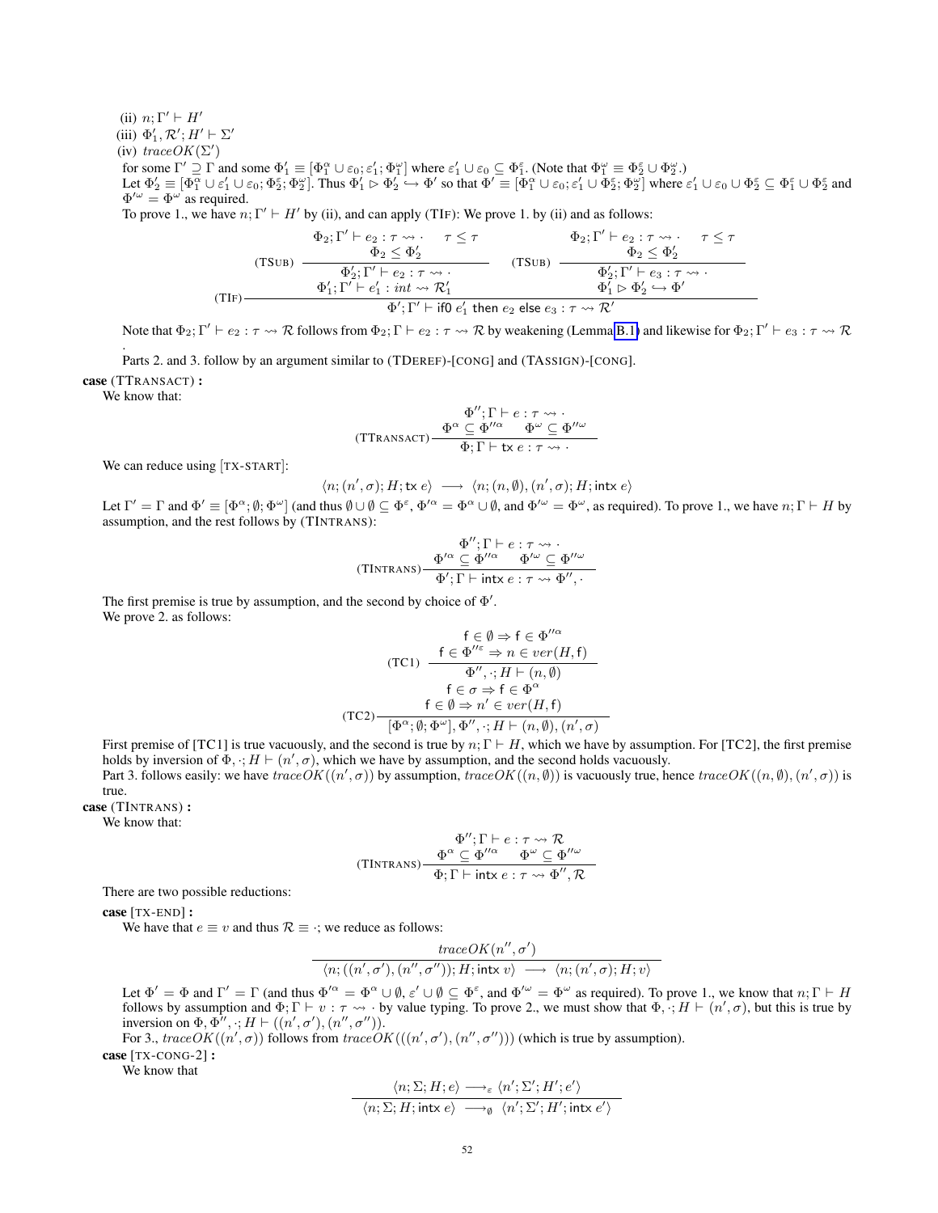(ii) $n; \Gamma' \vdash H'$

(iii) $\Phi'_1, \mathcal{R}'; H' \vdash \Sigma'$

(iv) $traceOK(\Sigma')$

for some $\Gamma' \supseteq \Gamma$ and some $\Phi'_1 \equiv [\Phi_1^\alpha \cup \varepsilon_0; \varepsilon'_1; \Phi_1^\omega]$ where $\varepsilon'_1 \cup \varepsilon_0 \subseteq \Phi_1^\varepsilon$. (Note that $\Phi_1^\omega \equiv \Phi_2^\varepsilon \cup \Phi_2^\omega$.)
Let $\Phi'_2 \equiv [\Phi_1^\alpha \cup \varepsilon'_1 \cup \varepsilon_0; \Phi_2^\varepsilon; \Phi_2^\omega]$. Thus $\Phi'_1 \rhd \Phi'_2 \hookrightarrow \Phi'$ so that $\Phi' \equiv [\Phi_1^\alpha \cup \varepsilon_0; \varepsilon'_1 \cup \Phi_2^\varepsilon; \Phi_2^\omega]$ where $\varepsilon'_1 \cup \varepsilon_0 \cup \Phi_2^\varepsilon \subseteq \Phi_1^\varepsilon \cup \Phi_2^\varepsilon$ and $\Phi'^\omega = \Phi^\omega$ as required.
To prove 1., we have $n; \Gamma' \vdash H'$ by (ii), and can apply (TIF): We prove 1. by (ii) and as follows:

$$
\text{(TIF)}\dfrac{
\text{(TSUB)}\dfrac{\Phi_2; \Gamma' \vdash e_2 : \tau \leadsto \cdot \quad \tau \le \tau \quad \Phi_2 \le \Phi'_2}{\Phi'_2; \Gamma' \vdash e_2 : \tau \leadsto \cdot}
\quad \Phi'_1; \Gamma' \vdash e'_1 : int \leadsto \mathcal{R}'_1
\quad
\text{(TSUB)}\dfrac{\Phi_2; \Gamma' \vdash e_2 : \tau \leadsto \cdot \quad \tau \le \tau \quad \Phi_2 \le \Phi'_2}{\Phi'_2; \Gamma' \vdash e_3 : \tau \leadsto \cdot}
\quad \Phi'_1 \rhd \Phi'_2 \hookrightarrow \Phi'
}{\Phi'; \Gamma' \vdash \mathsf{if0}\ e'_1\ \mathsf{then}\ e_2\ \mathsf{else}\ e_3 : \tau \leadsto \mathcal{R}'}
$$

Note that $\Phi_2; \Gamma' \vdash e_2 : \tau \leadsto \mathcal{R}$ follows from $\Phi_2; \Gamma \vdash e_2 : \tau \leadsto \mathcal{R}$ by weakening (Lemma B.1) and likewise for $\Phi_2; \Gamma' \vdash e_3 : \tau \leadsto \mathcal{R}$.
Parts 2. and 3. follow by an argument similar to (TDEREF)-[CONG] and (TASSIGN)-[CONG].

**case** (TTRANSACT) **:**

We know that:

$$
\text{(TTRANSACT)}\dfrac{\Phi''; \Gamma \vdash e : \tau \leadsto \cdot \quad \Phi^\alpha \subseteq \Phi''^\alpha \quad \Phi^\omega \subseteq \Phi''^\omega}{\Phi; \Gamma \vdash \mathsf{tx}\ e : \tau \leadsto \cdot}
$$

We can reduce using [TX-START]:

$$
\langle n; (n', \sigma); H; \mathsf{tx}\ e\rangle \longrightarrow \langle n; (n, \emptyset), (n', \sigma); H; \mathsf{intx}\ e\rangle
$$

Let $\Gamma' = \Gamma$ and $\Phi' \equiv [\Phi^\alpha; \emptyset; \Phi^\omega]$ (and thus $\emptyset \cup \emptyset \subseteq \Phi^\varepsilon$, $\Phi'^\alpha = \Phi^\alpha \cup \emptyset$, and $\Phi'^\omega = \Phi^\omega$, as required). To prove 1., we have $n; \Gamma \vdash H$ by assumption, and the rest follows by (TINTRANS):

$$
\text{(TINTRANS)}\dfrac{\Phi''; \Gamma \vdash e : \tau \leadsto \cdot \quad \Phi'^\alpha \subseteq \Phi''^\alpha \quad \Phi'^\omega \subseteq \Phi''^\omega}{\Phi'; \Gamma \vdash \mathsf{intx}\ e : \tau \leadsto \Phi'', \cdot}
$$

The first premise is true by assumption, and the second by choice of $\Phi'$.
We prove 2. as follows:

$$
\text{(TC2)}\dfrac{
\text{(TC1)}\dfrac{\mathsf{f} \in \emptyset \Rightarrow \mathsf{f} \in \Phi''^\alpha \quad \mathsf{f} \in \Phi''^\varepsilon \Rightarrow n \in ver(H, \mathsf{f})}{\Phi'', \cdot; H \vdash (n, \emptyset)}
\quad \mathsf{f} \in \sigma \Rightarrow \mathsf{f} \in \Phi^\alpha
\quad \mathsf{f} \in \emptyset \Rightarrow n' \in ver(H, \mathsf{f})
}{[\Phi^\alpha; \emptyset; \Phi^\omega], \Phi'', \cdot; H \vdash (n, \emptyset), (n', \sigma)}
$$

First premise of [TC1] is true vacuously, and the second is true by $n; \Gamma \vdash H$, which we have by assumption. For [TC2], the first premise holds by inversion of $\Phi, \cdot; H \vdash (n', \sigma)$, which we have by assumption, and the second holds vacuously.
Part 3. follows easily: we have $traceOK((n', \sigma))$ by assumption, $traceOK((n, \emptyset))$ is vacuously true, hence $traceOK((n, \emptyset), (n', \sigma))$ is true.

**case** (TINTRANS) **:**

We know that:

$$
\text{(TINTRANS)}\dfrac{\Phi''; \Gamma \vdash e : \tau \leadsto \mathcal{R} \quad \Phi^\alpha \subseteq \Phi''^\alpha \quad \Phi^\omega \subseteq \Phi''^\omega}{\Phi; \Gamma \vdash \mathsf{intx}\ e : \tau \leadsto \Phi'', \mathcal{R}}
$$

There are two possible reductions:

**case** [TX-END] **:**

We have that $e \equiv v$ and thus $\mathcal{R} \equiv \cdot$; we reduce as follows:

$$
\dfrac{traceOK(n'', \sigma')}{\langle n; ((n', \sigma'), (n'', \sigma'')); H; \mathsf{intx}\ v\rangle \longrightarrow \langle n; (n', \sigma); H; v\rangle}
$$

Let $\Phi' = \Phi$ and $\Gamma' = \Gamma$ (and thus $\Phi'^\alpha = \Phi^\alpha \cup \emptyset$, $\varepsilon' \cup \emptyset \subseteq \Phi^\varepsilon$, and $\Phi'^\omega = \Phi^\omega$ as required). To prove 1., we know that $n; \Gamma \vdash H$ follows by assumption and $\Phi; \Gamma \vdash v : \tau \leadsto \cdot$ by value typing. To prove 2., we must show that $\Phi, \cdot; H \vdash (n', \sigma)$, but this is true by inversion on $\Phi, \Phi'', \cdot; H \vdash ((n', \sigma'), (n'', \sigma''))$.
For 3., $traceOK((n', \sigma))$ follows from $traceOK(((n', \sigma'), (n'', \sigma'')))$ (which is true by assumption).

**case** [TX-CONG-2] **:**

We know that

$$
\dfrac{\langle n; \Sigma; H; e\rangle \longrightarrow_\varepsilon \langle n'; \Sigma'; H'; e'\rangle}{\langle n; \Sigma; H; \mathsf{intx}\ e\rangle \longrightarrow_\emptyset \langle n'; \Sigma'; H'; \mathsf{intx}\ e'\rangle}
$$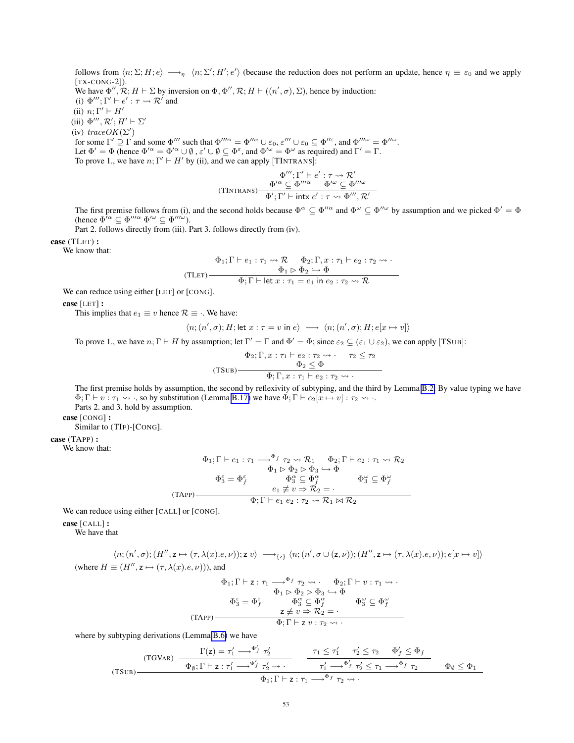follows from $\langle n; \Sigma; H; e \rangle \longrightarrow_\eta \langle n; \Sigma'; H'; e' \rangle$ (because the reduction does not perform an update, hence $\eta \equiv \varepsilon_0$ and we apply [TX-CONG-2]).

We have $\Phi'', \mathcal{R}; H \vdash \Sigma$ by inversion on $\Phi, \Phi'', \mathcal{R}; H \vdash ((n', \sigma), \Sigma)$, hence by induction:

(i) $\Phi'''; \Gamma' \vdash e' : \tau \rightsquigarrow \mathcal{R}'$ and

(ii) $n; \Gamma' \vdash H'$

(iii) $\Phi''', \mathcal{R}'; H' \vdash \Sigma'$

(iv) $traceOK(\Sigma')$

for some $\Gamma' \supseteq \Gamma$ and some $\Phi'''$ such that $\Phi'''^{\alpha} = \Phi''^{\alpha} \cup \varepsilon_0$, $\varepsilon''' \cup \varepsilon_0 \subseteq \Phi''^{\varepsilon}$, and $\Phi'''^{\omega} = \Phi''^{\omega}$.

Let $\Phi' = \Phi$ (hence $\Phi'^{\alpha} = \Phi'^{\alpha} \cup \emptyset$, $\varepsilon' \cup \emptyset \subseteq \Phi^{\varepsilon}$, and $\Phi'^{\omega} = \Phi^{\omega}$ as required) and $\Gamma' = \Gamma$.

To prove 1., we have $n; \Gamma' \vdash H'$ by (ii), and we can apply [TINTRANS]:

$$
\text{(TINTRANS)} \frac{\Phi'''; \Gamma' \vdash e' : \tau \rightsquigarrow \mathcal{R}' \quad \Phi'^{\alpha} \subseteq \Phi'''^{\alpha} \quad \Phi'^{\omega} \subseteq \Phi'''^{\omega}}{\Phi'; \Gamma' \vdash \mathsf{intx}\ e' : \tau \rightsquigarrow \Phi''', \mathcal{R}'}
$$

The first premise follows from (i), and the second holds because $\Phi^{\alpha} \subseteq \Phi''^{\alpha}$ and $\Phi^{\omega} \subseteq \Phi''^{\omega}$ by assumption and we picked $\Phi' = \Phi$ (hence $\Phi'^{\alpha} \subseteq \Phi'''^{\alpha}$ $\Phi'^{\omega} \subseteq \Phi'''^{\omega}$).

Part 2. follows directly from (iii). Part 3. follows directly from (iv).

**case** (TLET) **:**

We know that:

$$
\text{(TLET)} \frac{\Phi_1; \Gamma \vdash e_1 : \tau_1 \rightsquigarrow \mathcal{R} \quad \Phi_2; \Gamma, x : \tau_1 \vdash e_2 : \tau_2 \rightsquigarrow \cdot \quad \Phi_1 \rhd \Phi_2 \hookrightarrow \Phi}{\Phi; \Gamma \vdash \mathsf{let}\ x : \tau_1 = e_1\ \mathsf{in}\ e_2 : \tau_2 \rightsquigarrow \mathcal{R}}
$$

We can reduce using either [LET] or [CONG].

**case** [LET] **:**

This implies that $e_1 \equiv v$ hence $\mathcal{R} \equiv \cdot$. We have:

$$
\langle n; (n', \sigma); H; \mathsf{let}\ x : \tau = v\ \mathsf{in}\ e \rangle \longrightarrow \langle n; (n', \sigma); H; e[x \mapsto v] \rangle
$$

To prove 1., we have $n; \Gamma \vdash H$ by assumption; let $\Gamma' = \Gamma$ and $\Phi' = \Phi$; since $\varepsilon_2 \subseteq (\varepsilon_1 \cup \varepsilon_2)$, we can apply [TSUB]:

$$
\text{(TSUB)} \frac{\Phi_2; \Gamma, x : \tau_1 \vdash e_2 : \tau_2 \rightsquigarrow \cdot \quad \tau_2 \leq \tau_2 \quad \Phi_2 \leq \Phi}{\Phi; \Gamma, x : \tau_1 \vdash e_2 : \tau_2 \rightsquigarrow \cdot}
$$

The first premise holds by assumption, the second by reflexivity of subtyping, and the third by Lemma B.2. By value typing we have $\Phi; \Gamma \vdash v : \tau_1 \rightsquigarrow \cdot$, so by substitution (Lemma B.17) we have $\Phi; \Gamma \vdash e_2[x \mapsto v] : \tau_2 \rightsquigarrow \cdot$.

Parts 2. and 3. hold by assumption.

**case** [CONG] **:**

Similar to (TIF)-[CONG].

**case** (TAPP) **:**

We know that:

$$
\text{(TAPP)} \frac{\begin{array}{c}\Phi_1; \Gamma \vdash e_1 : \tau_1 \longrightarrow^{\Phi_f} \tau_2 \rightsquigarrow \mathcal{R}_1 \quad \Phi_2; \Gamma \vdash e_2 : \tau_1 \rightsquigarrow \mathcal{R}_2 \\ \Phi_1 \rhd \Phi_2 \rhd \Phi_3 \hookrightarrow \Phi \\ \Phi_3^{\varepsilon} = \Phi_f^{\varepsilon} \qquad \Phi_3^{\alpha} \subseteq \Phi_f^{\alpha} \qquad \Phi_3^{\omega} \subseteq \Phi_f^{\omega} \\ e_1 \not\equiv v \Rightarrow \mathcal{R}_2 = \cdot \end{array}}{\Phi; \Gamma \vdash e_1\ e_2 : \tau_2 \rightsquigarrow \mathcal{R}_1 \bowtie \mathcal{R}_2}
$$

We can reduce using either [CALL] or [CONG].

**case** [CALL] **:**

We have that

$$
\langle n; (n', \sigma); (H'', \mathsf{z} \mapsto (\tau, \lambda(x).e, \nu)); \mathsf{z}\ v \rangle \longrightarrow_{\{\mathsf{z}\}} \langle n; (n', \sigma \cup (\mathsf{z}, \nu)); (H'', \mathsf{z} \mapsto (\tau, \lambda(x).e, \nu)); e[x \mapsto v] \rangle
$$

(where $H \equiv (H'', \mathsf{z} \mapsto (\tau, \lambda(x).e, \nu))$), and

$$
\text{(TAPP)} \frac{\begin{array}{c}\Phi_1; \Gamma \vdash \mathsf{z} : \tau_1 \longrightarrow^{\Phi_f} \tau_2 \rightsquigarrow \cdot \quad \Phi_2; \Gamma \vdash v : \tau_1 \rightsquigarrow \cdot \\ \Phi_1 \rhd \Phi_2 \rhd \Phi_3 \hookrightarrow \Phi \\ \Phi_3^{\varepsilon} = \Phi_f^{\varepsilon} \qquad \Phi_3^{\alpha} \subseteq \Phi_f^{\alpha} \qquad \Phi_3^{\omega} \subseteq \Phi_f^{\omega} \\ \mathsf{z} \not\equiv v \Rightarrow \mathcal{R}_2 = \cdot \end{array}}{\Phi; \Gamma \vdash \mathsf{z}\ v : \tau_2 \rightsquigarrow \cdot}
$$

where by subtyping derivations (Lemma B.6) we have

$$
\text{(TSUB)} \frac{\text{(TGVAR)} \dfrac{\Gamma(\mathsf{z}) = \tau_1' \longrightarrow^{\Phi_f'} \tau_2'}{\Phi_\emptyset; \Gamma \vdash \mathsf{z} : \tau_1' \longrightarrow^{\Phi_f'} \tau_2' \rightsquigarrow \cdot} \quad \dfrac{\tau_1 \leq \tau_1' \quad \tau_2' \leq \tau_2 \quad \Phi_f' \leq \Phi_f}{\tau_1' \longrightarrow^{\Phi_f'} \tau_2' \leq \tau_1 \longrightarrow^{\Phi_f} \tau_2} \quad \Phi_\emptyset \leq \Phi_1}{\Phi_1; \Gamma \vdash \mathsf{z} : \tau_1 \longrightarrow^{\Phi_f} \tau_2 \rightsquigarrow \cdot}
$$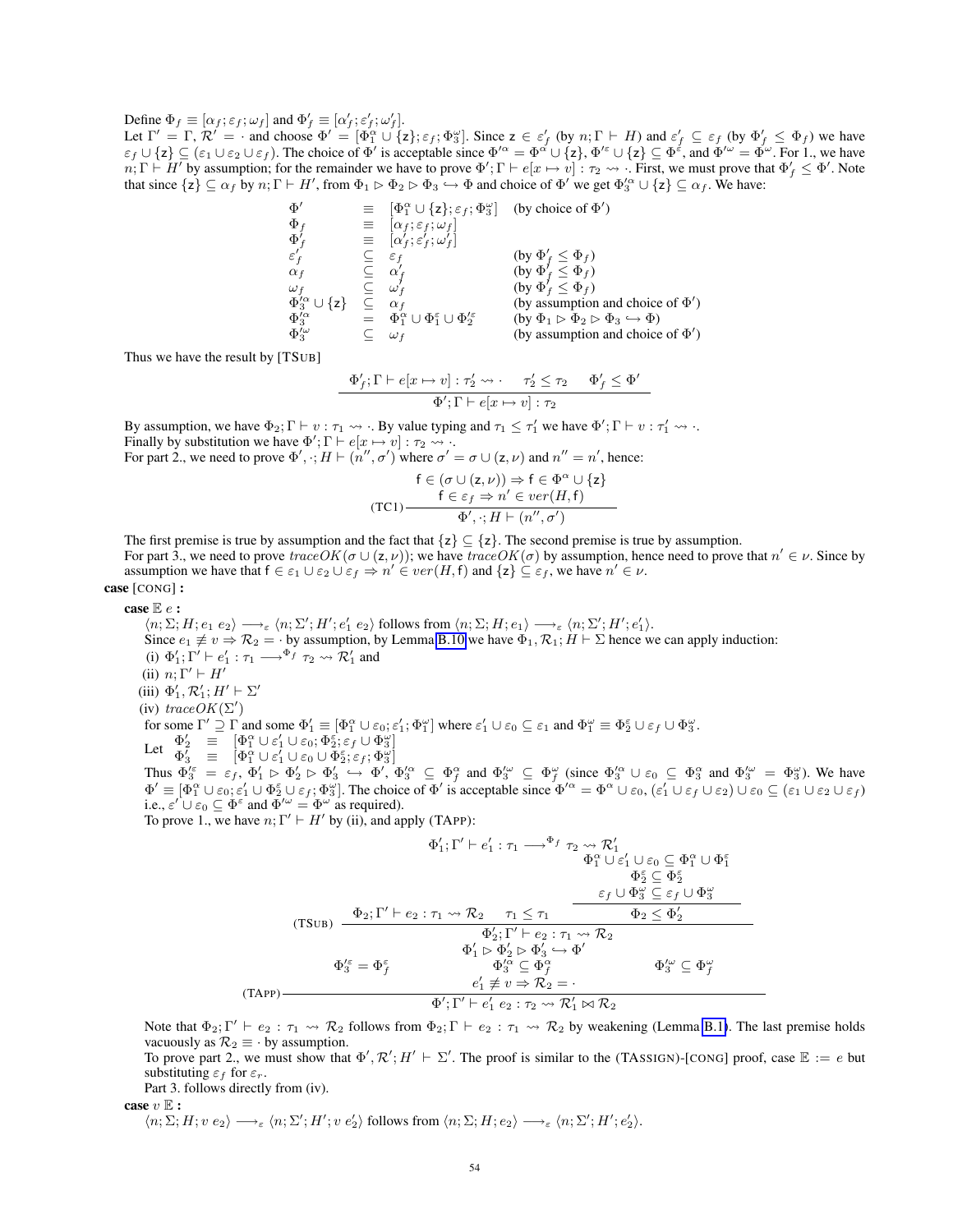Define $\Phi_f \equiv [\alpha_f; \varepsilon_f; \omega_f]$ and $\Phi'_f \equiv [\alpha'_f; \varepsilon'_f; \omega'_f]$.

Let $\Gamma' = \Gamma$, $\mathcal{R}' = \cdot$ and choose $\Phi' = [\Phi_1^\alpha \cup \{\mathsf{z}\}; \varepsilon_f; \Phi_3^\omega]$. Since $\mathsf{z} \in \varepsilon'_f$ (by $n; \Gamma \vdash H$) and $\varepsilon'_f \subseteq \varepsilon_f$ (by $\Phi'_f \leq \Phi_f$) we have $\varepsilon_f \cup \{\mathsf{z}\} \subseteq (\varepsilon_1 \cup \varepsilon_2 \cup \varepsilon_f)$. The choice of $\Phi'$ is acceptable since $\Phi'^\alpha = \Phi^\alpha \cup \{\mathsf{z}\}$, $\Phi'^\varepsilon \cup \{\mathsf{z}\} \subseteq \Phi^\varepsilon$, and $\Phi'^\omega = \Phi^\omega$. For 1., we have $n; \Gamma \vdash H'$ by assumption; for the remainder we have to prove $\Phi'; \Gamma \vdash e[x \mapsto v] : \tau_2 \rightsquigarrow \cdot$. First, we must prove that $\Phi'_f \leq \Phi'$. Note that since $\{\mathsf{z}\} \subseteq \alpha_f$ by $n; \Gamma \vdash H'$, from $\Phi_1 \rhd \Phi_2 \rhd \Phi_3 \hookrightarrow \Phi$ and choice of $\Phi'$ we get $\Phi_3'^\alpha \cup \{\mathsf{z}\} \subseteq \alpha_f$. We have:

$$
\begin{array}{lcll}
\Phi' & \equiv & [\Phi_1^\alpha \cup \{\mathsf{z}\}; \varepsilon_f; \Phi_3^\omega] & \text{(by choice of } \Phi'\text{)} \\
\Phi_f & \equiv & [\alpha_f; \varepsilon_f; \omega_f] & \\
\Phi'_f & \equiv & [\alpha'_f; \varepsilon'_f; \omega'_f] & \\
\varepsilon'_f & \subseteq & \varepsilon_f & \text{(by } \Phi'_f \leq \Phi_f\text{)} \\
\alpha_f & \subseteq & \alpha'_f & \text{(by } \Phi'_f \leq \Phi_f\text{)} \\
\omega_f & \subseteq & \omega'_f & \text{(by } \Phi'_f \leq \Phi_f\text{)} \\
\Phi_3'^\alpha \cup \{\mathsf{z}\} & \subseteq & \alpha_f & \text{(by assumption and choice of } \Phi'\text{)} \\
\Phi_3'^\alpha & = & \Phi_1^\alpha \cup \Phi_1^\varepsilon \cup \Phi_2'^\varepsilon & \text{(by } \Phi_1 \rhd \Phi_2 \rhd \Phi_3 \hookrightarrow \Phi\text{)} \\
\Phi_3'^\omega & \subseteq & \omega_f & \text{(by assumption and choice of } \Phi'\text{)}
\end{array}
$$

Thus we have the result by [TSUB]

$$
\frac{\Phi'_f; \Gamma \vdash e[x \mapsto v] : \tau'_2 \rightsquigarrow \cdot \qquad \tau'_2 \leq \tau_2 \qquad \Phi'_f \leq \Phi'}{\Phi'; \Gamma \vdash e[x \mapsto v] : \tau_2}
$$

By assumption, we have $\Phi_2; \Gamma \vdash v : \tau_1 \rightsquigarrow \cdot$. By value typing and $\tau_1 \leq \tau'_1$ we have $\Phi'; \Gamma \vdash v : \tau'_1 \rightsquigarrow \cdot$.
Finally by substitution we have $\Phi'; \Gamma \vdash e[x \mapsto v] : \tau_2 \rightsquigarrow \cdot$.
For part 2., we need to prove $\Phi', \cdot; H \vdash (n'', \sigma')$ where $\sigma' = \sigma \cup (\mathsf{z}, \nu)$ and $n'' = n'$, hence:

$$
\text{(TC1)}\ \frac{\begin{array}{c}\mathsf{f} \in (\sigma \cup (\mathsf{z}, \nu)) \Rightarrow \mathsf{f} \in \Phi^\alpha \cup \{\mathsf{z}\} \\ \mathsf{f} \in \varepsilon_f \Rightarrow n' \in ver(H, \mathsf{f})\end{array}}{\Phi', \cdot; H \vdash (n'', \sigma')}
$$

The first premise is true by assumption and the fact that $\{\mathsf{z}\} \subseteq \{\mathsf{z}\}$. The second premise is true by assumption.
For part 3., we need to prove $traceOK(\sigma \cup (\mathsf{z}, \nu))$; we have $traceOK(\sigma)$ by assumption, hence need to prove that $n' \in \nu$. Since by assumption we have that $\mathsf{f} \in \varepsilon_1 \cup \varepsilon_2 \cup \varepsilon_f \Rightarrow n' \in ver(H, \mathsf{f})$ and $\{\mathsf{z}\} \subseteq \varepsilon_f$, we have $n' \in \nu$.

**case** [CONG] **:**

**case** $\mathbb{E}\ e$ **:**

$\langle n; \Sigma; H; e_1\ e_2 \rangle \longrightarrow_\varepsilon \langle n; \Sigma'; H'; e'_1\ e_2 \rangle$ follows from $\langle n; \Sigma; H; e_1 \rangle \longrightarrow_\varepsilon \langle n; \Sigma'; H'; e'_1 \rangle$.
Since $e_1 \not\equiv v \Rightarrow \mathcal{R}_2 = \cdot$ by assumption, by Lemma B.10 we have $\Phi_1, \mathcal{R}_1; H \vdash \Sigma$ hence we can apply induction:
(i) $\Phi'_1; \Gamma' \vdash e'_1 : \tau_1 \longrightarrow^{\Phi_f} \tau_2 \rightsquigarrow \mathcal{R}'_1$ and
(ii) $n; \Gamma' \vdash H'$
(iii) $\Phi'_1, \mathcal{R}'_1; H' \vdash \Sigma'$
(iv) $traceOK(\Sigma')$
for some $\Gamma' \supseteq \Gamma$ and some $\Phi'_1 \equiv [\Phi_1^\alpha \cup \varepsilon_0; \varepsilon'_1; \Phi_1^\omega]$ where $\varepsilon'_1 \cup \varepsilon_0 \subseteq \varepsilon_1$ and $\Phi_1^\omega \equiv \Phi_2^\varepsilon \cup \varepsilon_f \cup \Phi_3^\omega$.

Let $\begin{array}{lcl}\Phi'_2 & \equiv & [\Phi_1^\alpha \cup \varepsilon'_1 \cup \varepsilon_0; \Phi_2^\varepsilon; \varepsilon_f \cup \Phi_3^\omega] \\ \Phi'_3 & \equiv & [\Phi_1^\alpha \cup \varepsilon'_1 \cup \varepsilon_0 \cup \Phi_2^\varepsilon; \varepsilon_f; \Phi_3^\omega]\end{array}$

Thus $\Phi_3'^\varepsilon = \varepsilon_f$, $\Phi'_1 \rhd \Phi'_2 \rhd \Phi'_3 \hookrightarrow \Phi'$, $\Phi_3'^\alpha \subseteq \Phi_f^\alpha$ and $\Phi_3'^\omega \subseteq \Phi_f^\omega$ (since $\Phi_3'^\alpha \cup \varepsilon_0 \subseteq \Phi_3^\alpha$ and $\Phi_3'^\omega = \Phi_3^\omega$). We have $\Phi' \equiv [\Phi_1^\alpha \cup \varepsilon_0; \varepsilon'_1 \cup \Phi_2^\varepsilon \cup \varepsilon_f; \Phi_3^\omega]$. The choice of $\Phi'$ is acceptable since $\Phi'^\alpha = \Phi^\alpha \cup \varepsilon_0$, $(\varepsilon'_1 \cup \varepsilon_f \cup \varepsilon_2) \cup \varepsilon_0 \subseteq (\varepsilon_1 \cup \varepsilon_2 \cup \varepsilon_f)$ i.e., $\varepsilon' \cup \varepsilon_0 \subseteq \Phi^\varepsilon$ and $\Phi'^\omega = \Phi^\omega$ as required.
To prove 1., we have $n; \Gamma' \vdash H'$ by (ii), and apply (TAPP):

$$
\text{(TAPP)}\ \frac{\begin{array}{c}\Phi'_1; \Gamma' \vdash e'_1 : \tau_1 \longrightarrow^{\Phi_f} \tau_2 \rightsquigarrow \mathcal{R}'_1 \\[4pt] \text{(TSUB)}\ \dfrac{\Phi_2; \Gamma' \vdash e_2 : \tau_1 \rightsquigarrow \mathcal{R}_2 \qquad \tau_1 \leq \tau_1 \qquad \dfrac{\begin{array}{c}\Phi_1^\alpha \cup \varepsilon'_1 \cup \varepsilon_0 \subseteq \Phi_1^\alpha \cup \Phi_1^\varepsilon \\ \Phi_2^\varepsilon \subseteq \Phi_2^\varepsilon \\ \varepsilon_f \cup \Phi_3^\omega \subseteq \varepsilon_f \cup \Phi_3^\omega\end{array}}{\Phi_2 \leq \Phi'_2}}{\Phi'_2; \Gamma' \vdash e_2 : \tau_1 \rightsquigarrow \mathcal{R}_2} \\[4pt] \Phi'_1 \rhd \Phi'_2 \rhd \Phi'_3 \hookrightarrow \Phi' \\ \Phi_3'^\varepsilon = \Phi_f^\varepsilon \qquad \Phi_3'^\alpha \subseteq \Phi_f^\alpha \qquad \Phi_3'^\omega \subseteq \Phi_f^\omega \\ e'_1 \not\equiv v \Rightarrow \mathcal{R}_2 = \cdot\end{array}}{\Phi'; \Gamma' \vdash e'_1\ e_2 : \tau_2 \rightsquigarrow \mathcal{R}'_1 \bowtie \mathcal{R}_2}
$$

Note that $\Phi_2; \Gamma' \vdash e_2 : \tau_1 \rightsquigarrow \mathcal{R}_2$ follows from $\Phi_2; \Gamma \vdash e_2 : \tau_1 \rightsquigarrow \mathcal{R}_2$ by weakening (Lemma B.1). The last premise holds vacuously as $\mathcal{R}_2 \equiv \cdot$ by assumption.
To prove part 2., we must show that $\Phi', \mathcal{R}'; H' \vdash \Sigma'$. The proof is similar to the (TASSIGN)-[CONG] proof, case $\mathbb{E} := e$ but substituting $\varepsilon_f$ for $\varepsilon_r$.
Part 3. follows directly from (iv).

**case** $v\ \mathbb{E}$ **:**

$\langle n; \Sigma; H; v\ e_2 \rangle \longrightarrow_\varepsilon \langle n; \Sigma'; H'; v\ e'_2 \rangle$ follows from $\langle n; \Sigma; H; e_2 \rangle \longrightarrow_\varepsilon \langle n; \Sigma'; H'; e'_2 \rangle$.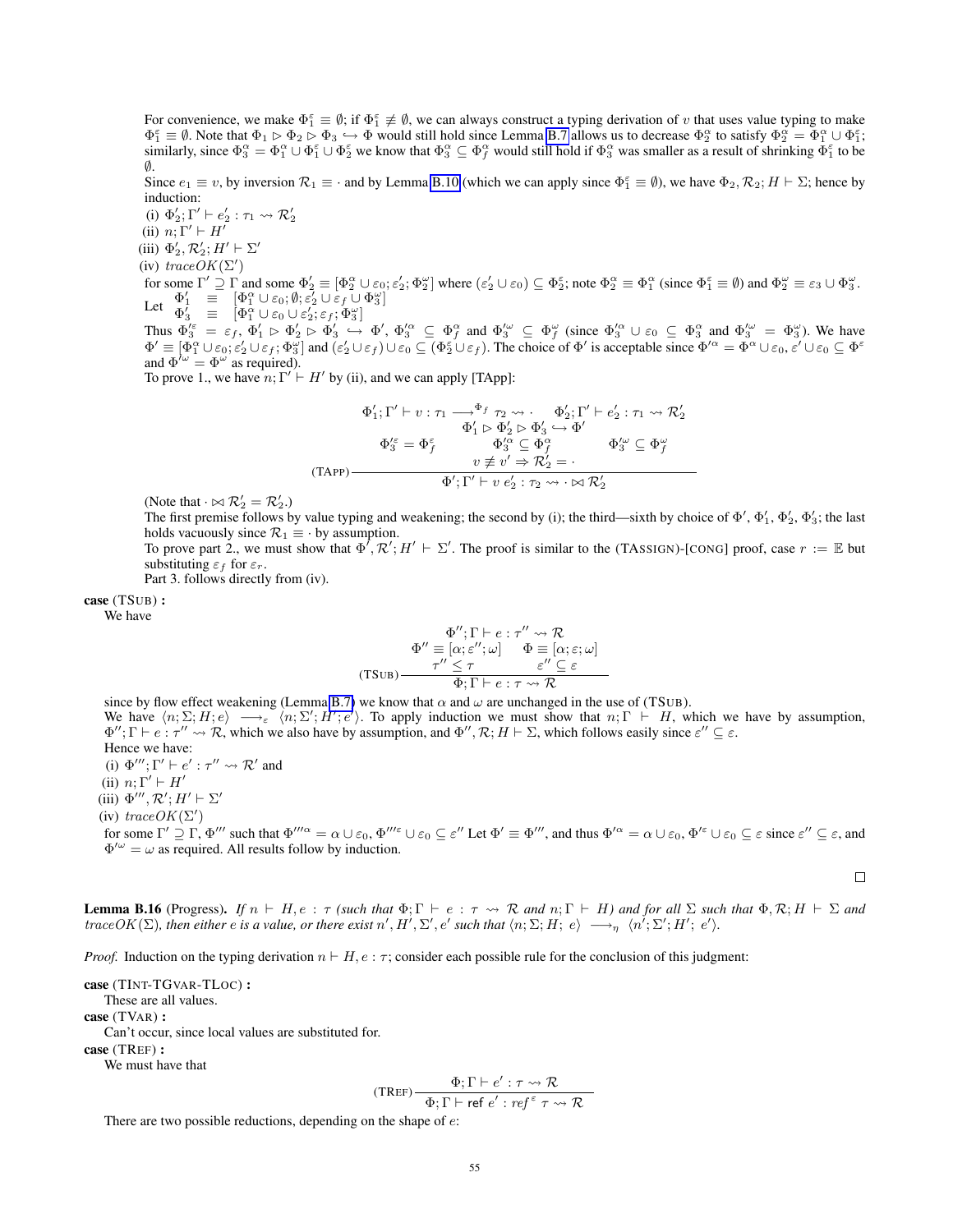For convenience, we make $\Phi_1^\varepsilon \equiv \emptyset$; if $\Phi_1^\varepsilon \not\equiv \emptyset$, we can always construct a typing derivation of $v$ that uses value typing to make $\Phi_1^\varepsilon \equiv \emptyset$. Note that $\Phi_1 \rhd \Phi_2 \rhd \Phi_3 \hookrightarrow \Phi$ would still hold since Lemma B.7 allows us to decrease $\Phi_2^\alpha$ to satisfy $\Phi_2^\alpha = \Phi_1^\alpha \cup \Phi_1^\varepsilon$; similarly, since $\Phi_3^\alpha = \Phi_1^\alpha \cup \Phi_1^\varepsilon \cup \Phi_2^\varepsilon$ we know that $\Phi_3^\alpha \subseteq \Phi_f^\alpha$ would still hold if $\Phi_3^\alpha$ was smaller as a result of shrinking $\Phi_1^\varepsilon$ to be $\emptyset$.

Since $e_1 \equiv v$, by inversion $\mathcal{R}_1 \equiv \cdot$ and by Lemma B.10 (which we can apply since $\Phi_1^\varepsilon \equiv \emptyset$), we have $\Phi_2, \mathcal{R}_2; H \vdash \Sigma$; hence by induction:

(i) $\Phi_2'; \Gamma' \vdash e_2' : \tau_1 \rightsquigarrow \mathcal{R}_2'$

(ii) $n; \Gamma' \vdash H'$

(iii) $\Phi_2', \mathcal{R}_2'; H' \vdash \Sigma'$

(iv) $traceOK(\Sigma')$

for some $\Gamma' \supseteq \Gamma$ and some $\Phi_2' \equiv [\Phi_2^\alpha \cup \varepsilon_0; \varepsilon_2'; \Phi_2^\omega]$ where $(\varepsilon_2' \cup \varepsilon_0) \subseteq \Phi_2^\varepsilon$; note $\Phi_2^\alpha \equiv \Phi_1^\alpha$ (since $\Phi_1^\varepsilon \equiv \emptyset$) and $\Phi_2^\omega \equiv \varepsilon_3 \cup \Phi_3^\omega$.

Let
$$\begin{aligned} \Phi_1' &\equiv [\Phi_1^\alpha \cup \varepsilon_0; \emptyset; \varepsilon_2' \cup \varepsilon_f \cup \Phi_3^\omega] \\ \Phi_3' &\equiv [\Phi_1^\alpha \cup \varepsilon_0 \cup \varepsilon_2'; \varepsilon_f; \Phi_3^\omega] \end{aligned}$$

Thus $\Phi_3'^\varepsilon = \varepsilon_f$, $\Phi_1' \rhd \Phi_2' \rhd \Phi_3' \hookrightarrow \Phi'$, $\Phi_3'^\alpha \subseteq \Phi_f^\alpha$ and $\Phi_3'^\omega \subseteq \Phi_f^\omega$ (since $\Phi_3'^\alpha \cup \varepsilon_0 \subseteq \Phi_3^\alpha$ and $\Phi_3'^\omega = \Phi_3^\omega$). We have $\Phi' \equiv [\Phi_1^\alpha \cup \varepsilon_0; \varepsilon_2' \cup \varepsilon_f; \Phi_3^\omega]$ and $(\varepsilon_2' \cup \varepsilon_f) \cup \varepsilon_0 \subseteq (\Phi_2^\varepsilon \cup \varepsilon_f)$. The choice of $\Phi'$ is acceptable since $\Phi'^\alpha = \Phi^\alpha \cup \varepsilon_0$, $\varepsilon' \cup \varepsilon_0 \subseteq \Phi^\varepsilon$ and $\Phi'^\omega = \Phi^\omega$ as required).

To prove 1., we have $n; \Gamma' \vdash H'$ by (ii), and we can apply [TApp]:

$$\text{(TAPP)}\frac{\begin{array}{c}\Phi_1'; \Gamma' \vdash v : \tau_1 \longrightarrow^{\Phi_f} \tau_2 \rightsquigarrow \cdot \qquad \Phi_2'; \Gamma' \vdash e_2' : \tau_1 \rightsquigarrow \mathcal{R}_2' \\ \Phi_1' \rhd \Phi_2' \rhd \Phi_3' \hookrightarrow \Phi' \\ \Phi_3'^\varepsilon = \Phi_f^\varepsilon \qquad \Phi_3'^\alpha \subseteq \Phi_f^\alpha \qquad \Phi_3'^\omega \subseteq \Phi_f^\omega \\ v \not\equiv v' \Rightarrow \mathcal{R}_2' = \cdot \end{array}}{\Phi'; \Gamma' \vdash v\ e_2' : \tau_2 \rightsquigarrow \cdot \bowtie \mathcal{R}_2'}$$

(Note that $\cdot \bowtie \mathcal{R}_2' = \mathcal{R}_2'$.)

The first premise follows by value typing and weakening; the second by (i); the third—sixth by choice of $\Phi'$, $\Phi_1'$, $\Phi_2'$, $\Phi_3'$; the last holds vacuously since $\mathcal{R}_1 \equiv \cdot$ by assumption.

To prove part 2., we must show that $\Phi', \mathcal{R}'; H' \vdash \Sigma'$. The proof is similar to the (TASSIGN)-[CONG] proof, case $r := \mathbb{E}$ but substituting $\varepsilon_f$ for $\varepsilon_r$.

Part 3. follows directly from (iv).

**case** (TSUB) **:**

We have

$$\text{(TSUB)}\frac{\begin{array}{c}\Phi''; \Gamma \vdash e : \tau'' \rightsquigarrow \mathcal{R} \\ \Phi'' \equiv [\alpha; \varepsilon''; \omega] \qquad \Phi \equiv [\alpha; \varepsilon; \omega] \\ \tau'' \leq \tau \qquad \varepsilon'' \subseteq \varepsilon \end{array}}{\Phi; \Gamma \vdash e : \tau \rightsquigarrow \mathcal{R}}$$

since by flow effect weakening (Lemma B.7) we know that $\alpha$ and $\omega$ are unchanged in the use of (TSUB).

We have $\langle n; \Sigma; H; e\rangle \longrightarrow_\varepsilon \langle n; \Sigma'; H'; e'\rangle$. To apply induction we must show that $n; \Gamma \vdash H$, which we have by assumption, $\Phi''; \Gamma \vdash e : \tau'' \rightsquigarrow \mathcal{R}$, which we also have by assumption, and $\Phi'', \mathcal{R}; H \vdash \Sigma$, which follows easily since $\varepsilon'' \subseteq \varepsilon$.

Hence we have:

(i) $\Phi'''; \Gamma' \vdash e' : \tau'' \rightsquigarrow \mathcal{R}'$ and

(ii) $n; \Gamma' \vdash H'$

(iii) $\Phi''', \mathcal{R}'; H' \vdash \Sigma'$

(iv) $traceOK(\Sigma')$

for some $\Gamma' \supseteq \Gamma$, $\Phi'''$ such that $\Phi'''^\alpha = \alpha \cup \varepsilon_0$, $\Phi'''^\varepsilon \cup \varepsilon_0 \subseteq \varepsilon''$ Let $\Phi' \equiv \Phi'''$, and thus $\Phi'^\alpha = \alpha \cup \varepsilon_0$, $\Phi'^\varepsilon \cup \varepsilon_0 \subseteq \varepsilon$ since $\varepsilon'' \subseteq \varepsilon$, and $\Phi'^\omega = \omega$ as required. All results follow by induction.

□

**Lemma B.16** (Progress). *If $n \vdash H, e : \tau$ (such that $\Phi; \Gamma \vdash e : \tau \rightsquigarrow \mathcal{R}$ and $n; \Gamma \vdash H$) and for all $\Sigma$ such that $\Phi, \mathcal{R}; H \vdash \Sigma$ and $traceOK(\Sigma)$, then either $e$ is a value, or there exist $n', H', \Sigma', e'$ such that $\langle n; \Sigma; H; e\rangle \longrightarrow_\eta \langle n'; \Sigma'; H'; e'\rangle$.*

*Proof.* Induction on the typing derivation $n \vdash H, e : \tau$; consider each possible rule for the conclusion of this judgment:

**case** (TINT-TGVAR-TLOC) **:**

These are all values.

**case** (TVAR) **:**

Can't occur, since local values are substituted for.

**case** (TREF) **:**

We must have that

$$\text{(TREF)}\frac{\Phi; \Gamma \vdash e' : \tau \rightsquigarrow \mathcal{R}}{\Phi; \Gamma \vdash \mathsf{ref}\ e' : ref^\varepsilon\ \tau \rightsquigarrow \mathcal{R}}$$

There are two possible reductions, depending on the shape of $e$: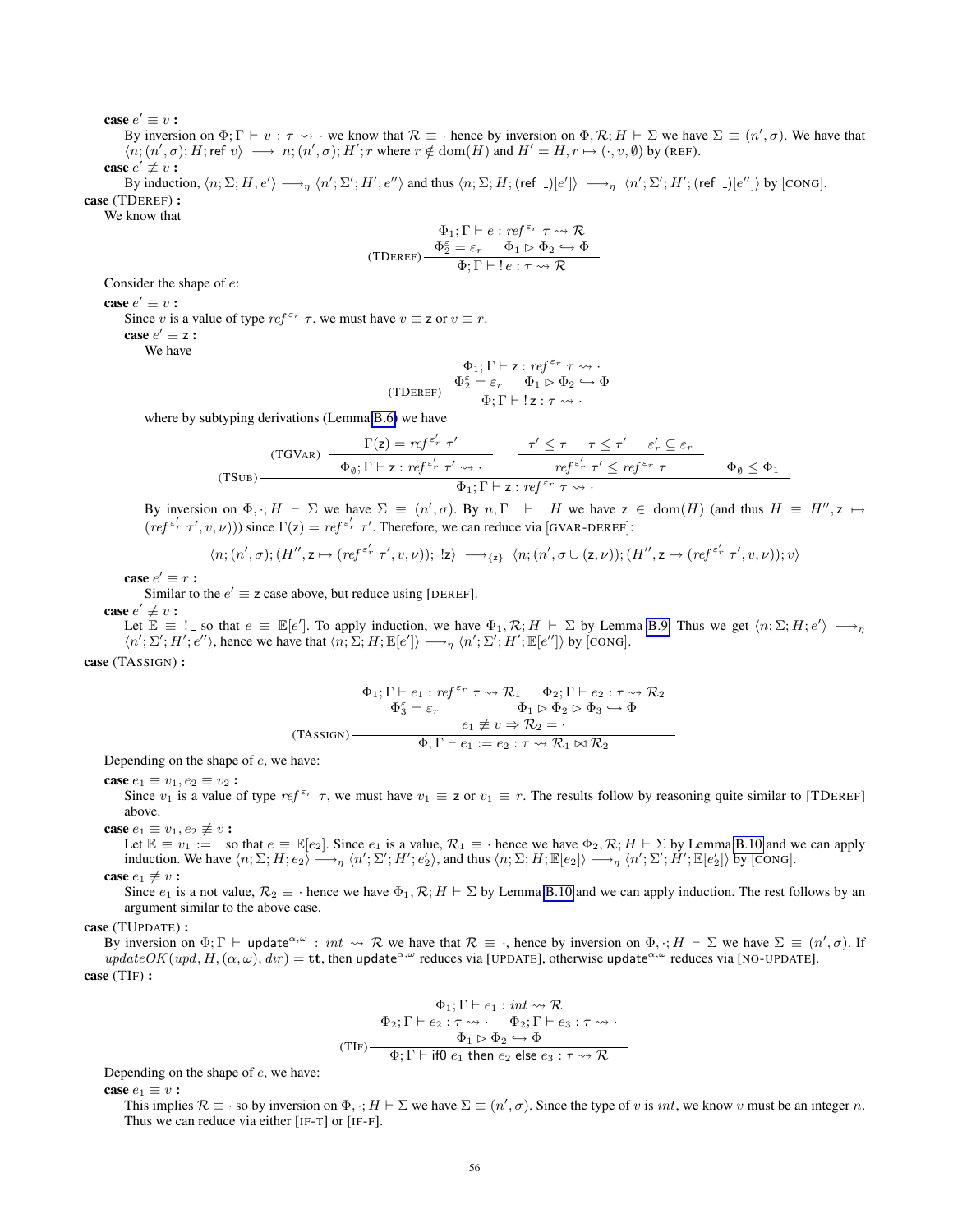**case** $e' \equiv v$ **:**

By inversion on $\Phi; \Gamma \vdash v : \tau \rightsquigarrow \cdot$ we know that $\mathcal{R} \equiv \cdot$ hence by inversion on $\Phi, \mathcal{R}; H \vdash \Sigma$ we have $\Sigma \equiv (n', \sigma)$. We have that $\langle n; (n', \sigma); H; \mathsf{ref}\ v \rangle \longrightarrow n; (n', \sigma); H'; r$ where $r \notin \mathrm{dom}(H)$ and $H' = H, r \mapsto (\cdot, v, \emptyset)$ by (REF).

**case** $e' \not\equiv v$ **:**

By induction, $\langle n; \Sigma; H; e' \rangle \longrightarrow_\eta \langle n'; \Sigma'; H'; e'' \rangle$ and thus $\langle n; \Sigma; H; (\mathsf{ref}\ \_)[e'] \rangle \longrightarrow_\eta \langle n'; \Sigma'; H'; (\mathsf{ref}\ \_)[e''] \rangle$ by [CONG].

**case** (TDEREF) **:**

We know that

$$\text{(TDEREF)}\ \frac{\Phi_1; \Gamma \vdash e : ref^{\varepsilon_r}\ \tau \rightsquigarrow \mathcal{R} \qquad \Phi_2^{\varepsilon} = \varepsilon_r \quad \Phi_1 \rhd \Phi_2 \hookrightarrow \Phi}{\Phi; \Gamma \vdash !\,e : \tau \rightsquigarrow \mathcal{R}}$$

Consider the shape of $e$:

**case** $e' \equiv v$ **:**

Since $v$ is a value of type $ref^{\varepsilon_r}\ \tau$, we must have $v \equiv \mathsf{z}$ or $v \equiv r$.

**case** $e' \equiv \mathsf{z}$ **:**

We have

$$\text{(TDEREF)}\ \frac{\Phi_1; \Gamma \vdash \mathsf{z} : ref^{\varepsilon_r}\ \tau \rightsquigarrow \cdot \qquad \Phi_2^{\varepsilon} = \varepsilon_r \quad \Phi_1 \rhd \Phi_2 \hookrightarrow \Phi}{\Phi; \Gamma \vdash !\,\mathsf{z} : \tau \rightsquigarrow \cdot}$$

where by subtyping derivations (Lemma B.6) we have

$$\text{(TSUB)}\ \frac{\text{(TGVAR)}\ \dfrac{\Gamma(\mathsf{z}) = ref^{\varepsilon_r'}\ \tau'}{\Phi_\emptyset; \Gamma \vdash \mathsf{z} : ref^{\varepsilon_r'}\ \tau' \rightsquigarrow \cdot} \qquad \dfrac{\tau' \leq \tau \quad \tau \leq \tau' \quad \varepsilon_r' \subseteq \varepsilon_r}{ref^{\varepsilon_r'}\ \tau' \leq ref^{\varepsilon_r}\ \tau} \qquad \Phi_\emptyset \leq \Phi_1}{\Phi_1; \Gamma \vdash \mathsf{z} : ref^{\varepsilon_r}\ \tau \rightsquigarrow \cdot}$$

By inversion on $\Phi, \cdot; H \vdash \Sigma$ we have $\Sigma \equiv (n', \sigma)$. By $n; \Gamma \vdash H$ we have $\mathsf{z} \in \mathrm{dom}(H)$ (and thus $H \equiv H'', \mathsf{z} \mapsto (ref^{\varepsilon_r'}\ \tau', v, \nu)))$ since $\Gamma(\mathsf{z}) = ref^{\varepsilon_r'}\ \tau'$. Therefore, we can reduce via [GVAR-DEREF]:

$$\langle n; (n', \sigma); (H'', \mathsf{z} \mapsto (ref^{\varepsilon_r'}\ \tau', v, \nu));\ !\mathsf{z} \rangle \longrightarrow_{\{\mathsf{z}\}} \langle n; (n', \sigma \cup (\mathsf{z}, \nu)); (H'', \mathsf{z} \mapsto (ref^{\varepsilon_r'}\ \tau', v, \nu)); v \rangle$$

**case** $e' \equiv r$ **:**

Similar to the $e' \equiv \mathsf{z}$ case above, but reduce using [DEREF].

**case** $e' \not\equiv v$ **:**

Let $\mathbb{E} \equiv !\ \_$ so that $e \equiv \mathbb{E}[e']$. To apply induction, we have $\Phi_1, \mathcal{R}; H \vdash \Sigma$ by Lemma B.9. Thus we get $\langle n; \Sigma; H; e' \rangle \longrightarrow_\eta \langle n'; \Sigma'; H'; e'' \rangle$, hence we have that $\langle n; \Sigma; H; \mathbb{E}[e'] \rangle \longrightarrow_\eta \langle n'; \Sigma'; H'; \mathbb{E}[e''] \rangle$ by [CONG].

**case** (TASSIGN) **:**

$$\text{(TASSIGN)}\ \frac{\begin{array}{cc}\Phi_1; \Gamma \vdash e_1 : ref^{\varepsilon_r}\ \tau \rightsquigarrow \mathcal{R}_1 & \Phi_2; \Gamma \vdash e_2 : \tau \rightsquigarrow \mathcal{R}_2 \\ \Phi_3^{\varepsilon} = \varepsilon_r & \Phi_1 \rhd \Phi_2 \rhd \Phi_3 \hookrightarrow \Phi \\ \multicolumn{2}{c}{e_1 \not\equiv v \Rightarrow \mathcal{R}_2 = \cdot}\end{array}}{\Phi; \Gamma \vdash e_1 := e_2 : \tau \rightsquigarrow \mathcal{R}_1 \bowtie \mathcal{R}_2}$$

Depending on the shape of $e$, we have:

**case** $e_1 \equiv v_1, e_2 \equiv v_2$ **:**

Since $v_1$ is a value of type $ref^{\varepsilon_r}\ \tau$, we must have $v_1 \equiv \mathsf{z}$ or $v_1 \equiv r$. The results follow by reasoning quite similar to [TDEREF] above.

**case** $e_1 \equiv v_1, e_2 \not\equiv v$ **:**

Let $\mathbb{E} \equiv v_1 := \_$ so that $e \equiv \mathbb{E}[e_2]$. Since $e_1$ is a value, $\mathcal{R}_1 \equiv \cdot$ hence we have $\Phi_2, \mathcal{R}; H \vdash \Sigma$ by Lemma B.10 and we can apply induction. We have $\langle n; \Sigma; H; e_2 \rangle \longrightarrow_\eta \langle n'; \Sigma'; H'; e_2' \rangle$, and thus $\langle n; \Sigma; H; \mathbb{E}[e_2] \rangle \longrightarrow_\eta \langle n'; \Sigma'; H'; \mathbb{E}[e_2'] \rangle$ by [CONG].

**case** $e_1 \not\equiv v$ **:**

Since $e_1$ is a not value, $\mathcal{R}_2 \equiv \cdot$ hence we have $\Phi_1, \mathcal{R}; H \vdash \Sigma$ by Lemma B.10 and we can apply induction. The rest follows by an argument similar to the above case.

**case** (TUPDATE) **:**

By inversion on $\Phi; \Gamma \vdash \mathsf{update}^{\alpha,\omega} : int \rightsquigarrow \mathcal{R}$ we have that $\mathcal{R} \equiv \cdot$, hence by inversion on $\Phi, \cdot; H \vdash \Sigma$ we have $\Sigma \equiv (n', \sigma)$. If $updateOK(upd, H, (\alpha, \omega), dir) = \mathbf{tt}$, then $\mathsf{update}^{\alpha,\omega}$ reduces via [UPDATE], otherwise $\mathsf{update}^{\alpha,\omega}$ reduces via [NO-UPDATE].

**case** (TIF) **:**

$$\text{(TIF)}\ \frac{\begin{array}{c}\Phi_1; \Gamma \vdash e_1 : int \rightsquigarrow \mathcal{R} \\ \Phi_2; \Gamma \vdash e_2 : \tau \rightsquigarrow \cdot \qquad \Phi_2; \Gamma \vdash e_3 : \tau \rightsquigarrow \cdot \\ \Phi_1 \rhd \Phi_2 \hookrightarrow \Phi\end{array}}{\Phi; \Gamma \vdash \mathsf{if0}\ e_1\ \mathsf{then}\ e_2\ \mathsf{else}\ e_3 : \tau \rightsquigarrow \mathcal{R}}$$

Depending on the shape of $e$, we have:

**case** $e_1 \equiv v$ **:**

This implies $\mathcal{R} \equiv \cdot$ so by inversion on $\Phi, \cdot; H \vdash \Sigma$ we have $\Sigma \equiv (n', \sigma)$. Since the type of $v$ is $int$, we know $v$ must be an integer $n$. Thus we can reduce via either [IF-T] or [IF-F].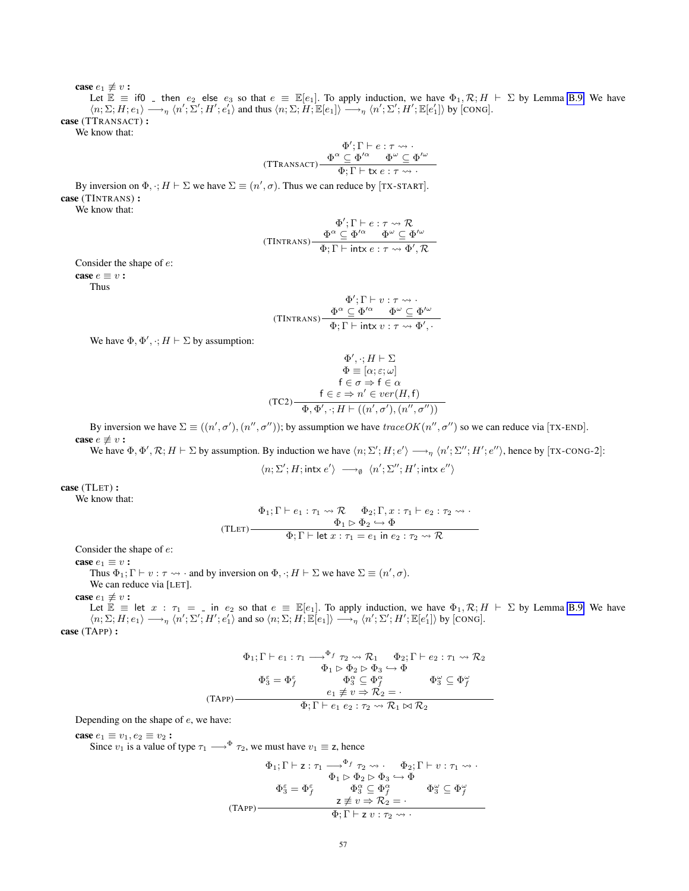**case** $e_1 \not\equiv v$ **:**

Let $\mathbb{E} \equiv \mathsf{if0}\ \_\ \mathsf{then}\ e_2\ \mathsf{else}\ e_3$ so that $e \equiv \mathbb{E}[e_1]$. To apply induction, we have $\Phi_1, \mathcal{R}; H \vdash \Sigma$ by Lemma B.9. We have $\langle n; \Sigma; H; e_1 \rangle \longrightarrow_\eta \langle n'; \Sigma'; H'; e_1' \rangle$ and thus $\langle n; \Sigma; H; \mathbb{E}[e_1] \rangle \longrightarrow_\eta \langle n'; \Sigma'; H'; \mathbb{E}[e_1'] \rangle$ by [CONG].

**case** (TTRANSACT) **:**

We know that:

$$\text{(TTRANSACT)}\frac{\Phi'; \Gamma \vdash e : \tau \rightsquigarrow \cdot \qquad \Phi^\alpha \subseteq \Phi'^\alpha \qquad \Phi^\omega \subseteq \Phi'^\omega}{\Phi; \Gamma \vdash \mathsf{tx}\ e : \tau \rightsquigarrow \cdot}$$

By inversion on $\Phi, \cdot; H \vdash \Sigma$ we have $\Sigma \equiv (n', \sigma)$. Thus we can reduce by [TX-START].

**case** (TINTRANS) **:**

We know that:

$$\text{(TINTRANS)}\frac{\Phi'; \Gamma \vdash e : \tau \rightsquigarrow \mathcal{R} \qquad \Phi^\alpha \subseteq \Phi'^\alpha \qquad \Phi^\omega \subseteq \Phi'^\omega}{\Phi; \Gamma \vdash \mathsf{intx}\ e : \tau \rightsquigarrow \Phi', \mathcal{R}}$$

Consider the shape of $e$:

**case** $e \equiv v$ **:**

Thus

$$\text{(TINTRANS)}\frac{\Phi'; \Gamma \vdash v : \tau \rightsquigarrow \cdot \qquad \Phi^\alpha \subseteq \Phi'^\alpha \qquad \Phi^\omega \subseteq \Phi'^\omega}{\Phi; \Gamma \vdash \mathsf{intx}\ v : \tau \rightsquigarrow \Phi', \cdot}$$

We have $\Phi, \Phi', \cdot; H \vdash \Sigma$ by assumption:

$$\text{(TC2)}\frac{\Phi', \cdot; H \vdash \Sigma \qquad \Phi \equiv [\alpha; \varepsilon; \omega] \qquad \mathsf{f} \in \sigma \Rightarrow \mathsf{f} \in \alpha \qquad \mathsf{f} \in \varepsilon \Rightarrow n' \in ver(H, \mathsf{f})}{\Phi, \Phi', \cdot; H \vdash ((n', \sigma'), (n'', \sigma''))}$$

By inversion we have $\Sigma \equiv ((n', \sigma'), (n'', \sigma''))$; by assumption we have $traceOK(n'', \sigma'')$ so we can reduce via [TX-END].

**case** $e \not\equiv v$ **:**

We have $\Phi, \Phi', \mathcal{R}; H \vdash \Sigma$ by assumption. By induction we have $\langle n; \Sigma'; H; e' \rangle \longrightarrow_\eta \langle n'; \Sigma''; H'; e'' \rangle$, hence by [TX-CONG-2]:

$$\langle n; \Sigma'; H; \mathsf{intx}\ e' \rangle \longrightarrow_\emptyset \langle n'; \Sigma''; H'; \mathsf{intx}\ e'' \rangle$$

**case** (TLET) **:**

We know that:

$$\text{(TLET)}\frac{\Phi_1; \Gamma \vdash e_1 : \tau_1 \rightsquigarrow \mathcal{R} \qquad \Phi_2; \Gamma, x : \tau_1 \vdash e_2 : \tau_2 \rightsquigarrow \cdot \qquad \Phi_1 \rhd \Phi_2 \hookrightarrow \Phi}{\Phi; \Gamma \vdash \mathsf{let}\ x : \tau_1 = e_1\ \mathsf{in}\ e_2 : \tau_2 \rightsquigarrow \mathcal{R}}$$

Consider the shape of $e$:

**case** $e_1 \equiv v$ **:**

Thus $\Phi_1; \Gamma \vdash v : \tau \rightsquigarrow \cdot$ and by inversion on $\Phi, \cdot; H \vdash \Sigma$ we have $\Sigma \equiv (n', \sigma)$.

We can reduce via [LET].

**case** $e_1 \not\equiv v$ **:**

Let $\mathbb{E} \equiv \mathsf{let}\ x : \tau_1 = \_\ \mathsf{in}\ e_2$ so that $e \equiv \mathbb{E}[e_1]$. To apply induction, we have $\Phi_1, \mathcal{R}; H \vdash \Sigma$ by Lemma B.9. We have $\langle n; \Sigma; H; e_1 \rangle \longrightarrow_\eta \langle n'; \Sigma'; H'; e_1' \rangle$ and so $\langle n; \Sigma; H; \mathbb{E}[e_1] \rangle \longrightarrow_\eta \langle n'; \Sigma'; H'; \mathbb{E}[e_1'] \rangle$ by [CONG].

**case** (TAPP) **:**

$$\text{(TAPP)}\frac{\Phi_1; \Gamma \vdash e_1 : \tau_1 \longrightarrow^{\Phi_f} \tau_2 \rightsquigarrow \mathcal{R}_1 \qquad \Phi_2; \Gamma \vdash e_2 : \tau_1 \rightsquigarrow \mathcal{R}_2 \qquad \Phi_1 \rhd \Phi_2 \rhd \Phi_3 \hookrightarrow \Phi \qquad \Phi_3^\varepsilon = \Phi_f^\varepsilon \qquad \Phi_3^\alpha \subseteq \Phi_f^\alpha \qquad \Phi_3^\omega \subseteq \Phi_f^\omega \qquad e_1 \not\equiv v \Rightarrow \mathcal{R}_2 = \cdot}{\Phi; \Gamma \vdash e_1\ e_2 : \tau_2 \rightsquigarrow \mathcal{R}_1 \bowtie \mathcal{R}_2}$$

Depending on the shape of $e$, we have:

**case** $e_1 \equiv v_1, e_2 \equiv v_2$ **:**

Since $v_1$ is a value of type $\tau_1 \longrightarrow^{\Phi} \tau_2$, we must have $v_1 \equiv \mathsf{z}$, hence

$$\text{(TAPP)}\frac{\Phi_1; \Gamma \vdash \mathsf{z} : \tau_1 \longrightarrow^{\Phi_f} \tau_2 \rightsquigarrow \cdot \qquad \Phi_2; \Gamma \vdash v : \tau_1 \rightsquigarrow \cdot \qquad \Phi_1 \rhd \Phi_2 \rhd \Phi_3 \hookrightarrow \Phi \qquad \Phi_3^\varepsilon = \Phi_f^\varepsilon \qquad \Phi_3^\alpha \subseteq \Phi_f^\alpha \qquad \Phi_3^\omega \subseteq \Phi_f^\omega \qquad \mathsf{z} \not\equiv v \Rightarrow \mathcal{R}_2 = \cdot}{\Phi; \Gamma \vdash \mathsf{z}\ v : \tau_2 \rightsquigarrow \cdot}$$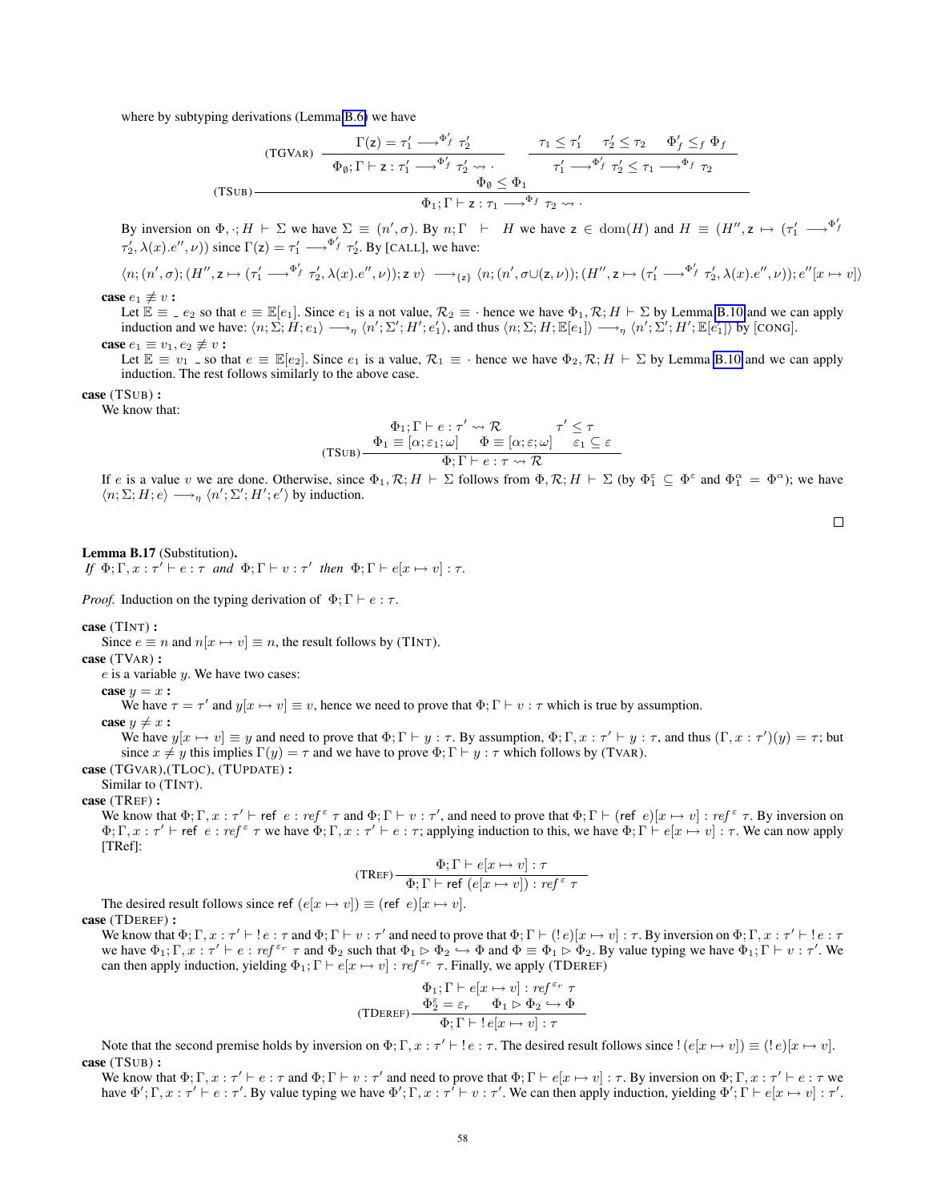where by subtyping derivations (Lemma B.6) we have

$$
\text{(TSUB)}\ \dfrac{\text{(TGVAR)}\ \dfrac{\Gamma(\mathsf{z}) = \tau_1' \longrightarrow^{\Phi_f'} \tau_2'}{\Phi_\emptyset; \Gamma \vdash \mathsf{z} : \tau_1' \longrightarrow^{\Phi_f'} \tau_2' \leadsto \cdot} \qquad \dfrac{\tau_1 \leq \tau_1' \quad \tau_2' \leq \tau_2 \quad \Phi_f' \leq_f \Phi_f}{\tau_1' \longrightarrow^{\Phi_f'} \tau_2' \leq \tau_1 \longrightarrow^{\Phi_f} \tau_2} \qquad \Phi_\emptyset \leq \Phi_1}{\Phi_1; \Gamma \vdash \mathsf{z} : \tau_1 \longrightarrow^{\Phi_f} \tau_2 \leadsto \cdot}
$$

By inversion on $\Phi, \cdot; H \vdash \Sigma$ we have $\Sigma \equiv (n', \sigma)$. By $n; \Gamma \vdash H$ we have $\mathsf{z} \in \mathrm{dom}(H)$ and $H \equiv (H'', \mathsf{z} \mapsto (\tau_1' \longrightarrow^{\Phi_f'} \tau_2', \lambda(x).e'', \nu))$ since $\Gamma(\mathsf{z}) = \tau_1' \longrightarrow^{\Phi_f'} \tau_2'$. By [CALL], we have:

$$
\langle n; (n', \sigma); (H'', \mathsf{z} \mapsto (\tau_1' \longrightarrow^{\Phi_f'} \tau_2', \lambda(x).e'', \nu)); \mathsf{z}\ v\rangle \longrightarrow_{\{\mathsf{z}\}} \langle n; (n', \sigma \cup (\mathsf{z}, \nu)); (H'', \mathsf{z} \mapsto (\tau_1' \longrightarrow^{\Phi_f'} \tau_2', \lambda(x).e'', \nu)); e''[x \mapsto v]\rangle
$$

**case** $e_1 \not\equiv v$ **:**
Let $\mathbb{E} \equiv \_\ e_2$ so that $e \equiv \mathbb{E}[e_1]$. Since $e_1$ is a not value, $\mathcal{R}_2 \equiv \cdot$ hence we have $\Phi_1, \mathcal{R}; H \vdash \Sigma$ by Lemma B.10 and we can apply induction and we have: $\langle n; \Sigma; H; e_1\rangle \longrightarrow_\eta \langle n'; \Sigma'; H'; e_1'\rangle$, and thus $\langle n; \Sigma; H; \mathbb{E}[e_1]\rangle \longrightarrow_\eta \langle n'; \Sigma'; H'; \mathbb{E}[e_1']\rangle$ by [CONG].

**case** $e_1 \equiv v_1, e_2 \not\equiv v$ **:**
Let $\mathbb{E} \equiv v_1\ \_$ so that $e \equiv \mathbb{E}[e_2]$. Since $e_1$ is a value, $\mathcal{R}_1 \equiv \cdot$ hence we have $\Phi_2, \mathcal{R}; H \vdash \Sigma$ by Lemma B.10 and we can apply induction. The rest follows similarly to the above case.

**case** (TSUB) **:**
We know that:

$$
\text{(TSUB)}\ \dfrac{\Phi_1; \Gamma \vdash e : \tau' \leadsto \mathcal{R} \qquad \tau' \leq \tau \qquad \Phi_1 \equiv [\alpha; \varepsilon_1; \omega] \qquad \Phi \equiv [\alpha; \varepsilon; \omega] \qquad \varepsilon_1 \subseteq \varepsilon}{\Phi; \Gamma \vdash e : \tau \leadsto \mathcal{R}}
$$

If $e$ is a value $v$ we are done. Otherwise, since $\Phi_1, \mathcal{R}; H \vdash \Sigma$ follows from $\Phi, \mathcal{R}; H \vdash \Sigma$ (by $\Phi_1^\varepsilon \subseteq \Phi^\varepsilon$ and $\Phi_1^\alpha = \Phi^\alpha$); we have $\langle n; \Sigma; H; e\rangle \longrightarrow_\eta \langle n'; \Sigma'; H'; e'\rangle$ by induction.

□

**Lemma B.17** (Substitution)**.**
*If* $\Phi; \Gamma, x : \tau' \vdash e : \tau$ *and* $\Phi; \Gamma \vdash v : \tau'$ *then* $\Phi; \Gamma \vdash e[x \mapsto v] : \tau$.

*Proof.* Induction on the typing derivation of $\Phi; \Gamma \vdash e : \tau$.

**case** (TINT) **:**
Since $e \equiv n$ and $n[x \mapsto v] \equiv n$, the result follows by (TINT).

**case** (TVAR) **:**
$e$ is a variable $y$. We have two cases:

**case** $y = x$ **:**
We have $\tau = \tau'$ and $y[x \mapsto v] \equiv v$, hence we need to prove that $\Phi; \Gamma \vdash v : \tau$ which is true by assumption.

**case** $y \neq x$ **:**
We have $y[x \mapsto v] \equiv y$ and need to prove that $\Phi; \Gamma \vdash y : \tau$. By assumption, $\Phi; \Gamma, x : \tau' \vdash y : \tau$, and thus $(\Gamma, x : \tau')(y) = \tau$; but since $x \neq y$ this implies $\Gamma(y) = \tau$ and we have to prove $\Phi; \Gamma \vdash y : \tau$ which follows by (TVAR).

**case** (TGVAR),(TLOC), (TUPDATE) **:**
Similar to (TINT).

**case** (TREF) **:**
We know that $\Phi; \Gamma, x : \tau' \vdash \mathsf{ref}\ e : \mathit{ref}^{\,\varepsilon}\ \tau$ and $\Phi; \Gamma \vdash v : \tau'$, and need to prove that $\Phi; \Gamma \vdash (\mathsf{ref}\ e)[x \mapsto v] : \mathit{ref}^{\,\varepsilon}\ \tau$. By inversion on $\Phi; \Gamma, x : \tau' \vdash \mathsf{ref}\ e : \mathit{ref}^{\,\varepsilon}\ \tau$ we have $\Phi; \Gamma, x : \tau' \vdash e : \tau$; applying induction to this, we have $\Phi; \Gamma \vdash e[x \mapsto v] : \tau$. We can now apply [TRef]:

$$
\text{(TREF)}\ \dfrac{\Phi; \Gamma \vdash e[x \mapsto v] : \tau}{\Phi; \Gamma \vdash \mathsf{ref}\ (e[x \mapsto v]) : \mathit{ref}^{\,\varepsilon}\ \tau}
$$

The desired result follows since $\mathsf{ref}\ (e[x \mapsto v]) \equiv (\mathsf{ref}\ e)[x \mapsto v]$.

**case** (TDEREF) **:**
We know that $\Phi; \Gamma, x : \tau' \vdash !\,e : \tau$ and $\Phi; \Gamma \vdash v : \tau'$ and need to prove that $\Phi; \Gamma \vdash (!\,e)[x \mapsto v] : \tau$. By inversion on $\Phi; \Gamma, x : \tau' \vdash !\,e : \tau$ we have $\Phi_1; \Gamma, x : \tau' \vdash e : \mathit{ref}^{\,\varepsilon_r}\ \tau$ and $\Phi_2$ such that $\Phi_1 \rhd \Phi_2 \hookrightarrow \Phi$ and $\Phi \equiv \Phi_1 \rhd \Phi_2$. By value typing we have $\Phi_1; \Gamma \vdash v : \tau'$. We can then apply induction, yielding $\Phi_1; \Gamma \vdash e[x \mapsto v] : \mathit{ref}^{\,\varepsilon_r}\ \tau$. Finally, we apply (TDEREF)

$$
\text{(TDEREF)}\ \dfrac{\Phi_1; \Gamma \vdash e[x \mapsto v] : \mathit{ref}^{\,\varepsilon_r}\ \tau \qquad \Phi_2^\varepsilon = \varepsilon_r \qquad \Phi_1 \rhd \Phi_2 \hookrightarrow \Phi}{\Phi; \Gamma \vdash !\,e[x \mapsto v] : \tau}
$$

Note that the second premise holds by inversion on $\Phi; \Gamma, x : \tau' \vdash !\,e : \tau$. The desired result follows since $!\,(e[x \mapsto v]) \equiv (!\,e)[x \mapsto v]$.

**case** (TSUB) **:**
We know that $\Phi; \Gamma, x : \tau' \vdash e : \tau$ and $\Phi; \Gamma \vdash v : \tau'$ and need to prove that $\Phi; \Gamma \vdash e[x \mapsto v] : \tau$. By inversion on $\Phi; \Gamma, x : \tau' \vdash e : \tau$ we have $\Phi'; \Gamma, x : \tau' \vdash e : \tau'$. By value typing we have $\Phi'; \Gamma, x : \tau' \vdash v : \tau'$. We can then apply induction, yielding $\Phi'; \Gamma \vdash e[x \mapsto v] : \tau'$.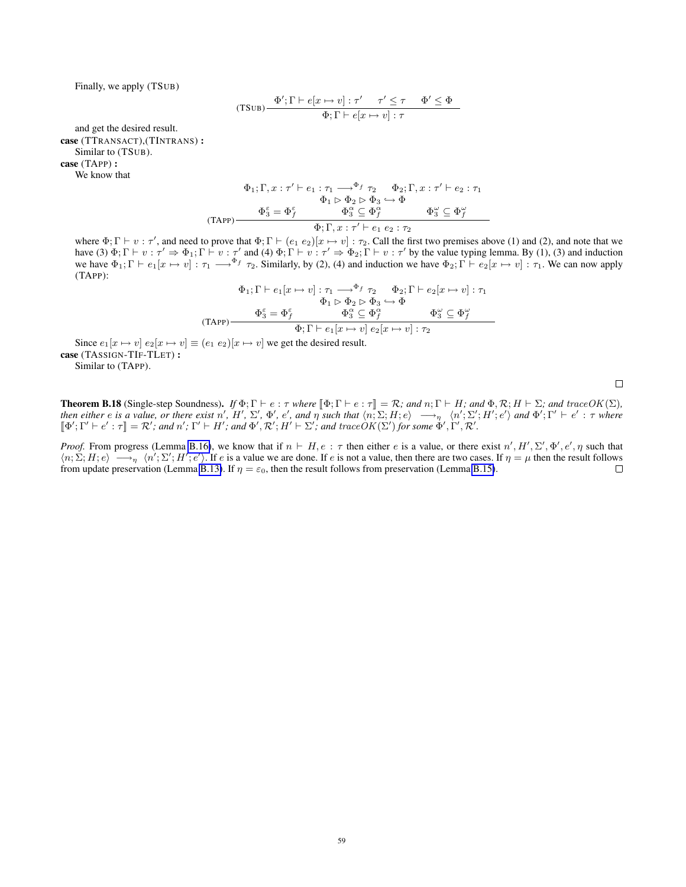Finally, we apply (TSUB)

$$\text{(TSUB)}\ \frac{\Phi'; \Gamma \vdash e[x \mapsto v] : \tau' \quad \tau' \leq \tau \quad \Phi' \leq \Phi}{\Phi; \Gamma \vdash e[x \mapsto v] : \tau}$$

and get the desired result.

**case** (TTRANSACT),(TINTRANS) **:**
Similar to (TSUB).

**case** (TAPP) **:**
We know that

$$\text{(TAPP)}\ \frac{\begin{array}{c}\Phi_1; \Gamma, x : \tau' \vdash e_1 : \tau_1 \longrightarrow^{\Phi_f} \tau_2 \quad \Phi_2; \Gamma, x : \tau' \vdash e_2 : \tau_1 \\ \Phi_1 \rhd \Phi_2 \rhd \Phi_3 \hookrightarrow \Phi \\ \Phi_3^{\varepsilon} = \Phi_f^{\varepsilon} \qquad \Phi_3^{\alpha} \subseteq \Phi_f^{\alpha} \qquad \Phi_3^{\omega} \subseteq \Phi_f^{\omega}\end{array}}{\Phi; \Gamma, x : \tau' \vdash e_1\ e_2 : \tau_2}$$

where $\Phi; \Gamma \vdash v : \tau'$, and need to prove that $\Phi; \Gamma \vdash (e_1\ e_2)[x \mapsto v] : \tau_2$. Call the first two premises above (1) and (2), and note that we have (3) $\Phi; \Gamma \vdash v : \tau' \Rightarrow \Phi_1; \Gamma \vdash v : \tau'$ and (4) $\Phi; \Gamma \vdash v : \tau' \Rightarrow \Phi_2; \Gamma \vdash v : \tau'$ by the value typing lemma. By (1), (3) and induction we have $\Phi_1; \Gamma \vdash e_1[x \mapsto v] : \tau_1 \longrightarrow^{\Phi_f} \tau_2$. Similarly, by (2), (4) and induction we have $\Phi_2; \Gamma \vdash e_2[x \mapsto v] : \tau_1$. We can now apply (TAPP):

$$\text{(TAPP)}\ \frac{\begin{array}{c}\Phi_1; \Gamma \vdash e_1[x \mapsto v] : \tau_1 \longrightarrow^{\Phi_f} \tau_2 \quad \Phi_2; \Gamma \vdash e_2[x \mapsto v] : \tau_1 \\ \Phi_1 \rhd \Phi_2 \rhd \Phi_3 \hookrightarrow \Phi \\ \Phi_3^{\varepsilon} = \Phi_f^{\varepsilon} \qquad \Phi_3^{\alpha} \subseteq \Phi_f^{\alpha} \qquad \Phi_3^{\omega} \subseteq \Phi_f^{\omega}\end{array}}{\Phi; \Gamma \vdash e_1[x \mapsto v]\ e_2[x \mapsto v] : \tau_2}$$

Since $e_1[x \mapsto v]\ e_2[x \mapsto v] \equiv (e_1\ e_2)[x \mapsto v]$ we get the desired result.

**case** (TASSIGN-TIF-TLET) **:**
Similar to (TAPP).

□

**Theorem B.18** (Single-step Soundness)**.** *If $\Phi; \Gamma \vdash e : \tau$ where $[\![\Phi; \Gamma \vdash e : \tau]\!] = \mathcal{R}$; and $n; \Gamma \vdash H$; and $\Phi, \mathcal{R}; H \vdash \Sigma$; and traceOK$(\Sigma)$, then either $e$ is a value, or there exist $n'$, $H'$, $\Sigma'$, $\Phi'$, $e'$, and $\eta$ such that $\langle n; \Sigma; H; e\rangle \longrightarrow_\eta \langle n'; \Sigma'; H'; e'\rangle$ and $\Phi'; \Gamma' \vdash e' : \tau$ where $[\![\Phi'; \Gamma' \vdash e' : \tau]\!] = \mathcal{R}'$; and $n'; \Gamma' \vdash H'$; and $\Phi', \mathcal{R}'; H' \vdash \Sigma'$; and traceOK$(\Sigma')$ for some $\Phi', \Gamma', \mathcal{R}'$.*

*Proof.* From progress (Lemma B.16), we know that if $n \vdash H, e : \tau$ then either $e$ is a value, or there exist $n', H', \Sigma', \Phi', e', \eta$ such that $\langle n; \Sigma; H; e\rangle \longrightarrow_\eta \langle n'; \Sigma'; H'; e'\rangle$. If $e$ is a value we are done. If $e$ is not a value, then there are two cases. If $\eta = \mu$ then the result follows from update preservation (Lemma B.13). If $\eta = \varepsilon_0$, then the result follows from preservation (Lemma B.15). □